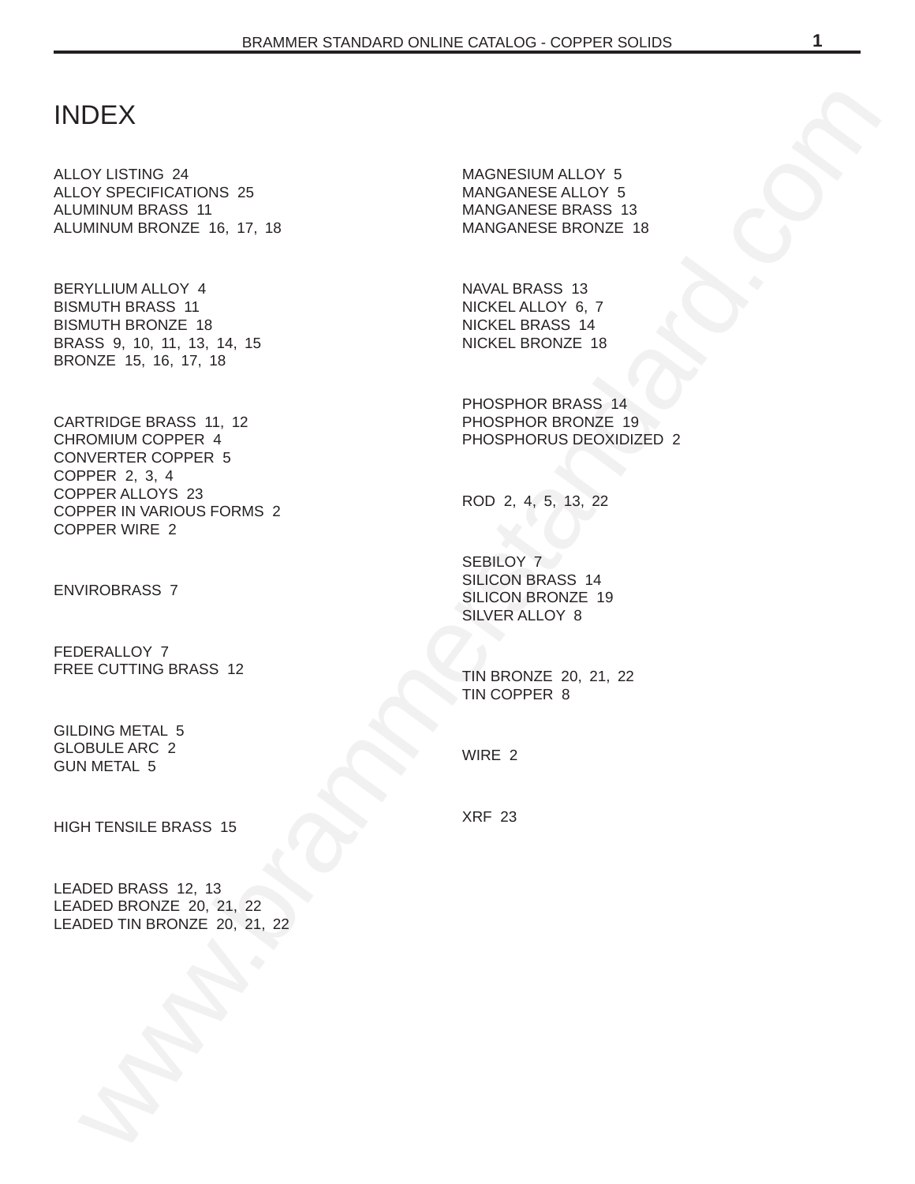# INDEX

ALLOY LISTING 24
ALLOY SPECIFICATIONS 25
ALUMINUM BRASS 11
ALUMINUM BRONZE 16, 17, 18

BERYLLIUM ALLOY 4
BISMUTH BRASS 11
BISMUTH BRONZE 18
BRASS 9, 10, 11, 13, 14, 15
BRONZE 15, 16, 17, 18

CARTRIDGE BRASS 11, 12
CHROMIUM COPPER 4
CONVERTER COPPER 5
COPPER 2, 3, 4
COPPER ALLOYS 23
COPPER IN VARIOUS FORMS 2
COPPER WIRE 2

ENVIROBRASS 7

FEDERALLOY 7
FREE CUTTING BRASS 12

GILDING METAL 5
GLOBULE ARC 2
GUN METAL 5

HIGH TENSILE BRASS 15

LEADED BRASS 12, 13
LEADED BRONZE 20, 21, 22
LEADED TIN BRONZE 20, 21, 22

MAGNESIUM ALLOY 5
MANGANESE ALLOY 5
MANGANESE BRASS 13
MANGANESE BRONZE 18

NAVAL BRASS 13
NICKEL ALLOY 6, 7
NICKEL BRASS 14
NICKEL BRONZE 18

PHOSPHOR BRASS 14
PHOSPHOR BRONZE 19
PHOSPHORUS DEOXIDIZED 2

ROD 2, 4, 5, 13, 22

SEBILOY 7
SILICON BRASS 14
SILICON BRONZE 19
SILVER ALLOY 8

TIN BRONZE 20, 21, 22
TIN COPPER 8

WIRE 2

XRF 23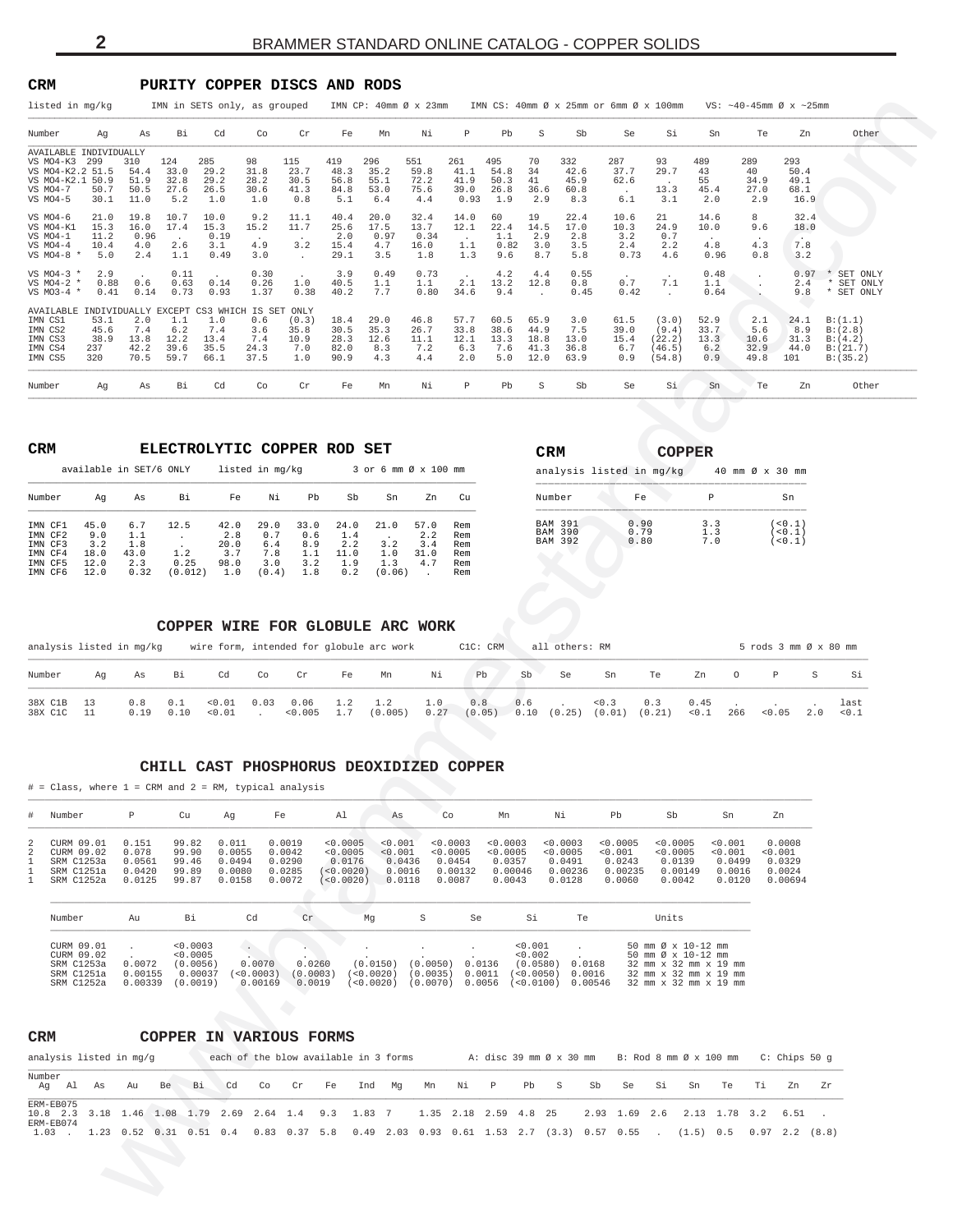## CRM PURITY COPPER DISCS AND RODS

listed in mg/kg    IMN in SETS only, as grouped    IMN CP: 40mm Ø x 23mm    IMN CS: 40mm Ø x 25mm or 6mm Ø x 100mm    VS: ~40-45mm Ø x ~25mm

| Number | Ag | As | Bi | Cd | Co | Cr | Fe | Mn | Ni | P | Pb | S | Sb | Se | Si | Sn | Te | Zn | Other |
|---|---|---|---|---|---|---|---|---|---|---|---|---|---|---|---|---|---|---|---|
| AVAILABLE INDIVIDUALLY | | | | | | | | | | | | | | | | | | | |
| VS MO4-K3 | 299 | 310 | 124 | 285 | 98 | 115 | 419 | 296 | 551 | 261 | 495 | 70 | 332 | 287 | 93 | 489 | 289 | 293 | |
| VS MO4-K2.2 | 51.5 | 54.4 | 33.0 | 29.2 | 31.8 | 23.7 | 48.3 | 35.2 | 59.8 | 41.1 | 54.8 | 34 | 42.6 | 37.7 | 29.7 | 43 | 40 | 50.4 | |
| VS MO4-K2.1 | 50.9 | 51.9 | 32.8 | 29.2 | 28.2 | 30.5 | 56.8 | 55.1 | 72.2 | 41.9 | 50.3 | 41 | 45.9 | 62.6 | . | 55 | 34.9 | 49.1 | |
| VS MO4-7 | 50.7 | 50.5 | 27.6 | 26.5 | 30.6 | 41.3 | 84.8 | 53.0 | 75.6 | 39.0 | 26.8 | 36.6 | 60.8 | . | 13.3 | 45.4 | 27.0 | 68.1 | |
| VS MO4-5 | 30.1 | 11.0 | 5.2 | 1.0 | 1.0 | 0.8 | 5.1 | 6.4 | 4.4 | 0.93 | 1.9 | 2.9 | 8.3 | 6.1 | 3.1 | 2.0 | 2.9 | 16.9 | |
| VS MO4-6 | 21.0 | 19.8 | 10.7 | 10.0 | 9.2 | 11.1 | 40.4 | 20.0 | 32.4 | 14.0 | 60 | 19 | 22.4 | 10.6 | 21 | 14.6 | 8 | 32.4 | |
| VS MO4-K1 | 15.3 | 16.0 | 17.4 | 15.3 | 15.2 | 11.7 | 25.6 | 17.5 | 13.7 | 12.1 | 22.4 | 14.5 | 17.0 | 10.3 | 24.9 | 10.0 | 9.6 | 18.0 | |
| VS MO4-1 | 11.2 | 0.96 | . | 0.19 | . | . | 2.0 | 0.97 | 0.34 | . | 1.1 | 2.9 | 2.8 | 3.2 | 0.7 | . | . | . | |
| VS MO4-4 | 10.4 | 4.0 | 2.6 | 3.1 | 4.9 | 3.2 | 15.4 | 4.7 | 16.0 | 1.1 | 0.82 | 3.0 | 3.5 | 2.4 | 2.2 | 4.8 | 4.3 | 7.8 | |
| VS MO4-8 * | 5.0 | 2.4 | 1.1 | 0.49 | 3.0 | . | 29.1 | 3.5 | 1.8 | 1.3 | 9.6 | 8.7 | 5.8 | 0.73 | 4.6 | 0.96 | 0.8 | 3.2 | |
| VS MO4-3 * | 2.9 | . | 0.11 | . | 0.30 | . | 3.9 | 0.49 | 0.73 | . | 4.2 | 4.4 | 0.55 | . | . | 0.48 | . | 0.97 | * SET ONLY |
| VS MO4-2 * | 0.88 | 0.6 | 0.63 | 0.14 | 0.26 | 1.0 | 40.5 | 1.1 | 1.1 | 2.1 | 13.2 | 12.8 | 0.8 | 0.7 | 7.1 | 1.1 | . | 2.4 | * SET ONLY |
| VS MO3-4 * | 0.41 | 0.14 | 0.73 | 0.93 | 1.37 | 0.38 | 40.2 | 7.7 | 0.80 | 34.6 | 9.4 | . | 0.45 | 0.42 | . | 0.64 | . | 9.8 | * SET ONLY |
| AVAILABLE INDIVIDUALLY EXCEPT CS3 WHICH IS SET ONLY | | | | | | | | | | | | | | | | | | | |
| IMN CS1 | 53.1 | 2.0 | 1.1 | 1.0 | 0.6 | (0.3) | 18.4 | 29.0 | 46.8 | 57.7 | 60.5 | 65.9 | 3.0 | 61.5 | (3.0) | 52.9 | 2.1 | 24.1 | B:(1.1) |
| IMN CS2 | 45.6 | 7.4 | 6.2 | 7.4 | 3.6 | 35.8 | 30.5 | 35.3 | 26.7 | 33.8 | 38.6 | 44.9 | 7.5 | 39.0 | (9.4) | 33.7 | 5.6 | 8.9 | B:(2.8) |
| IMN CS3 | 38.9 | 13.8 | 12.2 | 13.4 | 7.4 | 10.9 | 28.3 | 12.6 | 11.1 | 12.1 | 13.3 | 18.8 | 13.0 | 15.4 | (22.2) | 13.3 | 10.6 | 31.3 | B:(4.2) |
| IMN CS4 | 237 | 42.2 | 39.6 | 35.5 | 24.3 | 7.0 | 82.0 | 8.3 | 7.2 | 6.3 | 7.6 | 41.3 | 36.8 | 6.7 | (46.5) | 6.2 | 32.9 | 44.0 | B:(21.7) |
| IMN CS5 | 320 | 70.5 | 59.7 | 66.1 | 37.5 | 1.0 | 90.9 | 4.3 | 4.4 | 2.0 | 5.0 | 12.0 | 63.9 | 0.9 | (54.8) | 0.9 | 49.8 | 101 | B:(35.2) |
| Number | Ag | As | Bi | Cd | Co | Cr | Fe | Mn | Ni | P | Pb | S | Sb | Se | Si | Sn | Te | Zn | Other |

## CRM ELECTROLYTIC COPPER ROD SET

available in SET/6 ONLY    listed in mg/kg    3 or 6 mm Ø x 100 mm

| Number | Ag | As | Bi | Fe | Ni | Pb | Sb | Sn | Zn | Cu |
|---|---|---|---|---|---|---|---|---|---|---|
| IMN CF1 | 45.0 | 6.7 | 12.5 | 42.0 | 29.0 | 33.0 | 24.0 | 21.0 | 57.0 | Rem |
| IMN CF2 | 9.0 | 1.1 | . | 2.8 | 0.7 | 0.6 | 1.4 | . | 2.2 | Rem |
| IMN CF3 | 3.2 | 1.8 | . | 20.0 | 6.4 | 8.9 | 2.2 | 3.2 | 3.4 | Rem |
| IMN CF4 | 18.0 | 43.0 | 1.2 | 3.7 | 7.8 | 1.1 | 11.0 | 1.0 | 31.0 | Rem |
| IMN CF5 | 12.0 | 2.3 | 0.25 | 98.0 | 3.0 | 3.2 | 1.9 | 1.3 | 4.7 | Rem |
| IMN CF6 | 12.0 | 0.32 | (0.012) | 1.0 | (0.4) | 1.8 | 0.2 | (0.06) | . | Rem |

## CRM COPPER

analysis listed in mg/kg    40 mm Ø x 30 mm

| Number | Fe | P | Sn |
|---|---|---|---|
| BAM 391 | 0.90 | 3.3 | (<0.1) |
| BAM 390 | 0.79 | 1.3 | (<0.1) |
| BAM 392 | 0.80 | 7.0 | (<0.1) |

## COPPER WIRE FOR GLOBULE ARC WORK

analysis listed in mg/kg    wire form, intended for globule arc work    C1C: CRM    all others: RM    5 rods 3 mm Ø x 80 mm

| Number | Ag | As | Bi | Cd | Co | Cr | Fe | Mn | Ni | Pb | Sb | Se | Sn | Te | Zn | O | P | S | Si |
|---|---|---|---|---|---|---|---|---|---|---|---|---|---|---|---|---|---|---|---|
| 38X C1B | 13 | 0.8 | 0.1 | <0.01 | 0.03 | 0.06 | 1.2 | 1.2 | 1.0 | 0.8 | 0.6 | . | <0.3 | 0.3 | 0.45 | . | . | . | last |
| 38X C1C | 11 | 0.19 | 0.10 | <0.01 | . | <0.005 | 1.7 | (0.005) | 0.27 | (0.05) | 0.10 | (0.25) | (0.01) | (0.21) | <0.1 | 266 | <0.05 | 2.0 | <0.1 |

## CHILL CAST PHOSPHORUS DEOXIDIZED COPPER

# = Class, where 1 = CRM and 2 = RM, typical analysis

| # | Number | P | Cu | Ag | Fe | Al | As | Co | Mn | Ni | Pb | Sb | Sn | Zn |
|---|---|---|---|---|---|---|---|---|---|---|---|---|---|---|
| 2 | CURM 09.01 | 0.151 | 99.82 | 0.011 | 0.0019 | <0.0005 | <0.001 | <0.0003 | <0.0003 | <0.0003 | <0.0005 | <0.0005 | <0.001 | 0.0008 |
| 2 | CURM 09.02 | 0.078 | 99.90 | 0.0055 | 0.0042 | <0.0005 | <0.001 | <0.0005 | <0.0005 | <0.0005 | <0.001 | <0.0005 | <0.001 | <0.001 |
| 1 | SRM C1253a | 0.0561 | 99.46 | 0.0494 | 0.0290 | 0.0176 | 0.0436 | 0.0454 | 0.0357 | 0.0491 | 0.0243 | 0.0139 | 0.0499 | 0.0329 |
| 1 | SRM C1251a | 0.0420 | 99.89 | 0.0080 | 0.0285 | (<0.0020) | 0.0016 | 0.00132 | 0.00046 | 0.00236 | 0.00235 | 0.00149 | 0.0016 | 0.0024 |
| 1 | SRM C1252a | 0.0125 | 99.87 | 0.0158 | 0.0072 | (<0.0020) | 0.0118 | 0.0087 | 0.0043 | 0.0128 | 0.0060 | 0.0042 | 0.0120 | 0.00694 |

| Number | Au | Bi | Cd | Cr | Mg | S | Se | Si | Te | Units |
|---|---|---|---|---|---|---|---|---|---|---|
| CURM 09.01 | . | <0.0003 | . | . | . | . | . | <0.001 | . | 50 mm Ø x 10-12 mm |
| CURM 09.02 | . | <0.0005 | . | . | . | . | . | <0.002 | . | 50 mm Ø x 10-12 mm |
| SRM C1253a | 0.0072 | (0.0056) | 0.0070 | 0.0260 | (0.0150) | (0.0050) | 0.0136 | (0.0580) | 0.0168 | 32 mm x 32 mm x 19 mm |
| SRM C1251a | 0.00155 | 0.00037 | (<0.0003) | (0.0003) | (<0.0020) | (0.0035) | 0.0011 | (<0.0050) | 0.0016 | 32 mm x 32 mm x 19 mm |
| SRM C1252a | 0.00339 | (0.0019) | 0.00169 | 0.0019 | (<0.0020) | (0.0070) | 0.0056 | (<0.0100) | 0.00546 | 32 mm x 32 mm x 19 mm |

## CRM COPPER IN VARIOUS FORMS

analysis listed in mg/g    each of the blow available in 3 forms    A: disc 39 mm Ø x 30 mm    B: Rod 8 mm Ø x 100 mm    C: Chips 50 g

| Number | Ag | Al | As | Au | Be | Bi | Cd | Co | Cr | Fe | Ind | Mg | Mn | Ni | P | Pb | S | Sb | Se | Si | Sn | Te | Ti | Zn | Zr |
|---|---|---|---|---|---|---|---|---|---|---|---|---|---|---|---|---|---|---|---|---|---|---|---|---|---|
| ERM-EB075 | 10.8 | 2.3 | 3.18 | 1.46 | 1.08 | 1.79 | 2.69 | 2.64 | 1.4 | 9.3 | 1.83 | 7 | 1.35 | 2.18 | 2.59 | 4.8 | 25 | 2.93 | 1.69 | 2.6 | 2.13 | 1.78 | 3.2 | 6.51 | . |
| ERM-EB074 | 1.03 | . | 1.23 | 0.52 | 0.31 | 0.51 | 0.4 | 0.83 | 0.37 | 5.8 | 0.49 | 2.03 | 0.93 | 0.61 | 1.53 | 2.7 | (3.3) | 0.57 | 0.55 | . | (1.5) | 0.5 | 0.97 | 2.2 | (8.8) |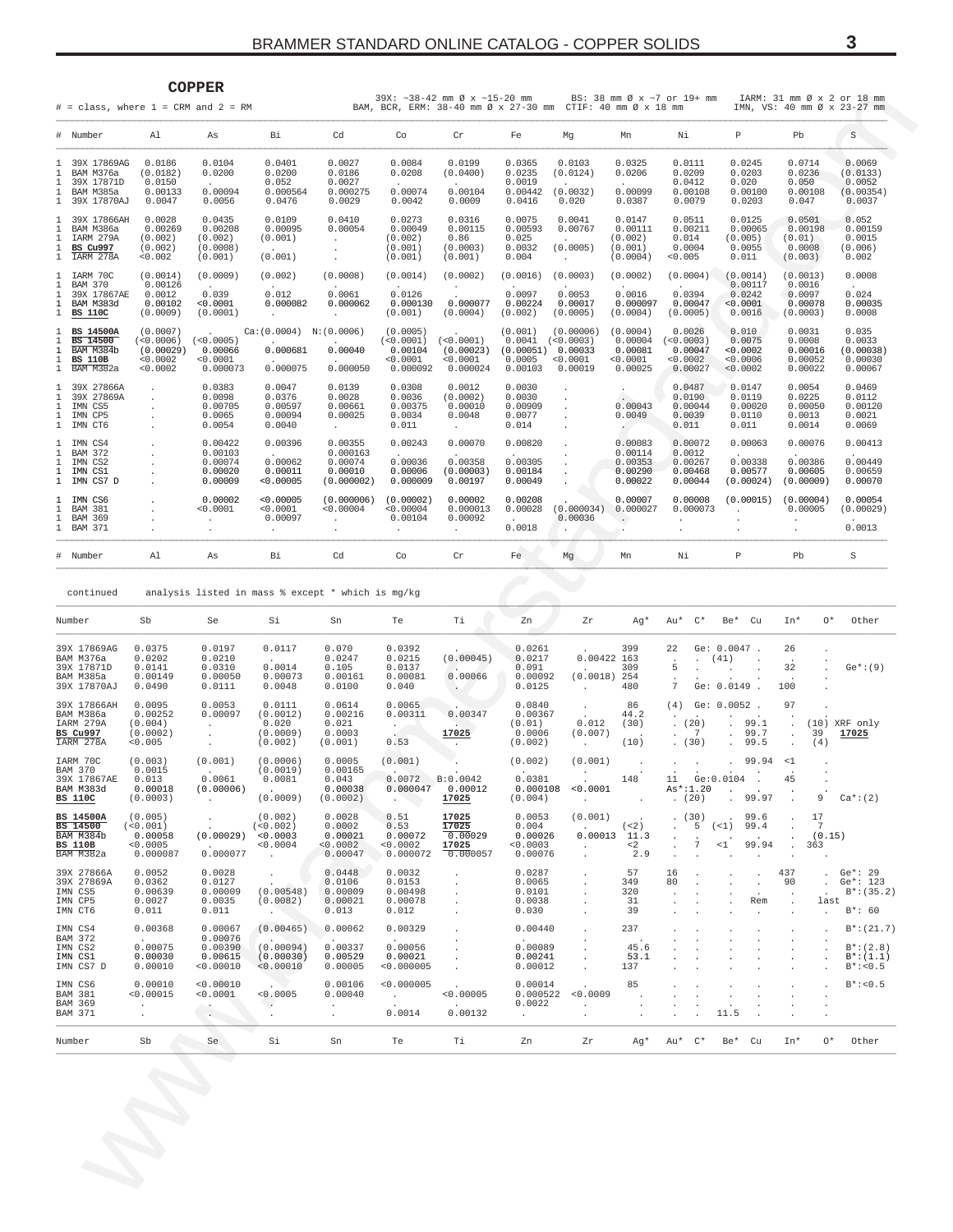## COPPER

# = class, where 1 = CRM and 2 = RM

39X: ~38-42 mm Ø x ~15-20 mm
BAM, BCR, ERM: 38-40 mm Ø x 27-30 mm
BS: 38 mm Ø x ~7 or 19+ mm
CTIF: 40 mm Ø x 18 mm
IARM: 31 mm Ø x 2 or 18 mm
IMN, VS: 40 mm Ø x 23-27 mm

| # | Number | Al | As | Bi | Cd | Co | Cr | Fe | Mg | Mn | Ni | P | Pb | S |
|---|---|---|---|---|---|---|---|---|---|---|---|---|---|---|
| 1 | 39X 17869AG | 0.0186 | 0.0104 | 0.0401 | 0.0027 | 0.0084 | 0.0199 | 0.0365 | 0.0103 | 0.0325 | 0.0111 | 0.0245 | 0.0714 | 0.0069 |
| 1 | BAM M376a | (0.0182) | 0.0200 | 0.0200 | 0.0186 | 0.0208 | (0.0400) | 0.0235 | (0.0124) | 0.0206 | 0.0209 | 0.0203 | 0.0236 | (0.0133) |
| 1 | 39X 17871D | 0.0150 | . | 0.052 | 0.0027 | . | . | 0.0019 | . | . | 0.0412 | 0.020 | 0.050 | 0.0052 |
| 1 | BAM M385a | 0.00133 | 0.00094 | 0.000564 | 0.000275 | 0.00074 | 0.00104 | 0.00442 | (0.0032) | 0.00099 | 0.00108 | 0.00100 | 0.00108 | (0.00354) |
| 1 | 39X 17870AJ | 0.0047 | 0.0056 | 0.0476 | 0.0029 | 0.0042 | 0.0009 | 0.0416 | 0.020 | 0.0387 | 0.0079 | 0.0203 | 0.047 | 0.0037 |
| 1 | 39X 17866AH | 0.0028 | 0.0435 | 0.0109 | 0.0410 | 0.0273 | 0.0316 | 0.0075 | 0.0041 | 0.0147 | 0.0511 | 0.0125 | 0.0501 | 0.052 |
| 1 | BAM M386a | 0.00269 | 0.00208 | 0.00095 | 0.00054 | 0.00049 | 0.00115 | 0.00593 | 0.00767 | 0.00111 | 0.00211 | 0.00065 | 0.00198 | 0.00159 |
| 1 | IARM 279A | (0.002) | (0.002) | (0.001) | . | (0.002) | 0.86 | 0.025 | . | (0.002) | 0.014 | (0.005) | (0.01) | 0.0015 |
| 1 | **BS Cu997** | (0.002) | (0.0008) | . | . | (0.001) | (0.0003) | 0.0032 | (0.0005) | (0.001) | 0.0004 | 0.0055 | 0.0008 | (0.006) |
| 1 | IARM 278A | <0.002 | (0.001) | (0.001) | . | (0.001) | (0.001) | 0.004 | . | (0.0004) | <0.005 | 0.011 | (0.003) | 0.002 |
| 1 | IARM 70C | (0.0014) | (0.0009) | (0.002) | (0.0008) | (0.0014) | (0.0002) | (0.0016) | (0.0003) | (0.0002) | (0.0004) | (0.0014) | (0.0013) | 0.0008 |
| 1 | BAM 370 | 0.00126 | . | . | . | . | . | . | . | . | . | 0.00117 | 0.0016 | . |
| 1 | 39X 17867AE | 0.0012 | 0.039 | 0.012 | 0.0061 | 0.0126 | . | 0.0097 | 0.0053 | 0.0016 | 0.0394 | 0.0242 | 0.0097 | 0.024 |
| 1 | BAM M383d | 0.00102 | <0.0001 | 0.000082 | 0.000062 | 0.000130 | 0.000077 | 0.00224 | 0.00017 | 0.000097 | 0.00047 | <0.0001 | 0.00078 | 0.00035 |
| 1 | **BS 110C** | (0.0009) | (0.0001) | . | . | (0.001) | (0.0004) | (0.002) | (0.0005) | (0.0004) | (0.0005) | 0.0016 | (0.0003) | 0.0008 |
| 1 | **BS 14500A** | (0.0007) | . | Ca:(0.0004) | N:(0.0006) | (0.0005) | . | (0.001) | (0.00006) | (0.0004) | 0.0026 | 0.010 | 0.0031 | 0.035 |
| 1 | **BS 14500** | (<0.0006) | (<0.0005) | . | . | (<0.0001) | (<0.0001) | 0.0041 | (<0.0003) | 0.00004 | (<0.0003) | 0.0075 | 0.0008 | 0.0033 |
| 1 | BAM M384b | (0.00029) | 0.00066 | 0.000681 | 0.00040 | 0.00104 | (0.00023) | (0.00051) | 0.00033 | 0.00081 | 0.00047 | <0.0002 | 0.00016 | (0.00038) |
| 1 | **BS 110B** | <0.0002 | <0.0001 | . | . | <0.0001 | <0.0001 | 0.0005 | <0.0001 | <0.0001 | <0.0002 | <0.0006 | 0.00052 | 0.00030 |
| 1 | BAM M382a | <0.0002 | 0.000073 | 0.000075 | 0.000050 | 0.000092 | 0.000024 | 0.00103 | 0.00019 | 0.00025 | 0.00027 | <0.0002 | 0.00022 | 0.00067 |
| 1 | 39X 27866A | . | 0.0383 | 0.0047 | 0.0139 | 0.0308 | 0.0012 | 0.0030 | . | . | 0.0487 | 0.0147 | 0.0054 | 0.0469 |
| 1 | 39X 27869A | . | 0.0098 | 0.0376 | 0.0028 | 0.0036 | (0.0002) | 0.0030 | . | . | 0.0190 | 0.0119 | 0.0225 | 0.0112 |
| 1 | IMN CS5 | . | 0.00705 | 0.00597 | 0.00661 | 0.00375 | 0.00010 | 0.00909 | . | 0.00043 | 0.00044 | 0.00020 | 0.00050 | 0.00120 |
| 1 | IMN CP5 | . | 0.0065 | 0.00094 | 0.00025 | 0.0034 | 0.0048 | 0.0077 | . | 0.0049 | 0.0039 | 0.0110 | 0.0013 | 0.0021 |
| 1 | IMN CT6 | . | 0.0054 | 0.0040 | . | 0.011 | . | 0.014 | . | . | 0.011 | 0.011 | 0.0014 | 0.0069 |
| 1 | IMN CS4 | . | 0.00422 | 0.00396 | 0.00355 | 0.00243 | 0.00070 | 0.00820 | . | 0.00083 | 0.00072 | 0.00063 | 0.00076 | 0.00413 |
| 1 | BAM 372 | . | 0.00103 | . | 0.000163 | . | . | . | . | 0.00114 | 0.0012 | . | . | . |
| 1 | IMN CS2 | . | 0.00074 | 0.00062 | 0.00074 | 0.00036 | 0.00358 | 0.00305 | . | 0.00353 | 0.00267 | 0.00338 | 0.00386 | 0.00449 |
| 1 | IMN CS1 | . | 0.00020 | 0.00011 | 0.00010 | 0.00006 | (0.00003) | 0.00184 | . | 0.00290 | 0.00468 | 0.00577 | 0.00605 | 0.00659 |
| 1 | IMN CS7 D | . | 0.00009 | <0.00005 | (0.000002) | 0.000009 | 0.00197 | 0.00049 | . | 0.00022 | 0.00044 | (0.00024) | (0.00009) | 0.00070 |
| 1 | IMN CS6 | . | 0.00002 | <0.00005 | (0.000006) | (0.00002) | 0.00002 | 0.00208 | . | 0.00007 | 0.00008 | (0.00015) | (0.00004) | 0.00054 |
| 1 | BAM 381 | . | <0.0001 | <0.0001 | <0.00004 | <0.00004 | 0.000013 | 0.00028 | (0.000034) | 0.000027 | 0.000073 | . | 0.00005 | (0.00029) |
| 1 | BAM 369 | . | . | 0.00097 | . | 0.00104 | 0.00092 | . | 0.00036 | . | . | . | . | . |
| 1 | BAM 371 | . | . | . | . | . | . | 0.0018 | . | . | . | . | . | 0.0013 |

continued analysis listed in mass % except * which is mg/kg

| Number | Sb | Se | Si | Sn | Te | Ti | Zn | Zr | Ag* | Au* | C* | Be* | Cu | In* | O* | Other |
|---|---|---|---|---|---|---|---|---|---|---|---|---|---|---|---|---|
| 39X 17869AG | 0.0375 | 0.0197 | 0.0117 | 0.070 | 0.0392 | . | 0.0261 | . | 399 | 22 | Ge: 0.0047 | . | | 26 | . | |
| BAM M376a | 0.0202 | 0.0210 | . | 0.0247 | 0.0215 | (0.00045) | 0.0217 | 0.00422 | 163 | . | . | (41) | . | . | . | |
| 39X 17871D | 0.0141 | 0.0310 | 0.0014 | 0.105 | 0.0137 | . | 0.091 | . | 309 | 5 | . | . | . | 32 | . | Ge*:(9) |
| BAM M385a | 0.00149 | 0.00050 | 0.00073 | 0.00161 | 0.00081 | 0.00066 | 0.00092 | (0.0018) | 254 | . | . | . | . | . | . | |
| 39X 17870AJ | 0.0490 | 0.0111 | 0.0048 | 0.0100 | 0.040 | . | 0.0125 | . | 480 | 7 | Ge: 0.0149 | . | | 100 | . | |
| 39X 17866AH | 0.0095 | 0.0053 | 0.0111 | 0.0614 | 0.0065 | . | 0.0840 | . | 86 | (4) | Ge: 0.0052 | . | | 97 | . | |
| BAM M386a | 0.00252 | 0.00097 | (0.0012) | 0.00216 | 0.00311 | 0.00347 | 0.00367 | . | 44.2 | . | . | . | . | . | . | |
| IARM 279A | (0.004) | . | 0.020 | 0.021 | . | . | (0.01) | 0.012 | (30) | . | (20) | . | 99.1 | . | (10) | XRF only |
| **BS Cu997** | (0.0002) | . | (0.0009) | 0.0003 | . | 17025 | 0.0006 | (0.007) | . | . | 7 | . | 99.7 | . | 39 | 17025 |
| IARM 278A | <0.005 | . | (0.002) | (0.001) | 0.53 | . | (0.002) | . | (10) | . | (30) | . | 99.5 | . | (4) | |
| IARM 70C | (0.003) | (0.001) | (0.0006) | 0.0005 | (0.001) | . | (0.002) | (0.001) | . | . | . | . | 99.94 | <1 | . | |
| BAM 370 | 0.0015 | . | (0.0019) | 0.00165 | . | . | . | . | . | . | . | . | . | . | . | |
| 39X 17867AE | 0.013 | 0.0061 | 0.0081 | 0.043 | 0.0072 | B:0.0042 | 0.0381 | . | 148 | 11 | Ge:0.0104 | . | | 45 | . | |
| BAM M383d | 0.00018 | (0.00006) | . | 0.00038 | 0.000047 | 0.00012 | 0.000108 | <0.0001 | . | As*:1.20 | | . | . | . | . | |
| **BS 110C** | (0.0003) | . | (0.0009) | (0.0002) | . | 17025 | (0.004) | . | . | . | (20) | . | 99.97 | . | 9 | Ca*:(2) |
| **BS 14500A** | (0.005) | . | (0.002) | 0.0028 | 0.51 | 17025 | 0.0053 | (0.001) | . | . | (30) | . | 99.6 | . | 17 | |
| **BS 14500** | (<0.001) | . | (<0.002) | 0.0002 | 0.53 | 17025 | 0.004 | . | (<2) | . | 5 | (<1) | 99.4 | . | 7 | |
| BAM M384b | 0.00058 | (0.00029) | <0.0003 | 0.00021 | 0.00072 | 0.00029 | 0.00026 | 0.00013 | 11.3 | . | . | . | . | . | (0.15) | |
| **BS 110B** | <0.0005 | . | <0.0004 | <0.0002 | <0.0002 | 17025 | <0.0003 | . | <2 | . | 7 | <1 | 99.94 | . | 363 | |
| BAM M382a | 0.000087 | 0.000077 | . | 0.00047 | 0.000072 | 0.000057 | 0.00076 | . | 2.9 | . | . | . | . | . | . | |
| 39X 27866A | 0.0052 | 0.0028 | . | 0.0448 | 0.0032 | . | 0.0287 | . | 57 | 16 | . | . | . | 437 | . | Ge*: 29 |
| 39X 27869A | 0.0362 | 0.0127 | . | 0.0106 | 0.0153 | . | 0.0065 | . | 349 | 80 | . | . | . | 90 | . | Ge*: 123 |
| IMN CS5 | 0.00639 | 0.00009 | (0.00548) | 0.00009 | 0.00498 | . | 0.0101 | . | 320 | . | . | . | . | . | . | B*:(35.2) |
| IMN CP5 | 0.0027 | 0.0035 | (0.0082) | 0.00021 | 0.00078 | . | 0.0038 | . | 31 | . | . | . | Rem | . | last | |
| IMN CT6 | 0.011 | 0.011 | . | 0.013 | 0.012 | . | 0.030 | . | 39 | . | . | . | . | . | . | B*: 60 |
| IMN CS4 | 0.00368 | 0.00067 | (0.00465) | 0.00062 | 0.00329 | . | 0.00440 | . | 237 | . | . | . | . | . | . | B*:(21.7) |
| BAM 372 | . | 0.00076 | . | . | . | . | . | . | . | . | . | . | . | . | . | |
| IMN CS2 | 0.00075 | 0.00390 | (0.00094) | 0.00337 | 0.00056 | . | 0.00089 | . | 45.6 | . | . | . | . | . | . | B*:(2.8) |
| IMN CS1 | 0.00030 | 0.00615 | (0.00030) | 0.00529 | 0.00021 | . | 0.00241 | . | 53.1 | . | . | . | . | . | . | B*:(1.1) |
| IMN CS7 D | 0.00010 | <0.00010 | <0.00010 | 0.00005 | <0.000005 | . | 0.00012 | . | 137 | . | . | . | . | . | . | B*:<0.5 |
| IMN CS6 | 0.00010 | <0.00010 | . | 0.00106 | <0.000005 | . | 0.00014 | . | 85 | . | . | . | . | . | . | B*:<0.5 |
| BAM 381 | <0.00015 | <0.0001 | <0.0005 | 0.00040 | . | <0.00005 | 0.000522 | <0.0009 | . | . | . | . | . | . | . | |
| BAM 369 | . | . | . | . | . | . | 0.0022 | . | . | . | . | . | . | . | . | |
| BAM 371 | . | . | . | . | 0.0014 | 0.00132 | . | . | . | . | . | 11.5 | . | . | . | |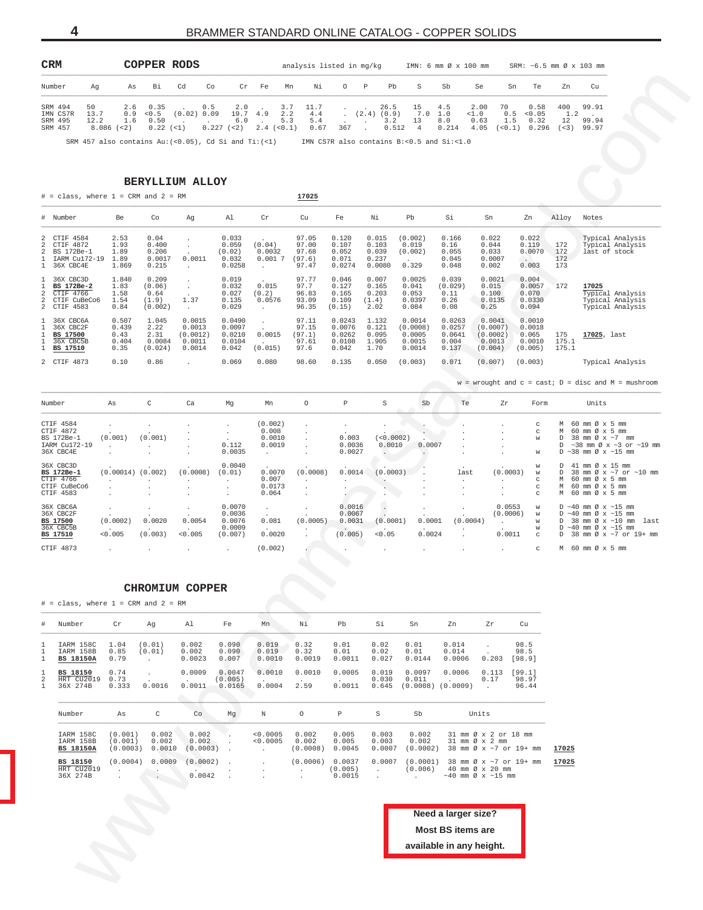## CRM — COPPER RODS

analysis listed in mg/kg — IMN: 6 mm Ø x 100 mm — SRM: ~6.5 mm Ø x 103 mm

| Number | Ag | As | Bi | Cd | Co | Cr | Fe | Mn | Ni | O | P | Pb | S | Sb | Se | Sn | Te | Zn | Cu |
|---|---|---|---|---|---|---|---|---|---|---|---|---|---|---|---|---|---|---|---|
| SRM 494 | 50 | 2.6 | 0.35 | . | 0.5 | 2.0 | . | 3.7 | 11.7 | . | . | 26.5 | 15 | 4.5 | 2.00 | 70 | 0.58 | 400 | 99.91 |
| IMN CS7R | 13.7 | 0.9 | <0.5 | (0.02) | 0.09 | 19.7 | 4.9 | 2.2 | 4.4 | . | (2.4) | (0.9) | 7.0 | 1.0 | <1.0 | 0.5 | <0.05 | 1.2 | . |
| SRM 495 | 12.2 | 1.6 | 0.50 | . | . | 6.0 | . | 5.3 | 5.4 | . | . | 3.2 | 13 | 8.0 | 0.63 | 1.5 | 0.32 | 12 | 99.94 |
| SRM 457 | 8.086 | (<2) | 0.22 | (<1) | 0.227 | (<2) | 2.4 | (<0.1) | 0.67 | 367 | . | 0.512 | 4 | 0.214 | 4.05 | (<0.1) | 0.296 | (<3) | 99.97 |

SRM 457 also contains Au:(<0.05), Cd Si and Ti:(<1)  IMN CS7R also contains B:<0.5 and Si:<1.0

## BERYLLIUM ALLOY

# = class, where 1 = CRM and 2 = RM

**17025**

| # | Number | Be | Co | Ag | Al | Cr | Cu | Fe | Ni | Pb | Si | Sn | Zn | Alloy | Notes |
|---|---|---|---|---|---|---|---|---|---|---|---|---|---|---|---|
| 2 | CTIF 4584 | 2.53 | 0.04 | . | 0.033 | . | 97.05 | 0.120 | 0.015 | (0.002) | 0.166 | 0.022 | 0.022 | | Typical Analysis |
| 2 | CTIF 4872 | 1.93 | 0.400 | . | 0.059 | (0.04) | 97.00 | 0.107 | 0.103 | 0.019 | 0.16 | 0.044 | 0.119 | 172 | Typical Analysis |
| 2 | BS 172Be-1 | 1.89 | 0.206 | . | (0.02) | 0.0032 | 97.68 | 0.052 | 0.039 | (0.002) | 0.055 | 0.033 | 0.0070 | 172 | last of stock |
| 1 | IARM Cu172-19 | 1.89 | 0.0017 | 0.0011 | 0.032 | 0.001 7 | (97.6) | 0.071 | 0.237 | . | 0.045 | 0.0007 | . | 172 | |
| 1 | 36X CBC4E | 1.869 | 0.215 | . | 0.0258 | . | 97.47 | 0.0274 | 0.0080 | 0.329 | 0.048 | 0.002 | 0.003 | 173 | |
| 1 | 36X CBC3D | 1.840 | 0.209 | . | 0.019 | . | 97.77 | 0.046 | 0.007 | 0.0025 | 0.039 | 0.0021 | 0.004 | | |
| 1 | **BS 172Be-2** | 1.83 | (0.06) | . | 0.032 | 0.015 | 97.7 | 0.127 | 0.165 | 0.041 | (0.029) | 0.015 | 0.0057 | 172 | **17025** |
| 2 | CTIF 4766 | 1.58 | 0.64 | . | 0.027 | (0.2) | 96.83 | 0.165 | 0.203 | 0.053 | 0.11 | 0.100 | 0.070 | | Typical Analysis |
| 2 | CTIF CuBeCo6 | 1.54 | (1.9) | 1.37 | 0.135 | 0.0576 | 93.09 | 0.109 | (1.4) | 0.0397 | 0.26 | 0.0135 | 0.0330 | | Typical Analysis |
| 2 | CTIF 4583 | 0.84 | (0.002) | . | 0.029 | . | 96.35 | (0.15) | 2.02 | 0.084 | 0.08 | 0.25 | 0.094 | | Typical Analysis |
| 1 | 36X CBC6A | 0.507 | 1.045 | 0.0015 | 0.0490 | . | 97.11 | 0.0243 | 1.132 | 0.0014 | 0.0263 | 0.0041 | 0.0010 | | |
| 1 | 36X CBC2F | 0.439 | 2.22 | 0.0013 | 0.0097 | . | 97.15 | 0.0076 | 0.121 | (0.0008) | 0.0257 | (0.0007) | 0.0018 | | |
| 1 | **BS 17500** | 0.43 | 2.31 | (0.0012) | 0.0210 | 0.0015 | (97.1) | 0.0262 | 0.095 | 0.0005 | 0.0641 | (0.0002) | 0.065 | 175 | **17025**, last |
| 1 | 36X CBC5B | 0.404 | 0.0084 | 0.0011 | 0.0104 | . | 97.61 | 0.0108 | 1.905 | 0.0015 | 0.004 | 0.0013 | 0.0010 | 175.1 | |
| 1 | **BS 17510** | 0.35 | (0.024) | 0.0014 | 0.042 | (0.015) | 97.6 | 0.042 | 1.70 | 0.0014 | 0.137 | (0.004) | (0.005) | 175.1 | |
| 2 | CTIF 4873 | 0.10 | 0.86 | . | 0.069 | 0.080 | 98.60 | 0.135 | 0.050 | (0.003) | 0.071 | (0.007) | (0.003) | | Typical Analysis |

w = wrought and c = cast; D = disc and M = mushroom

| Number | As | C | Ca | Mg | Mn | O | P | S | Sb | Te | Zr | Form | Units |
|---|---|---|---|---|---|---|---|---|---|---|---|---|---|
| CTIF 4584 | . | . | . | . | (0.002) | . | . | . | . | . | . | c | M 60 mm Ø x 5 mm |
| CTIF 4872 | . | . | . | . | 0.008 | . | . | . | . | . | . | c | M 60 mm Ø x 5 mm |
| BS 172Be-1 | (0.001) | (0.001) | . | . | 0.0010 | . | 0.003 | (<0.0002) | . | . | . | w | D 38 mm Ø x ~7 mm |
| IARM Cu172-19 | . | . | . | 0.112 | 0.0019 | . | 0.0036 | 0.0010 | 0.0007 | . | . | | D ~38 mm Ø x ~3 or ~19 mm |
| 36X CBC4E | . | . | . | 0.0035 | . | . | 0.0027 | . | . | . | . | w | D ~38 mm Ø x ~15 mm |
| 36X CBC3D | . | . | . | 0.0040 | . | . | . | . | . | . | . | w | D 41 mm Ø x 15 mm |
| **BS 172Be-1** | (0.00014) | (0.002) | (0.0008) | (0.01) | 0.0070 | (0.0008) | 0.0014 | (0.0003) | . | last | (0.0003) | w | D 38 mm Ø x ~7 or ~10 mm |
| CTIF 4766 | . | . | . | . | 0.007 | . | . | . | . | . | . | c | M 60 mm Ø x 5 mm |
| CTIF CuBeCo6 | . | . | . | . | 0.0173 | . | . | . | . | . | . | c | M 60 mm Ø x 5 mm |
| CTIF 4583 | . | . | . | . | 0.064 | . | . | . | . | . | . | c | M 60 mm Ø x 5 mm |
| 36X CBC6A | . | . | . | 0.0070 | . | . | 0.0016 | . | . | . | 0.0553 | w | D ~40 mm Ø x ~15 mm |
| 36X CBC2F | . | . | . | 0.0036 | . | . | 0.0067 | . | . | . | (0.0006) | w | D ~40 mm Ø x ~15 mm |
| **BS 17500** | (0.0002) | 0.0020 | 0.0054 | 0.0076 | 0.081 | (0.0005) | 0.0031 | (0.0001) | 0.0001 | (0.0004) | . | w | D 38 mm Ø x ~10 mm last |
| 36X CBC5B | . | . | . | 0.0009 | . | . | . | . | . | . | . | w | D ~40 mm Ø x ~15 mm |
| **BS 17510** | <0.005 | (0.003) | <0.005 | (0.007) | 0.0020 | . | (0.005) | <0.05 | 0.0024 | . | 0.0011 | c | D 38 mm Ø x ~7 or 19+ mm |
| CTIF 4873 | . | . | . | . | (0.002) | . | . | . | . | . | . | c | M 60 mm Ø x 5 mm |

## CHROMIUM COPPER

# = class, where 1 = CRM and 2 = RM

| # | Number | Cr | Ag | Al | Fe | Mn | Ni | Pb | Si | Sn | Zn | Zr | Cu |
|---|---|---|---|---|---|---|---|---|---|---|---|---|---|
| 1 | IARM 158C | 1.04 | (0.01) | 0.002 | 0.090 | 0.019 | 0.32 | 0.01 | 0.02 | 0.01 | 0.014 | . | 98.5 |
| 1 | IARM 158B | 0.85 | (0.01) | 0.002 | 0.090 | 0.019 | 0.32 | 0.01 | 0.02 | 0.01 | 0.014 | . | 98.5 |
| 1 | **BS 18150A** | 0.79 | . | 0.0023 | 0.007 | 0.0010 | 0.0019 | 0.0011 | 0.027 | 0.0144 | 0.0006 | 0.203 | [98.9] |
| 1 | **BS 18150** | 0.74 | . | 0.0009 | 0.0047 | 0.0010 | 0.0010 | 0.0005 | 0.019 | 0.0097 | 0.0006 | 0.113 | [99.1] |
| 2 | HRT CU2019 | 0.73 | . | . | (0.005) | . | . | . | 0.030 | 0.011 | . | 0.17 | 98.97 |
| 1 | 36X 274B | 0.333 | 0.0016 | 0.0011 | 0.0165 | 0.0004 | 2.59 | 0.0011 | 0.645 | (0.0008) | (0.0009) | . | 96.44 |

| Number | As | C | Co | Mg | N | O | P | S | Sb | Units | |
|---|---|---|---|---|---|---|---|---|---|---|---|
| IARM 158C | (0.001) | 0.002 | 0.002 | . | <0.0005 | 0.002 | 0.005 | 0.003 | 0.002 | 31 mm Ø x 2 or 18 mm | |
| IARM 158B | (0.001) | 0.002 | 0.002 | . | <0.0005 | 0.002 | 0.005 | 0.003 | 0.002 | 31 mm Ø x 2 mm | |
| **BS 18150A** | (0.0003) | 0.0010 | (0.0003) | . | . | (0.0008) | 0.0045 | 0.0007 | (0.0002) | 38 mm Ø x ~7 or 19+ mm | **17025** |
| **BS 18150** | (0.0004) | 0.0009 | (0.0002) | . | . | (0.0006) | 0.0037 | 0.0007 | (0.0001) | 38 mm Ø x ~7 or 19+ mm | **17025** |
| HRT CU2019 | . | . | . | . | . | . | (0.005) | . | (0.006) | 40 mm Ø x 20 mm | |
| 36X 274B | . | . | 0.0042 | . | . | . | 0.0015 | . | . | ~40 mm Ø x ~15 mm | |

**Need a larger size? Most BS items are available in any height.**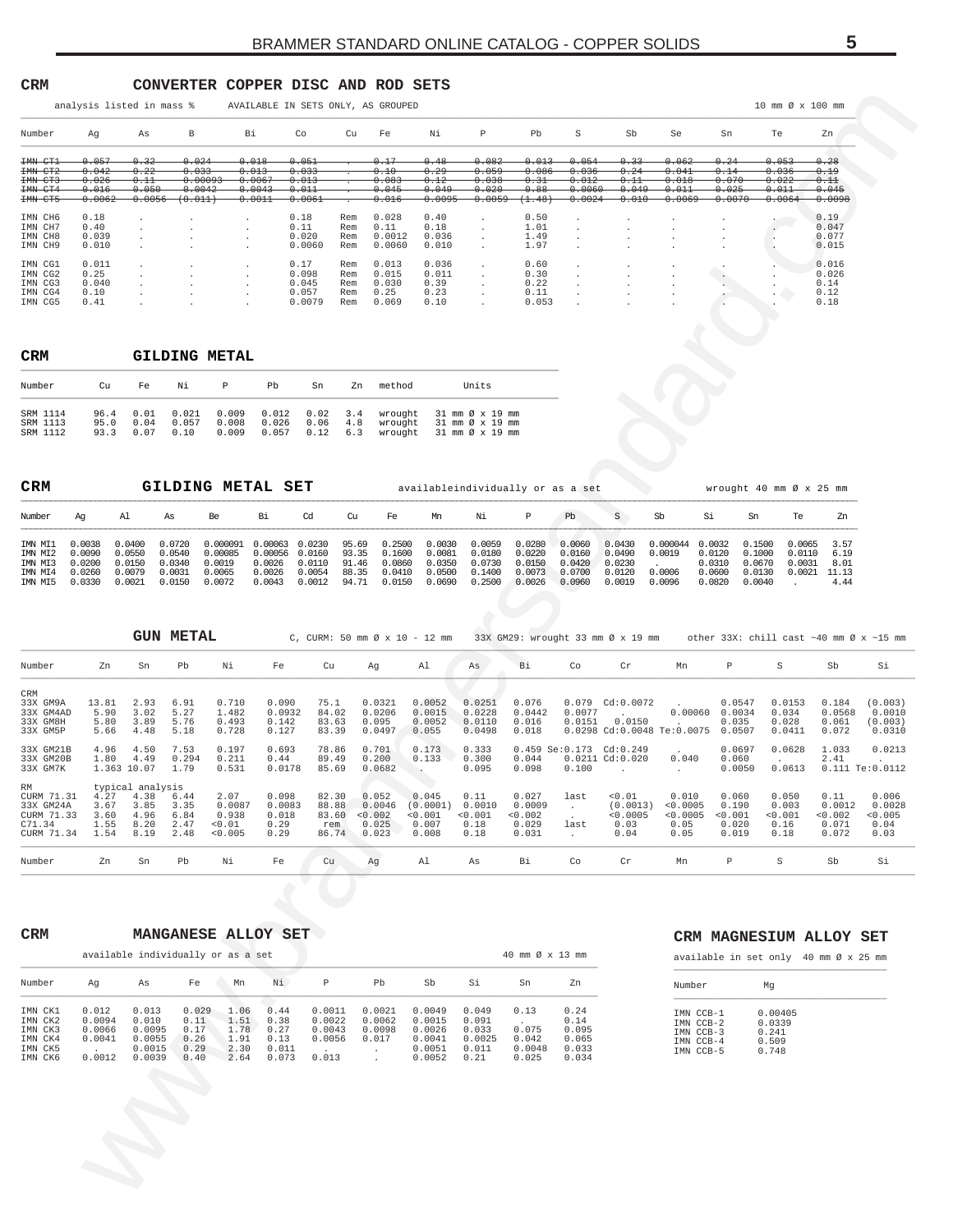## CRM CONVERTER COPPER DISC AND ROD SETS

analysis listed in mass % AVAILABLE IN SETS ONLY, AS GROUPED 10 mm Ø x 100 mm

| Number | Ag | As | B | Bi | Co | Cu | Fe | Ni | P | Pb | S | Sb | Se | Sn | Te | Zn |
|---|---|---|---|---|---|---|---|---|---|---|---|---|---|---|---|---|
| ~~IMN CT1~~ | ~~0.057~~ | ~~0.32~~ | ~~0.024~~ | ~~0.018~~ | ~~0.051~~ | . | ~~0.17~~ | ~~0.48~~ | ~~0.082~~ | ~~0.013~~ | ~~0.054~~ | ~~0.33~~ | ~~0.062~~ | ~~0.24~~ | ~~0.053~~ | ~~0.28~~ |
| ~~IMN CT2~~ | ~~0.042~~ | ~~0.22~~ | ~~0.033~~ | ~~0.013~~ | ~~0.033~~ | . | ~~0.10~~ | ~~0.29~~ | ~~0.059~~ | ~~0.086~~ | ~~0.036~~ | ~~0.24~~ | ~~0.041~~ | ~~0.14~~ | ~~0.036~~ | ~~0.19~~ |
| ~~IMN CT3~~ | ~~0.026~~ | ~~0.11~~ | ~~0.00093~~ | ~~0.0067~~ | ~~0.013~~ | . | ~~0.083~~ | ~~0.12~~ | ~~0.038~~ | ~~0.31~~ | ~~0.012~~ | ~~0.11~~ | ~~0.018~~ | ~~0.070~~ | ~~0.022~~ | ~~0.11~~ |
| ~~IMN CT4~~ | ~~0.016~~ | ~~0.050~~ | ~~0.0042~~ | ~~0.0043~~ | ~~0.011~~ | . | ~~0.045~~ | ~~0.049~~ | ~~0.020~~ | ~~0.88~~ | ~~0.0060~~ | ~~0.049~~ | ~~0.011~~ | ~~0.025~~ | ~~0.011~~ | ~~0.045~~ |
| ~~IMN CT5~~ | ~~0.0062~~ | ~~0.0056~~ | ~~(0.011)~~ | ~~0.0011~~ | ~~0.0061~~ | . | ~~0.016~~ | ~~0.0095~~ | ~~0.0059~~ | ~~(1.48)~~ | ~~0.0024~~ | ~~0.010~~ | ~~0.0069~~ | ~~0.0070~~ | ~~0.0064~~ | ~~0.0098~~ |
| IMN CH6 | 0.18 | . | . | . | 0.18 | Rem | 0.028 | 0.40 | . | 0.50 | . | . | . | . | . | 0.19 |
| IMN CH7 | 0.40 | . | . | . | 0.11 | Rem | 0.11 | 0.18 | . | 1.01 | . | . | . | . | . | 0.047 |
| IMN CH8 | 0.039 | . | . | . | 0.020 | Rem | 0.0012 | 0.036 | . | 1.49 | . | . | . | . | . | 0.077 |
| IMN CH9 | 0.010 | . | . | . | 0.0060 | Rem | 0.0060 | 0.010 | . | 1.97 | . | . | . | . | . | 0.015 |
| IMN CG1 | 0.011 | . | . | . | 0.17 | Rem | 0.013 | 0.036 | . | 0.60 | . | . | . | . | . | 0.016 |
| IMN CG2 | 0.25 | . | . | . | 0.098 | Rem | 0.015 | 0.011 | . | 0.30 | . | . | . | . | . | 0.026 |
| IMN CG3 | 0.040 | . | . | . | 0.045 | Rem | 0.030 | 0.39 | . | 0.22 | . | . | . | . | . | 0.14 |
| IMN CG4 | 0.10 | . | . | . | 0.057 | Rem | 0.25 | 0.23 | . | 0.11 | . | . | . | . | . | 0.12 |
| IMN CG5 | 0.41 | . | . | . | 0.0079 | Rem | 0.069 | 0.10 | . | 0.053 | . | . | . | . | . | 0.18 |

## CRM GILDING METAL

| Number | Cu | Fe | Ni | P | Pb | Sn | Zn | method | Units |
|---|---|---|---|---|---|---|---|---|---|
| SRM 1114 | 96.4 | 0.01 | 0.021 | 0.009 | 0.012 | 0.02 | 3.4 | wrought | 31 mm Ø x 19 mm |
| SRM 1113 | 95.0 | 0.04 | 0.057 | 0.008 | 0.026 | 0.06 | 4.8 | wrought | 31 mm Ø x 19 mm |
| SRM 1112 | 93.3 | 0.07 | 0.10 | 0.009 | 0.057 | 0.12 | 6.3 | wrought | 31 mm Ø x 19 mm |

## CRM GILDING METAL SET

availableindividually or as a set wrought 40 mm Ø x 25 mm

| Number | Ag | Al | As | Be | Bi | Cd | Cu | Fe | Mn | Ni | P | Pb | S | Sb | Si | Sn | Te | Zn |
|---|---|---|---|---|---|---|---|---|---|---|---|---|---|---|---|---|---|---|
| IMN MI1 | 0.0038 | 0.0400 | 0.0720 | 0.000091 | 0.00063 | 0.0230 | 95.69 | 0.2500 | 0.0030 | 0.0059 | 0.0280 | 0.0060 | 0.0430 | 0.000044 | 0.0032 | 0.1500 | 0.0065 | 3.57 |
| IMN MI2 | 0.0090 | 0.0550 | 0.0540 | 0.00085 | 0.00056 | 0.0160 | 93.35 | 0.1600 | 0.0081 | 0.0180 | 0.0220 | 0.0160 | 0.0490 | 0.0019 | 0.0120 | 0.1000 | 0.0110 | 6.19 |
| IMN MI3 | 0.0200 | 0.0150 | 0.0340 | 0.0019 | 0.0026 | 0.0110 | 91.46 | 0.0860 | 0.0350 | 0.0730 | 0.0150 | 0.0420 | 0.0230 | . | 0.0310 | 0.0670 | 0.0031 | 8.01 |
| IMN MI4 | 0.0260 | 0.0079 | 0.0031 | 0.0065 | 0.0026 | 0.0054 | 88.35 | 0.0410 | 0.0500 | 0.1400 | 0.0073 | 0.0700 | 0.0120 | 0.0006 | 0.0600 | 0.0130 | 0.0021 | 11.13 |
| IMN MI5 | 0.0330 | 0.0021 | 0.0150 | 0.0072 | 0.0043 | 0.0012 | 94.71 | 0.0150 | 0.0690 | 0.2500 | 0.0026 | 0.0960 | 0.0019 | 0.0096 | 0.0820 | 0.0040 | . | 4.44 |

## GUN METAL

C, CURM: 50 mm Ø x 10 - 12 mm 33X GM29: wrought 33 mm Ø x 19 mm other 33X: chill cast ~40 mm Ø x ~15 mm

| Number | Zn | Sn | Pb | Ni | Fe | Cu | Ag | Al | As | Bi | Co | Cr | Mn | P | S | Sb | Si |
|---|---|---|---|---|---|---|---|---|---|---|---|---|---|---|---|---|---|
| CRM | | | | | | | | | | | | | | | | | |
| 33X GM9A | 13.81 | 2.93 | 6.91 | 0.710 | 0.090 | 75.1 | 0.0321 | 0.0052 | 0.0251 | 0.076 | 0.079 | Cd:0.0072 | . | 0.0547 | 0.0153 | 0.184 | (0.003) |
| 33X GM4AD | 5.90 | 3.02 | 5.27 | 1.482 | 0.0932 | 84.02 | 0.0206 | 0.0015 | 0.0228 | 0.0442 | 0.0077 | . | 0.00060 | 0.0034 | 0.034 | 0.0568 | 0.0010 |
| 33X GM8H | 5.80 | 3.89 | 5.76 | 0.493 | 0.142 | 83.63 | 0.095 | 0.0052 | 0.0110 | 0.016 | 0.0151 | 0.0150 | . | 0.035 | 0.028 | 0.061 | (0.003) |
| 33X GM5P | 5.66 | 4.48 | 5.18 | 0.728 | 0.127 | 83.39 | 0.0497 | 0.055 | 0.0498 | 0.018 | 0.0298 | Cd:0.0048 | Te:0.0075 | 0.0507 | 0.0411 | 0.072 | 0.0310 |
| 33X GM21B | 4.96 | 4.50 | 7.53 | 0.197 | 0.693 | 78.86 | 0.701 | 0.173 | 0.333 | 0.459 | Se:0.173 | Cd:0.249 | . | 0.0697 | 0.0628 | 1.033 | 0.0213 |
| 33X GM20B | 1.80 | 4.49 | 0.294 | 0.211 | 0.44 | 89.49 | 0.200 | 0.133 | 0.300 | 0.044 | 0.0211 | Cd:0.020 | 0.040 | 0.060 | . | 2.41 | . |
| 33X GM7K | 1.363 | 10.07 | 1.79 | 0.531 | 0.0178 | 85.69 | 0.0682 | . | 0.095 | 0.098 | 0.100 | . | . | 0.0050 | 0.0613 | 0.111 | Te:0.0112 |
| RM | typical analysis | | | | | | | | | | | | | | | | |
| CURM 71.31 | 4.27 | 4.38 | 6.44 | 2.07 | 0.098 | 82.30 | 0.052 | 0.045 | 0.11 | 0.027 | last | <0.01 | 0.010 | 0.060 | 0.050 | 0.11 | 0.006 |
| 33X GM24A | 3.67 | 3.85 | 3.35 | 0.0087 | 0.0083 | 88.88 | 0.0046 | (0.0001) | 0.0010 | 0.0009 | . | (0.0013) | <0.0005 | 0.190 | 0.003 | 0.0012 | 0.0028 |
| CURM 71.33 | 3.60 | 4.96 | 6.84 | 0.938 | 0.018 | 83.60 | <0.002 | <0.001 | <0.001 | <0.002 | . | <0.0005 | <0.0005 | <0.001 | <0.001 | <0.002 | <0.005 |
| C71.34 | 1.55 | 8.20 | 2.47 | <0.01 | 0.29 | rem | 0.025 | 0.007 | 0.18 | 0.029 | last | 0.03 | 0.05 | 0.020 | 0.16 | 0.071 | 0.04 |
| CURM 71.34 | 1.54 | 8.19 | 2.48 | <0.005 | 0.29 | 86.74 | 0.023 | 0.008 | 0.18 | 0.031 | . | 0.04 | 0.05 | 0.019 | 0.18 | 0.072 | 0.03 |
| Number | Zn | Sn | Pb | Ni | Fe | Cu | Ag | Al | As | Bi | Co | Cr | Mn | P | S | Sb | Si |

## CRM MANGANESE ALLOY SET

available individually or as a set 40 mm Ø x 13 mm

| Number | Ag | As | Fe | Mn | Ni | P | Pb | Sb | Si | Sn | Zn |
|---|---|---|---|---|---|---|---|---|---|---|---|
| IMN CK1 | 0.012 | 0.013 | 0.029 | 1.06 | 0.44 | 0.0011 | 0.0021 | 0.0049 | 0.049 | 0.13 | 0.24 |
| IMN CK2 | 0.0094 | 0.010 | 0.11 | 1.51 | 0.38 | 0.0022 | 0.0062 | 0.0015 | 0.091 | . | 0.14 |
| IMN CK3 | 0.0066 | 0.0095 | 0.17 | 1.78 | 0.27 | 0.0043 | 0.0098 | 0.0026 | 0.033 | 0.075 | 0.095 |
| IMN CK4 | 0.0041 | 0.0055 | 0.26 | 1.91 | 0.13 | 0.0056 | 0.017 | 0.0041 | 0.0025 | 0.042 | 0.065 |
| IMN CK5 | . | 0.0015 | 0.29 | 2.30 | 0.011 | . | . | 0.0051 | 0.011 | 0.0048 | 0.033 |
| IMN CK6 | 0.0012 | 0.0039 | 0.40 | 2.64 | 0.073 | 0.013 | . | 0.0052 | 0.21 | 0.025 | 0.034 |

## CRM MAGNESIUM ALLOY SET

available in set only 40 mm Ø x 25 mm

| Number | Mg |
|---|---|
| IMN CCB-1 | 0.00405 |
| IMN CCB-2 | 0.0339 |
| IMN CCB-3 | 0.241 |
| IMN CCB-4 | 0.509 |
| IMN CCB-5 | 0.748 |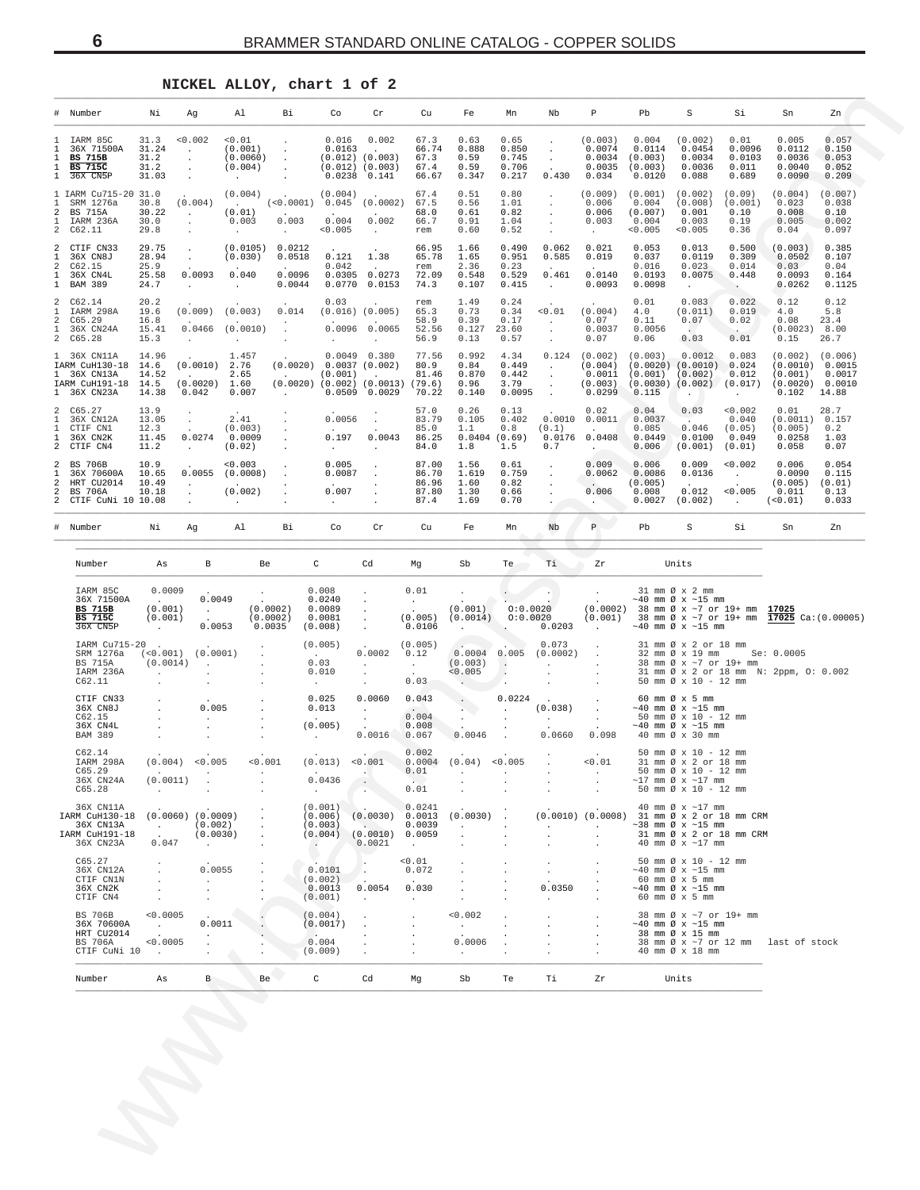## NICKEL ALLOY, chart 1 of 2

| # | Number | Ni | Ag | Al | Bi | Co | Cr | Cu | Fe | Mn | Nb | P | Pb | S | Si | Sn | Zn |
|---|---|---|---|---|---|---|---|---|---|---|---|---|---|---|---|---|---|
| 1 | IARM 85C | 31.3 | <0.002 | <0.01 | . | 0.016 | 0.002 | 67.3 | 0.63 | 0.65 | . | (0.003) | 0.004 | (0.002) | 0.01 | 0.005 | 0.057 |
| 1 | 36X 71500A | 31.24 | . | (0.001) | . | 0.0163 | . | 66.74 | 0.888 | 0.850 | . | 0.0074 | 0.0114 | 0.0454 | 0.0096 | 0.0112 | 0.150 |
| 1 | **BS 715B** | 31.2 | . | (0.0060) | . | (0.012) | (0.003) | 67.3 | 0.59 | 0.745 | . | 0.0034 | (0.003) | 0.0034 | 0.0103 | 0.0036 | 0.053 |
| 1 | **BS 715C** | 31.2 | . | (0.004) | . | (0.012) | (0.003) | 67.4 | 0.59 | 0.706 | . | 0.0035 | (0.003) | 0.0036 | 0.011 | 0.0040 | 0.052 |
| 1 | 36X CN5P | 31.03 | . | . | . | 0.0238 | 0.141 | 66.67 | 0.347 | 0.217 | 0.430 | 0.034 | 0.0120 | 0.088 | 0.689 | 0.0090 | 0.209 |
| 1 | IARM Cu715-20 | 31.0 | . | (0.004) | . | (0.004) | . | 67.4 | 0.51 | 0.80 | . | (0.009) | (0.001) | (0.002) | (0.09) | (0.004) | (0.007) |
| 1 | SRM 1276a | 30.8 | (0.004) | . | (<0.0001) | 0.045 | (0.0002) | 67.5 | 0.56 | 1.01 | . | 0.006 | 0.004 | (0.008) | (0.001) | 0.023 | 0.038 |
| 2 | BS 715A | 30.22 | . | (0.01) | . | . | . | 68.0 | 0.61 | 0.82 | . | 0.006 | (0.007) | 0.001 | 0.10 | 0.008 | 0.10 |
| 1 | IARM 236A | 30.0 | . | 0.003 | 0.003 | 0.004 | 0.002 | 66.7 | 0.91 | 1.04 | . | 0.003 | 0.004 | 0.003 | 0.19 | 0.005 | 0.002 |
| 2 | C62.11 | 29.8 | . | . | . | <0.005 | . | rem | 0.60 | 0.52 | . | . | <0.005 | <0.005 | 0.36 | 0.04 | 0.097 |
| 2 | CTIF CN33 | 29.75 | . | (0.0105) | 0.0212 | . | . | 66.95 | 1.66 | 0.490 | 0.062 | 0.021 | 0.053 | 0.013 | 0.500 | (0.003) | 0.385 |
| 1 | 36X CN8J | 28.94 | . | (0.030) | 0.0518 | 0.121 | 1.38 | 65.78 | 1.65 | 0.951 | 0.585 | 0.019 | 0.037 | 0.0119 | 0.309 | 0.0502 | 0.107 |
| 2 | C62.15 | 25.9 | . | . | . | 0.042 | . | rem | 2.36 | 0.23 | . | . | 0.016 | 0.023 | 0.014 | 0.03 | 0.04 |
| 1 | 36X CN4L | 25.58 | 0.0093 | 0.040 | 0.0096 | 0.0305 | 0.0273 | 72.09 | 0.548 | 0.529 | 0.461 | 0.0140 | 0.0193 | 0.0075 | 0.448 | 0.0093 | 0.164 |
| 1 | BAM 389 | 24.7 | . | . | 0.0044 | 0.0770 | 0.0153 | 74.3 | 0.107 | 0.415 | . | 0.0093 | 0.0098 | . | . | 0.0262 | 0.1125 |
| 2 | C62.14 | 20.2 | . | . | . | 0.03 | . | rem | 1.49 | 0.24 | . | . | 0.01 | 0.083 | 0.022 | 0.12 | 0.12 |
| 1 | IARM 298A | 19.6 | (0.009) | (0.003) | 0.014 | (0.016) | (0.005) | 65.3 | 0.73 | 0.34 | <0.01 | (0.004) | 4.0 | (0.011) | 0.019 | 4.0 | 5.8 |
| 2 | C65.29 | 16.8 | . | . | . | . | . | 58.9 | 0.39 | 0.17 | . | 0.07 | 0.11 | 0.07 | 0.02 | 0.08 | 23.4 |
| 1 | 36X CN24A | 15.41 | 0.0466 | (0.0010) | . | 0.0096 | 0.0065 | 52.56 | 0.127 | 23.60 | . | 0.0037 | 0.0056 | . | . | (0.0023) | 8.00 |
| 2 | C65.28 | 15.3 | . | . | . | . | . | 56.9 | 0.13 | 0.57 | . | 0.07 | 0.06 | 0.03 | 0.01 | 0.15 | 26.7 |
| 1 | 36X CN11A | 14.96 | . | 1.457 | . | 0.0049 | 0.380 | 77.56 | 0.992 | 4.34 | 0.124 | (0.002) | (0.003) | 0.0012 | 0.083 | (0.002) | (0.006) |
| | IARM CuH130-18 | 14.6 | (0.0010) | 2.76 | (0.0020) | 0.0037 | (0.002) | 80.9 | 0.84 | 0.449 | . | (0.004) | (0.0020) | (0.0010) | 0.024 | (0.0010) | 0.0015 |
| 1 | 36X CN13A | 14.52 | . | 2.65 | . | (0.001) | . | 81.46 | 0.870 | 0.442 | . | 0.0011 | (0.001) | (0.002) | 0.012 | (0.001) | 0.0017 |
| | IARM CuH191-18 | 14.5 | (0.0020) | 1.60 | (0.0020) | (0.002) | (0.0013) | (79.6) | 0.96 | 3.79 | . | (0.003) | (0.0030) | (0.002) | (0.017) | (0.0020) | 0.0010 |
| 1 | 36X CN23A | 14.38 | 0.042 | 0.007 | . | 0.0509 | 0.0029 | 70.22 | 0.140 | 0.0095 | . | 0.0299 | 0.115 | . | . | 0.102 | 14.88 |
| 2 | C65.27 | 13.9 | . | . | . | . | . | 57.0 | 0.26 | 0.13 | . | 0.02 | 0.04 | 0.03 | <0.002 | 0.01 | 28.7 |
| 1 | 36X CN12A | 13.05 | . | 2.41 | . | 0.0056 | . | 83.79 | 0.105 | 0.402 | 0.0010 | 0.0011 | 0.0037 | . | 0.040 | (0.0011) | 0.157 |
| 1 | CTIF CN1 | 12.3 | . | (0.003) | . | . | . | 85.0 | 1.1 | 0.8 | (0.1) | . | 0.085 | 0.046 | (0.05) | (0.005) | 0.2 |
| 1 | 36X CN2K | 11.45 | 0.0274 | 0.0009 | . | 0.197 | 0.0043 | 86.25 | 0.0404 | (0.69) | 0.0176 | 0.0408 | 0.0449 | 0.0100 | 0.049 | 0.0258 | 1.03 |
| 2 | CTIF CN4 | 11.2 | . | (0.02) | . | . | . | 84.0 | 1.8 | 1.5 | 0.7 | . | 0.006 | (0.001) | (0.01) | 0.058 | 0.07 |
| 2 | BS 706B | 10.9 | . | <0.003 | . | 0.005 | . | 87.00 | 1.56 | 0.61 | . | 0.009 | 0.006 | 0.009 | <0.002 | 0.006 | 0.054 |
| 1 | 36X 70600A | 10.65 | 0.0055 | (0.0008) | . | 0.0087 | . | 86.70 | 1.619 | 0.759 | . | 0.0062 | 0.0086 | 0.0136 | . | 0.0090 | 0.115 |
| 2 | HRT CU2014 | 10.49 | . | . | . | . | . | 86.96 | 1.60 | 0.82 | . | . | (0.005) | . | . | (0.005) | (0.01) |
| 2 | BS 706A | 10.18 | . | (0.002) | . | 0.007 | . | 87.80 | 1.30 | 0.66 | . | 0.006 | 0.008 | 0.012 | <0.005 | 0.011 | 0.13 |
| 2 | CTIF CuNi 10 | 10.08 | . | . | . | . | . | 87.4 | 1.69 | 0.70 | . | . | 0.0027 | (0.002) | . | (<0.01) | 0.033 |

| Number | As | B | Be | C | Cd | Mg | Sb | Te | Ti | Zr | Units | |
|---|---|---|---|---|---|---|---|---|---|---|---|---|
| IARM 85C | 0.0009 | . | . | 0.008 | . | 0.01 | . | . | . | . | 31 mm Ø x 2 mm | |
| 36X 71500A | . | 0.0049 | . | 0.0240 | . | . | . | . | . | . | ~40 mm Ø x ~15 mm | |
| **BS 715B** | (0.001) | . | (0.0002) | 0.0089 | . | . | (0.001) | 0:0.0020 | | (0.0002) | 38 mm Ø x ~7 or 19+ mm | **17025** |
| **BS 715C** | (0.001) | . | (0.0002) | 0.0081 | . | (0.005) | (0.0014) | 0:0.0020 | | (0.001) | 38 mm Ø x ~7 or 19+ mm | **17025** Ca:(0.00005) |
| 36X CN5P | . | 0.0053 | 0.0035 | (0.008) | . | 0.0106 | . | . | 0.0203 | . | ~40 mm Ø x ~15 mm | |
| IARM Cu715-20 | . | . | . | (0.005) | . | (0.005) | . | . | 0.073 | . | 31 mm Ø x 2 or 18 mm | |
| SRM 1276a | (<0.001) | (0.0001) | . | . | 0.0002 | 0.12 | 0.0004 | 0.005 | (0.0002) | . | 32 mm Ø x 19 mm | Se: 0.0005 |
| BS 715A | (0.0014) | . | . | 0.03 | . | . | (0.003) | . | . | . | 38 mm Ø x ~7 or 19+ mm | |
| IARM 236A | . | . | . | 0.010 | . | . | <0.005 | . | . | . | 31 mm Ø x 2 or 18 mm | N: 2ppm, O: 0.002 |
| C62.11 | . | . | . | . | . | 0.03 | . | . | . | . | 50 mm Ø x 10 - 12 mm | |
| CTIF CN33 | . | . | . | 0.025 | 0.0060 | 0.043 | . | 0.0224 | . | . | 60 mm Ø x 5 mm | |
| 36X CN8J | . | 0.005 | . | 0.013 | . | . | . | . | (0.038) | . | ~40 mm Ø x ~15 mm | |
| C62.15 | . | . | . | . | . | 0.004 | . | . | . | . | 50 mm Ø x 10 - 12 mm | |
| 36X CN4L | . | . | . | (0.005) | . | 0.008 | . | . | . | . | ~40 mm Ø x ~15 mm | |
| BAM 389 | . | . | . | . | 0.0016 | 0.067 | 0.0046 | . | 0.0660 | 0.098 | 40 mm Ø x 30 mm | |
| C62.14 | . | . | . | . | . | 0.002 | . | . | . | . | 50 mm Ø x 10 - 12 mm | |
| IARM 298A | (0.004) | <0.005 | <0.001 | (0.013) | <0.001 | 0.0004 | (0.04) | <0.005 | . | <0.01 | 31 mm Ø x 2 or 18 mm | |
| C65.29 | . | . | . | . | . | 0.01 | . | . | . | . | 50 mm Ø x 10 - 12 mm | |
| 36X CN24A | (0.0011) | . | . | 0.0436 | . | . | . | . | . | . | ~17 mm Ø x ~17 mm | |
| C65.28 | . | . | . | . | . | 0.01 | . | . | . | . | 50 mm Ø x 10 - 12 mm | |
| 36X CN11A | . | . | . | (0.001) | . | 0.0241 | . | . | . | . | 40 mm Ø x ~17 mm | |
| IARM CuH130-18 | (0.0060) | (0.0009) | . | (0.006) | (0.0030) | 0.0013 | (0.0030) | . | (0.0010) | (0.0008) | 31 mm Ø x 2 or 18 mm CRM | |
| 36X CN13A | . | (0.002) | . | (0.003) | . | 0.0039 | . | . | . | . | ~38 mm Ø x ~15 mm | |
| IARM CuH191-18 | . | (0.0030) | . | (0.004) | (0.0010) | 0.0059 | . | . | . | . | 31 mm Ø x 2 or 18 mm CRM | |
| 36X CN23A | 0.047 | . | . | . | 0.0021 | . | . | . | . | . | 40 mm Ø x ~17 mm | |
| C65.27 | . | . | . | . | . | <0.01 | . | . | . | . | 50 mm Ø x 10 - 12 mm | |
| 36X CN12A | . | 0.0055 | . | 0.0101 | . | 0.072 | . | . | . | . | ~40 mm Ø x ~15 mm | |
| CTIF CN1N | . | . | . | (0.002) | . | . | . | . | . | . | 60 mm Ø x 5 mm | |
| 36X CN2K | . | . | . | 0.0013 | 0.0054 | 0.030 | . | . | 0.0350 | . | ~40 mm Ø x ~15 mm | |
| CTIF CN4 | . | . | . | (0.001) | . | . | . | . | . | . | 60 mm Ø x 5 mm | |
| BS 706B | <0.0005 | . | . | (0.004) | . | . | <0.002 | . | . | . | 38 mm Ø x ~7 or 19+ mm | |
| 36X 70600A | . | 0.0011 | . | (0.0017) | . | . | . | . | . | . | ~40 mm Ø x ~15 mm | |
| HRT CU2014 | . | . | . | . | . | . | . | . | . | . | 38 mm Ø x 15 mm | |
| BS 706A | <0.0005 | . | . | 0.004 | . | . | 0.0006 | . | . | . | 38 mm Ø x ~7 or 12 mm | last of stock |
| CTIF CuNi 10 | . | . | . | (0.009) | . | . | . | . | . | . | 40 mm Ø x 18 mm | |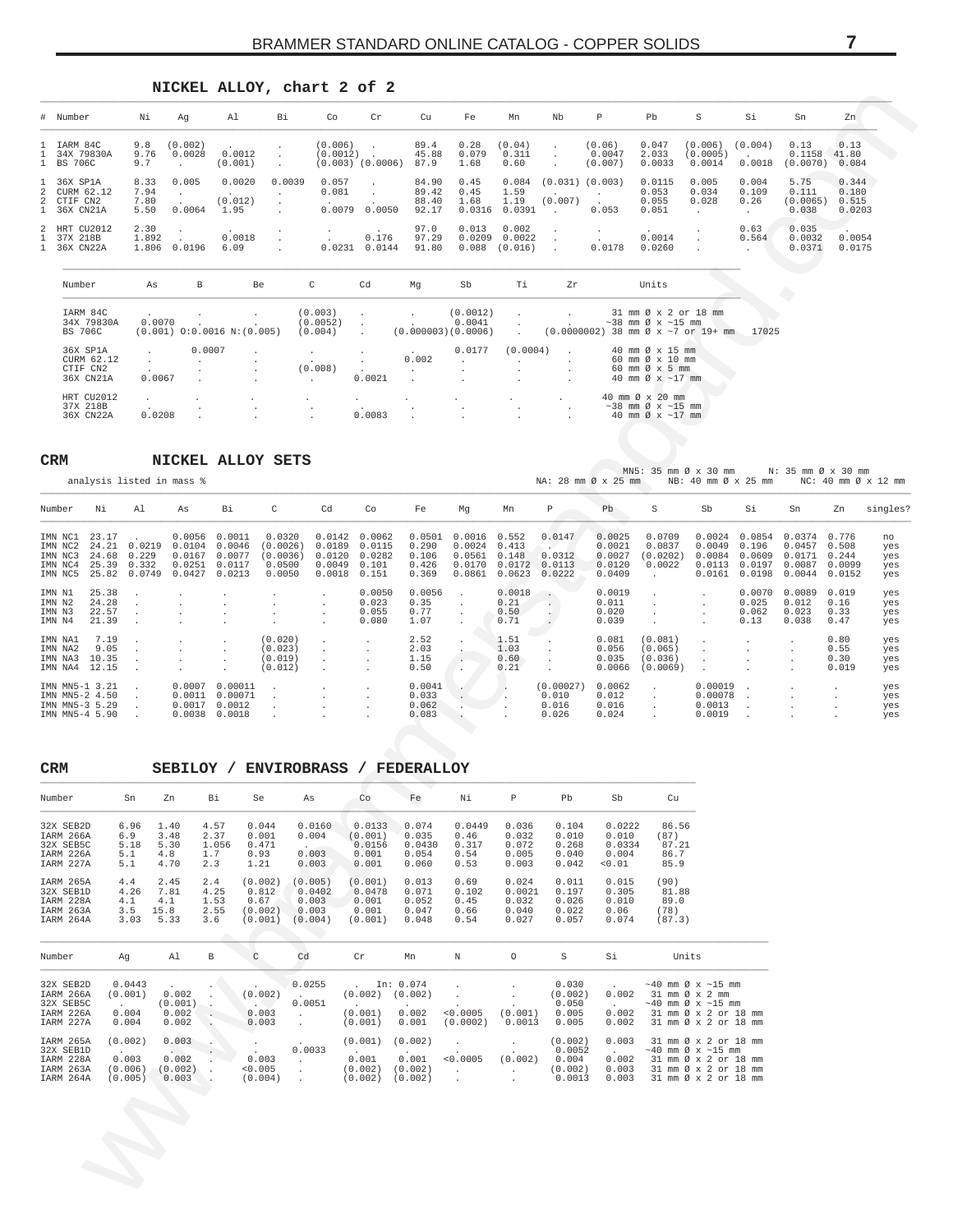## NICKEL ALLOY, chart 2 of 2

| # | Number | Ni | Ag | Al | Bi | Co | Cr | Cu | Fe | Mn | Nb | P | Pb | S | Si | Sn | Zn |
|---|---|---|---|---|---|---|---|---|---|---|---|---|---|---|---|---|---|
| 1 | IARM 84C | 9.8 | (0.002) | . | . | (0.006) | . | 89.4 | 0.28 | (0.04) | . | (0.06) | 0.047 | (0.006) | (0.004) | 0.13 | 0.13 |
| 1 | 34X 79830A | 9.76 | 0.0028 | 0.0012 | . | (0.0012) | . | 45.88 | 0.079 | 0.311 | . | 0.0047 | 2.033 | (0.0005) | . | 0.1158 | 41.80 |
| 1 | BS 706C | 9.7 | . | (0.001) | . | (0.003) | (0.0006) | 87.9 | 1.68 | 0.60 | . | (0.007) | 0.0033 | 0.0014 | 0.0018 | (0.0070) | 0.084 |
| 1 | 36X SP1A | 8.33 | 0.005 | 0.0020 | 0.0039 | 0.057 | . | 84.90 | 0.45 | 0.084 | (0.031) | (0.003) | 0.0115 | 0.005 | 0.004 | 5.75 | 0.344 |
| 2 | CURM 62.12 | 7.94 | . | . | . | 0.081 | . | 89.42 | 0.45 | 1.59 | . | . | 0.053 | 0.034 | 0.109 | 0.111 | 0.180 |
| 2 | CTIF CN2 | 7.80 | . | (0.012) | . | . | . | 88.40 | 1.68 | 1.19 | (0.007) | . | 0.055 | 0.028 | 0.26 | (0.0065) | 0.515 |
| 1 | 36X CN21A | 5.50 | 0.0064 | 1.95 | . | 0.0079 | 0.0050 | 92.17 | 0.0316 | 0.0391 | . | 0.053 | 0.051 | . | . | 0.038 | 0.0203 |
| 2 | HRT CU2012 | 2.30 | . | . | . | . | . | 97.0 | 0.013 | 0.002 | . | . | . | . | 0.63 | 0.035 | . |
| 1 | 37X 218B | 1.892 | . | 0.0018 | . | . | 0.176 | 97.29 | 0.0209 | 0.0022 | . | . | 0.0014 | . | 0.564 | 0.0032 | 0.0054 |
| 1 | 36X CN22A | 1.806 | 0.0196 | 6.09 | . | 0.0231 | 0.0144 | 91.80 | 0.088 | (0.016) | . | 0.0178 | 0.0260 | . | . | 0.0371 | 0.0175 |

| Number | As | B | Be | C | Cd | Mg | Sb | Ti | Zr | Units |
|---|---|---|---|---|---|---|---|---|---|---|
| IARM 84C | . | . | . | (0.003) | . | . | (0.0012) | . | . | 31 mm Ø x 2 or 18 mm |
| 34X 79830A | 0.0070 | . | . | (0.0052) | . | . | 0.0041 | . | . | ~38 mm Ø x ~15 mm |
| BS 706C | (0.001) O:0.0016 N:(0.005) | | | (0.004) | . | (0.000003) | (0.0006) | . | (0.0000002) | 38 mm Ø x ~7 or 19+ mm 17025 |
| 36X SP1A | . | 0.0007 | . | . | . | . | 0.0177 | (0.0004) | . | 40 mm Ø x 15 mm |
| CURM 62.12 | . | . | . | . | . | 0.002 | . | . | . | 60 mm Ø x 10 mm |
| CTIF CN2 | . | . | . | (0.008) | . | . | . | . | . | 60 mm Ø x 5 mm |
| 36X CN21A | 0.0067 | . | . | . | 0.0021 | . | . | . | . | 40 mm Ø x ~17 mm |
| HRT CU2012 | . | . | . | . | . | . | . | . | . | 40 mm Ø x 20 mm |
| 37X 218B | . | . | . | . | . | . | . | . | . | ~38 mm Ø x ~15 mm |
| 36X CN22A | 0.0208 | . | . | . | 0.0083 | . | . | . | . | 40 mm Ø x ~17 mm |

## CRM NICKEL ALLOY SETS

analysis listed in mass %

NA: 28 mm Ø x 25 mm MN5: 35 mm Ø x 30 mm NB: 40 mm Ø x 25 mm N: 35 mm Ø x 30 mm NC: 40 mm Ø x 12 mm

| Number | Ni | Al | As | Bi | C | Cd | Co | Fe | Mg | Mn | P | Pb | S | Sb | Si | Sn | Zn | singles? |
|---|---|---|---|---|---|---|---|---|---|---|---|---|---|---|---|---|---|---|
| IMN NC1 | 23.17 | . | 0.0056 | 0.0011 | 0.0320 | 0.0142 | 0.0062 | 0.0501 | 0.0016 | 0.552 | 0.0147 | 0.0025 | 0.0709 | 0.0024 | 0.0854 | 0.0374 | 0.776 | no |
| IMN NC2 | 24.21 | 0.0219 | 0.0104 | 0.0046 | (0.0026) | 0.0189 | 0.0115 | 0.290 | 0.0024 | 0.413 | . | 0.0021 | 0.0837 | 0.0049 | 0.196 | 0.0457 | 0.508 | yes |
| IMN NC3 | 24.68 | 0.229 | 0.0167 | 0.0077 | (0.0036) | 0.0120 | 0.0282 | 0.106 | 0.0561 | 0.148 | 0.0312 | 0.0027 | (0.0202) | 0.0084 | 0.0609 | 0.0171 | 0.244 | yes |
| IMN NC4 | 25.39 | 0.332 | 0.0251 | 0.0117 | 0.0500 | 0.0049 | 0.101 | 0.426 | 0.0170 | 0.0172 | 0.0113 | 0.0120 | 0.0022 | 0.0113 | 0.0197 | 0.0087 | 0.0099 | yes |
| IMN NC5 | 25.82 | 0.0749 | 0.0427 | 0.0213 | 0.0050 | 0.0018 | 0.151 | 0.369 | 0.0861 | 0.0623 | 0.0222 | 0.0409 | . | 0.0161 | 0.0198 | 0.0044 | 0.0152 | yes |
| IMN N1 | 25.38 | . | . | . | . | . | 0.0050 | 0.0056 | . | 0.0018 | . | 0.0019 | . | . | 0.0070 | 0.0089 | 0.019 | yes |
| IMN N2 | 24.28 | . | . | . | . | . | 0.023 | 0.35 | . | 0.21 | . | 0.011 | . | . | 0.025 | 0.012 | 0.16 | yes |
| IMN N3 | 22.57 | . | . | . | . | . | 0.055 | 0.77 | . | 0.50 | . | 0.020 | . | . | 0.062 | 0.023 | 0.33 | yes |
| IMN N4 | 21.39 | . | . | . | . | . | 0.080 | 1.07 | . | 0.71 | . | 0.039 | . | . | 0.13 | 0.038 | 0.47 | yes |
| IMN NA1 | 7.19 | . | . | . | (0.020) | . | . | 2.52 | . | 1.51 | . | 0.081 | (0.081) | . | . | . | 0.80 | yes |
| IMN NA2 | 9.05 | . | . | . | (0.023) | . | . | 2.03 | . | 1.03 | . | 0.056 | (0.065) | . | . | . | 0.55 | yes |
| IMN NA3 | 10.35 | . | . | . | (0.019) | . | . | 1.15 | . | 0.60 | . | 0.035 | (0.036) | . | . | . | 0.30 | yes |
| IMN NA4 | 12.15 | . | . | . | (0.012) | . | . | 0.50 | . | 0.21 | . | 0.0066 | (0.0069) | . | . | . | 0.019 | yes |
| IMN MN5-1 | 3.21 | . | 0.0007 | 0.00011 | . | . | . | 0.0041 | . | . | (0.00027) | 0.0062 | . | 0.00019 | . | . | . | yes |
| IMN MN5-2 | 4.50 | . | 0.0011 | 0.00071 | . | . | . | 0.033 | . | . | 0.010 | 0.012 | . | 0.00078 | . | . | . | yes |
| IMN MN5-3 | 5.29 | . | 0.0017 | 0.0012 | . | . | . | 0.062 | . | . | 0.016 | 0.016 | . | 0.0013 | . | . | . | yes |
| IMN MN5-4 | 5.90 | . | 0.0038 | 0.0018 | . | . | . | 0.083 | . | . | 0.026 | 0.024 | . | 0.0019 | . | . | . | yes |

## CRM SEBILOY / ENVIROBRASS / FEDERALLOY

| Number | Sn | Zn | Bi | Se | As | Co | Fe | Ni | P | Pb | Sb | Cu |
|---|---|---|---|---|---|---|---|---|---|---|---|---|
| 32X SEB2D | 6.96 | 1.40 | 4.57 | 0.044 | 0.0160 | 0.0133 | 0.074 | 0.0449 | 0.036 | 0.104 | 0.0222 | 86.56 |
| IARM 266A | 6.9 | 3.48 | 2.37 | 0.001 | 0.004 | (0.001) | 0.035 | 0.46 | 0.032 | 0.010 | 0.010 | (87) |
| 32X SEB5C | 5.18 | 5.30 | 1.056 | 0.471 | . | 0.0156 | 0.0430 | 0.317 | 0.072 | 0.268 | 0.0334 | 87.21 |
| IARM 226A | 5.1 | 4.8 | 1.7 | 0.93 | 0.003 | 0.001 | 0.054 | 0.54 | 0.005 | 0.040 | 0.004 | 86.7 |
| IARM 227A | 5.1 | 4.70 | 2.3 | 1.21 | 0.003 | 0.001 | 0.060 | 0.53 | 0.003 | 0.042 | <0.01 | 85.9 |
| IARM 265A | 4.4 | 2.45 | 2.4 | (0.002) | (0.005) | (0.001) | 0.013 | 0.69 | 0.024 | 0.011 | 0.015 | (90) |
| 32X SEB1D | 4.26 | 7.81 | 4.25 | 0.812 | 0.0402 | 0.0478 | 0.071 | 0.102 | 0.0021 | 0.197 | 0.305 | 81.88 |
| IARM 228A | 4.1 | 4.1 | 1.53 | 0.67 | 0.003 | 0.001 | 0.052 | 0.45 | 0.032 | 0.026 | 0.010 | 89.0 |
| IARM 263A | 3.5 | 15.8 | 2.55 | (0.002) | 0.003 | 0.001 | 0.047 | 0.66 | 0.040 | 0.022 | 0.06 | (78) |
| IARM 264A | 3.03 | 5.33 | 3.6 | (0.001) | (0.004) | (0.001) | 0.048 | 0.54 | 0.027 | 0.057 | 0.074 | (87.3) |

| Number | Ag | Al | B | C | Cd | Cr | Mn | N | O | S | Si | Units |
|---|---|---|---|---|---|---|---|---|---|---|---|---|
| 32X SEB2D | 0.0443 | . | . | . | 0.0255 | . | In: 0.074 | . | . | 0.030 | . | ~40 mm Ø x ~15 mm |
| IARM 266A | (0.001) | 0.002 | . | (0.002) | . | (0.002) | (0.002) | . | . | (0.002) | 0.002 | 31 mm Ø x 2 mm |
| 32X SEB5C | . | (0.001) | . | . | 0.0051 | . | . | . | . | 0.050 | . | ~40 mm Ø x ~15 mm |
| IARM 226A | 0.004 | 0.002 | . | 0.003 | . | (0.001) | 0.002 | <0.0005 | (0.001) | 0.005 | 0.002 | 31 mm Ø x 2 or 18 mm |
| IARM 227A | 0.004 | 0.002 | . | 0.003 | . | (0.001) | 0.001 | (0.0002) | 0.0013 | 0.005 | 0.002 | 31 mm Ø x 2 or 18 mm |
| IARM 265A | (0.002) | 0.003 | . | . | . | (0.001) | (0.002) | . | . | (0.002) | 0.003 | 31 mm Ø x 2 or 18 mm |
| 32X SEB1D | . | . | . | . | 0.0033 | . | . | . | . | 0.0052 | . | ~40 mm Ø x ~15 mm |
| IARM 228A | 0.003 | 0.002 | . | 0.003 | . | 0.001 | 0.001 | <0.0005 | (0.002) | 0.004 | 0.002 | 31 mm Ø x 2 or 18 mm |
| IARM 263A | (0.006) | (0.002) | . | <0.005 | . | (0.002) | (0.002) | . | . | (0.002) | 0.003 | 31 mm Ø x 2 or 18 mm |
| IARM 264A | (0.005) | 0.003 | . | (0.004) | . | (0.002) | (0.002) | . | . | 0.0013 | 0.003 | 31 mm Ø x 2 or 18 mm |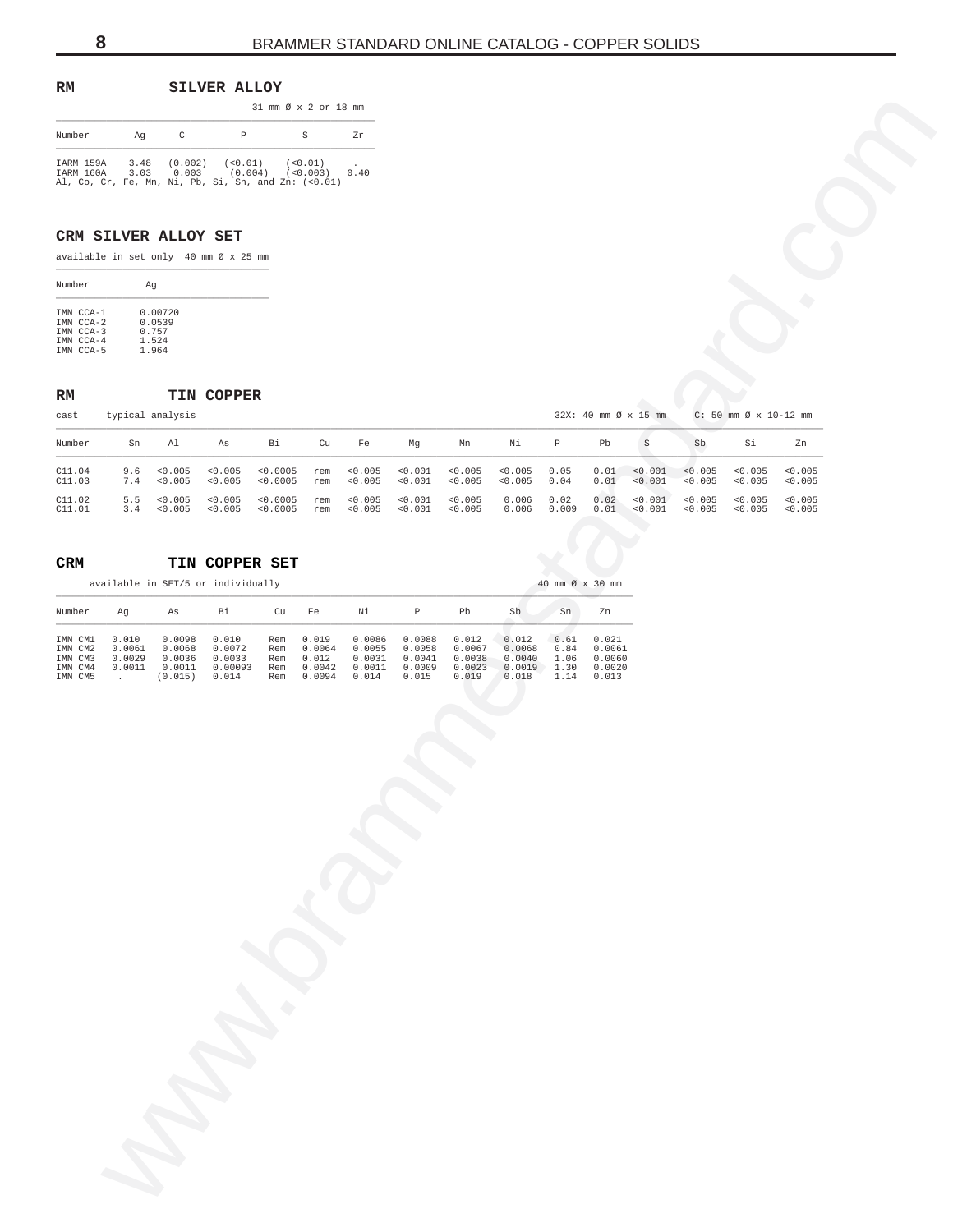## RM SILVER ALLOY

31 mm Ø x 2 or 18 mm

| Number | Ag | C | P | S | Zr |
|---|---|---|---|---|---|
| IARM 159A | 3.48 | (0.002) | (<0.01) | (<0.01) | . |
| IARM 160A | 3.03 | 0.003 | (0.004) | (<0.003) | 0.40 |

Al, Co, Cr, Fe, Mn, Ni, Pb, Si, Sn, and Zn: (<0.01)

## CRM SILVER ALLOY SET

available in set only 40 mm Ø x 25 mm

| Number | Ag |
|---|---|
| IMN CCA-1 | 0.00720 |
| IMN CCA-2 | 0.0539 |
| IMN CCA-3 | 0.757 |
| IMN CCA-4 | 1.524 |
| IMN CCA-5 | 1.964 |

## RM TIN COPPER

cast typical analysis 32X: 40 mm Ø x 15 mm C: 50 mm Ø x 10-12 mm

| Number | Sn | Al | As | Bi | Cu | Fe | Mg | Mn | Ni | P | Pb | S | Sb | Si | Zn |
|---|---|---|---|---|---|---|---|---|---|---|---|---|---|---|---|
| C11.04 | 9.6 | <0.005 | <0.005 | <0.0005 | rem | <0.005 | <0.001 | <0.005 | <0.005 | 0.05 | 0.01 | <0.001 | <0.005 | <0.005 | <0.005 |
| C11.03 | 7.4 | <0.005 | <0.005 | <0.0005 | rem | <0.005 | <0.001 | <0.005 | <0.005 | 0.04 | 0.01 | <0.001 | <0.005 | <0.005 | <0.005 |
| C11.02 | 5.5 | <0.005 | <0.005 | <0.0005 | rem | <0.005 | <0.001 | <0.005 | 0.006 | 0.02 | 0.02 | <0.001 | <0.005 | <0.005 | <0.005 |
| C11.01 | 3.4 | <0.005 | <0.005 | <0.0005 | rem | <0.005 | <0.001 | <0.005 | 0.006 | 0.009 | 0.01 | <0.001 | <0.005 | <0.005 | <0.005 |

## CRM TIN COPPER SET

available in SET/5 or individually 40 mm Ø x 30 mm

| Number | Ag | As | Bi | Cu | Fe | Ni | P | Pb | Sb | Sn | Zn |
|---|---|---|---|---|---|---|---|---|---|---|---|
| IMN CM1 | 0.010 | 0.0098 | 0.010 | Rem | 0.019 | 0.0086 | 0.0088 | 0.012 | 0.012 | 0.61 | 0.021 |
| IMN CM2 | 0.0061 | 0.0068 | 0.0072 | Rem | 0.0064 | 0.0055 | 0.0058 | 0.0067 | 0.0068 | 0.84 | 0.0061 |
| IMN CM3 | 0.0029 | 0.0036 | 0.0033 | Rem | 0.012 | 0.0031 | 0.0041 | 0.0038 | 0.0040 | 1.06 | 0.0060 |
| IMN CM4 | 0.0011 | 0.0011 | 0.00093 | Rem | 0.0042 | 0.0011 | 0.0009 | 0.0023 | 0.0019 | 1.30 | 0.0020 |
| IMN CM5 | . | (0.015) | 0.014 | Rem | 0.0094 | 0.014 | 0.015 | 0.019 | 0.018 | 1.14 | 0.013 |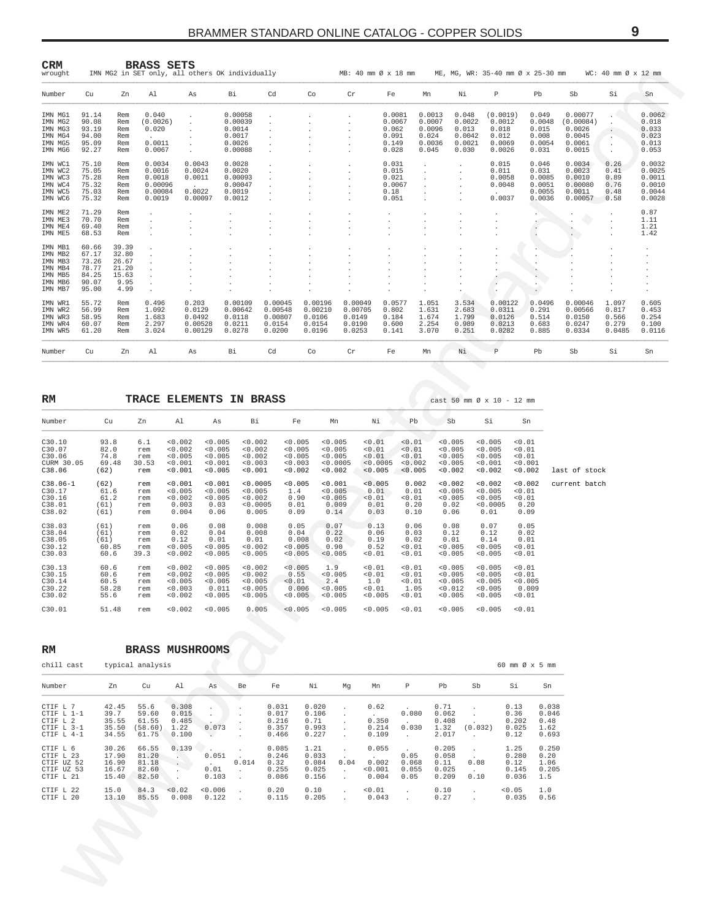## CRM BRASS SETS

wrought — IMN MG2 in SET only, all others OK individually — MB: 40 mm Ø x 18 mm — ME, MG, WR: 35-40 mm Ø x 25-30 mm — WC: 40 mm Ø x 12 mm

| Number | Cu | Zn | Al | As | Bi | Cd | Co | Cr | Fe | Mn | Ni | P | Pb | Sb | Si | Sn |
|---|---|---|---|---|---|---|---|---|---|---|---|---|---|---|---|---|
| IMN MG1 | 91.14 | Rem | 0.040 | . | 0.00058 | . | . | . | 0.0081 | 0.0013 | 0.048 | (0.0019) | 0.049 | 0.00077 | . | 0.0062 |
| IMN MG2 | 90.08 | Rem | (0.0026) | . | 0.00039 | . | . | . | 0.0067 | 0.0007 | 0.0022 | 0.0012 | 0.0048 | (0.00084) | . | 0.018 |
| IMN MG3 | 93.19 | Rem | 0.020 | . | 0.0014 | . | . | . | 0.062 | 0.0096 | 0.013 | 0.018 | 0.015 | 0.0026 | . | 0.033 |
| IMN MG4 | 94.00 | Rem | . | . | 0.0017 | . | . | . | 0.091 | 0.024 | 0.0042 | 0.012 | 0.008 | 0.0045 | . | 0.023 |
| IMN MG5 | 95.09 | Rem | 0.0011 | . | 0.0026 | . | . | . | 0.149 | 0.0036 | 0.0021 | 0.0069 | 0.0054 | 0.0061 | . | 0.013 |
| IMN MG6 | 92.27 | Rem | 0.0067 | . | 0.00088 | . | . | . | 0.028 | 0.045 | 0.030 | 0.0026 | 0.031 | 0.0015 | . | 0.053 |
| IMN WC1 | 75.10 | Rem | 0.0034 | 0.0043 | 0.0028 | . | . | . | 0.031 | . | . | 0.015 | 0.046 | 0.0034 | 0.26 | 0.0032 |
| IMN WC2 | 75.05 | Rem | 0.0016 | 0.0024 | 0.0020 | . | . | . | 0.015 | . | . | 0.011 | 0.031 | 0.0023 | 0.41 | 0.0025 |
| IMN WC3 | 75.28 | Rem | 0.0018 | 0.0011 | 0.00093 | . | . | . | 0.021 | . | . | 0.0058 | 0.0085 | 0.0010 | 0.89 | 0.0011 |
| IMN WC4 | 75.32 | Rem | 0.00096 | . | 0.00047 | . | . | . | 0.0067 | . | . | 0.0048 | 0.0051 | 0.00080 | 0.76 | 0.0010 |
| IMN WC5 | 75.03 | Rem | 0.00084 | 0.0022 | 0.0019 | . | . | . | 0.18 | . | . | . | 0.0055 | 0.0011 | 0.48 | 0.0044 |
| IMN WC6 | 75.32 | Rem | 0.0019 | 0.00097 | 0.0012 | . | . | . | 0.051 | . | . | 0.0037 | 0.0036 | 0.00057 | 0.58 | 0.0028 |
| IMN ME2 | 71.29 | Rem | . | . | . | . | . | . | . | . | . | . | . | . | . | 0.87 |
| IMN ME3 | 70.70 | Rem | . | . | . | . | . | . | . | . | . | . | . | . | . | 1.11 |
| IMN ME4 | 69.40 | Rem | . | . | . | . | . | . | . | . | . | . | . | . | . | 1.21 |
| IMN ME5 | 68.53 | Rem | . | . | . | . | . | . | . | . | . | . | . | . | . | 1.42 |
| IMN MB1 | 60.66 | 39.39 | . | . | . | . | . | . | . | . | . | . | . | . | . | . |
| IMN MB2 | 67.17 | 32.80 | . | . | . | . | . | . | . | . | . | . | . | . | . | . |
| IMN MB3 | 73.26 | 26.67 | . | . | . | . | . | . | . | . | . | . | . | . | . | . |
| IMN MB4 | 78.77 | 21.20 | . | . | . | . | . | . | . | . | . | . | . | . | . | . |
| IMN MB5 | 84.25 | 15.63 | . | . | . | . | . | . | . | . | . | . | . | . | . | . |
| IMN MB6 | 90.07 | 9.95 | . | . | . | . | . | . | . | . | . | . | . | . | . | . |
| IMN MB7 | 95.00 | 4.99 | . | . | . | . | . | . | . | . | . | . | . | . | . | . |
| IMN WR1 | 55.72 | Rem | 0.496 | 0.203 | 0.00109 | 0.00045 | 0.00196 | 0.00049 | 0.0577 | 1.051 | 3.534 | 0.00122 | 0.0496 | 0.00046 | 1.097 | 0.605 |
| IMN WR2 | 56.99 | Rem | 1.092 | 0.0129 | 0.00642 | 0.00548 | 0.00210 | 0.00705 | 0.802 | 1.631 | 2.683 | 0.0311 | 0.291 | 0.00566 | 0.817 | 0.453 |
| IMN WR3 | 58.95 | Rem | 1.683 | 0.0492 | 0.0118 | 0.00807 | 0.0106 | 0.0149 | 0.184 | 1.674 | 1.799 | 0.0126 | 0.514 | 0.0150 | 0.566 | 0.254 |
| IMN WR4 | 60.07 | Rem | 2.297 | 0.00528 | 0.0211 | 0.0154 | 0.0154 | 0.0190 | 0.600 | 2.254 | 0.989 | 0.0213 | 0.683 | 0.0247 | 0.279 | 0.100 |
| IMN WR5 | 61.20 | Rem | 3.024 | 0.00129 | 0.0278 | 0.0200 | 0.0196 | 0.0253 | 0.141 | 3.070 | 0.251 | 0.0282 | 0.885 | 0.0334 | 0.0485 | 0.0116 |

## RM TRACE ELEMENTS IN BRASS

cast 50 mm Ø x 10 - 12 mm

| Number | Cu | Zn | Al | As | Bi | Fe | Mn | Ni | Pb | Sb | Si | Sn | |
|---|---|---|---|---|---|---|---|---|---|---|---|---|---|
| C30.10 | 93.8 | 6.1 | <0.002 | <0.005 | <0.002 | <0.005 | <0.005 | <0.01 | <0.01 | <0.005 | <0.005 | <0.01 | |
| C30.07 | 82.0 | rem | <0.002 | <0.005 | <0.002 | <0.005 | <0.005 | <0.01 | <0.01 | <0.005 | <0.005 | <0.01 | |
| C30.06 | 74.8 | rem | <0.005 | <0.005 | <0.002 | <0.005 | <0.005 | <0.01 | <0.01 | <0.005 | <0.005 | <0.01 | |
| CURM 30.05 | 69.48 | 30.53 | <0.001 | <0.001 | <0.003 | <0.003 | <0.0005 | <0.0005 | <0.002 | <0.005 | <0.001 | <0.001 | |
| C38.06 | (62) | rem | <0.001 | <0.005 | <0.001 | <0.002 | <0.002 | <0.005 | <0.005 | <0.002 | <0.002 | <0.002 | last of stock |
| C38.06-1 | (62) | rem | <0.001 | <0.001 | <0.0005 | <0.005 | <0.001 | <0.005 | 0.002 | <0.002 | <0.002 | <0.002 | current batch |
| C30.17 | 61.6 | rem | <0.005 | <0.005 | <0.005 | 1.4 | <0.005 | 0.01 | 0.01 | <0.005 | <0.005 | <0.01 | |
| C30.16 | 61.2 | rem | <0.002 | <0.005 | <0.002 | 0.90 | <0.005 | <0.01 | <0.01 | <0.005 | <0.005 | <0.01 | |
| C38.01 | (61) | rem | 0.003 | 0.03 | <0.0005 | 0.01 | 0.009 | 0.01 | 0.20 | 0.02 | <0.0005 | 0.20 | |
| C38.02 | (61) | rem | 0.004 | 0.06 | 0.005 | 0.09 | 0.14 | 0.03 | 0.10 | 0.06 | 0.01 | 0.09 | |
| C38.03 | (61) | rem | 0.06 | 0.08 | 0.008 | 0.05 | 0.07 | 0.13 | 0.06 | 0.08 | 0.07 | 0.05 | |
| C38.04 | (61) | rem | 0.02 | 0.04 | 0.008 | 0.04 | 0.22 | 0.06 | 0.03 | 0.12 | 0.12 | 0.02 | |
| C38.05 | (61) | rem | 0.12 | 0.01 | 0.01 | 0.008 | 0.02 | 0.19 | 0.02 | 0.01 | 0.14 | 0.01 | |
| C30.12 | 60.85 | rem | <0.005 | <0.005 | <0.002 | <0.005 | 0.90 | 0.52 | <0.01 | <0.005 | <0.005 | <0.01 | |
| C30.03 | 60.6 | 39.3 | <0.002 | <0.005 | <0.005 | <0.005 | <0.005 | <0.01 | <0.01 | <0.005 | <0.005 | <0.01 | |
| C30.13 | 60.6 | rem | <0.002 | <0.005 | <0.002 | <0.005 | 1.9 | <0.01 | <0.01 | <0.005 | <0.005 | <0.01 | |
| C30.15 | 60.6 | rem | <0.002 | <0.005 | <0.002 | 0.55 | <0.005 | <0.01 | <0.01 | <0.005 | <0.005 | <0.01 | |
| C30.14 | 60.5 | rem | <0.005 | <0.005 | <0.005 | <0.01 | 2.4 | 1.0 | <0.01 | <0.005 | <0.005 | <0.005 | |
| C30.22 | 58.28 | rem | <0.003 | 0.011 | <0.005 | 0.006 | <0.005 | <0.01 | 1.05 | <0.012 | <0.005 | 0.009 | |
| C30.02 | 55.6 | rem | <0.002 | <0.005 | <0.005 | <0.005 | <0.005 | <0.005 | <0.01 | <0.005 | <0.005 | <0.01 | |
| C30.01 | 51.48 | rem | <0.002 | <0.005 | 0.005 | <0.005 | <0.005 | <0.005 | <0.01 | <0.005 | <0.005 | <0.01 | |

## RM BRASS MUSHROOMS

chill cast — typical analysis — 60 mm Ø x 5 mm

| Number | Zn | Cu | Al | As | Be | Fe | Ni | Mg | Mn | P | Pb | Sb | Si | Sn |
|---|---|---|---|---|---|---|---|---|---|---|---|---|---|---|
| CTIF L 7 | 42.45 | 55.6 | 0.308 | . | . | 0.031 | 0.020 | . | 0.62 | . | 0.71 | . | 0.13 | 0.038 |
| CTIF L 1-1 | 39.7 | 59.60 | 0.015 | . | . | 0.017 | 0.106 | . | . | 0.080 | 0.062 | . | 0.36 | 0.046 |
| CTIF L 2 | 35.55 | 61.55 | 0.485 | . | . | 0.216 | 0.71 | . | 0.350 | . | 0.408 | . | 0.202 | 0.48 |
| CTIF L 3-1 | 35.50 | (58.60) | 1.22 | 0.073 | . | 0.357 | 0.993 | . | 0.214 | 0.030 | 1.32 | (0.032) | 0.025 | 1.62 |
| CTIF L 4-1 | 34.55 | 61.75 | 0.100 | . | . | 0.466 | 0.227 | . | 0.109 | . | 2.017 | . | 0.12 | 0.693 |
| CTIF L 6 | 30.26 | 66.55 | 0.139 | . | . | 0.085 | 1.21 | . | 0.055 | . | 0.205 | . | 1.25 | 0.250 |
| CTIF L 23 | 17.90 | 81.20 | . | 0.051 | . | 0.246 | 0.033 | . | . | 0.05 | 0.058 | . | 0.280 | 0.20 |
| CTIF UZ 52 | 16.90 | 81.18 | . | . | 0.014 | 0.32 | 0.084 | 0.04 | 0.002 | 0.068 | 0.11 | 0.08 | 0.12 | 1.06 |
| CTIF UZ 53 | 16.67 | 82.60 | . | 0.01 | . | 0.255 | 0.025 | . | <0.001 | 0.055 | 0.025 | . | 0.145 | 0.205 |
| CTIF L 21 | 15.40 | 82.50 | . | 0.103 | . | 0.086 | 0.156 | . | 0.004 | 0.05 | 0.209 | 0.10 | 0.036 | 1.5 |
| CTIF L 22 | 15.0 | 84.3 | <0.02 | <0.006 | . | 0.20 | 0.10 | . | <0.01 | . | 0.10 | . | <0.05 | 1.0 |
| CTIF L 20 | 13.10 | 85.55 | 0.008 | 0.122 | . | 0.115 | 0.205 | . | 0.043 | . | 0.27 | . | 0.035 | 0.56 |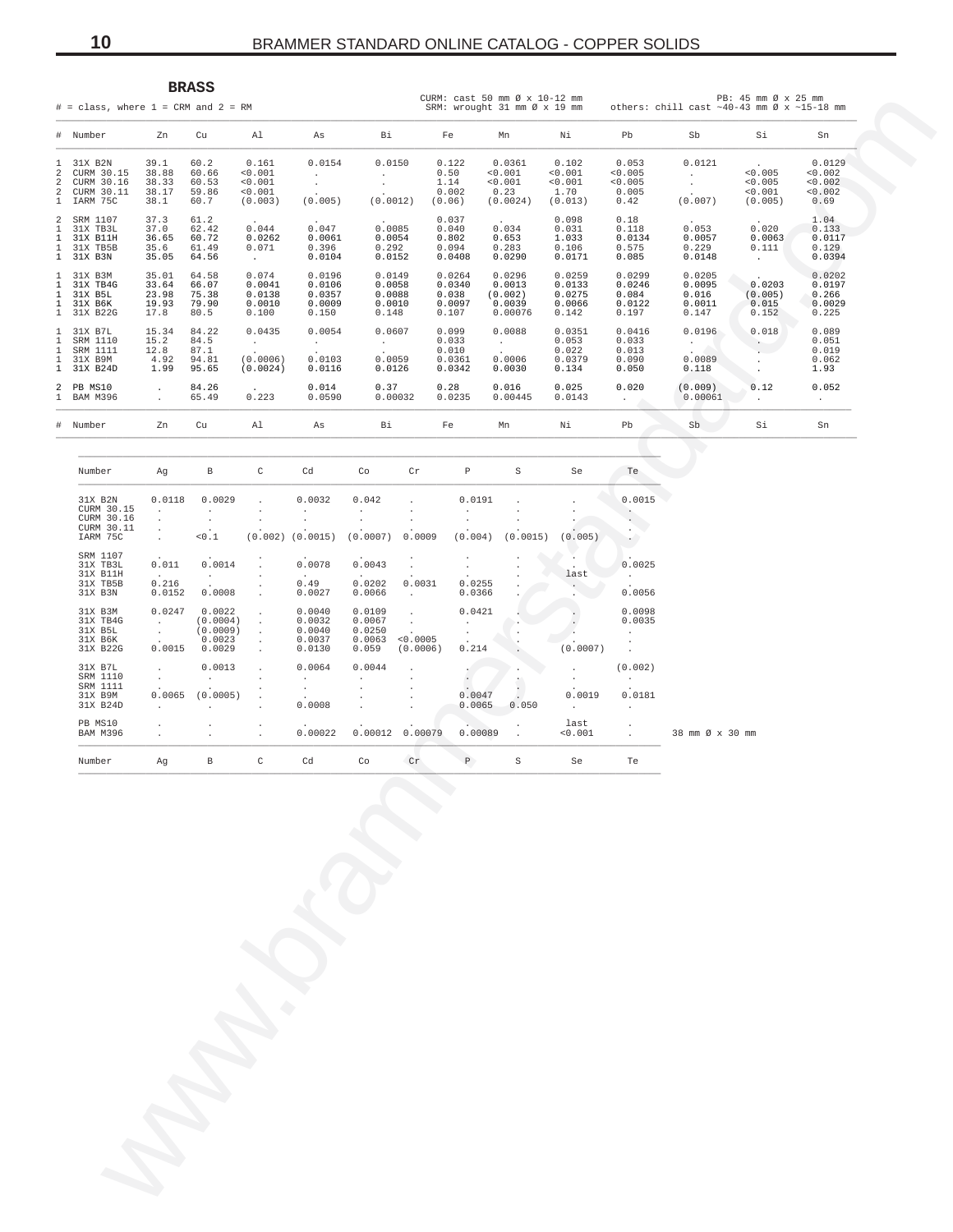## BRASS

# = class, where 1 = CRM and 2 = RM

CURM: cast 50 mm Ø x 10-12 mm
SRM: wrought 31 mm Ø x 19 mm

PB: 45 mm Ø x 25 mm
others: chill cast ~40-43 mm Ø x ~15-18 mm

| # | Number | Zn | Cu | Al | As | Bi | Fe | Mn | Ni | Pb | Sb | Si | Sn |
|---|---|---|---|---|---|---|---|---|---|---|---|---|---|
| 1 | 31X B2N | 39.1 | 60.2 | 0.161 | 0.0154 | 0.0150 | 0.122 | 0.0361 | 0.102 | 0.053 | 0.0121 | . | 0.0129 |
| 2 | CURM 30.15 | 38.88 | 60.66 | <0.001 | . | . | 0.50 | <0.001 | <0.001 | <0.005 | . | <0.005 | <0.002 |
| 2 | CURM 30.16 | 38.33 | 60.53 | <0.001 | . | . | 1.14 | <0.001 | <0.001 | <0.005 | . | <0.005 | <0.002 |
| 2 | CURM 30.11 | 38.17 | 59.86 | <0.001 | . | . | 0.002 | 0.23 | 1.70 | 0.005 | . | <0.001 | <0.002 |
| 1 | IARM 75C | 38.1 | 60.7 | (0.003) | (0.005) | (0.0012) | (0.06) | (0.0024) | (0.013) | 0.42 | (0.007) | (0.005) | 0.69 |
| 2 | SRM 1107 | 37.3 | 61.2 | . | . | . | 0.037 | . | 0.098 | 0.18 | . | . | 1.04 |
| 1 | 31X TB3L | 37.0 | 62.42 | 0.044 | 0.047 | 0.0085 | 0.040 | 0.034 | 0.031 | 0.118 | 0.053 | 0.020 | 0.133 |
| 1 | 31X B11H | 36.65 | 60.72 | 0.0262 | 0.0061 | 0.0054 | 0.802 | 0.653 | 1.033 | 0.0134 | 0.0057 | 0.0063 | 0.0117 |
| 1 | 31X TB5B | 35.6 | 61.49 | 0.071 | 0.396 | 0.292 | 0.094 | 0.283 | 0.106 | 0.575 | 0.229 | 0.111 | 0.129 |
| 1 | 31X B3N | 35.05 | 64.56 | . | 0.0104 | 0.0152 | 0.0408 | 0.0290 | 0.0171 | 0.085 | 0.0148 | . | 0.0394 |
| 1 | 31X B3M | 35.01 | 64.58 | 0.074 | 0.0196 | 0.0149 | 0.0264 | 0.0296 | 0.0259 | 0.0299 | 0.0205 | . | 0.0202 |
| 1 | 31X TB4G | 33.64 | 66.07 | 0.0041 | 0.0106 | 0.0058 | 0.0340 | 0.0013 | 0.0133 | 0.0246 | 0.0095 | 0.0203 | 0.0197 |
| 1 | 31X B5L | 23.98 | 75.38 | 0.0138 | 0.0357 | 0.0088 | 0.038 | (0.002) | 0.0275 | 0.084 | 0.016 | (0.005) | 0.266 |
| 1 | 31X B6K | 19.93 | 79.90 | 0.0010 | 0.0009 | 0.0010 | 0.0097 | 0.0039 | 0.0066 | 0.0122 | 0.0011 | 0.015 | 0.0029 |
| 1 | 31X B22G | 17.8 | 80.5 | 0.100 | 0.150 | 0.148 | 0.107 | 0.00076 | 0.142 | 0.197 | 0.147 | 0.152 | 0.225 |
| 1 | 31X B7L | 15.34 | 84.22 | 0.0435 | 0.0054 | 0.0607 | 0.099 | 0.0088 | 0.0351 | 0.0416 | 0.0196 | 0.018 | 0.089 |
| 1 | SRM 1110 | 15.2 | 84.5 | . | . | . | 0.033 | . | 0.053 | 0.033 | . | . | 0.051 |
| 1 | SRM 1111 | 12.8 | 87.1 | . | . | . | 0.010 | . | 0.022 | 0.013 | . | . | 0.019 |
| 1 | 31X B9M | 4.92 | 94.81 | (0.0006) | 0.0103 | 0.0059 | 0.0361 | 0.0006 | 0.0379 | 0.090 | 0.0089 | . | 0.062 |
| 1 | 31X B24D | 1.99 | 95.65 | (0.0024) | 0.0116 | 0.0126 | 0.0342 | 0.0030 | 0.134 | 0.050 | 0.118 | . | 1.93 |
| 2 | PB MS10 | . | 84.26 | . | 0.014 | 0.37 | 0.28 | 0.016 | 0.025 | 0.020 | (0.009) | 0.12 | 0.052 |
| 1 | BAM M396 | . | 65.49 | 0.223 | 0.0590 | 0.00032 | 0.0235 | 0.00445 | 0.0143 | . | 0.00061 | . | . |

| Number | Ag | B | C | Cd | Co | Cr | P | S | Se | Te |
|---|---|---|---|---|---|---|---|---|---|---|
| 31X B2N | 0.0118 | 0.0029 | . | 0.0032 | 0.042 | . | 0.0191 | . | . | 0.0015 |
| CURM 30.15 | . | . | . | . | . | . | . | . | . | . |
| CURM 30.16 | . | . | . | . | . | . | . | . | . | . |
| CURM 30.11 | . | . | . | . | . | . | . | . | . | . |
| IARM 75C | . | <0.1 | (0.002) | (0.0015) | (0.0007) | 0.0009 | (0.004) | (0.0015) | (0.005) | . |
| SRM 1107 | . | . | . | . | . | . | . | . | . | . |
| 31X TB3L | 0.011 | 0.0014 | . | 0.0078 | 0.0043 | . | . | . | . | 0.0025 |
| 31X B11H | . | . | . | . | . | . | . | . | last | . |
| 31X TB5B | 0.216 | . | . | 0.49 | 0.0202 | 0.0031 | 0.0255 | . | . | . |
| 31X B3N | 0.0152 | 0.0008 | . | 0.0027 | 0.0066 | . | 0.0366 | . | . | 0.0056 |
| 31X B3M | 0.0247 | 0.0022 | . | 0.0040 | 0.0109 | . | 0.0421 | . | . | 0.0098 |
| 31X TB4G | . | (0.0004) | . | 0.0032 | 0.0067 | . | . | . | . | 0.0035 |
| 31X B5L | . | (0.0009) | . | 0.0040 | 0.0250 | . | . | . | . | . |
| 31X B6K | . | 0.0023 | . | 0.0037 | 0.0063 | <0.0005 | . | . | . | . |
| 31X B22G | 0.0015 | 0.0029 | . | 0.0130 | 0.059 | (0.0006) | 0.214 | . | (0.0007) | . |
| 31X B7L | . | 0.0013 | . | 0.0064 | 0.0044 | . | . | . | . | (0.002) |
| SRM 1110 | . | . | . | . | . | . | . | . | . | . |
| SRM 1111 | . | . | . | . | . | . | . | . | . | . |
| 31X B9M | 0.0065 | (0.0005) | . | . | . | . | 0.0047 | . | 0.0019 | 0.0181 |
| 31X B24D | . | . | . | 0.0008 | . | . | 0.0065 | 0.050 | . | . |
| PB MS10 | . | . | . | . | . | . | . | . | last | . |
| BAM M396 | . | . | . | 0.00022 | 0.00012 | 0.00079 | 0.00089 | . | <0.001 | . |

BAM M396: 38 mm Ø x 30 mm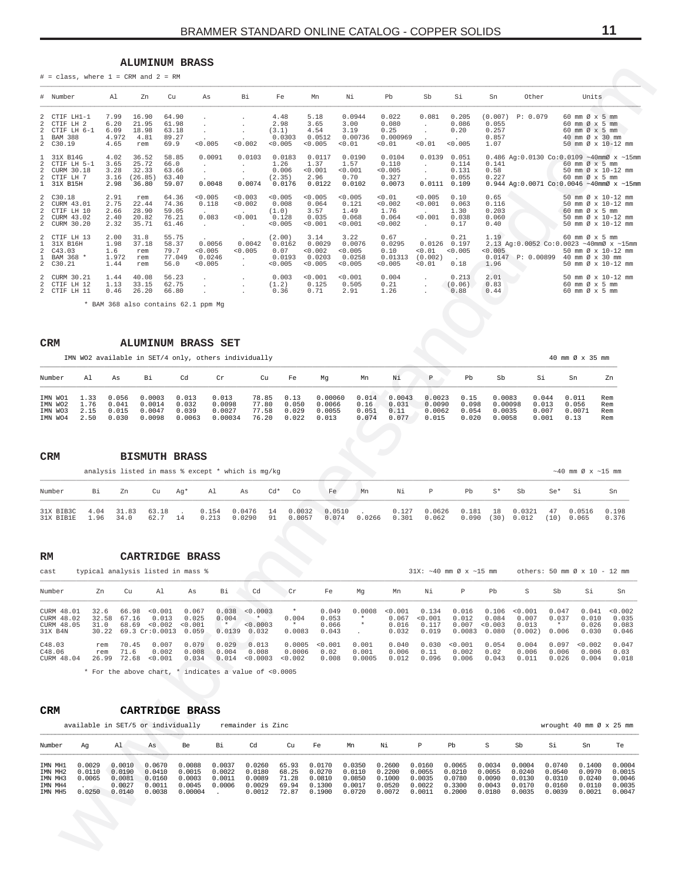## ALUMINUM BRASS

# = class, where 1 = CRM and 2 = RM

| # | Number | Al | Zn | Cu | As | Bi | Fe | Mn | Ni | Pb | Sb | Si | Sn | Other | Units |
|---|---|---|---|---|---|---|---|---|---|---|---|---|---|---|---|
| 2 | CTIF LH1-1 | 7.99 | 16.90 | 64.90 | . | . | 4.48 | 5.18 | 0.0944 | 0.022 | 0.081 | 0.205 | (0.007) | P: 0.079 | 60 mm Ø x 5 mm |
| 2 | CTIF LH 2 | 6.20 | 21.95 | 61.98 | . | . | 2.98 | 3.65 | 3.00 | 0.080 | . | 0.086 | 0.055 | | 60 mm Ø x 5 mm |
| 2 | CTIF LH 6-1 | 6.09 | 18.98 | 63.18 | . | . | (3.1) | 4.54 | 3.19 | 0.25 | . | 0.20 | 0.257 | | 60 mm Ø x 5 mm |
| 1 | BAM 388 | 4.972 | 4.81 | 89.27 | . | . | 0.0303 | 0.0512 | 0.00736 | 0.000969 | . | . | 0.857 | | 40 mm Ø x 30 mm |
| 2 | C30.19 | 4.65 | rem | 69.9 | <0.005 | <0.002 | <0.005 | <0.005 | <0.01 | <0.01 | <0.01 | <0.005 | 1.07 | | 50 mm Ø x 10-12 mm |
| 1 | 31X B14G | 4.02 | 36.52 | 58.85 | 0.0091 | 0.0103 | 0.0183 | 0.0117 | 0.0190 | 0.0104 | 0.0139 | 0.051 | 0.406 | Ag:0.0130 Co:0.0109 | ~40mmØ x ~15mm |
| 2 | CTIF LH 5-1 | 3.65 | 25.72 | 66.0 | . | . | 1.26 | 1.37 | 1.57 | 0.110 | . | 0.114 | 0.141 | | 60 mm Ø x 5 mm |
| 2 | CURM 30.18 | 3.28 | 32.33 | 63.66 | . | . | 0.006 | <0.001 | <0.001 | <0.005 | . | 0.131 | 0.58 | | 50 mm Ø x 10-12 mm |
| 2 | CTIF LH 7 | 3.16 | (26.85) | 63.40 | . | . | (2.35) | 2.96 | 0.70 | 0.327 | . | 0.055 | 0.227 | | 60 mm Ø x 5 mm |
| 1 | 31X B15H | 2.98 | 36.80 | 59.07 | 0.0048 | 0.0074 | 0.0176 | 0.0122 | 0.0102 | 0.0073 | 0.0111 | 0.109 | 0.944 | Ag:0.0071 Co:0.0046 | ~40mmØ x ~15mm |
| 2 | C30.18 | 2.91 | rem | 64.36 | <0.005 | <0.003 | <0.005 | <0.005 | <0.005 | <0.01 | <0.005 | 0.10 | 0.65 | | 50 mm Ø x 10-12 mm |
| 2 | CURM 43.01 | 2.75 | 22.44 | 74.36 | 0.118 | <0.002 | 0.008 | 0.064 | 0.121 | <0.002 | <0.001 | 0.063 | 0.116 | | 50 mm Ø x 10-12 mm |
| 2 | CTIF LH 10 | 2.66 | 28.90 | 59.05 | . | . | (1.0) | 3.57 | 1.49 | 1.76 | . | 1.30 | 0.203 | | 60 mm Ø x 5 mm |
| 2 | CURM 43.02 | 2.40 | 20.82 | 76.21 | 0.083 | <0.001 | 0.128 | 0.035 | 0.068 | 0.064 | <0.001 | 0.038 | 0.060 | | 50 mm Ø x 10-12 mm |
| 2 | CURM 30.20 | 2.32 | 35.71 | 61.46 | . | . | <0.005 | <0.001 | <0.001 | <0.002 | . | 0.17 | 0.40 | | 50 mm Ø x 10-12 mm |
| 2 | CTIF LH 13 | 2.00 | 31.8 | 55.75 | . | . | (2.00) | 3.14 | 3.22 | 0.67 | . | 0.21 | 1.19 | | 60 mm Ø x 5 mm |
| 1 | 31X B16H | 1.98 | 37.18 | 58.37 | 0.0056 | 0.0042 | 0.0162 | 0.0029 | 0.0076 | 0.0295 | 0.0126 | 0.197 | 2.13 | Ag:0.0052 Co:0.0023 | ~40mmØ x ~15mm |
| 2 | C43.03 | 1.6 | rem | 79.7 | <0.005 | <0.005 | 0.07 | <0.002 | <0.005 | 0.10 | <0.01 | <0.005 | <0.005 | | 50 mm Ø x 10-12 mm |
| 1 | BAM 368 * | 1.972 | rem | 77.049 | 0.0246 | . | 0.0193 | 0.0203 | 0.0258 | 0.01313 | (0.002) | . | 0.0147 | P: 0.00899 | 40 mm Ø x 30 mm |
| 2 | C30.21 | 1.44 | rem | 56.0 | <0.005 | . | <0.005 | <0.005 | <0.005 | <0.005 | <0.01 | 0.18 | 1.96 | | 50 mm Ø x 10-12 mm |
| 2 | CURM 30.21 | 1.44 | 40.08 | 56.23 | . | . | 0.003 | <0.001 | <0.001 | 0.004 | . | 0.213 | 2.01 | | 50 mm Ø x 10-12 mm |
| 2 | CTIF LH 12 | 1.13 | 33.15 | 62.75 | . | . | (1.2) | 0.125 | 0.505 | 0.21 | . | (0.06) | 0.83 | | 60 mm Ø x 5 mm |
| 2 | CTIF LH 11 | 0.46 | 26.20 | 66.80 | . | . | 0.36 | 0.71 | 2.91 | 1.26 | . | 0.88 | 0.44 | | 60 mm Ø x 5 mm |

\* BAM 368 also contains 62.1 ppm Mg

## CRM ALUMINUM BRASS SET

IMN WO2 available in SET/4 only, others individually — 40 mm Ø x 35 mm

| Number | Al | As | Bi | Cd | Cr | Cu | Fe | Mg | Mn | Ni | P | Pb | Sb | Si | Sn | Zn |
|---|---|---|---|---|---|---|---|---|---|---|---|---|---|---|---|---|
| IMN WO1 | 1.33 | 0.056 | 0.0003 | 0.013 | 0.013 | 78.85 | 0.13 | 0.00060 | 0.014 | 0.0043 | 0.0023 | 0.15 | 0.0083 | 0.044 | 0.011 | Rem |
| IMN WO2 | 1.76 | 0.041 | 0.0014 | 0.032 | 0.0098 | 77.80 | 0.050 | 0.0066 | 0.16 | 0.031 | 0.0090 | 0.098 | 0.00098 | 0.013 | 0.056 | Rem |
| IMN WO3 | 2.15 | 0.015 | 0.0047 | 0.039 | 0.0027 | 77.58 | 0.029 | 0.0055 | 0.051 | 0.11 | 0.0062 | 0.054 | 0.0035 | 0.007 | 0.0071 | Rem |
| IMN WO4 | 2.50 | 0.030 | 0.0098 | 0.0063 | 0.00034 | 76.20 | 0.022 | 0.013 | 0.074 | 0.077 | 0.015 | 0.020 | 0.0058 | 0.001 | 0.13 | Rem |

## CRM BISMUTH BRASS

analysis listed in mass % except * which is mg/kg — ~40 mm Ø x ~15 mm

| Number | Bi | Zn | Cu | Ag* | Al | As | Cd* | Co | Fe | Mn | Ni | P | Pb | S* | Sb | Se* | Si | Sn |
|---|---|---|---|---|---|---|---|---|---|---|---|---|---|---|---|---|---|---|
| 31X BIB3C | 4.04 | 31.83 | 63.18 | . | 0.154 | 0.0476 | 14 | 0.0032 | 0.0510 | . | 0.127 | 0.0626 | 0.181 | 18 | 0.0321 | 47 | 0.0516 | 0.198 |
| 31X BIB1E | 1.96 | 34.0 | 62.7 | 14 | 0.213 | 0.0290 | 91 | 0.0057 | 0.074 | 0.0266 | 0.301 | 0.062 | 0.090 | (30) | 0.012 | (10) | 0.065 | 0.376 |

## RM CARTRIDGE BRASS

cast — typical analysis listed in mass % — 31X: ~40 mm Ø x ~15 mm — others: 50 mm Ø x 10 - 12 mm

| Number | Zn | Cu | Al | As | Bi | Cd | Cr | Fe | Mg | Mn | Ni | P | Pb | S | Sb | Si | Sn |
|---|---|---|---|---|---|---|---|---|---|---|---|---|---|---|---|---|---|
| CURM 48.01 | 32.6 | 66.98 | <0.001 | 0.067 | 0.038 | <0.0003 | * | 0.049 | 0.0008 | <0.001 | 0.134 | 0.016 | 0.106 | <0.001 | 0.047 | 0.041 | <0.002 |
| CURM 48.02 | 32.58 | 67.16 | 0.013 | 0.025 | 0.004 | * | 0.004 | 0.053 | * | 0.067 | <0.001 | 0.012 | 0.084 | 0.007 | 0.037 | 0.010 | 0.035 |
| CURM 48.05 | 31.0 | 68.69 | <0.002 | <0.001 | * | <0.0003 | * | 0.066 | * | 0.016 | 0.117 | 0.007 | <0.003 | 0.013 | * | 0.026 | 0.083 |
| 31X B4N | 30.22 | 69.3 Cr:0.0013 | | 0.059 | 0.0139 | 0.032 | 0.0083 | 0.043 | . | 0.032 | 0.019 | 0.0083 | 0.080 | (0.002) | 0.006 | 0.030 | 0.046 |
| C48.03 | rem | 70.45 | 0.007 | 0.079 | 0.029 | 0.013 | 0.0005 | <0.001 | 0.001 | 0.040 | 0.030 | <0.001 | 0.054 | 0.004 | 0.097 | <0.002 | 0.047 |
| C48.06 | rem | 71.6 | 0.002 | 0.008 | 0.004 | 0.008 | 0.0006 | 0.02 | 0.001 | 0.006 | 0.11 | 0.002 | 0.02 | 0.006 | 0.006 | 0.006 | 0.03 |
| CURM 48.04 | 26.99 | 72.68 | <0.001 | 0.034 | 0.014 | <0.0003 | <0.002 | 0.008 | 0.0005 | 0.012 | 0.096 | 0.006 | 0.043 | 0.011 | 0.026 | 0.004 | 0.018 |

\* For the above chart, * indicates a value of <0.0005

## CRM CARTRIDGE BRASS

available in SET/5 or individually — remainder is Zinc — wrought 40 mm Ø x 25 mm

| Number | Ag | Al | As | Be | Bi | Cd | Cu | Fe | Mn | Ni | P | Pb | S | Sb | Si | Sn | Te |
|---|---|---|---|---|---|---|---|---|---|---|---|---|---|---|---|---|---|
| IMN MH1 | 0.0029 | 0.0010 | 0.0670 | 0.0088 | 0.0037 | 0.0260 | 65.93 | 0.0170 | 0.0350 | 0.2600 | 0.0160 | 0.0065 | 0.0034 | 0.0004 | 0.0740 | 0.1400 | 0.0004 |
| IMN MH2 | 0.0110 | 0.0190 | 0.0410 | 0.0015 | 0.0022 | 0.0180 | 68.25 | 0.0270 | 0.0110 | 0.2200 | 0.0055 | 0.0210 | 0.0055 | 0.0240 | 0.0540 | 0.0970 | 0.0015 |
| IMN MH3 | 0.0065 | 0.0081 | 0.0160 | 0.0003 | 0.0011 | 0.0089 | 71.28 | 0.0810 | 0.0850 | 0.1000 | 0.0035 | 0.0780 | 0.0090 | 0.0130 | 0.0310 | 0.0240 | 0.0046 |
| IMN MH4 | . | 0.0027 | 0.0011 | 0.0045 | 0.0006 | 0.0029 | 69.94 | 0.1300 | 0.0017 | 0.0520 | 0.0022 | 0.3300 | 0.0043 | 0.0170 | 0.0160 | 0.0110 | 0.0035 |
| IMN MH5 | 0.0250 | 0.0140 | 0.0038 | 0.00004 | . | 0.0012 | 72.87 | 0.1900 | 0.0720 | 0.0072 | 0.0011 | 0.2000 | 0.0180 | 0.0035 | 0.0039 | 0.0021 | 0.0047 |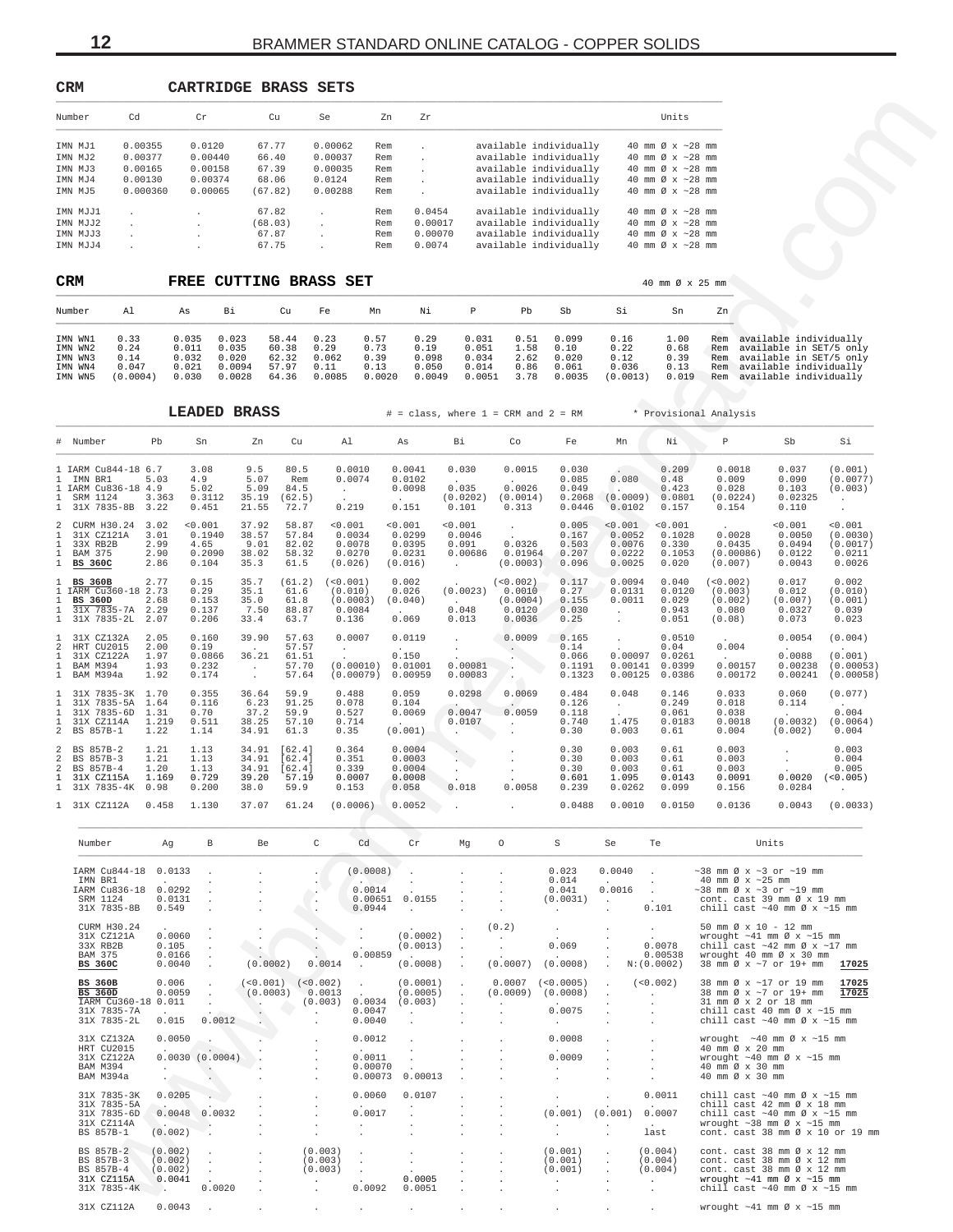## CRM CARTRIDGE BRASS SETS

| Number | Cd | Cr | Cu | Se | Zn | Zr | | Units |
|---|---|---|---|---|---|---|---|---|
| IMN MJ1 | 0.00355 | 0.0120 | 67.77 | 0.00062 | Rem | . | available individually | 40 mm Ø x ~28 mm |
| IMN MJ2 | 0.00377 | 0.00440 | 66.40 | 0.00037 | Rem | . | available individually | 40 mm Ø x ~28 mm |
| IMN MJ3 | 0.00165 | 0.00158 | 67.39 | 0.00035 | Rem | . | available individually | 40 mm Ø x ~28 mm |
| IMN MJ4 | 0.00130 | 0.00374 | 68.06 | 0.0124 | Rem | . | available individually | 40 mm Ø x ~28 mm |
| IMN MJ5 | 0.000360 | 0.00065 | (67.82) | 0.00288 | Rem | . | available individually | 40 mm Ø x ~28 mm |
| IMN MJJ1 | . | . | 67.82 | . | Rem | 0.0454 | available individually | 40 mm Ø x ~28 mm |
| IMN MJJ2 | . | . | (68.03) | . | Rem | 0.00017 | available individually | 40 mm Ø x ~28 mm |
| IMN MJJ3 | . | . | 67.87 | . | Rem | 0.00070 | available individually | 40 mm Ø x ~28 mm |
| IMN MJJ4 | . | . | 67.75 | . | Rem | 0.0074 | available individually | 40 mm Ø x ~28 mm |

## CRM FREE CUTTING BRASS SET

40 mm Ø x 25 mm

| Number | Al | As | Bi | Cu | Fe | Mn | Ni | P | Pb | Sb | Si | Sn | Zn | |
|---|---|---|---|---|---|---|---|---|---|---|---|---|---|---|
| IMN WN1 | 0.33 | 0.035 | 0.023 | 58.44 | 0.23 | 0.57 | 0.29 | 0.031 | 0.51 | 0.099 | 0.16 | 1.00 | Rem | available individually |
| IMN WN2 | 0.24 | 0.011 | 0.035 | 60.38 | 0.29 | 0.73 | 0.19 | 0.051 | 1.58 | 0.10 | 0.22 | 0.68 | Rem | available in SET/5 only |
| IMN WN3 | 0.14 | 0.032 | 0.020 | 62.32 | 0.062 | 0.39 | 0.098 | 0.034 | 2.62 | 0.020 | 0.12 | 0.39 | Rem | available in SET/5 only |
| IMN WN4 | 0.047 | 0.021 | 0.0094 | 57.97 | 0.11 | 0.13 | 0.050 | 0.014 | 0.86 | 0.061 | 0.036 | 0.13 | Rem | available individually |
| IMN WN5 | (0.0004) | 0.030 | 0.0028 | 64.36 | 0.0085 | 0.0020 | 0.0049 | 0.0051 | 3.78 | 0.0035 | (0.0013) | 0.019 | Rem | available individually |

## LEADED BRASS

# = class, where 1 = CRM and 2 = RM    * Provisional Analysis

| # | Number | Pb | Sn | Zn | Cu | Al | As | Bi | Co | Fe | Mn | Ni | P | Sb | Si |
|---|---|---|---|---|---|---|---|---|---|---|---|---|---|---|---|
| 1 | IARM Cu844-18 | 6.7 | 3.08 | 9.5 | 80.5 | 0.0010 | 0.0041 | 0.030 | 0.0015 | 0.030 | . | 0.209 | 0.0018 | 0.037 | (0.001) |
| 1 | IMN BR1 | 5.03 | 4.9 | 5.07 | Rem | 0.0074 | 0.0102 | . | . | 0.085 | 0.080 | 0.48 | 0.009 | 0.090 | (0.0077) |
| 1 | IARM Cu836-18 | 4.9 | 5.02 | 5.09 | 84.5 | . | 0.0098 | 0.035 | 0.0026 | 0.049 | . | 0.423 | 0.028 | 0.103 | (0.003) |
| 1 | SRM 1124 | 3.363 | 0.3112 | 35.19 | (62.5) | . | . | (0.0202) | (0.0014) | 0.2068 | (0.0009) | 0.0801 | (0.0224) | 0.02325 | . |
| 1 | 31X 7835-8B | 3.22 | 0.451 | 21.55 | 72.7 | 0.219 | 0.151 | 0.101 | 0.313 | 0.0446 | 0.0102 | 0.157 | 0.154 | 0.110 | . |
| 2 | CURM H30.24 | 3.02 | <0.001 | 37.92 | 58.87 | <0.001 | <0.001 | <0.001 | . | 0.005 | <0.001 | <0.001 | . | <0.001 | <0.001 |
| 1 | 31X CZ121A | 3.01 | 0.1940 | 38.57 | 57.84 | 0.0034 | 0.0299 | 0.0046 | . | 0.167 | 0.0052 | 0.1028 | 0.0028 | 0.0050 | (0.0030) |
| 1 | 33X RB2B | 2.99 | 4.65 | 9.01 | 82.02 | 0.0078 | 0.0395 | 0.091 | 0.0326 | 0.503 | 0.0076 | 0.330 | 0.0435 | 0.0494 | (0.0017) |
| 1 | BAM 375 | 2.90 | 0.2090 | 38.02 | 58.32 | 0.0270 | 0.0231 | 0.00686 | 0.01964 | 0.207 | 0.0222 | 0.1053 | (0.00086) | 0.0122 | 0.0211 |
| 1 | **BS 360C** | 2.86 | 0.104 | 35.3 | 61.5 | (0.026) | (0.016) | . | (0.0003) | 0.096 | 0.0025 | 0.020 | (0.007) | 0.0043 | 0.0026 |
| 1 | **BS 360B** | 2.77 | 0.15 | 35.7 | (61.2) | (<0.001) | 0.002 | . | (<0.002) | 0.117 | 0.0094 | 0.040 | (<0.002) | 0.017 | 0.002 |
| 1 | IARM Cu360-18 | 2.73 | 0.29 | 35.1 | 61.6 | (0.010) | 0.026 | (0.0023) | 0.0010 | 0.27 | 0.0131 | 0.0120 | (0.003) | 0.012 | (0.010) |
| 1 | **BS 360D** | 2.68 | 0.153 | 35.0 | 61.8 | (0.0003) | (0.040) | . | (0.0004) | 0.155 | 0.0011 | 0.029 | (0.002) | (0.007) | (0.001) |
| 1 | 31X 7835-7A | 2.29 | 0.137 | 7.50 | 88.87 | 0.0084 | . | 0.048 | 0.0120 | 0.030 | . | 0.943 | 0.080 | 0.0327 | 0.039 |
| 1 | 31X 7835-2L | 2.07 | 0.206 | 33.4 | 63.7 | 0.136 | 0.069 | 0.013 | 0.0036 | 0.25 | . | 0.051 | (0.08) | 0.073 | 0.023 |
| 1 | 31X CZ132A | 2.05 | 0.160 | 39.90 | 57.63 | 0.0007 | 0.0119 | . | 0.0009 | 0.165 | . | 0.0510 | . | 0.0054 | (0.004) |
| 2 | HRT CU2015 | 2.00 | 0.19 | . | 57.57 | . | . | . | . | 0.14 | . | 0.04 | 0.004 | . | . |
| 1 | 31X CZ122A | 1.97 | 0.0866 | 36.21 | 61.51 | . | 0.150 | . | . | 0.066 | 0.00097 | 0.0261 | . | 0.0088 | (0.001) |
| 1 | BAM M394 | 1.93 | 0.232 | . | 57.70 | (0.00010) | 0.01001 | 0.00081 | . | 0.1191 | 0.00141 | 0.0399 | 0.00157 | 0.00238 | (0.00053) |
| 1 | BAM M394a | 1.92 | 0.174 | . | 57.64 | (0.00079) | 0.00959 | 0.00083 | . | 0.1323 | 0.00125 | 0.0386 | 0.00172 | 0.00241 | (0.00058) |
| 1 | 31X 7835-3K | 1.70 | 0.355 | 36.64 | 59.9 | 0.488 | 0.059 | 0.0298 | 0.0069 | 0.484 | 0.048 | 0.146 | 0.033 | 0.060 | (0.077) |
| 1 | 31X 7835-5A | 1.64 | 0.116 | 6.23 | 91.25 | 0.078 | 0.104 | . | . | 0.126 | . | 0.249 | 0.018 | 0.114 | . |
| 1 | 31X 7835-6D | 1.31 | 0.70 | 37.2 | 59.9 | 0.527 | 0.0069 | 0.0047 | 0.0059 | 0.118 | . | 0.061 | 0.038 | . | 0.004 |
| 1 | 31X CZ114A | 1.219 | 0.511 | 38.25 | 57.10 | 0.714 | . | 0.0107 | . | 0.740 | 1.475 | 0.0183 | 0.0018 | (0.0032) | (0.0064) |
| 2 | BS 857B-1 | 1.22 | 1.14 | 34.91 | 61.3 | 0.35 | (0.001) | . | . | 0.30 | 0.003 | 0.61 | 0.004 | (0.002) | 0.004 |
| 2 | BS 857B-2 | 1.21 | 1.13 | 34.91 | [62.4] | 0.364 | 0.0004 | . | . | 0.30 | 0.003 | 0.61 | 0.003 | . | 0.003 |
| 2 | BS 857B-3 | 1.21 | 1.13 | 34.91 | [62.4] | 0.351 | 0.0003 | . | . | 0.30 | 0.003 | 0.61 | 0.003 | . | 0.004 |
| 2 | BS 857B-4 | 1.20 | 1.13 | 34.91 | [62.4] | 0.339 | 0.0004 | . | . | 0.30 | 0.003 | 0.61 | 0.003 | . | 0.005 |
| 1 | 31X CZ115A | 1.169 | 0.729 | 39.20 | 57.19 | 0.0007 | 0.0008 | . | . | 0.601 | 1.095 | 0.0143 | 0.0091 | 0.0020 | (<0.005) |
| 1 | 31X 7835-4K | 0.98 | 0.200 | 38.0 | 59.9 | 0.153 | 0.058 | 0.018 | 0.0058 | 0.239 | 0.0262 | 0.099 | 0.156 | 0.0284 | . |
| 1 | 31X CZ112A | 0.458 | 1.130 | 37.07 | 61.24 | (0.0006) | 0.0052 | . | . | 0.0488 | 0.0010 | 0.0150 | 0.0136 | 0.0043 | (0.0033) |

| Number | Ag | B | Be | C | Cd | Cr | Mg | O | S | Se | Te | Units | |
|---|---|---|---|---|---|---|---|---|---|---|---|---|---|
| IARM Cu844-18 | 0.0133 | . | . | . | (0.0008) | . | . | . | 0.023 | 0.0040 | . | ~38 mm Ø x ~3 or ~19 mm | |
| IMN BR1 | . | . | . | . | . | . | . | . | 0.014 | . | . | 40 mm Ø x ~25 mm | |
| IARM Cu836-18 | 0.0292 | . | . | . | 0.0014 | . | . | . | 0.041 | 0.0016 | . | ~38 mm Ø x ~3 or ~19 mm | |
| SRM 1124 | 0.0131 | . | . | . | 0.00651 | 0.0155 | . | . | (0.0031) | . | . | cont. cast 39 mm Ø x 19 mm | |
| 31X 7835-8B | 0.549 | . | . | . | 0.0944 | . | . | . | . | . | 0.101 | chill cast ~40 mm Ø x ~15 mm | |
| CURM H30.24 | . | . | . | . | . | . | . | (0.2) | . | . | . | 50 mm Ø x 10 - 12 mm | |
| 31X CZ121A | 0.0060 | . | . | . | . | (0.0002) | . | . | . | . | 0.0078 | wrought ~41 mm Ø x ~15 mm | |
| 33X RB2B | 0.105 | . | . | . | . | (0.0013) | . | . | 0.069 | . | 0.0090 | chill cast ~42 mm Ø x ~17 mm | |
| BAM 375 | 0.0166 | . | . | . | 0.00859 | . | . | . | . | . | 0.00538 | wrought 40 mm Ø x 30 mm | |
| **BS 360C** | 0.0040 | . | (0.0002) | 0.0014 | . | (0.0008) | . | (0.0007) | (0.0008) | . | N:(0.0002) | 38 mm Ø x ~7 or 19+ mm | 17025 |
| **BS 360B** | 0.006 | . | (<0.001) | (<0.002) | . | (0.0001) | . | 0.0007 | (<0.0005) | . | (<0.002) | 38 mm Ø x ~17 or 19 mm | 17025 |
| **BS 360D** | 0.0059 | . | (0.0003) | 0.0013 | . | (0.0005) | . | (0.0009) | (0.0008) | . | . | 38 mm Ø x ~7 or 19+ mm | 17025 |
| IARM Cu360-18 | 0.011 | . | . | (0.003) | 0.0034 | (0.003) | . | . | . | . | . | 31 mm Ø x 2 or 18 mm | |
| 31X 7835-7A | . | . | . | . | 0.0047 | . | . | . | 0.0075 | . | . | chill cast 40 mm Ø x ~15 mm | |
| 31X 7835-2L | 0.015 | 0.0012 | . | . | 0.0040 | . | . | . | . | . | . | chill cast ~40 mm Ø x ~15 mm | |
| 31X CZ132A | 0.0050 | . | . | . | 0.0012 | . | . | . | 0.0008 | . | . | wrought ~40 mm Ø x ~15 mm | |
| HRT CU2015 | . | . | . | . | . | . | . | . | . | . | . | 40 mm Ø x 20 mm | |
| 31X CZ122A | 0.0030 | (0.0004) | . | . | 0.0011 | . | . | . | 0.0009 | . | . | wrought ~40 mm Ø x ~15 mm | |
| BAM M394 | . | . | . | . | 0.00070 | . | . | . | . | . | . | 40 mm Ø x 30 mm | |
| BAM M394a | . | . | . | . | 0.00073 | 0.00013 | . | . | . | . | . | 40 mm Ø x 30 mm | |
| 31X 7835-3K | 0.0205 | . | . | . | 0.0060 | 0.0107 | . | . | . | . | 0.0011 | chill cast ~40 mm Ø x ~15 mm | |
| 31X 7835-5A | . | . | . | . | . | . | . | . | . | . | . | chill cast 42 mm Ø x 18 mm | |
| 31X 7835-6D | 0.0048 | 0.0032 | . | . | 0.0017 | . | . | . | (0.001) | (0.001) | 0.0007 | chill cast ~40 mm Ø x ~15 mm | |
| 31X CZ114A | . | . | . | . | . | . | . | . | . | . | . | wrought ~38 mm Ø x ~15 mm | |
| BS 857B-1 | (0.002) | . | . | . | . | . | . | . | . | . | last | cont. cast 38 mm Ø x 10 or 19 mm | |
| BS 857B-2 | (0.002) | . | . | (0.003) | . | . | . | . | (0.001) | . | (0.004) | cont. cast 38 mm Ø x 12 mm | |
| BS 857B-3 | (0.002) | . | . | (0.003) | . | . | . | . | (0.001) | . | (0.004) | cont. cast 38 mm Ø x 12 mm | |
| BS 857B-4 | (0.002) | . | . | (0.003) | . | . | . | . | (0.001) | . | (0.004) | cont. cast 38 mm Ø x 12 mm | |
| 31X CZ115A | 0.0041 | . | . | . | . | 0.0005 | . | . | . | . | . | wrought ~41 mm Ø x ~15 mm | |
| 31X 7835-4K | . | 0.0020 | . | . | 0.0092 | 0.0051 | . | . | . | . | . | chill cast ~40 mm Ø x ~15 mm | |
| 31X CZ112A | 0.0043 | . | . | . | . | . | . | . | . | . | . | wrought ~41 mm Ø x ~15 mm | |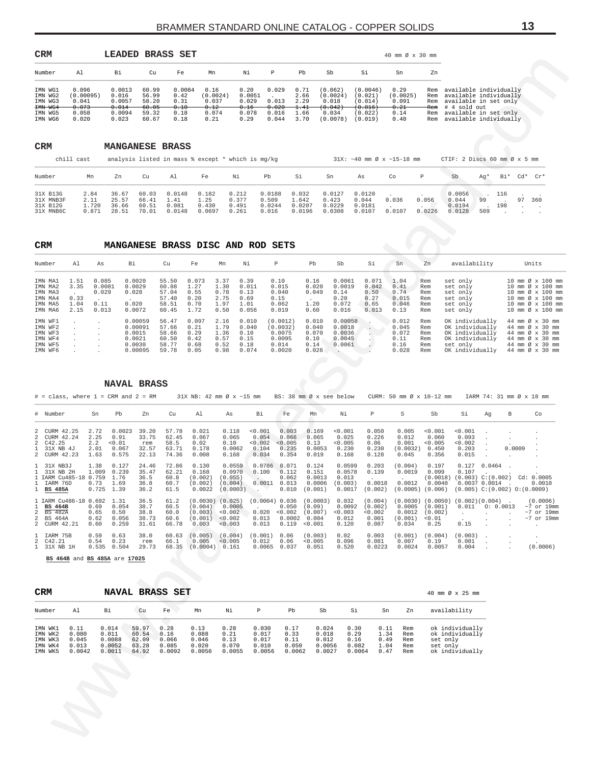## CRM LEADED BRASS SET

40 mm Ø x 30 mm

| Number | Al | Bi | Cu | Fe | Mn | Ni | P | Pb | Sb | Si | Sn | Zn | |
|---|---|---|---|---|---|---|---|---|---|---|---|---|---|
| IMN WG1 | 0.096 | 0.0013 | 60.99 | 0.0084 | 0.16 | 0.20 | 0.029 | 0.71 | (0.062) | (0.0046) | 0.29 | Rem | available individually |
| IMN WG2 | (0.00095) | 0.016 | 56.99 | 0.42 | (0.0024) | 0.0051 | . | 2.66 | (0.0024) | (0.021) | (0.0025) | Rem | available individually |
| IMN WG3 | 0.041 | 0.0057 | 58.20 | 0.31 | 0.037 | 0.029 | 0.013 | 2.29 | 0.018 | (0.014) | 0.091 | Rem | available in set only |
| ~~IMN WG4~~ | ~~0.073~~ | ~~0.014~~ | ~~60.05~~ | ~~0.10~~ | ~~0.12~~ | ~~0.16~~ | ~~0.020~~ | ~~1.41~~ | ~~(0.042)~~ | ~~(0.016)~~ | ~~0.21~~ | ~~Rem~~ | # 4 sold out |
| IMN WG5 | 0.058 | 0.0094 | 59.32 | 0.18 | 0.074 | 0.078 | 0.016 | 1.66 | 0.034 | (0.022) | 0.14 | Rem | available in set only |
| IMN WG6 | 0.020 | 0.023 | 60.67 | 0.18 | 0.21 | 0.29 | 0.044 | 3.70 | (0.0078) | (0.019) | 0.40 | Rem | available individually |

## CRM MANGANESE BRASS

chill cast    analysis listed in mass % except * which is mg/kg    31X: ~40 mm Ø x ~15-18 mm    CTIF: 2 Discs 60 mm Ø x 5 mm

| Number | Mn | Zn | Cu | Al | Fe | Ni | Pb | Si | Sn | As | Co | P | Sb | Ag* | Bi* | Cd* | Cr* |
|---|---|---|---|---|---|---|---|---|---|---|---|---|---|---|---|---|---|
| 31X B13G | 2.84 | 36.67 | 60.03 | 0.0148 | 0.182 | 0.212 | 0.0188 | 0.032 | 0.0127 | 0.0120 | . | . | 0.0056 | . | 116 | . | . |
| 31X MNB3F | 2.11 | 25.57 | 66.41 | 1.41 | 1.25 | 0.377 | 0.509 | 1.642 | 0.423 | 0.044 | 0.036 | 0.056 | 0.044 | 99 | . | 97 | 360 |
| 31X B12G | 1.720 | 36.66 | 60.51 | 0.081 | 0.430 | 0.491 | 0.0244 | 0.0207 | 0.0229 | 0.0181 | . | . | 0.0194 | . | 198 | . | . |
| 31X MNB6C | 0.871 | 28.51 | 70.01 | 0.0148 | 0.0697 | 0.261 | 0.016 | 0.0196 | 0.0308 | 0.0107 | 0.0107 | 0.0226 | 0.0128 | 509 | . | . | . |

## CRM MANGANESE BRASS DISC AND ROD SETS

| Number | Al | As | Bi | Cu | Fe | Mn | Ni | P | Pb | Sb | Si | Sn | Zn | availability | Units |
|---|---|---|---|---|---|---|---|---|---|---|---|---|---|---|---|
| IMN MA1 | 1.51 | 0.085 | 0.0020 | 55.50 | 0.073 | 3.37 | 0.39 | 0.10 | 0.16 | 0.0061 | 0.071 | 1.04 | Rem | set only | 10 mm Ø x 100 mm |
| IMN MA2 | 3.35 | 0.0081 | 0.0029 | 60.88 | 1.27 | 1.30 | 0.011 | 0.015 | 0.020 | 0.0019 | 0.042 | 0.41 | Rem | set only | 10 mm Ø x 100 mm |
| IMN MA3 | . | 0.029 | 0.028 | 57.04 | 0.55 | 0.78 | 0.13 | 0.040 | 0.049 | 0.14 | 0.50 | 0.74 | Rem | set only | 10 mm Ø x 100 mm |
| IMN MA4 | 0.33 | . | . | 57.40 | 0.20 | 2.75 | 0.69 | 0.15 | . | 0.20 | 0.27 | 0.015 | Rem | set only | 10 mm Ø x 100 mm |
| IMN MA5 | 1.04 | 0.11 | 0.020 | 58.51 | 0.70 | 1.97 | 1.01 | 0.062 | 1.20 | 0.072 | 0.65 | 0.046 | Rem | set only | 10 mm Ø x 100 mm |
| IMN MA6 | 2.15 | 0.013 | 0.0072 | 60.45 | 1.72 | 0.50 | 0.056 | 0.019 | 0.60 | 0.016 | 0.013 | 0.13 | Rem | set only | 10 mm Ø x 100 mm |
| IMN WF1 | . | . | 0.00059 | 56.47 | 0.097 | 2.16 | 0.010 | (0.0012) | 0.010 | 0.00058 | . | 0.012 | Rem | OK individually | 44 mm Ø x 30 mm |
| IMN WF2 | . | . | 0.00091 | 57.66 | 0.21 | 1.79 | 0.040 | (0.0032) | 0.040 | 0.0018 | . | 0.045 | Rem | OK individually | 44 mm Ø x 30 mm |
| IMN WF3 | . | . | 0.0015 | 58.66 | 0.29 | 1.36 | 0.10 | 0.0075 | 0.070 | 0.0036 | . | 0.072 | Rem | OK individually | 44 mm Ø x 30 mm |
| IMN WF4 | . | . | 0.0021 | 60.50 | 0.42 | 0.57 | 0.15 | 0.0095 | 0.10 | 0.0045 | . | 0.11 | Rem | OK individually | 44 mm Ø x 30 mm |
| IMN WF5 | . | . | 0.0030 | 58.77 | 0.68 | 0.52 | 0.18 | 0.014 | 0.14 | 0.0061 | . | 0.16 | Rem | set only | 44 mm Ø x 30 mm |
| IMN WF6 | . | . | 0.00095 | 59.78 | 0.05 | 0.98 | 0.074 | 0.0020 | 0.026 | . | . | 0.028 | Rem | OK individually | 44 mm Ø x 30 mm |

## NAVAL BRASS

# = class, where 1 = CRM and 2 = RM    31X NB: 42 mm Ø x ~15 mm    BS: 38 mm Ø x see below    CURM: 50 mm Ø x 10-12 mm    IARM 74: 31 mm Ø x 18 mm

| # | Number | Sn | Pb | Zn | Cu | Al | As | Bi | Fe | Mn | Ni | P | S | Sb | Si | Ag | B | Co |
|---|---|---|---|---|---|---|---|---|---|---|---|---|---|---|---|---|---|---|
| 2 | CURM 42.25 | 2.72 | 0.0023 | 39.20 | 57.78 | 0.021 | 0.118 | <0.001 | 0.003 | 0.169 | <0.001 | 0.050 | 0.005 | <0.001 | <0.001 | . | . | . |
| 2 | CURM 42.24 | 2.25 | 0.91 | 33.75 | 62.45 | 0.067 | 0.065 | 0.054 | 0.066 | 0.065 | 0.025 | 0.226 | 0.012 | 0.060 | 0.093 | . | . | . |
| 2 | C42.25 | 2.2 | <0.01 | rem | 58.5 | 0.02 | 0.10 | <0.002 | <0.005 | 0.13 | <0.005 | 0.06 | 0.001 | <0.005 | <0.002 | . | 0.0009 | . |
| 1 | 31X NB 4J | 2.01 | 0.067 | 32.57 | 63.71 | 0.178 | 0.0062 | 0.104 | 0.235 | 0.0053 | 0.230 | 0.230 | (0.0032) | 0.450 | 0.203 | . | . | . |
| 2 | CURM 42.23 | 1.63 | 0.575 | 22.13 | 74.36 | 0.008 | 0.168 | 0.034 | 0.354 | 0.019 | 0.168 | 0.128 | 0.045 | 0.356 | 0.015 | . | . | . |
| 1 | 31X NB3J | 1.38 | 0.127 | 24.46 | 72.86 | 0.130 | 0.0559 | 0.0786 | 0.071 | 0.124 | 0.0599 | 0.203 | (0.004) | 0.197 | 0.127 | 0.0464 | . | . |
| 1 | 31X NB 2H | 1.009 | 0.239 | 35.47 | 62.21 | 0.168 | 0.0970 | 0.100 | 0.112 | 0.151 | 0.0578 | 0.139 | 0.0019 | 0.099 | 0.107 | . | . | . |
| 1 | IARM Cu485-18 | 0.759 | 1.76 | 36.5 | 60.8 | (0.002) | (0.055) | . | 0.062 | 0.0013 | 0.013 | . | . | (0.0018) | (0.003) | C:(0.002) | | Cd: 0.0005 |
| 1 | IARM 76D | 0.73 | 1.69 | 36.8 | 60.7 | (0.002) | (0.004) | 0.0011 | 0.013 | 0.0006 | (0.003) | 0.0018 | 0.0012 | 0.0040 | 0.0037 | 0.0014 | . | 0.0010 |
| 1 | **BS 485A** | 0.725 | 1.39 | 36.2 | 61.5 | 0.0022 | (0.0003) | . | 0.010 | (0.001) | 0.0017 | (0.002) | (0.0005) | (0.006) | (0.005) | C:(0.002) | O:(0.0009) | |
| 1 | IARM Cu486-18 | 0.692 | 1.31 | 36.5 | 61.2 | (0.0030) | (0.025) | (0.0004) | 0.036 | (0.0003) | 0.032 | (0.004) | (0.0030) | (0.0050) | (0.002) | (0.004) | . | (0.0006) |
| 1 | **BS 464B** | 0.69 | 0.054 | 38.7 | 60.5 | (0.004) | 0.0005 | . | 0.050 | (0.09) | 0.0092 | (0.002) | 0.0005 | (0.001) | 0.011 | O: 0.0013 | | ~7 or 19mm |
| 2 | ~~BS 482A~~ | 0.65 | 0.50 | 38.8 | 60.0 | (0.003) | <0.002 | 0.020 | <0.002 | (0.007) | <0.003 | <0.002 | 0.0012 | (0.002) | . | . | . | ~7 or 19mm |
| 2 | BS 464A | 0.62 | 0.056 | 38.73 | 60.6 | (0.001) | <0.002 | 0.013 | 0.0002 | 0.004 | 0.012 | 0.001 | (0.001) | <0.01 | . | . | . | ~7 or 19mm |
| 2 | CURM 42.21 | 0.60 | 0.259 | 31.61 | 66.78 | 0.003 | <0.003 | 0.013 | 0.119 | <0.001 | 0.120 | 0.087 | 0.034 | 0.25 | 0.15 | . | . | . |
| 1 | IARM 75B | 0.59 | 0.63 | 38.0 | 60.63 | (0.005) | (0.004) | (0.001) | 0.06 | (0.003) | 0.02 | 0.003 | (0.001) | (0.004) | (0.003) | . | . | . |
| 2 | C42.21 | 0.54 | 0.23 | rem | 66.1 | 0.005 | <0.005 | 0.012 | 0.06 | <0.005 | 0.096 | 0.081 | 0.007 | 0.19 | 0.081 | . | . | . |
| 1 | 31X NB 1H | 0.535 | 0.504 | 29.73 | 68.35 | (0.0004) | 0.161 | 0.0065 | 0.037 | 0.051 | 0.520 | 0.0223 | 0.0024 | 0.0057 | 0.004 | . | . | (0.0006) |

**BS 464B** and **BS 485A** are **17025**

## CRM NAVAL BRASS SET

40 mm Ø x 25 mm

| Number | Al | Bi | Cu | Fe | Mn | Ni | P | Pb | Sb | Si | Sn | Zn | availability |
|---|---|---|---|---|---|---|---|---|---|---|---|---|---|
| IMN WK1 | 0.11 | 0.014 | 59.97 | 0.28 | 0.13 | 0.28 | 0.030 | 0.17 | 0.024 | 0.30 | 0.11 | Rem | ok individually |
| IMN WK2 | 0.080 | 0.011 | 60.54 | 0.16 | 0.088 | 0.21 | 0.017 | 0.33 | 0.018 | 0.29 | 1.34 | Rem | ok individually |
| IMN WK3 | 0.045 | 0.0088 | 62.09 | 0.066 | 0.046 | 0.13 | 0.017 | 0.11 | 0.012 | 0.16 | 0.49 | Rem | set only |
| IMN WK4 | 0.013 | 0.0052 | 63.28 | 0.085 | 0.020 | 0.070 | 0.010 | 0.050 | 0.0056 | 0.082 | 1.04 | Rem | set only |
| IMN WK5 | 0.0042 | 0.0011 | 64.92 | 0.0092 | 0.0056 | 0.0055 | 0.0056 | 0.0062 | 0.0027 | 0.0064 | 0.47 | Rem | ok individually |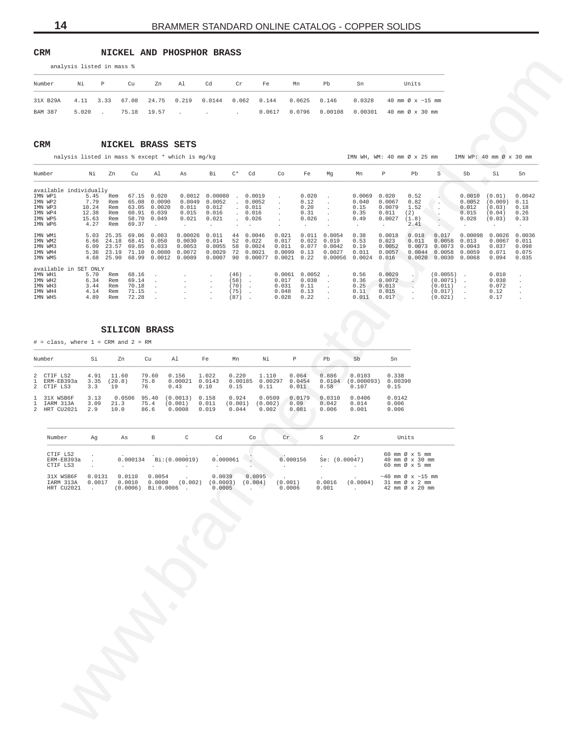## CRM NICKEL AND PHOSPHOR BRASS

analysis listed in mass %

| Number | Ni | P | Cu | Zn | Al | Cd | Cr | Fe | Mn | Pb | Sn | Units |
|---|---|---|---|---|---|---|---|---|---|---|---|---|
| 31X B29A | 4.11 | 3.33 | 67.08 | 24.75 | 0.219 | 0.0144 | 0.062 | 0.144 | 0.0625 | 0.146 | 0.0328 | 40 mm Ø x ~15 mm |
| BAM 387 | 5.020 | . | 75.18 | 19.57 | . | . | . | 0.0617 | 0.0796 | 0.00108 | 0.00301 | 40 mm Ø x 30 mm |

## CRM NICKEL BRASS SETS

nalysis listed in mass % except * which is mg/kg

IMN WH, WM: 40 mm Ø x 25 mm    IMN WP: 40 mm Ø x 30 mm

| Number | Ni | Zn | Cu | Al | As | Bi | C* | Cd | Co | Fe | Mg | Mn | P | Pb | S | Sb | Si | Sn |
|---|---|---|---|---|---|---|---|---|---|---|---|---|---|---|---|---|---|---|
| available individually | | | | | | | | | | | | | | | | | | |
| IMN WP1 | 5.45 | Rem | 67.15 | 0.020 | 0.0012 | 0.00080 | . | 0.0019 | . | 0.020 | . | 0.0069 | 0.020 | 0.52 | . | 0.0010 | (0.01) | 0.0042 |
| IMN WP2 | 7.79 | Rem | 65.08 | 0.0090 | 0.0049 | 0.0052 | . | 0.0052 | . | 0.12 | . | 0.040 | 0.0067 | 0.82 | . | 0.0052 | (0.009) | 0.11 |
| IMN WP3 | 10.24 | Rem | 63.05 | 0.0020 | 0.011 | 0.012 | . | 0.011 | . | 0.20 | . | 0.15 | 0.0079 | 1.52 | . | 0.012 | (0.03) | 0.18 |
| IMN WP4 | 12.38 | Rem | 60.91 | 0.039 | 0.015 | 0.016 | . | 0.016 | . | 0.31 | . | 0.35 | 0.011 | (2) | . | 0.015 | (0.04) | 0.26 |
| IMN WP5 | 15.63 | Rem | 58.70 | 0.049 | 0.021 | 0.021 | . | 0.026 | . | 0.026 | . | 0.49 | 0.0027 | (1.8) | . | 0.028 | (0.03) | 0.33 |
| IMN WP6 | 4.27 | Rem | 69.37 | . | . | . | . | . | . | . | . | . | . | 2.41 | . | . | . | . |
| IMN WM1 | 5.03 | 25.35 | 69.06 | 0.083 | 0.00026 | 0.011 | 44 | 0.0046 | 0.021 | 0.011 | 0.0054 | 0.38 | 0.0018 | 0.018 | 0.017 | 0.00098 | 0.0026 | 0.0036 |
| IMN WM2 | 6.66 | 24.18 | 68.41 | 0.050 | 0.0030 | 0.014 | 52 | 0.022 | 0.017 | 0.022 | 0.019 | 0.53 | 0.023 | 0.011 | 0.0058 | 0.013 | 0.0067 | 0.011 |
| IMN WM3 | 6.09 | 23.57 | 69.85 | 0.033 | 0.0053 | 0.0055 | 58 | 0.0024 | 0.011 | 0.077 | 0.0042 | 0.19 | 0.0052 | 0.0073 | 0.0073 | 0.0043 | 0.037 | 0.098 |
| IMN WM4 | 5.36 | 23.19 | 71.10 | 0.0080 | 0.0072 | 0.0029 | 72 | 0.0021 | 0.0099 | 0.13 | 0.0027 | 0.011 | 0.0057 | 0.0044 | 0.0058 | 0.0059 | 0.071 | 0.075 |
| IMN WM5 | 4.68 | 25.90 | 68.99 | 0.0012 | 0.0089 | 0.0007 | 90 | 0.00077 | 0.0021 | 0.22 | 0.00056 | 0.0024 | 0.016 | 0.0020 | 0.0030 | 0.0068 | 0.094 | 0.035 |
| available in SET ONLY | | | | | | | | | | | | | | | | | | |
| IMN WH1 | 5.70 | Rem | 68.16 | . | . | . | (46) | . | 0.0061 | 0.0052 | . | 0.56 | 0.0029 | . | (0.0055) | . | 0.010 | . |
| IMN WH2 | 6.34 | Rem | 69.14 | . | . | . | (58) | . | 0.017 | 0.038 | . | 0.36 | 0.0072 | . | (0.0071) | . | 0.038 | . |
| IMN WH3 | 3.44 | Rem | 70.18 | . | . | . | (70) | . | 0.031 | 0.11 | . | 0.25 | 0.013 | . | (0.011) | . | 0.072 | . |
| IMN WH4 | 4.14 | Rem | 71.15 | . | . | . | (75) | . | 0.048 | 0.13 | . | 0.11 | 0.015 | . | (0.017) | . | 0.12 | . |
| IMN WH5 | 4.89 | Rem | 72.28 | . | . | . | (87) | . | 0.028 | 0.22 | . | 0.011 | 0.017 | . | (0.021) | . | 0.17 | . |

## SILICON BRASS

# = class, where 1 = CRM and 2 = RM

| # | Number | Si | Zn | Cu | Al | Fe | Mn | Ni | P | Pb | Sb | Sn |
|---|---|---|---|---|---|---|---|---|---|---|---|---|
| 2 | CTIF LS2 | 4.91 | 11.60 | 79.60 | 0.156 | 1.022 | 0.220 | 1.110 | 0.064 | 0.886 | 0.0103 | 0.338 |
| 1 | ERM-EB393a | 3.35 | (20.8) | 75.8 | 0.00021 | 0.0143 | 0.00185 | 0.00297 | 0.0454 | 0.0104 | (0.000093) | 0.00390 |
| 2 | CTIF LS3 | 3.3 | 19 | 76 | 0.43 | 0.10 | 0.15 | 0.11 | 0.011 | 0.58 | 0.107 | 0.15 |
| 1 | 31X WSB6F | 3.13 | 0.0506 | 95.40 | (0.0013) | 0.158 | 0.924 | 0.0509 | 0.0179 | 0.0310 | 0.0406 | 0.0142 |
| 1 | IARM 313A | 3.09 | 21.3 | 75.4 | (0.001) | 0.011 | (0.001) | (0.002) | 0.09 | 0.042 | 0.014 | 0.006 |
| 2 | HRT CU2021 | 2.9 | 10.0 | 86.6 | 0.0008 | 0.019 | 0.044 | 0.002 | 0.081 | 0.006 | 0.001 | 0.006 |

| Number | Ag | As | B | C | Cd | Co | Cr | S | Zr | Units |
|---|---|---|---|---|---|---|---|---|---|---|
| CTIF LS2 | . | . | . | . | . | . | . | . | . | 60 mm Ø x 5 mm |
| ERM-EB393a | . | 0.000134 | Bi:(0.000019) | | 0.000061 | . | 0.000156 | Se: (0.00047) | | 40 mm Ø x 30 mm |
| CTIF LS3 | . | . | . | . | . | . | . | . | . | 60 mm Ø x 5 mm |
| 31X WSB6F | 0.0131 | 0.0110 | 0.0054 | . | 0.0039 | 0.0095 | . | . | . | ~40 mm Ø x ~15 mm |
| IARM 313A | 0.0017 | 0.0010 | 0.0008 | (0.002) | (0.0003) | (0.004) | (0.001) | 0.0016 | (0.0004) | 31 mm Ø x 2 mm |
| HRT CU2021 | . | (0.0006) | Bi:0.0006 | . | 0.0005 | . | 0.0006 | 0.001 | . | 42 mm Ø x 20 mm |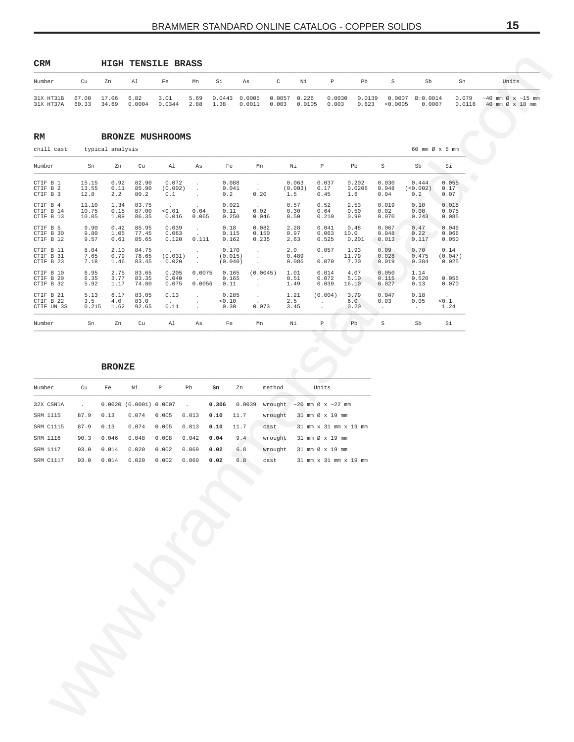## CRM HIGH TENSILE BRASS

| Number | Cu | Zn | Al | Fe | Mn | Si | As | C | Ni | P | Pb | S | Sb | Sn | Units |
|---|---|---|---|---|---|---|---|---|---|---|---|---|---|---|---|
| 31X HT31B | 67.00 | 17.06 | 6.82 | 3.01 | 5.69 | 0.0443 | 0.0005 | 0.0057 | 0.226 | 0.0030 | 0.0139 | 0.0007 | B:0.0014 | 0.079 | ~40 mm Ø x ~15 mm |
| 31X HT37A | 60.33 | 34.69 | 0.0004 | 0.0344 | 2.88 | 1.38 | 0.0011 | 0.003 | 0.0105 | 0.003 | 0.623 | <0.0005 | 0.0007 | 0.0116 | 40 mm Ø x 18 mm |

## RM BRONZE MUSHROOMS

chill cast typical analysis 60 mm Ø x 5 mm

| Number | Sn | Zn | Cu | Al | As | Fe | Mn | Ni | P | Pb | S | Sb | Si |
|---|---|---|---|---|---|---|---|---|---|---|---|---|---|
| CTIF B 1 | 15.15 | 0.92 | 82.90 | 0.072 | . | 0.088 | . | 0.063 | 0.037 | 0.202 | 0.030 | 0.444 | 0.055 |
| CTIF B 2 | 13.55 | 0.11 | 85.90 | (0.002) | . | 0.041 | . | (0.003) | 0.17 | 0.0206 | 0.048 | (<0.002) | 0.17 |
| CTIF B 3 | 12.8 | 2.2 | 80.2 | 0.1 | . | 0.2 | 0.20 | 1.5 | 0.45 | 1.6 | 0.04 | 0.2 | 0.07 |
| CTIF B 4 | 11.10 | 1.34 | 83.75 | . | . | 0.021 | . | 0.57 | 0.52 | 2.53 | 0.019 | 0.10 | 0.015 |
| CTIF B 14 | 10.75 | 0.15 | 87.00 | <0.01 | 0.04 | 0.11 | 0.02 | 0.30 | 0.64 | 0.50 | 0.02 | 0.08 | 0.075 |
| CTIF B 13 | 10.05 | 1.09 | 86.35 | 0.016 | 0.065 | 0.250 | 0.046 | 0.50 | 0.210 | 0.99 | 0.070 | 0.243 | 0.085 |
| CTIF B 5 | 9.90 | 0.42 | 85.95 | 0.039 | . | 0.18 | 0.082 | 2.28 | 0.041 | 0.48 | 0.067 | 0.47 | 0.049 |
| CTIF B 30 | 9.80 | 1.05 | 77.45 | 0.063 | . | 0.115 | 0.150 | 0.97 | 0.063 | 10.0 | 0.048 | 0.22 | 0.066 |
| CTIF B 12 | 9.57 | 0.61 | 85.65 | 0.120 | 0.111 | 0.162 | 0.235 | 2.63 | 0.525 | 0.201 | 0.013 | 0.117 | 0.050 |
| CTIF B 11 | 8.04 | 2.10 | 84.75 | . | . | 0.170 | . | 2.0 | 0.057 | 1.93 | 0.09 | 0.70 | 0.14 |
| CTIF B 31 | 7.65 | 0.79 | 78.65 | (0.031) | . | (0.015) | . | 0.489 | . | 11.79 | 0.028 | 0.475 | (0.047) |
| CTIF B 23 | 7.18 | 1.46 | 83.45 | 0.020 | . | (0.040) | . | 0.086 | 0.070 | 7.20 | 0.019 | 0.384 | 0.025 |
| CTIF B 10 | 6.95 | 2.75 | 83.65 | 0.205 | 0.0075 | 0.165 | (0.0045) | 1.01 | 0.014 | 4.07 | 0.050 | 1.14 | . |
| CTIF B 20 | 6.35 | 3.77 | 83.35 | 0.040 | . | 0.165 | . | 0.51 | 0.072 | 5.10 | 0.115 | 0.520 | 0.055 |
| CTIF B 32 | 5.92 | 1.17 | 74.80 | 0.075 | 0.0056 | 0.11 | . | 1.49 | 0.039 | 16.10 | 0.027 | 0.13 | 0.070 |
| CTIF B 21 | 5.13 | 6.17 | 83.05 | 0.13 | . | 0.285 | . | 1.21 | (0.004) | 3.79 | 0.047 | 0.18 | . |
| CTIF B 22 | 3.5 | 4.0 | 83.0 | . | . | <0.10 | . | 2.5 | . | 6.0 | 0.03 | 0.05 | <0.1 |
| CTIF UN 3S | 0.215 | 1.62 | 92.65 | 0.11 | . | 0.30 | 0.073 | 3.45 | . | 0.20 | . | . | 1.24 |
| Number | Sn | Zn | Cu | Al | As | Fe | Mn | Ni | P | Pb | S | Sb | Si |

## BRONZE

| Number | Cu | Fe | Ni | P | Pb | **Sn** | Zn | method | Units |
|---|---|---|---|---|---|---|---|---|---|
| 32X CSN1A | . | 0.0020 | (0.0001) | 0.0007 | . | **0.306** | 0.0039 | wrought | ~20 mm Ø x ~22 mm |
| SRM 1115 | 87.9 | 0.13 | 0.074 | 0.005 | 0.013 | **0.10** | 11.7 | wrought | 31 mm Ø x 19 mm |
| SRM C1115 | 87.9 | 0.13 | 0.074 | 0.005 | 0.013 | **0.10** | 11.7 | cast | 31 mm x 31 mm x 19 mm |
| SRM 1116 | 90.3 | 0.046 | 0.048 | 0.008 | 0.042 | **0.04** | 9.4 | wrought | 31 mm Ø x 19 mm |
| SRM 1117 | 93.0 | 0.014 | 0.020 | 0.002 | 0.069 | **0.02** | 6.8 | wrought | 31 mm Ø x 19 mm |
| SRM C1117 | 93.0 | 0.014 | 0.020 | 0.002 | 0.069 | **0.02** | 6.8 | cast | 31 mm x 31 mm x 19 mm |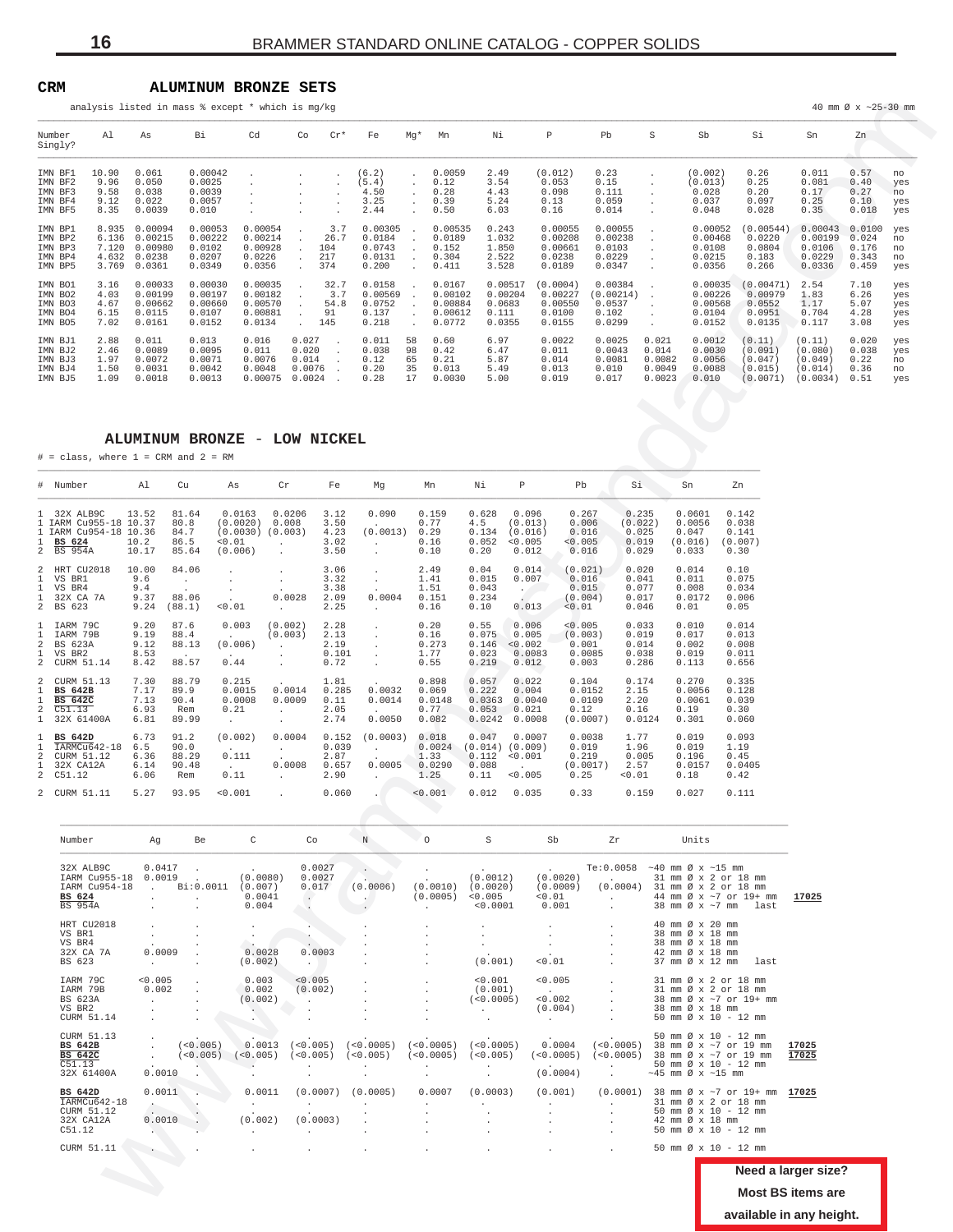## CRM ALUMINUM BRONZE SETS

analysis listed in mass % except * which is mg/kg

40 mm Ø x ~25-30 mm

| Number | Al | As | Bi | Cd | Co | Cr* | Fe | Mg* | Mn | Ni | P | Pb | S | Sb | Si | Sn | Zn | Singly? |
|---|---|---|---|---|---|---|---|---|---|---|---|---|---|---|---|---|---|---|
| IMN BF1 | 10.90 | 0.061 | 0.00042 | . | . | . | (6.2) | . | 0.0059 | 2.49 | (0.012) | 0.23 | . | (0.002) | 0.26 | 0.011 | 0.57 | no |
| IMN BF2 | 9.96 | 0.050 | 0.0025 | . | . | . | (5.4) | . | 0.12 | 3.54 | 0.053 | 0.15 | . | (0.013) | 0.25 | 0.081 | 0.40 | yes |
| IMN BF3 | 9.58 | 0.038 | 0.0039 | . | . | . | 4.50 | . | 0.28 | 4.43 | 0.098 | 0.111 | . | 0.028 | 0.20 | 0.17 | 0.27 | no |
| IMN BF4 | 9.12 | 0.022 | 0.0057 | . | . | . | 3.25 | . | 0.39 | 5.24 | 0.13 | 0.059 | . | 0.037 | 0.097 | 0.25 | 0.10 | yes |
| IMN BF5 | 8.35 | 0.0039 | 0.010 | . | . | . | 2.44 | . | 0.50 | 6.03 | 0.16 | 0.014 | . | 0.048 | 0.028 | 0.35 | 0.018 | yes |
| IMN BP1 | 8.935 | 0.00094 | 0.00053 | 0.00054 | . | 3.7 | 0.00305 | . | 0.00535 | 0.243 | 0.00055 | 0.00055 | . | 0.00052 | (0.00544) | 0.00043 | 0.0100 | yes |
| IMN BP2 | 6.136 | 0.00215 | 0.00222 | 0.00214 | . | 26.7 | 0.0184 | . | 0.0189 | 1.032 | 0.00208 | 0.00238 | . | 0.00468 | 0.0220 | 0.00199 | 0.024 | no |
| IMN BP3 | 7.120 | 0.00980 | 0.0102 | 0.00928 | . | 104 | 0.0743 | . | 0.152 | 1.850 | 0.00661 | 0.0103 | . | 0.0108 | 0.0804 | 0.0106 | 0.176 | no |
| IMN BP4 | 4.632 | 0.0238 | 0.0207 | 0.0226 | . | 217 | 0.0131 | . | 0.304 | 2.522 | 0.0238 | 0.0229 | . | 0.0215 | 0.183 | 0.0229 | 0.343 | no |
| IMN BP5 | 3.769 | 0.0361 | 0.0349 | 0.0356 | . | 374 | 0.200 | . | 0.411 | 3.528 | 0.0189 | 0.0347 | . | 0.0356 | 0.266 | 0.0336 | 0.459 | yes |
| IMN BO1 | 3.16 | 0.00033 | 0.00030 | 0.00035 | . | 32.7 | 0.0158 | . | 0.0167 | 0.00517 | (0.0004) | 0.00384 | . | 0.00035 | (0.00471) | 2.54 | 7.10 | yes |
| IMN BO2 | 4.03 | 0.00199 | 0.00197 | 0.00182 | . | 3.7 | 0.00569 | . | 0.00102 | 0.00204 | 0.00227 | (0.00214) | . | 0.00226 | 0.00979 | 1.83 | 6.26 | yes |
| IMN BO3 | 4.67 | 0.00662 | 0.00660 | 0.00570 | . | 54.8 | 0.0752 | . | 0.00884 | 0.0683 | 0.00550 | 0.0537 | . | 0.00568 | 0.0552 | 1.17 | 5.07 | yes |
| IMN BO4 | 6.15 | 0.0115 | 0.0107 | 0.00881 | . | 91 | 0.137 | . | 0.00612 | 0.111 | 0.0100 | 0.102 | . | 0.0104 | 0.0951 | 0.704 | 4.28 | yes |
| IMN BO5 | 7.02 | 0.0161 | 0.0152 | 0.0134 | . | 145 | 0.218 | . | 0.0772 | 0.0355 | 0.0155 | 0.0299 | . | 0.0152 | 0.0135 | 0.117 | 3.08 | yes |
| IMN BJ1 | 2.88 | 0.011 | 0.013 | 0.016 | 0.027 | . | 0.011 | 58 | 0.60 | 6.97 | 0.0022 | 0.0025 | 0.021 | 0.0012 | (0.11) | (0.11) | 0.020 | yes |
| IMN BJ2 | 2.46 | 0.0089 | 0.0095 | 0.011 | 0.020 | . | 0.038 | 98 | 0.42 | 6.47 | 0.011 | 0.0043 | 0.014 | 0.0030 | (0.091) | (0.080) | 0.038 | yes |
| IMN BJ3 | 1.97 | 0.0072 | 0.0071 | 0.0076 | 0.014 | . | 0.12 | 65 | 0.21 | 5.87 | 0.014 | 0.0081 | 0.0082 | 0.0056 | (0.047) | (0.049) | 0.22 | no |
| IMN BJ4 | 1.50 | 0.0031 | 0.0042 | 0.0048 | 0.0076 | . | 0.20 | 35 | 0.013 | 5.49 | 0.013 | 0.010 | 0.0049 | 0.0088 | (0.015) | (0.014) | 0.36 | no |
| IMN BJ5 | 1.09 | 0.0018 | 0.0013 | 0.00075 | 0.0024 | . | 0.28 | 17 | 0.0030 | 5.00 | 0.019 | 0.017 | 0.0023 | 0.010 | (0.0071) | (0.0034) | 0.51 | yes |

## ALUMINUM BRONZE - LOW NICKEL

# = class, where 1 = CRM and 2 = RM

| # | Number | Al | Cu | As | Cr | Fe | Mg | Mn | Ni | P | Pb | Si | Sn | Zn |
|---|---|---|---|---|---|---|---|---|---|---|---|---|---|---|
| 1 | 32X ALB9C | 13.52 | 81.64 | 0.0163 | 0.0206 | 3.12 | 0.090 | 0.159 | 0.628 | 0.096 | 0.267 | 0.235 | 0.0601 | 0.142 |
| 1 | IARM Cu955-18 | 10.37 | 80.8 | (0.0020) | 0.008 | 3.50 | . | 0.77 | 4.5 | (0.013) | 0.006 | (0.022) | 0.0056 | 0.038 |
| 1 | IARM Cu954-18 | 10.36 | 84.7 | (0.0030) | (0.003) | 4.23 | (0.0013) | 0.29 | 0.134 | (0.016) | 0.016 | 0.025 | 0.047 | 0.141 |
| 1 | **BS 624** | 10.2 | 86.5 | <0.01 | . | 3.02 | . | 0.16 | 0.052 | <0.005 | <0.005 | 0.019 | (0.016) | (0.007) |
| 2 | BS 954A | 10.17 | 85.64 | (0.006) | . | 3.50 | . | 0.10 | 0.20 | 0.012 | 0.016 | 0.029 | 0.033 | 0.30 |
| 2 | HRT CU2018 | 10.00 | 84.06 | . | . | 3.06 | . | 2.49 | 0.04 | 0.014 | (0.021) | 0.020 | 0.014 | 0.10 |
| 1 | VS BR1 | 9.6 | . | . | . | 3.32 | . | 1.41 | 0.015 | 0.007 | 0.016 | 0.041 | 0.011 | 0.075 |
| 1 | VS BR4 | 9.4 | . | . | . | 3.38 | . | 1.51 | 0.043 | . | 0.015 | 0.077 | 0.008 | 0.034 |
| 1 | 32X CA 7A | 9.37 | 88.06 | . | 0.0028 | 2.09 | 0.0004 | 0.151 | 0.234 | . | (0.004) | 0.017 | 0.0172 | 0.006 |
| 2 | BS 623 | 9.24 | (88.1) | <0.01 | . | 2.25 | . | 0.16 | 0.10 | 0.013 | <0.01 | 0.046 | 0.01 | 0.05 |
| 1 | IARM 79C | 9.20 | 87.6 | 0.003 | (0.002) | 2.28 | . | 0.20 | 0.55 | 0.006 | <0.005 | 0.033 | 0.010 | 0.014 |
| 1 | IARM 79B | 9.19 | 88.4 | . | (0.003) | 2.13 | . | 0.16 | 0.075 | 0.005 | (0.003) | 0.019 | 0.017 | 0.013 |
| 2 | BS 623A | 9.12 | 88.13 | (0.006) | . | 2.19 | . | 0.273 | 0.146 | <0.002 | 0.001 | 0.014 | 0.002 | 0.008 |
| 1 | VS BR2 | 8.53 | . | . | . | 0.101 | . | 1.77 | 0.023 | 0.0083 | 0.0085 | 0.038 | 0.019 | 0.011 |
| 2 | CURM 51.14 | 8.42 | 88.57 | 0.44 | . | 0.72 | . | 0.55 | 0.219 | 0.012 | 0.003 | 0.286 | 0.113 | 0.656 |
| 2 | CURM 51.13 | 7.30 | 88.79 | 0.215 | . | 1.81 | . | 0.898 | 0.057 | 0.022 | 0.104 | 0.174 | 0.270 | 0.335 |
| 1 | **BS 642B** | 7.17 | 89.9 | 0.0015 | 0.0014 | 0.285 | 0.0032 | 0.069 | 0.222 | 0.004 | 0.0152 | 2.15 | 0.0056 | 0.128 |
| 1 | **BS 642C** | 7.13 | 90.4 | 0.0008 | 0.0009 | 0.11 | 0.0014 | 0.0148 | 0.0363 | 0.0040 | 0.0109 | 2.20 | 0.0061 | 0.039 |
| 2 | C51.13 | 6.93 | Rem | 0.21 | . | 2.05 | . | 0.77 | 0.053 | 0.021 | 0.12 | 0.16 | 0.19 | 0.30 |
| 1 | 32X 61400A | 6.81 | 89.99 | . | . | 2.74 | 0.0050 | 0.082 | 0.0242 | 0.0008 | (0.0007) | 0.0124 | 0.301 | 0.060 |
| 1 | **BS 642D** | 6.73 | 91.2 | (0.002) | 0.0004 | 0.152 | (0.0003) | 0.018 | 0.047 | 0.0007 | 0.0038 | 1.77 | 0.019 | 0.093 |
| 1 | IARMCu642-18 | 6.5 | 90.0 | . | . | 0.039 | . | 0.0024 | (0.014) | (0.009) | 0.019 | 1.96 | 0.019 | 1.19 |
| 2 | CURM 51.12 | 6.36 | 88.29 | 0.111 | . | 2.87 | . | 1.33 | 0.112 | <0.001 | 0.219 | 0.005 | 0.196 | 0.45 |
| 1 | 32X CA12A | 6.14 | 90.48 | . | 0.0008 | 0.657 | 0.0005 | 0.0290 | 0.088 | . | (0.0017) | 2.57 | 0.0157 | 0.0405 |
| 2 | C51.12 | 6.06 | Rem | 0.11 | . | 2.90 | . | 1.25 | 0.11 | <0.005 | 0.25 | <0.01 | 0.18 | 0.42 |
| 2 | CURM 51.11 | 5.27 | 93.95 | <0.001 | . | 0.060 | . | <0.001 | 0.012 | 0.035 | 0.33 | 0.159 | 0.027 | 0.111 |

| Number | Ag | Be | C | Co | N | O | S | Sb | Zr | Units | |
|---|---|---|---|---|---|---|---|---|---|---|---|
| 32X ALB9C | 0.0417 | . | . | 0.0027 | . | . | . | . | Te:0.0058 | ~40 mm Ø x ~15 mm | |
| IARM Cu955-18 | 0.0019 | . | (0.0080) | 0.0027 | . | . | (0.0012) | (0.0020) | . | 31 mm Ø x 2 or 18 mm | |
| IARM Cu954-18 | . | Bi:0.0011 | (0.007) | 0.017 | (0.0006) | (0.0010) | (0.0020) | (0.0009) | (0.0004) | 31 mm Ø x 2 or 18 mm | |
| **BS 624** | . | . | 0.0041 | . | . | (0.0005) | <0.005 | <0.01 | . | 44 mm Ø x ~7 or 19+ mm | 17025 |
| BS 954A | . | . | 0.004 | . | . | . | <0.0001 | 0.001 | . | 38 mm Ø x ~7 mm last | |
| HRT CU2018 | . | . | . | . | . | . | . | . | . | 40 mm Ø x 20 mm | |
| VS BR1 | . | . | . | . | . | . | . | . | . | 38 mm Ø x 18 mm | |
| VS BR4 | . | . | . | . | . | . | . | . | . | 38 mm Ø x 18 mm | |
| 32X CA 7A | 0.0009 | . | 0.0028 | 0.0003 | . | . | . | . | . | 42 mm Ø x 18 mm | |
| BS 623 | . | . | (0.002) | . | . | . | (0.001) | <0.01 | . | 37 mm Ø x 12 mm last | |
| IARM 79C | <0.005 | . | 0.003 | <0.005 | . | . | <0.001 | <0.005 | . | 31 mm Ø x 2 or 18 mm | |
| IARM 79B | 0.002 | . | 0.002 | (0.002) | . | . | (0.001) | . | . | 31 mm Ø x 2 or 18 mm | |
| BS 623A | . | . | (0.002) | . | . | . | (<0.0005) | <0.002 | . | 38 mm Ø x ~7 or 19+ mm | |
| VS BR2 | . | . | . | . | . | . | . | (0.004) | . | 38 mm Ø x 18 mm | |
| CURM 51.14 | . | . | . | . | . | . | . | . | . | 50 mm Ø x 10 - 12 mm | |
| CURM 51.13 | . | . | . | . | . | . | . | . | . | 50 mm Ø x 10 - 12 mm | |
| **BS 642B** | . | (<0.005) | 0.0013 | (<0.005) | (<0.0005) | (<0.0005) | (<0.0005) | 0.0004 | (<0.0005) | 38 mm Ø x ~7 or 19 mm | 17025 |
| **BS 642C** | . | (<0.005) | (<0.005) | (<0.005) | (<0.005) | (<0.0005) | (<0.005) | (<0.0005) | (<0.0005) | 38 mm Ø x ~7 or 19 mm | 17025 |
| C51.13 | . | . | . | . | . | . | . | . | . | 50 mm Ø x 10 - 12 mm | |
| 32X 61400A | 0.0010 | . | . | . | . | . | . | (0.0004) | . | ~45 mm Ø x ~15 mm | |
| **BS 642D** | 0.0011 | . | 0.0011 | (0.0007) | (0.0005) | 0.0007 | (0.0003) | (0.001) | (0.0001) | 38 mm Ø x ~7 or 19+ mm | 17025 |
| IARMCu642-18 | . | . | . | . | . | . | . | . | . | 31 mm Ø x 2 or 18 mm | |
| CURM 51.12 | . | . | . | . | . | . | . | . | . | 50 mm Ø x 10 - 12 mm | |
| 32X CA12A | 0.0010 | . | (0.002) | (0.0003) | . | . | . | . | . | 42 mm Ø x 18 mm | |
| C51.12 | . | . | . | . | . | . | . | . | . | 50 mm Ø x 10 - 12 mm | |
| CURM 51.11 | . | . | . | . | . | . | . | . | . | 50 mm Ø x 10 - 12 mm | |

**Need a larger size?**

**Most BS items are available in any height.**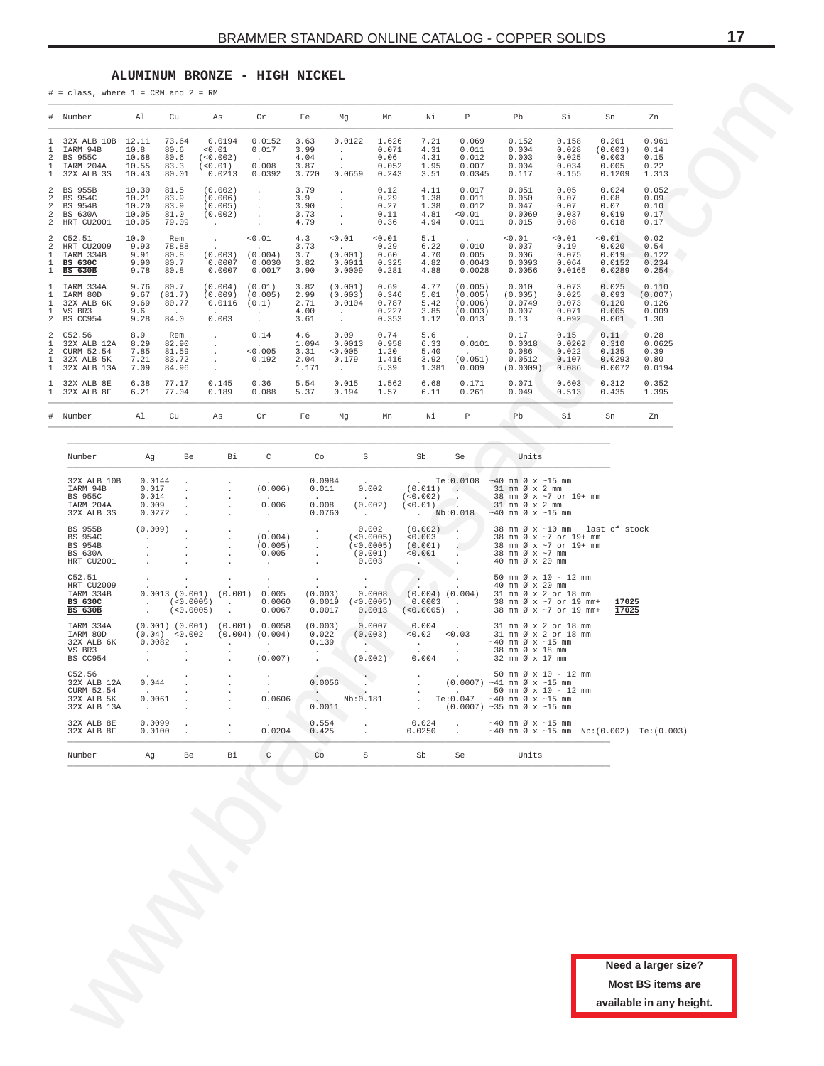## ALUMINUM BRONZE - HIGH NICKEL

# = class, where 1 = CRM and 2 = RM

| # | Number | Al | Cu | As | Cr | Fe | Mg | Mn | Ni | P | Pb | Si | Sn | Zn |
|---|---|---|---|---|---|---|---|---|---|---|---|---|---|---|
| 1 | 32X ALB 10B | 12.11 | 73.64 | 0.0194 | 0.0152 | 3.63 | 0.0122 | 1.626 | 7.21 | 0.069 | 0.152 | 0.158 | 0.201 | 0.961 |
| 1 | IARM 94B | 10.8 | 80.6 | <0.01 | 0.017 | 3.99 | . | 0.071 | 4.31 | 0.011 | 0.004 | 0.028 | (0.003) | 0.14 |
| 2 | BS 955C | 10.68 | 80.6 | (<0.002) | . | 4.04 | . | 0.06 | 4.31 | 0.012 | 0.003 | 0.025 | 0.003 | 0.15 |
| 1 | IARM 204A | 10.55 | 83.3 | (<0.01) | 0.008 | 3.87 | . | 0.052 | 1.95 | 0.007 | 0.004 | 0.034 | 0.005 | 0.22 |
| 1 | 32X ALB 3S | 10.43 | 80.01 | 0.0213 | 0.0392 | 3.720 | 0.0659 | 0.243 | 3.51 | 0.0345 | 0.117 | 0.155 | 0.1209 | 1.313 |
| 2 | BS 955B | 10.30 | 81.5 | (0.002) | . | 3.79 | . | 0.12 | 4.11 | 0.017 | 0.051 | 0.05 | 0.024 | 0.052 |
| 2 | BS 954C | 10.21 | 83.9 | (0.006) | . | 3.9 | . | 0.29 | 1.38 | 0.011 | 0.050 | 0.07 | 0.08 | 0.09 |
| 2 | BS 954B | 10.20 | 83.9 | (0.005) | . | 3.90 | . | 0.27 | 1.38 | 0.012 | 0.047 | 0.07 | 0.07 | 0.10 |
| 2 | BS 630A | 10.05 | 81.0 | (0.002) | . | 3.73 | . | 0.11 | 4.81 | <0.01 | 0.0069 | 0.037 | 0.019 | 0.17 |
| 2 | HRT CU2001 | 10.05 | 79.09 | . | . | 4.79 | . | 0.36 | 4.94 | 0.011 | 0.015 | 0.08 | 0.018 | 0.17 |
| 2 | C52.51 | 10.0 | Rem | . | <0.01 | 4.3 | <0.01 | <0.01 | 5.1 | . | <0.01 | <0.01 | <0.01 | 0.02 |
| 2 | HRT CU2009 | 9.93 | 78.88 | . | . | 3.73 | . | 0.29 | 6.22 | 0.010 | 0.037 | 0.19 | 0.020 | 0.54 |
| 1 | IARM 334B | 9.91 | 80.8 | (0.003) | (0.004) | 3.7 | (0.001) | 0.60 | 4.70 | 0.005 | 0.006 | 0.075 | 0.019 | 0.122 |
| 1 | **BS 630C** | 9.90 | 80.7 | 0.0007 | 0.0030 | 3.82 | 0.0011 | 0.325 | 4.82 | 0.0043 | 0.0093 | 0.064 | 0.0152 | 0.234 |
| 1 | **BS 630B** | 9.78 | 80.8 | 0.0007 | 0.0017 | 3.90 | 0.0009 | 0.281 | 4.88 | 0.0028 | 0.0056 | 0.0166 | 0.0289 | 0.254 |
| 1 | IARM 334A | 9.76 | 80.7 | (0.004) | (0.01) | 3.82 | (0.001) | 0.69 | 4.77 | (0.005) | 0.010 | 0.073 | 0.025 | 0.110 |
| 1 | IARM 80D | 9.67 | (81.7) | (0.009) | (0.005) | 2.99 | (0.003) | 0.346 | 5.01 | (0.005) | (0.005) | 0.025 | 0.093 | (0.007) |
| 1 | 32X ALB 6K | 9.69 | 80.77 | 0.0116 | (0.1) | 2.71 | 0.0104 | 0.787 | 5.42 | (0.006) | 0.0749 | 0.073 | 0.120 | 0.126 |
| 1 | VS BR3 | 9.6 | . | . | . | 4.00 | . | 0.227 | 3.85 | (0.003) | 0.007 | 0.071 | 0.005 | 0.009 |
| 2 | BS CC954 | 9.28 | 84.0 | 0.003 | . | 3.61 | . | 0.353 | 1.12 | 0.013 | 0.13 | 0.092 | 0.061 | 1.30 |
| 2 | C52.56 | 8.9 | Rem | . | 0.14 | 4.6 | 0.09 | 0.74 | 5.6 | . | 0.17 | 0.15 | 0.11 | 0.28 |
| 1 | 32X ALB 12A | 8.29 | 82.90 | . | . | 1.094 | 0.0013 | 0.958 | 6.33 | 0.0101 | 0.0018 | 0.0202 | 0.310 | 0.0625 |
| 2 | CURM 52.54 | 7.85 | 81.59 | . | <0.005 | 3.31 | <0.005 | 1.20 | 5.40 | . | 0.086 | 0.022 | 0.135 | 0.39 |
| 1 | 32X ALB 5K | 7.21 | 83.72 | . | 0.192 | 2.04 | 0.179 | 1.416 | 3.92 | (0.051) | 0.0512 | 0.107 | 0.0293 | 0.80 |
| 1 | 32X ALB 13A | 7.09 | 84.96 | . | . | 1.171 | . | 5.39 | 1.381 | 0.009 | (0.0009) | 0.086 | 0.0072 | 0.0194 |
| 1 | 32X ALB 8E | 6.38 | 77.17 | 0.145 | 0.36 | 5.54 | 0.015 | 1.562 | 6.68 | 0.171 | 0.071 | 0.603 | 0.312 | 0.352 |
| 1 | 32X ALB 8F | 6.21 | 77.04 | 0.189 | 0.088 | 5.37 | 0.194 | 1.57 | 6.11 | 0.261 | 0.049 | 0.513 | 0.435 | 1.395 |

| Number | Ag | Be | Bi | C | Co | S | Sb | Se | Units |
|---|---|---|---|---|---|---|---|---|---|
| 32X ALB 10B | 0.0144 | . | . | . | 0.0984 | . | . | Te:0.0108 | ~40 mm Ø x ~15 mm |
| IARM 94B | 0.017 | . | . | (0.006) | 0.011 | 0.002 | (0.011) | . | 31 mm Ø x 2 mm |
| BS 955C | 0.014 | . | . | . | . | . | (<0.002) | . | 38 mm Ø x ~7 or 19+ mm |
| IARM 204A | 0.009 | . | . | 0.006 | 0.008 | (0.002) | (<0.01) | . | 31 mm Ø x 2 mm |
| 32X ALB 3S | 0.0272 | . | . | . | 0.0760 | . | . | Nb:0.018 | ~40 mm Ø x ~15 mm |
| BS 955B | (0.009) | . | . | . | . | 0.002 | (0.002) | . | 38 mm Ø x ~10 mm last of stock |
| BS 954C | . | . | . | (0.004) | . | (<0.0005) | <0.003 | . | 38 mm Ø x ~7 or 19+ mm |
| BS 954B | . | . | . | (0.005) | . | (<0.0005) | (0.001) | . | 38 mm Ø x ~7 or 19+ mm |
| BS 630A | . | . | . | 0.005 | . | (0.001) | <0.001 | . | 38 mm Ø x ~7 mm |
| HRT CU2001 | . | . | . | . | . | 0.003 | . | . | 40 mm Ø x 20 mm |
| C52.51 | . | . | . | . | . | . | . | . | 50 mm Ø x 10 - 12 mm |
| HRT CU2009 | . | . | . | . | . | . | . | . | 40 mm Ø x 20 mm |
| IARM 334B | 0.0013 | (0.001) | (0.001) | 0.005 | (0.003) | 0.0008 | (0.004) | (0.004) | 31 mm Ø x 2 or 18 mm |
| **BS 630C** | . | (<0.0005) | . | 0.0060 | 0.0019 | (<0.0005) | 0.0003 | . | 38 mm Ø x ~7 or 19 mm+ **17025** |
| **BS 630B** | . | (<0.0005) | . | 0.0067 | 0.0017 | 0.0013 | (<0.0005) | . | 38 mm Ø x ~7 or 19 mm+ **17025** |
| IARM 334A | (0.001) | (0.001) | (0.001) | 0.0058 | (0.003) | 0.0007 | 0.004 | . | 31 mm Ø x 2 or 18 mm |
| IARM 80D | (0.04) | <0.002 | (0.004) | (0.004) | 0.022 | (0.003) | <0.02 | <0.03 | 31 mm Ø x 2 or 18 mm |
| 32X ALB 6K | 0.0082 | . | . | . | 0.139 | . | . | . | ~40 mm Ø x ~15 mm |
| VS BR3 | . | . | . | . | . | . | . | . | 38 mm Ø x 18 mm |
| BS CC954 | . | . | . | (0.007) | . | (0.002) | 0.004 | . | 32 mm Ø x 17 mm |
| C52.56 | . | . | . | . | . | . | . | . | 50 mm Ø x 10 - 12 mm |
| 32X ALB 12A | 0.044 | . | . | . | 0.0056 | . | . | (0.0007) | ~41 mm Ø x ~15 mm |
| CURM 52.54 | . | . | . | . | . | . | . | . | 50 mm Ø x 10 - 12 mm |
| 32X ALB 5K | 0.0061 | . | . | 0.0606 | . | Nb:0.181 | . | Te:0.047 | ~40 mm Ø x ~15 mm |
| 32X ALB 13A | . | . | . | . | 0.0011 | . | . | (0.0007) | ~35 mm Ø x ~15 mm |
| 32X ALB 8E | 0.0099 | . | . | . | 0.554 | . | 0.024 | . | ~40 mm Ø x ~15 mm |
| 32X ALB 8F | 0.0100 | . | . | 0.0204 | 0.425 | . | 0.0250 | . | ~40 mm Ø x ~15 mm Nb:(0.002) Te:(0.003) |

**Need a larger size?**
**Most BS items are available in any height.**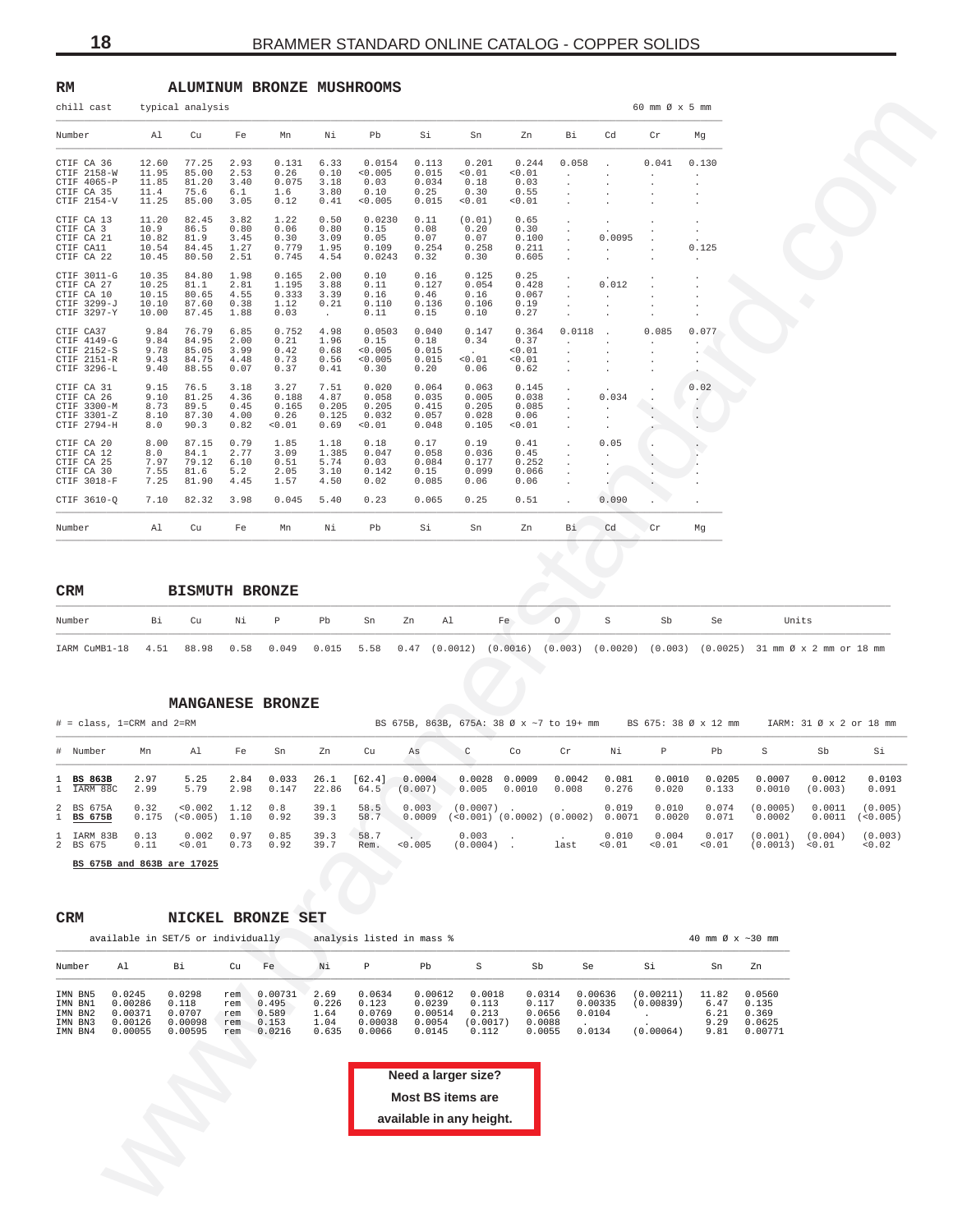## RM ALUMINUM BRONZE MUSHROOMS

chill cast typical analysis 60 mm Ø x 5 mm

| Number | Al | Cu | Fe | Mn | Ni | Pb | Si | Sn | Zn | Bi | Cd | Cr | Mg |
|---|---|---|---|---|---|---|---|---|---|---|---|---|---|
| CTIF CA 36 | 12.60 | 77.25 | 2.93 | 0.131 | 6.33 | 0.0154 | 0.113 | 0.201 | 0.244 | 0.058 | . | 0.041 | 0.130 |
| CTIF 2158-W | 11.95 | 85.00 | 2.53 | 0.26 | 0.10 | <0.005 | 0.015 | <0.01 | <0.01 | . | . | . | . |
| CTIF 4065-P | 11.85 | 81.20 | 3.40 | 0.075 | 3.18 | 0.03 | 0.034 | 0.18 | 0.03 | . | . | . | . |
| CTIF CA 35 | 11.4 | 75.6 | 6.1 | 1.6 | 3.80 | 0.10 | 0.25 | 0.30 | 0.55 | . | . | . | . |
| CTIF 2154-V | 11.25 | 85.00 | 3.05 | 0.12 | 0.41 | <0.005 | 0.015 | <0.01 | <0.01 | . | . | . | . |
| CTIF CA 13 | 11.20 | 82.45 | 3.82 | 1.22 | 0.50 | 0.0230 | 0.11 | (0.01) | 0.65 | . | . | . | . |
| CTIF CA 3 | 10.9 | 86.5 | 0.80 | 0.06 | 0.80 | 0.15 | 0.08 | 0.20 | 0.30 | . | . | . | . |
| CTIF CA 21 | 10.82 | 81.9 | 3.45 | 0.30 | 3.09 | 0.05 | 0.07 | 0.07 | 0.100 | . | 0.0095 | . | . |
| CTIF CA11 | 10.54 | 84.45 | 1.27 | 0.779 | 1.95 | 0.109 | 0.254 | 0.258 | 0.211 | . | . | . | 0.125 |
| CTIF CA 22 | 10.45 | 80.50 | 2.51 | 0.745 | 4.54 | 0.0243 | 0.32 | 0.30 | 0.605 | . | . | . | . |
| CTIF 3011-G | 10.35 | 84.80 | 1.98 | 0.165 | 2.00 | 0.10 | 0.16 | 0.125 | 0.25 | . | . | . | . |
| CTIF CA 27 | 10.25 | 81.1 | 2.81 | 1.195 | 3.88 | 0.11 | 0.127 | 0.054 | 0.428 | . | 0.012 | . | . |
| CTIF CA 10 | 10.15 | 80.65 | 4.55 | 0.333 | 3.39 | 0.16 | 0.46 | 0.16 | 0.067 | . | . | . | . |
| CTIF 3299-J | 10.10 | 87.60 | 0.38 | 1.12 | 0.21 | 0.110 | 0.136 | 0.106 | 0.19 | . | . | . | . |
| CTIF 3297-Y | 10.00 | 87.45 | 1.88 | 0.03 | . | 0.11 | 0.15 | 0.10 | 0.27 | . | . | . | . |
| CTIF CA37 | 9.84 | 76.79 | 6.85 | 0.752 | 4.98 | 0.0503 | 0.040 | 0.147 | 0.364 | 0.0118 | . | 0.085 | 0.077 |
| CTIF 4149-G | 9.84 | 84.95 | 2.00 | 0.21 | 1.96 | 0.15 | 0.18 | 0.34 | 0.37 | . | . | . | . |
| CTIF 2152-S | 9.78 | 85.05 | 3.99 | 0.42 | 0.68 | <0.005 | 0.015 | . | <0.01 | . | . | . | . |
| CTIF 2151-R | 9.43 | 84.75 | 4.48 | 0.73 | 0.56 | <0.005 | 0.015 | <0.01 | <0.01 | . | . | . | . |
| CTIF 3296-L | 9.40 | 88.55 | 0.07 | 0.37 | 0.41 | 0.30 | 0.20 | 0.06 | 0.62 | . | . | . | . |
| CTIF CA 31 | 9.15 | 76.5 | 3.18 | 3.27 | 7.51 | 0.020 | 0.064 | 0.063 | 0.145 | . | . | . | 0.02 |
| CTIF CA 26 | 9.10 | 81.25 | 4.36 | 0.188 | 4.87 | 0.058 | 0.035 | 0.005 | 0.038 | . | 0.034 | . | . |
| CTIF 3300-M | 8.73 | 89.5 | 0.45 | 0.165 | 0.205 | 0.205 | 0.415 | 0.205 | 0.085 | . | . | . | . |
| CTIF 3301-Z | 8.10 | 87.30 | 4.00 | 0.26 | 0.125 | 0.032 | 0.057 | 0.028 | 0.06 | . | . | . | . |
| CTIF 2794-H | 8.0 | 90.3 | 0.82 | <0.01 | 0.69 | <0.01 | 0.048 | 0.105 | <0.01 | . | . | . | . |
| CTIF CA 20 | 8.00 | 87.15 | 0.79 | 1.85 | 1.18 | 0.18 | 0.17 | 0.19 | 0.41 | . | 0.05 | . | . |
| CTIF CA 12 | 8.0 | 84.1 | 2.77 | 3.09 | 1.385 | 0.047 | 0.058 | 0.036 | 0.45 | . | . | . | . |
| CTIF CA 25 | 7.97 | 79.12 | 6.10 | 0.51 | 5.74 | 0.03 | 0.084 | 0.177 | 0.252 | . | . | . | . |
| CTIF CA 30 | 7.55 | 81.6 | 5.2 | 2.05 | 3.10 | 0.142 | 0.15 | 0.099 | 0.066 | . | . | . | . |
| CTIF 3018-F | 7.25 | 81.90 | 4.45 | 1.57 | 4.50 | 0.02 | 0.085 | 0.06 | 0.06 | . | . | . | . |
| CTIF 3610-Q | 7.10 | 82.32 | 3.98 | 0.045 | 5.40 | 0.23 | 0.065 | 0.25 | 0.51 | . | 0.090 | . | . |
| Number | Al | Cu | Fe | Mn | Ni | Pb | Si | Sn | Zn | Bi | Cd | Cr | Mg |

## CRM BISMUTH BRONZE

| Number | Bi | Cu | Ni | P | Pb | Sn | Zn | Al | Fe | O | S | Sb | Se | Units |
|---|---|---|---|---|---|---|---|---|---|---|---|---|---|---|
| IARM CuMB1-18 | 4.51 | 88.98 | 0.58 | 0.049 | 0.015 | 5.58 | 0.47 | (0.0012) | (0.0016) | (0.003) | (0.0020) | (0.003) | (0.0025) | 31 mm Ø x 2 mm or 18 mm |

## MANGANESE BRONZE

# = class, 1=CRM and 2=RM — BS 675B, 863B, 675A: 38 Ø x ~7 to 19+ mm — BS 675: 38 Ø x 12 mm — IARM: 31 Ø x 2 or 18 mm

| # | Number | Mn | Al | Fe | Sn | Zn | Cu | As | C | Co | Cr | Ni | P | Pb | S | Sb | Si |
|---|---|---|---|---|---|---|---|---|---|---|---|---|---|---|---|---|---|
| 1 | **BS 863B** | 2.97 | 5.25 | 2.84 | 0.033 | 26.1 | [62.4] | 0.0004 | 0.0028 | 0.0009 | 0.0042 | 0.081 | 0.0010 | 0.0205 | 0.0007 | 0.0012 | 0.0103 |
| 1 | IARM 88C | 2.99 | 5.79 | 2.98 | 0.147 | 22.86 | 64.5 | (0.007) | 0.005 | 0.0010 | 0.008 | 0.276 | 0.020 | 0.133 | 0.0010 | (0.003) | 0.091 |
| 2 | BS 675A | 0.32 | <0.002 | 1.12 | 0.8 | 39.1 | 58.5 | 0.003 | (0.0007) | . | . | 0.019 | 0.010 | 0.074 | (0.0005) | 0.0011 | (0.005) |
| 1 | **BS 675B** | 0.175 | (<0.005) | 1.10 | 0.92 | 39.3 | 58.7 | 0.0009 | (<0.001) | (0.0002) | (0.0002) | 0.0071 | 0.0020 | 0.071 | 0.0002 | 0.0011 | (<0.005) |
| 1 | IARM 83B | 0.13 | 0.002 | 0.97 | 0.85 | 39.3 | 58.7 | . | 0.003 | . | . | 0.010 | 0.004 | 0.017 | (0.001) | (0.004) | (0.003) |
| 2 | BS 675 | 0.11 | <0.01 | 0.73 | 0.92 | 39.7 | Rem. | <0.005 | (0.0004) | . | last | <0.01 | <0.01 | <0.01 | (0.0013) | <0.01 | <0.02 |

**BS 675B and 863B are 17025**

## CRM NICKEL BRONZE SET

available in SET/5 or individually — analysis listed in mass % — 40 mm Ø x ~30 mm

| Number | Al | Bi | Cu | Fe | Ni | P | Pb | S | Sb | Se | Si | Sn | Zn |
|---|---|---|---|---|---|---|---|---|---|---|---|---|---|
| IMN BN5 | 0.0245 | 0.0298 | rem | 0.00731 | 2.69 | 0.0634 | 0.00612 | 0.0018 | 0.0314 | 0.00636 | (0.00211) | 11.82 | 0.0560 |
| IMN BN1 | 0.00286 | 0.118 | rem | 0.495 | 0.226 | 0.123 | 0.0239 | 0.113 | 0.117 | 0.00335 | (0.00839) | 6.47 | 0.135 |
| IMN BN2 | 0.00371 | 0.0707 | rem | 0.589 | 1.64 | 0.0769 | 0.00514 | 0.213 | 0.0656 | 0.0104 | . | 6.21 | 0.369 |
| IMN BN3 | 0.00126 | 0.00098 | rem | 0.153 | 1.04 | 0.00038 | 0.0054 | (0.0017) | 0.0088 | . | | 9.29 | 0.0625 |
| IMN BN4 | 0.00055 | 0.00595 | rem | 0.0216 | 0.635 | 0.0066 | 0.0145 | 0.112 | 0.0055 | 0.0134 | (0.00064) | 9.81 | 0.00771 |

**Need a larger size? Most BS items are available in any height.**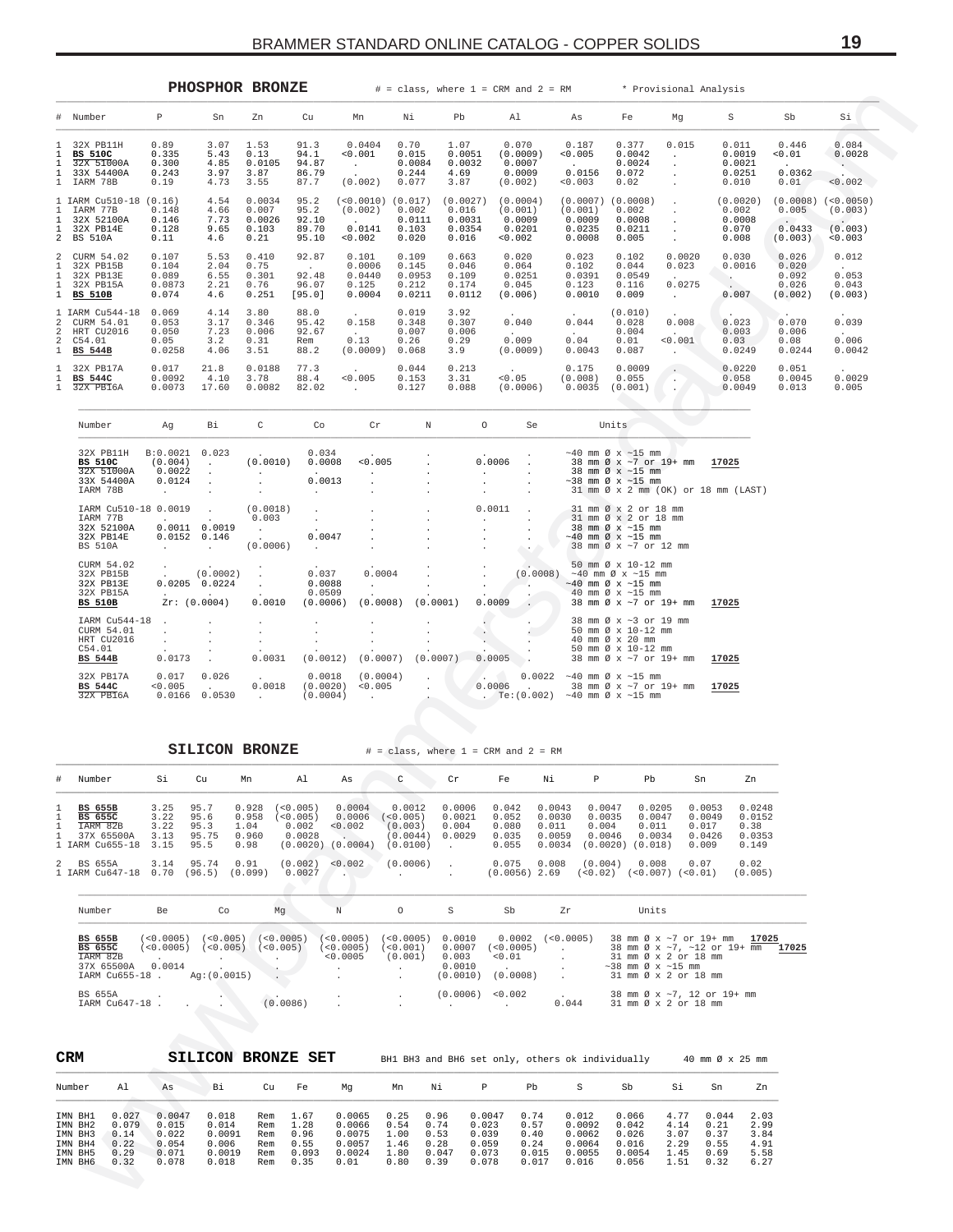## PHOSPHOR BRONZE

# = class, where 1 = CRM and 2 = RM    * Provisional Analysis

| # | Number | P | Sn | Zn | Cu | Mn | Ni | Pb | Al | As | Fe | Mg | S | Sb | Si |
|---|---|---|---|---|---|---|---|---|---|---|---|---|---|---|---|
| 1 | 32X PB11H | 0.89 | 3.07 | 1.53 | 91.3 | 0.0404 | 0.70 | 1.07 | 0.070 | 0.187 | 0.377 | 0.015 | 0.011 | 0.446 | 0.084 |
| 1 | **BS 510C** | 0.335 | 5.43 | 0.13 | 94.1 | <0.001 | 0.015 | 0.0051 | (0.0009) | <0.005 | 0.0042 | . | 0.0019 | <0.01 | 0.0028 |
| 1 | 32X 51000A | 0.300 | 4.85 | 0.0105 | 94.87 | . | 0.0084 | 0.0032 | 0.0007 | . | 0.0024 | . | 0.0021 | . | . |
| 1 | 33X 54400A | 0.243 | 3.97 | 3.87 | 86.79 | . | 0.244 | 4.69 | 0.0009 | 0.0156 | 0.072 | . | 0.0251 | 0.0362 | . |
| 1 | IARM 78B | 0.19 | 4.73 | 3.55 | 87.7 | (0.002) | 0.077 | 3.87 | (0.002) | <0.003 | 0.02 | . | 0.010 | 0.01 | <0.002 |
| 1 | IARM Cu510-18 | (0.16) | 4.54 | 0.0034 | 95.2 | (<0.0010) | (0.017) | (0.0027) | (0.0004) | (0.0007) | (0.0008) | . | (0.0020) | (0.0008) | (<0.0050) |
| 1 | IARM 77B | 0.148 | 4.66 | 0.007 | 95.2 | (0.002) | 0.016 | 0.016 | (0.001) | (0.001) | 0.002 | . | 0.002 | 0.005 | (0.003) |
| 1 | 32X 52100A | 0.146 | 7.73 | 0.0026 | 92.10 | . | 0.0111 | 0.0031 | 0.0009 | 0.0009 | 0.0008 | . | 0.0008 | . | . |
| 1 | 32X PB14E | 0.128 | 9.65 | 0.103 | 89.70 | 0.0141 | 0.103 | 0.0354 | 0.0201 | 0.0235 | 0.0211 | . | 0.070 | 0.0433 | (0.003) |
| 2 | BS 510A | 0.11 | 4.6 | 0.21 | 95.10 | <0.002 | 0.020 | 0.016 | <0.002 | 0.0008 | 0.005 | . | 0.008 | (0.003) | <0.003 |
| 2 | CURM 54.02 | 0.107 | 5.53 | 0.410 | 92.87 | 0.101 | 0.109 | 0.663 | 0.020 | 0.023 | 0.102 | 0.0020 | 0.030 | 0.026 | 0.012 |
| 1 | 32X PB15B | 0.104 | 2.04 | 0.75 | . | 0.0006 | 0.145 | 0.046 | 0.064 | 0.102 | 0.044 | 0.023 | 0.0016 | 0.020 | . |
| 1 | 32X PB13E | 0.089 | 6.55 | 0.301 | 92.48 | 0.0440 | 0.0953 | 0.109 | 0.0251 | 0.0391 | 0.0549 | . | . | 0.092 | 0.053 |
| 1 | 32X PB15A | 0.0873 | 2.21 | 0.76 | 96.07 | 0.125 | 0.212 | 0.174 | 0.045 | 0.123 | 0.116 | 0.0275 | . | 0.026 | 0.043 |
| 1 | **BS 510B** | 0.074 | 4.6 | 0.251 | [95.0] | 0.0004 | 0.0211 | 0.0112 | (0.006) | 0.0010 | 0.009 | . | 0.007 | (0.002) | (0.003) |
| 1 | IARM Cu544-18 | 0.069 | 4.14 | 3.80 | 88.0 | . | 0.019 | 3.92 | . | . | (0.010) | . | . | . | . |
| 2 | CURM 54.01 | 0.053 | 3.17 | 0.346 | 95.42 | 0.158 | 0.348 | 0.307 | 0.040 | 0.044 | 0.028 | 0.008 | 0.023 | 0.070 | 0.039 |
| 2 | HRT CU2016 | 0.050 | 7.23 | 0.006 | 92.67 | . | 0.007 | 0.006 | . | . | 0.004 | . | 0.003 | 0.006 | . |
| 2 | C54.01 | 0.05 | 3.2 | 0.31 | Rem | 0.13 | 0.26 | 0.29 | 0.009 | 0.04 | 0.01 | <0.001 | 0.03 | 0.08 | 0.006 |
| 1 | **BS 544B** | 0.0258 | 4.06 | 3.51 | 88.2 | (0.0009) | 0.068 | 3.9 | (0.0009) | 0.0043 | 0.087 | . | 0.0249 | 0.0244 | 0.0042 |
| 1 | 32X PB17A | 0.017 | 21.8 | 0.0188 | 77.3 | . | 0.044 | 0.213 | . | 0.175 | 0.0009 | . | 0.0220 | 0.051 | . |
| 1 | **BS 544C** | 0.0092 | 4.10 | 3.78 | 88.4 | <0.005 | 0.153 | 3.31 | <0.05 | (0.008) | 0.055 | . | 0.058 | 0.0045 | 0.0029 |
| 1 | 32X PB16A | 0.0073 | 17.60 | 0.0082 | 82.02 | . | 0.127 | 0.088 | (0.0006) | 0.0035 | (0.001) | . | 0.0049 | 0.013 | 0.005 |

| Number | Ag | Bi | C | Co | Cr | N | O | Se | Units | |
|---|---|---|---|---|---|---|---|---|---|---|
| 32X PB11H | B:0.0021 | 0.023 | . | 0.034 | . | . | . | . | ~40 mm Ø x ~15 mm | |
| **BS 510C** | (0.004) | . | (0.0010) | 0.0008 | <0.005 | . | 0.0006 | . | 38 mm Ø x ~7 or 19+ mm | 17025 |
| 32X 51000A | 0.0022 | . | . | . | . | . | . | . | 38 mm Ø x ~15 mm | |
| 33X 54400A | 0.0124 | . | . | 0.0013 | . | . | . | . | ~38 mm Ø x ~15 mm | |
| IARM 78B | . | . | . | . | . | . | . | . | 31 mm Ø x 2 mm (OK) or 18 mm (LAST) | |
| IARM Cu510-18 | 0.0019 | . | (0.0018) | . | . | . | 0.0011 | . | 31 mm Ø x 2 or 18 mm | |
| IARM 77B | . | . | 0.003 | . | . | . | . | . | 31 mm Ø x 2 or 18 mm | |
| 32X 52100A | 0.0011 | 0.0019 | . | . | . | . | . | . | 38 mm Ø x ~15 mm | |
| 32X PB14E | 0.0152 | 0.146 | . | 0.0047 | . | . | . | . | ~40 mm Ø x ~15 mm | |
| BS 510A | . | . | (0.0006) | . | . | . | . | . | 38 mm Ø x ~7 or 12 mm | |
| CURM 54.02 | . | . | . | . | . | . | . | . | 50 mm Ø x 10-12 mm | |
| 32X PB15B | . | (0.0002) | . | 0.037 | 0.0004 | . | . | (0.0008) | ~40 mm Ø x ~15 mm | |
| 32X PB13E | 0.0205 | 0.0224 | . | 0.0088 | . | . | . | . | ~40 mm Ø x ~15 mm | |
| 32X PB15A | . | . | . | 0.0509 | . | . | . | . | 40 mm Ø x ~15 mm | |
| **BS 510B** | Zr: (0.0004) | | 0.0010 | (0.0006) | (0.0008) | (0.0001) | 0.0009 | . | 38 mm Ø x ~7 or 19+ mm | 17025 |
| IARM Cu544-18 | . | . | . | . | . | . | . | . | 38 mm Ø x ~3 or 19 mm | |
| CURM 54.01 | . | . | . | . | . | . | . | . | 50 mm Ø x 10-12 mm | |
| HRT CU2016 | . | . | . | . | . | . | . | . | 40 mm Ø x 20 mm | |
| C54.01 | . | . | . | . | . | . | . | . | 50 mm Ø x 10-12 mm | |
| **BS 544B** | 0.0173 | . | 0.0031 | (0.0012) | (0.0007) | (0.0007) | 0.0005 | . | 38 mm Ø x ~7 or 19+ mm | 17025 |
| 32X PB17A | 0.017 | 0.026 | . | 0.0018 | (0.0004) | . | . | 0.0022 | ~40 mm Ø x ~15 mm | |
| **BS 544C** | <0.005 | . | 0.0018 | (0.0020) | <0.005 | . | 0.0006 | . | 38 mm Ø x ~7 or 19+ mm | 17025 |
| 32X PB16A | 0.0166 | 0.0530 | . | (0.0004) | . | . | . | Te:(0.002) | ~40 mm Ø x ~15 mm | |

## SILICON BRONZE

# = class, where 1 = CRM and 2 = RM

| # | Number | Si | Cu | Mn | Al | As | C | Cr | Fe | Ni | P | Pb | Sn | Zn |
|---|---|---|---|---|---|---|---|---|---|---|---|---|---|---|
| 1 | **BS 655B** | 3.25 | 95.7 | 0.928 | (<0.005) | 0.0004 | 0.0012 | 0.0006 | 0.042 | 0.0043 | 0.0047 | 0.0205 | 0.0053 | 0.0248 |
| 1 | **BS 655C** | 3.22 | 95.6 | 0.958 | (<0.005) | 0.0006 | (<0.005) | 0.0021 | 0.052 | 0.0030 | 0.0035 | 0.0047 | 0.0049 | 0.0152 |
| 1 | IARM 82B | 3.22 | 95.3 | 1.04 | 0.002 | <0.002 | (0.003) | 0.004 | 0.080 | 0.011 | 0.004 | 0.011 | 0.017 | 0.38 |
| 1 | 37X 65500A | 3.13 | 95.75 | 0.960 | 0.0028 | . | (0.0044) | 0.0029 | 0.035 | 0.0059 | 0.0046 | 0.0034 | 0.0426 | 0.0353 |
| 1 | IARM Cu655-18 | 3.15 | 95.5 | 0.98 | (0.0020) | (0.0004) | (0.0100) | . | 0.055 | 0.0034 | (0.0020) | (0.018) | 0.009 | 0.149 |
| 2 | BS 655A | 3.14 | 95.74 | 0.91 | (0.002) | <0.002 | (0.0006) | . | 0.075 | 0.008 | (0.004) | 0.008 | 0.07 | 0.02 |
| 1 | IARM Cu647-18 | 0.70 | (96.5) | (0.099) | 0.0027 | . | . | . | (0.0056) | 2.69 | (<0.02) | (<0.007) | (<0.01) | (0.005) |

| Number | Be | Co | Mg | N | O | S | Sb | Zr | Units | |
|---|---|---|---|---|---|---|---|---|---|---|
| **BS 655B** | (<0.0005) | (<0.005) | (<0.0005) | (<0.0005) | (<0.0005) | 0.0010 | 0.0002 | (<0.0005) | 38 mm Ø x ~7 or 19+ mm | 17025 |
| **BS 655C** | (<0.0005) | (<0.005) | (<0.005) | (<0.0005) | (<0.001) | 0.0007 | (<0.0005) | . | 38 mm Ø x ~7, ~12 or 19+ mm | 17025 |
| IARM 82B | . | . | . | <0.0005 | (0.001) | 0.003 | <0.01 | . | 31 mm Ø x 2 or 18 mm | |
| 37X 65500A | 0.0014 | . | . | . | . | 0.0010 | . | . | ~38 mm Ø x ~15 mm | |
| IARM Cu655-18 | . | Ag:(0.0015) | . | . | . | (0.0010) | (0.0008) | . | 31 mm Ø x 2 or 18 mm | |
| BS 655A | . | . | . | . | . | (0.0006) | <0.002 | . | 38 mm Ø x ~7, 12 or 19+ mm | |
| IARM Cu647-18 | . | . | (0.0086) | . | . | . | . | 0.044 | 31 mm Ø x 2 or 18 mm | |

## CRM SILICON BRONZE SET

BH1 BH3 and BH6 set only, others ok individually    40 mm Ø x 25 mm

| Number | Al | As | Bi | Cu | Fe | Mg | Mn | Ni | P | Pb | S | Sb | Si | Sn | Zn |
|---|---|---|---|---|---|---|---|---|---|---|---|---|---|---|---|
| IMN BH1 | 0.027 | 0.0047 | 0.018 | Rem | 1.67 | 0.0065 | 0.25 | 0.96 | 0.0047 | 0.74 | 0.012 | 0.066 | 4.77 | 0.044 | 2.03 |
| IMN BH2 | 0.079 | 0.015 | 0.014 | Rem | 1.28 | 0.0066 | 0.54 | 0.74 | 0.023 | 0.57 | 0.0092 | 0.042 | 4.14 | 0.21 | 2.99 |
| IMN BH3 | 0.14 | 0.022 | 0.0091 | Rem | 0.96 | 0.0075 | 1.00 | 0.53 | 0.039 | 0.40 | 0.0062 | 0.026 | 3.07 | 0.37 | 3.84 |
| IMN BH4 | 0.22 | 0.054 | 0.006 | Rem | 0.55 | 0.0057 | 1.46 | 0.28 | 0.059 | 0.24 | 0.0064 | 0.016 | 2.29 | 0.55 | 4.91 |
| IMN BH5 | 0.29 | 0.071 | 0.0019 | Rem | 0.093 | 0.0024 | 1.80 | 0.047 | 0.073 | 0.015 | 0.0055 | 0.0054 | 1.45 | 0.69 | 5.58 |
| IMN BH6 | 0.32 | 0.078 | 0.018 | Rem | 0.35 | 0.01 | 0.80 | 0.39 | 0.078 | 0.017 | 0.016 | 0.056 | 1.51 | 0.32 | 6.27 |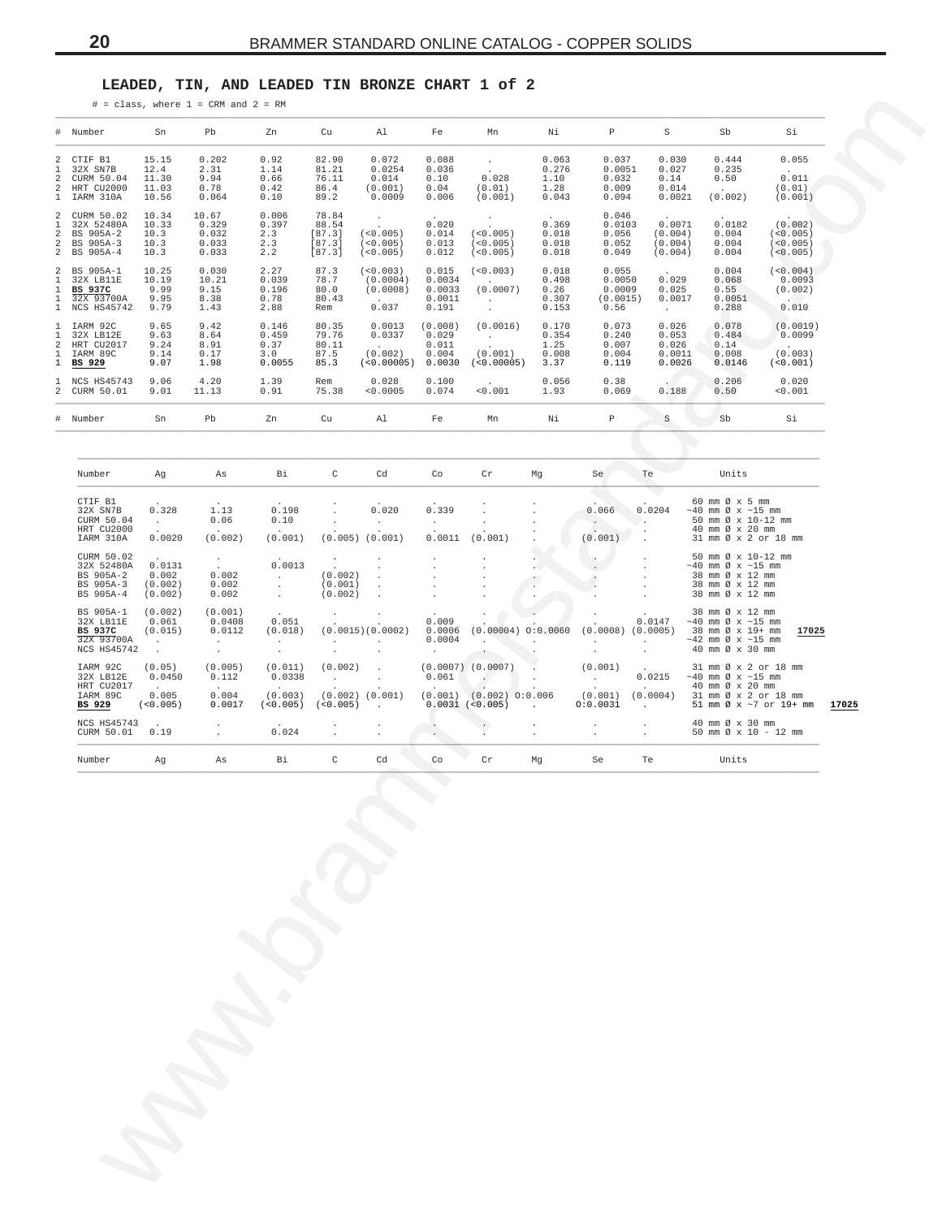## LEADED, TIN, AND LEADED TIN BRONZE CHART 1 of 2

# = class, where 1 = CRM and 2 = RM

| # | Number | Sn | Pb | Zn | Cu | Al | Fe | Mn | Ni | P | S | Sb | Si |
|---|---|---|---|---|---|---|---|---|---|---|---|---|---|
| 2 | CTIF B1 | 15.15 | 0.202 | 0.92 | 82.90 | 0.072 | 0.088 | . | 0.063 | 0.037 | 0.030 | 0.444 | 0.055 |
| 1 | 32X SN7B | 12.4 | 2.31 | 1.14 | 81.21 | 0.0254 | 0.036 | . | 0.276 | 0.0051 | 0.027 | 0.235 | . |
| 2 | CURM 50.04 | 11.30 | 9.94 | 0.66 | 76.11 | 0.014 | 0.10 | 0.028 | 1.10 | 0.032 | 0.14 | 0.50 | 0.011 |
| 2 | HRT CU2000 | 11.03 | 0.78 | 0.42 | 86.4 | (0.001) | 0.04 | (0.01) | 1.28 | 0.009 | 0.014 | . | (0.01) |
| 1 | IARM 310A | 10.56 | 0.064 | 0.10 | 89.2 | 0.0009 | 0.006 | (0.001) | 0.043 | 0.094 | 0.0021 | (0.002) | (0.001) |
| 2 | CURM 50.02 | 10.34 | 10.67 | 0.006 | 78.84 | . | . | . | . | 0.046 | . | . | . |
| 1 | 32X 52480A | 10.33 | 0.329 | 0.397 | 88.54 | . | 0.020 | . | 0.369 | 0.0103 | 0.0071 | 0.0182 | (0.002) |
| 2 | BS 905A-2 | 10.3 | 0.032 | 2.3 | [87.3] | (<0.005) | 0.014 | (<0.005) | 0.018 | 0.056 | (0.004) | 0.004 | (<0.005) |
| 2 | BS 905A-3 | 10.3 | 0.033 | 2.3 | [87.3] | (<0.005) | 0.013 | (<0.005) | 0.018 | 0.052 | (0.004) | 0.004 | (<0.005) |
| 2 | BS 905A-4 | 10.3 | 0.033 | 2.2 | [87.3] | (<0.005) | 0.012 | (<0.005) | 0.018 | 0.049 | (0.004) | 0.004 | (<0.005) |
| 2 | BS 905A-1 | 10.25 | 0.030 | 2.27 | 87.3 | (<0.003) | 0.015 | (<0.003) | 0.018 | 0.055 | . | 0.004 | (<0.004) |
| 1 | 32X LB11E | 10.19 | 10.21 | 0.039 | 78.7 | (0.0004) | 0.0034 | . | 0.498 | 0.0050 | 0.029 | 0.068 | 0.0093 |
| 1 | **BS 937C** | 9.99 | 9.15 | 0.196 | 80.0 | (0.0008) | 0.0033 | (0.0007) | 0.26 | 0.0009 | 0.025 | 0.55 | (0.002) |
| 1 | 32X 93700A | 9.95 | 8.38 | 0.78 | 80.43 | . | 0.0011 | . | 0.307 | (0.0015) | 0.0017 | 0.0051 | . |
| 1 | NCS HS45742 | 9.79 | 1.43 | 2.88 | Rem | 0.037 | 0.191 | . | 0.153 | 0.56 | . | 0.288 | 0.010 |
| 1 | IARM 92C | 9.65 | 9.42 | 0.146 | 80.35 | 0.0013 | (0.008) | (0.0016) | 0.170 | 0.073 | 0.026 | 0.078 | (0.0019) |
| 1 | 32X LB12E | 9.63 | 8.64 | 0.459 | 79.76 | 0.0337 | 0.029 | . | 0.354 | 0.240 | 0.053 | 0.484 | 0.0099 |
| 2 | HRT CU2017 | 9.24 | 8.91 | 0.37 | 80.11 | . | 0.011 | . | 1.25 | 0.007 | 0.026 | 0.14 | . |
| 1 | IARM 89C | 9.14 | 0.17 | 3.0 | 87.5 | (0.002) | 0.004 | (0.001) | 0.008 | 0.004 | 0.0011 | 0.008 | (0.003) |
| 1 | **BS 929** | 9.07 | 1.98 | 0.0055 | 85.3 | (<0.00005) | 0.0030 | (<0.00005) | 3.37 | 0.119 | 0.0026 | 0.0146 | (<0.001) |
| 1 | NCS HS45743 | 9.06 | 4.20 | 1.39 | Rem | 0.028 | 0.100 | . | 0.056 | 0.38 | . | 0.206 | 0.020 |
| 2 | CURM 50.01 | 9.01 | 11.13 | 0.91 | 75.38 | <0.0005 | 0.074 | <0.001 | 1.93 | 0.069 | 0.188 | 0.50 | <0.001 |

| Number | Ag | As | Bi | C | Cd | Co | Cr | Mg | Se | Te | Units | |
|---|---|---|---|---|---|---|---|---|---|---|---|---|
| CTIF B1 | . | . | . | . | . | . | . | . | . | . | 60 mm Ø x 5 mm | |
| 32X SN7B | 0.328 | 1.13 | 0.198 | . | 0.020 | 0.339 | . | . | 0.066 | 0.0204 | ~40 mm Ø x ~15 mm | |
| CURM 50.04 | . | 0.06 | 0.10 | . | . | . | . | . | . | . | 50 mm Ø x 10-12 mm | |
| HRT CU2000 | . | . | . | . | . | . | . | . | . | . | 40 mm Ø x 20 mm | |
| IARM 310A | 0.0020 | (0.002) | (0.001) | (0.005) | (0.001) | 0.0011 | (0.001) | . | (0.001) | . | 31 mm Ø x 2 or 18 mm | |
| CURM 50.02 | . | . | . | . | . | . | . | . | . | . | 50 mm Ø x 10-12 mm | |
| 32X 52480A | 0.0131 | . | 0.0013 | . | . | . | . | . | . | . | ~40 mm Ø x ~15 mm | |
| BS 905A-2 | 0.002 | 0.002 | . | (0.002) | . | . | . | . | . | . | 38 mm Ø x 12 mm | |
| BS 905A-3 | (0.002) | 0.002 | . | (0.001) | . | . | . | . | . | . | 38 mm Ø x 12 mm | |
| BS 905A-4 | (0.002) | 0.002 | . | (0.002) | . | . | . | . | . | . | 38 mm Ø x 12 mm | |
| BS 905A-1 | (0.002) | (0.001) | . | . | . | . | . | . | . | . | 38 mm Ø x 12 mm | |
| 32X LB11E | 0.061 | 0.0408 | 0.051 | . | . | 0.009 | . | . | . | 0.0147 | ~40 mm Ø x ~15 mm | |
| **BS 937C** | (0.015) | 0.0112 | (0.018) | (0.0015) | (0.0002) | 0.0006 | (0.00004) | O:0.0060 | (0.0008) | (0.0005) | 38 mm Ø x 19+ mm | **17025** |
| 32X 93700A | . | . | . | . | . | 0.0004 | . | . | . | . | ~42 mm Ø x ~15 mm | |
| NCS HS45742 | . | . | . | . | . | . | . | . | . | . | 40 mm Ø x 30 mm | |
| IARM 92C | (0.05) | (0.005) | (0.011) | (0.002) | . | (0.0007) | (0.0007) | . | (0.001) | . | 31 mm Ø x 2 or 18 mm | |
| 32X LB12E | 0.0450 | 0.112 | 0.0338 | . | . | 0.061 | . | . | . | 0.0215 | ~40 mm Ø x ~15 mm | |
| HRT CU2017 | . | . | . | . | . | . | . | . | . | . | 40 mm Ø x 20 mm | |
| IARM 89C | 0.005 | 0.004 | (0.003) | (0.002) | (0.001) | (0.001) | (0.002) | O:0.006 | (0.001) | (0.0004) | 31 mm Ø x 2 or 18 mm | |
| **BS 929** | (<0.005) | 0.0017 | (<0.005) | (<0.005) | . | 0.0031 | (<0.005) | . | O:0.0031 | . | 51 mm Ø x ~7 or 19+ mm | **17025** |
| NCS HS45743 | . | . | . | . | . | . | . | . | . | . | 40 mm Ø x 30 mm | |
| CURM 50.01 | 0.19 | . | 0.024 | . | . | . | . | . | . | . | 50 mm Ø x 10 - 12 mm | |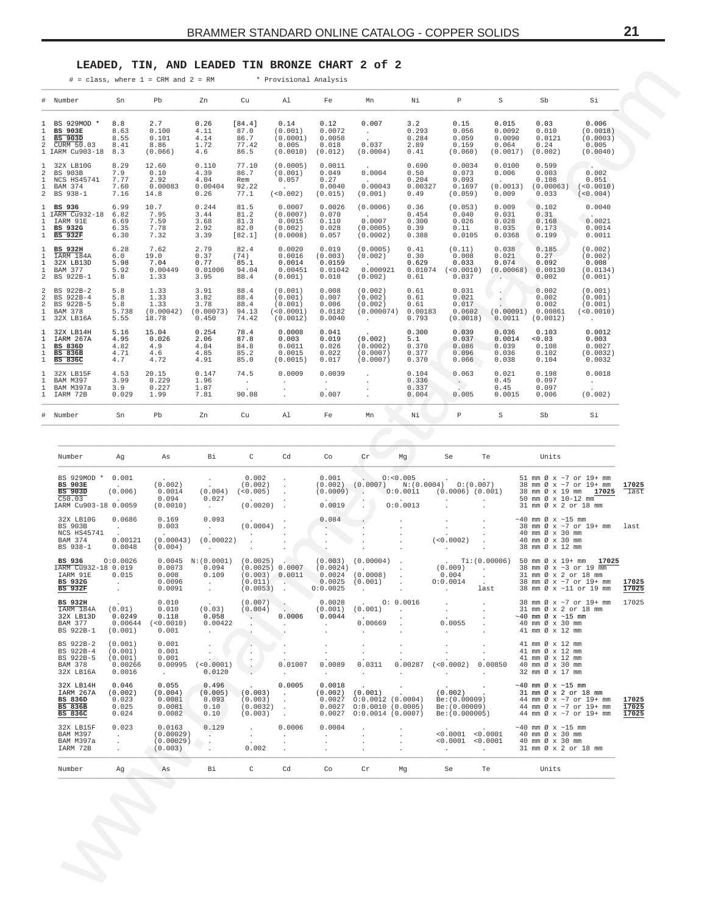## LEADED, TIN, AND LEADED TIN BRONZE CHART 2 of 2

# = class, where 1 = CRM and 2 = RM    * Provisional Analysis

| # | Number | Sn | Pb | Zn | Cu | Al | Fe | Mn | Ni | P | S | Sb | Si |
|---|---|---|---|---|---|---|---|---|---|---|---|---|---|
| 1 | BS 929MOD * | 8.8 | 2.7 | 0.26 | [84.4] | 0.14 | 0.12 | 0.007 | 3.2 | 0.15 | 0.015 | 0.03 | 0.006 |
| 1 | **BS 903E** | 8.63 | 0.100 | 4.11 | 87.0 | (0.001) | 0.0072 | . | 0.293 | 0.056 | 0.0092 | 0.010 | (0.0018) |
| 1 | **BS 903D** | 8.55 | 0.101 | 4.14 | 86.7 | (0.0001) | 0.0058 | . | 0.284 | 0.059 | 0.0090 | 0.0121 | (0.0003) |
| 2 | CURM 50.03 | 8.41 | 8.86 | 1.72 | 77.42 | 0.005 | 0.018 | 0.037 | 2.89 | 0.159 | 0.064 | 0.24 | 0.005 |
| 1 | IARM Cu903-18 | 8.3 | (0.066) | 4.6 | 86.5 | (0.0010) | (0.012) | (0.0004) | 0.41 | (0.060) | (0.0017) | (0.002) | (0.0040) |
| 1 | 32X LB10G | 8.29 | 12.60 | 0.110 | 77.10 | (0.0005) | 0.0011 | . | 0.690 | 0.0034 | 0.0100 | 0.599 | . |
| 2 | BS 903B | 7.9 | 0.10 | 4.39 | 86.7 | (0.001) | 0.049 | 0.0004 | 0.50 | 0.073 | 0.006 | 0.003 | 0.002 |
| 1 | NCS HS45741 | 7.77 | 2.92 | 4.04 | Rem | 0.057 | 0.27 | . | 0.204 | 0.093 | . | 0.108 | 0.051 |
| 1 | BAM 374 | 7.60 | 0.00083 | 0.00404 | 92.22 | . | 0.0040 | 0.00043 | 0.00327 | 0.1697 | (0.0013) | (0.00063) | (<0.0010) |
| 2 | BS 938-1 | 7.16 | 14.8 | 0.26 | 77.1 | (<0.002) | (0.015) | (0.001) | 0.49 | (0.059) | 0.009 | 0.033 | (<0.004) |
| 1 | **BS 936** | 6.99 | 10.7 | 0.244 | 81.5 | 0.0007 | 0.0026 | (0.0006) | 0.36 | (0.053) | 0.009 | 0.102 | 0.0040 |
| 1 | IARM Cu932-18 | 6.82 | 7.95 | 3.44 | 81.2 | (0.0007) | 0.070 | . | 0.454 | 0.040 | 0.031 | 0.31 | . |
| 1 | IARM 91E | 6.69 | 7.59 | 3.68 | 81.3 | 0.0015 | 0.110 | 0.0007 | 0.300 | 0.026 | 0.028 | 0.168 | 0.0021 |
| 1 | **BS 932G** | 6.35 | 7.78 | 2.92 | 82.0 | (0.002) | 0.028 | (0.0005) | 0.39 | 0.11 | 0.035 | 0.173 | 0.0014 |
| 1 | **BS 932F** | 6.30 | 7.32 | 3.39 | [82.1] | (0.0008) | 0.057 | (0.0002) | 0.388 | 0.0105 | 0.0368 | 0.199 | 0.0011 |
| 1 | **BS 932H** | 6.28 | 7.62 | 2.79 | 82.4 | 0.0020 | 0.019 | (0.0005) | 0.41 | (0.11) | 0.038 | 0.185 | (0.002) |
| 1 | IARM 184A | 6.0 | 19.0 | 0.37 | (74) | 0.0016 | (0.003) | (0.002) | 0.30 | 0.008 | 0.021 | 0.27 | (0.002) |
| 1 | 32X LB13D | 5.98 | 7.04 | 0.77 | 85.1 | 0.0014 | 0.0159 | . | 0.629 | 0.033 | 0.074 | 0.092 | 0.008 |
| 1 | BAM 377 | 5.92 | 0.00449 | 0.01006 | 94.04 | 0.00451 | 0.01042 | 0.000921 | 0.01074 | (<0.0010) | (0.00068) | 0.00130 | (0.0134) |
| 2 | BS 922B-1 | 5.8 | 1.33 | 3.95 | 88.4 | (0.001) | 0.010 | (0.002) | 0.61 | 0.037 | . | 0.002 | (0.001) |
| 2 | BS 922B-2 | 5.8 | 1.33 | 3.91 | 88.4 | (0.001) | 0.008 | (0.002) | 0.61 | 0.031 | . | 0.002 | (0.001) |
| 2 | BS 922B-4 | 5.8 | 1.33 | 3.82 | 88.4 | (0.001) | 0.007 | (0.002) | 0.61 | 0.021 | . | 0.002 | (0.001) |
| 2 | BS 922B-5 | 5.8 | 1.33 | 3.78 | 88.4 | (0.001) | 0.006 | (0.002) | 0.61 | 0.017 | . | 0.002 | (0.001) |
| 1 | BAM 378 | 5.738 | (0.00042) | (0.00073) | 94.13 | (<0.0001) | 0.0182 | (0.000074) | 0.00183 | 0.0602 | (0.00091) | 0.00861 | (<0.0010) |
| 1 | 32X LB16A | 5.55 | 18.78 | 0.450 | 74.42 | (0.0012) | 0.0040 | . | 0.793 | (0.0018) | 0.0011 | (0.0012) | . |
| 1 | 32X LB14H | 5.16 | 15.04 | 0.254 | 78.4 | 0.0008 | 0.041 | . | 0.300 | 0.039 | 0.036 | 0.103 | 0.0012 |
| 1 | IARM 267A | 4.95 | 0.026 | 2.06 | 87.8 | 0.003 | 0.019 | (0.002) | 5.1 | 0.037 | 0.0014 | <0.03 | 0.003 |
| 1 | **BS 836D** | 4.82 | 4.9 | 4.84 | 84.8 | 0.0011 | 0.026 | (0.0002) | 0.370 | 0.086 | 0.039 | 0.108 | 0.0027 |
| 1 | **BS 836B** | 4.71 | 4.6 | 4.85 | 85.2 | 0.0015 | 0.022 | (0.0007) | 0.377 | 0.096 | 0.036 | 0.102 | (0.0032) |
| 1 | **BS 836C** | 4.7 | 4.72 | 4.91 | 85.0 | (0.0015) | 0.017 | (0.0007) | 0.370 | 0.066 | 0.038 | 0.104 | 0.0032 |
| 1 | 32X LB15F | 4.53 | 20.15 | 0.147 | 74.5 | 0.0009 | 0.0039 | . | 0.104 | 0.063 | 0.021 | 0.198 | 0.0018 |
| 1 | BAM M397 | 3.99 | 0.229 | 1.96 | . | . | . | . | 0.336 | . | 0.45 | 0.097 | . |
| 1 | BAM M397a | 3.9 | 0.227 | 1.87 | . | . | . | . | 0.337 | . | 0.45 | 0.097 | . |
| 1 | IARM 72B | 0.029 | 1.99 | 7.81 | 90.08 | . | 0.007 | . | 0.004 | 0.005 | 0.0015 | 0.006 | (0.002) |

| Number | Ag | As | Bi | C | Cd | Co | Cr | Mg | Se | Te | Units | |
|---|---|---|---|---|---|---|---|---|---|---|---|---|
| BS 929MOD * | 0.001 | . | . | 0.002 | . | 0.001 | . | O:<0.005 | . | . | 51 mm Ø x ~7 or 19+ mm | |
| **BS 903E** | . | (0.002) | . | (0.002) | . | (0.002) | (0.0007) | N:(0.0004) | O:(0.007) | | 38 mm Ø x ~7 or 19+ mm | 17025 |
| **BS 903D** | (0.006) | 0.0014 | (0.004) | (<0.005) | . | (0.0009) | . | O:0.0011 | (0.0006) | (0.001) | 38 mm Ø x 19 mm 17025 | last |
| C50.03 | . | 0.094 | 0.027 | . | . | . | . | . | . | . | 50 mm Ø x 10-12 mm | |
| IARM Cu903-18 | 0.0059 | (0.0010) | . | (0.0020) | . | 0.0019 | . | O:0.0013 | . | . | 31 mm Ø x 2 or 18 mm | |
| 32X LB10G | 0.0686 | 0.169 | 0.093 | . | . | 0.084 | . | . | . | . | ~40 mm Ø x ~15 mm | |
| BS 903B | . | 0.003 | . | (0.0004) | . | . | . | . | . | . | 38 mm Ø x ~7 or 19+ mm | last |
| NCS HS45741 | . | . | . | . | . | . | . | . | . | . | 40 mm Ø x 30 mm | |
| BAM 374 | 0.00121 | (0.00043) | (0.00022) | . | . | . | . | . | (<0.0002) | . | 40 mm Ø x 30 mm | |
| BS 938-1 | 0.0048 | (0.004) | . | . | . | . | . | . | . | . | 38 mm Ø x 12 mm | |
| **BS 936** | O:0.0026 | 0.0045 | N:(0.0001) | (0.0025) | . | (0.003) | (0.00004) | . | . | Ti:(0.00006) | 50 mm Ø x 19+ mm 17025 | |
| IARM Cu932-18 | 0.019 | 0.0073 | 0.094 | (0.0025) | 0.0007 | (0.0024) | . | . | (0.009) | . | 38 mm Ø x ~3 or 19 mm | |
| IARM 91E | 0.015 | 0.008 | 0.109 | (0.003) | 0.0011 | 0.0024 | (0.0008) | . | 0.004 | . | 31 mm Ø x 2 or 18 mm | |
| **BS 932G** | . | 0.0096 | . | (0.011) | . | 0.0025 | (0.001) | . | O:0.0014 | . | 38 mm Ø x ~7 or 19+ mm | 17025 |
| **BS 932F** | . | 0.0091 | . | (0.0053) | . | O:0.0025 | . | . | . | last | 38 mm Ø x ~11 or 19 mm | 17025 |
| **BS 932H** | . | 0.010 | . | (0.007) | . | 0.0028 | . | O: 0.0016 | . | . | 38 mm Ø x ~7 or 19+ mm | 17025 |
| IARM 184A | (0.01) | 0.010 | (0.03) | (0.004) | . | (0.001) | (0.001) | . | . | . | 31 mm Ø x 2 or 18 mm | |
| 32X LB13D | 0.0249 | 0.118 | 0.058 | . | 0.0006 | 0.0044 | . | . | . | . | ~40 mm Ø x ~15 mm | |
| BAM 377 | 0.00644 | (<0.0010) | 0.00422 | . | . | . | 0.00669 | . | 0.0055 | . | 40 mm Ø x 30 mm | |
| BS 922B-1 | (0.001) | 0.001 | . | . | . | . | . | . | . | . | 41 mm Ø x 12 mm | |
| BS 922B-2 | (0.001) | 0.001 | . | . | . | . | . | . | . | . | 41 mm Ø x 12 mm | |
| BS 922B-4 | (0.001) | 0.001 | . | . | . | . | . | . | . | . | 41 mm Ø x 12 mm | |
| BS 922B-5 | (0.001) | 0.001 | . | . | . | . | . | . | . | . | 41 mm Ø x 12 mm | |
| BAM 378 | 0.00266 | 0.00995 | (<0.0001) | . | 0.01007 | 0.0089 | 0.0311 | 0.00287 | (<0.0002) | 0.00850 | 40 mm Ø x 30 mm | |
| 32X LB16A | 0.0016 | . | 0.0120 | . | . | . | . | . | . | . | 32 mm Ø x 17 mm | |
| 32X LB14H | 0.046 | 0.055 | 0.496 | . | 0.0005 | 0.0018 | . | . | . | . | ~40 mm Ø x ~15 mm | |
| IARM 267A | (0.002) | (0.004) | (0.005) | (0.003) | . | (0.002) | (0.001) | . | (0.002) | . | 31 mm Ø x 2 or 18 mm | |
| **BS 836D** | 0.023 | 0.0081 | 0.093 | (0.003) | . | 0.0027 | O:0.0012 | (0.0004) | Be:(0.00009) | | 44 mm Ø x ~7 or 19+ mm | 17025 |
| **BS 836B** | 0.025 | 0.0081 | 0.10 | (0.0032) | . | 0.0027 | O:0.0010 | (0.0005) | Be:(0.00009) | | 44 mm Ø x ~7 or 19+ mm | 17025 |
| **BS 836C** | 0.024 | 0.0082 | 0.10 | (0.003) | . | 0.0027 | O:0.0014 | (0.0007) | Be:(0.000005) | | 44 mm Ø x ~7 or 19+ mm | 17025 |
| 32X LB15F | 0.023 | 0.0163 | 0.129 | . | 0.0006 | 0.0004 | . | . | . | . | ~40 mm Ø x ~15 mm | |
| BAM M397 | . | (0.00029) | . | . | . | . | . | . | <0.0001 | <0.0001 | 40 mm Ø x 30 mm | |
| BAM M397a | . | (0.00029) | . | . | . | . | . | . | <0.0001 | <0.0001 | 40 mm Ø x 30 mm | |
| IARM 72B | . | (0.003) | . | 0.002 | . | . | . | . | . | . | 31 mm Ø x 2 or 18 mm | |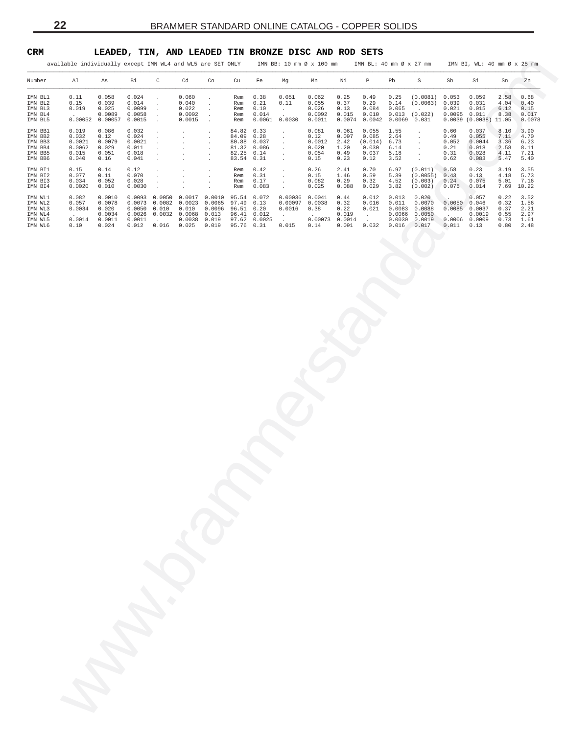## CRM LEADED, TIN, AND LEADED TIN BRONZE DISC AND ROD SETS

available individually except IMN WL4 and WL5 are SET ONLY IMN BB: 10 mm Ø x 100 mm IMN BL: 40 mm Ø x 27 mm IMN BI, WL: 40 mm Ø x 25 mm

| Number | Al | As | Bi | C | Cd | Co | Cu | Fe | Mg | Mn | Ni | P | Pb | S | Sb | Si | Sn | Zn |
|---|---|---|---|---|---|---|---|---|---|---|---|---|---|---|---|---|---|---|
| IMN BL1 | 0.11 | 0.058 | 0.024 | . | 0.060 | . | Rem | 0.38 | 0.051 | 0.062 | 0.25 | 0.49 | 0.25 | (0.0081) | 0.053 | 0.059 | 2.58 | 0.68 |
| IMN BL2 | 0.15 | 0.039 | 0.014 | . | 0.040 | . | Rem | 0.21 | 0.11 | 0.055 | 0.37 | 0.29 | 0.14 | (0.0063) | 0.039 | 0.031 | 4.04 | 0.40 |
| IMN BL3 | 0.019 | 0.025 | 0.0099 | . | 0.022 | . | Rem | 0.10 | . | 0.026 | 0.13 | 0.084 | 0.065 | . | 0.021 | 0.015 | 6.12 | 0.15 |
| IMN BL4 | . | 0.0089 | 0.0058 | . | 0.0092 | . | Rem | 0.014 | . | 0.0092 | 0.015 | 0.010 | 0.013 | (0.022) | 0.0095 | 0.011 | 8.38 | 0.017 |
| IMN BL5 | 0.00052 | 0.00057 | 0.0015 | . | 0.0015 | . | Rem | 0.0061 | 0.0030 | 0.0011 | 0.0074 | 0.0042 | 0.0069 | 0.031 | 0.0039 | (0.0038) | 11.05 | 0.0078 |
| IMN BB1 | 0.019 | 0.086 | 0.032 | . | . | . | 84.82 | 0.33 | . | 0.081 | 0.061 | 0.055 | 1.55 | . | 0.60 | 0.037 | 8.10 | 3.90 |
| IMN BB2 | 0.032 | 0.12 | 0.024 | . | . | . | 84.09 | 0.28 | . | 0.12 | 0.097 | 0.085 | 2.64 | . | 0.49 | 0.055 | 7.11 | 4.70 |
| IMN BB3 | 0.0021 | 0.0079 | 0.0021 | . | . | . | 80.88 | 0.037 | . | 0.0012 | 2.42 | (0.014) | 6.73 | . | 0.052 | 0.0044 | 3.36 | 6.23 |
| IMN BB4 | 0.0062 | 0.029 | 0.011 | . | . | . | 81.32 | 0.086 | . | 0.020 | 1.20 | 0.030 | 6.14 | . | 0.21 | 0.018 | 2.58 | 8.11 |
| IMN BB5 | 0.015 | 0.051 | 0.018 | . | . | . | 82.25 | 0.14 | . | 0.054 | 0.49 | 0.037 | 5.18 | . | 0.31 | 0.028 | 4.11 | 7.21 |
| IMN BB6 | 0.040 | 0.16 | 0.041 | . | . | . | 83.54 | 0.31 | . | 0.15 | 0.23 | 0.12 | 3.52 | . | 0.62 | 0.083 | 5.47 | 5.40 |
| IMN BI1 | 0.15 | 0.14 | 0.12 | . | . | . | Rem | 0.42 | . | 0.26 | 2.41 | 0.70 | 6.97 | (0.011) | 0.58 | 0.23 | 3.19 | 3.55 |
| IMN BI2 | 0.077 | 0.11 | 0.070 | . | . | . | Rem | 0.31 | . | 0.15 | 1.46 | 0.59 | 5.39 | (0.0055) | 0.43 | 0.13 | 4.18 | 5.73 |
| IMN BI3 | 0.034 | 0.052 | 0.028 | . | . | . | Rem | 0.17 | . | 0.082 | 0.29 | 0.32 | 4.52 | (0.003) | 0.24 | 0.075 | 5.01 | 7.16 |
| IMN BI4 | 0.0020 | 0.010 | 0.0030 | . | . | . | Rem | 0.083 | . | 0.025 | 0.088 | 0.029 | 3.82 | (0.002) | 0.075 | 0.014 | 7.69 | 10.22 |
| IMN WL1 | 0.082 | 0.0010 | 0.0093 | 0.0050 | 0.0017 | 0.0010 | 95.54 | 0.072 | 0.00036 | 0.0041 | 0.44 | 0.012 | 0.013 | 0.020 | . | 0.057 | 0.22 | 3.52 |
| IMN WL2 | 0.057 | 0.0078 | 0.0073 | 0.0082 | 0.0023 | 0.0065 | 97.49 | 0.13 | 0.00097 | 0.0038 | 0.32 | 0.016 | 0.011 | 0.0070 | 0.0050 | 0.046 | 0.32 | 1.56 |
| IMN WL3 | 0.0034 | 0.020 | 0.0050 | 0.010 | 0.010 | 0.0096 | 96.51 | 0.20 | 0.0016 | 0.38 | 0.22 | 0.021 | 0.0083 | 0.0088 | 0.0085 | 0.0037 | 0.37 | 2.21 |
| IMN WL4 | . | . | 0.0034 | 0.0026 | 0.0032 | 0.0068 | 0.013 | 96.41 | 0.012 | . | . | 0.019 | . | 0.0066 | 0.0050 | . | 0.0019 | 0.55 | 2.97 |
| IMN WL5 | 0.0014 | 0.0011 | 0.0011 | . | 0.0038 | 0.019 | 97.62 | 0.0025 | . | 0.00073 | 0.0014 | . | 0.0030 | 0.0019 | 0.0006 | 0.0009 | 0.73 | 1.61 |
| IMN WL6 | 0.10 | 0.024 | 0.012 | 0.016 | 0.025 | 0.019 | 95.76 | 0.31 | 0.015 | 0.14 | 0.091 | 0.032 | 0.016 | 0.017 | 0.011 | 0.13 | 0.80 | 2.48 |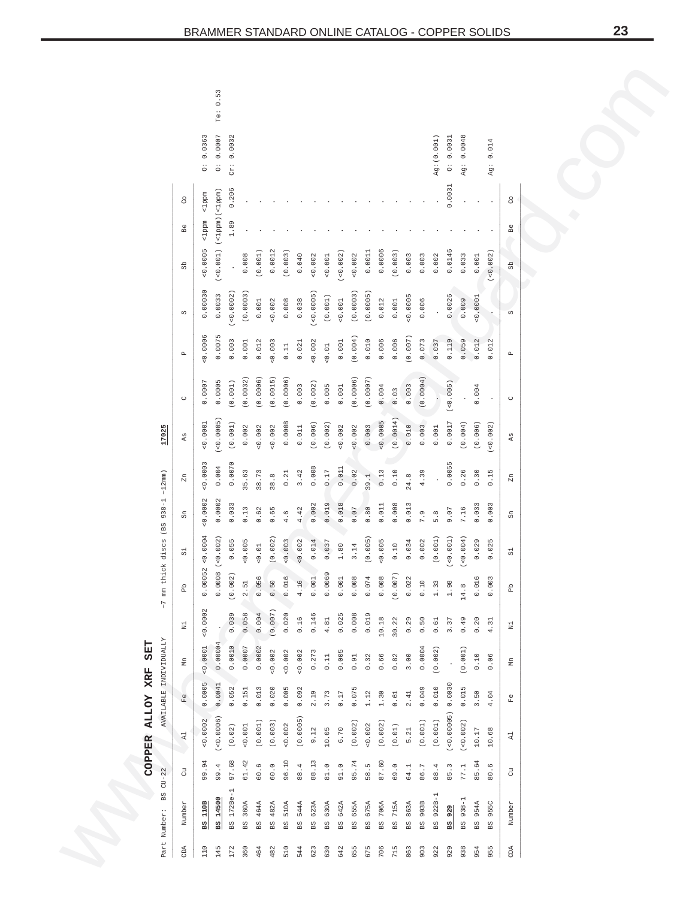# COPPER ALLOY XRF SET

AVAILABLE INDIVIDUALLY

Part Number: BS CU-22 ~7 mm thick discs (BS 938-1 ~12mm) **17025**

| CDA | Number | Cu | Al | Fe | Mn | Ni | Pb | Si | Sn | Zn | As | C | P | S | Sb | Be | Co | |
|---|---|---|---|---|---|---|---|---|---|---|---|---|---|---|---|---|---|---|
| 110 | **BS 110B** | 99.94 | <0.0002 | 0.0005 | <0.0001 | <0.0002 | 0.00052 | <0.0004 | <0.0002 | <0.0003 | <0.0001 | 0.0007 | <0.0006 | 0.00030 | <0.0005 | <1ppm | <1ppm | O: 0.0363 |
| 145 | **BS 14500** | 99.4 | (<0.0006) | 0.0041 | 0.00004 | . | 0.0008 | (<0.002) | 0.0002 | 0.004 | (<0.0005) | 0.0005 | 0.0075 | 0.0033 | (<0.001) | (<1ppm) | (<1ppm) | O: 0.0007 Te: 0.53 |
| 172 | BS 172Be-1 | 97.68 | (0.02) | 0.052 | 0.0010 | 0.039 | (0.002) | 0.055 | 0.033 | 0.0070 | (0.001) | (0.001) | 0.003 | (<0.0002) | . | 1.89 | 0.206 | Cr: 0.0032 |
| 360 | BS 360A | 61.42 | <0.001 | 0.151 | 0.0007 | 0.058 | 2.51 | <0.005 | 0.13 | 35.63 | 0.002 | (0.0032) | 0.001 | (0.0003) | 0.008 | . | . | |
| 464 | BS 464A | 60.6 | (0.001) | 0.013 | 0.0002 | 0.004 | 0.056 | <0.01 | 0.62 | 38.73 | <0.002 | (0.0006) | 0.012 | 0.001 | (0.001) | . | . | |
| 482 | BS 482A | 60.0 | (0.003) | 0.020 | <0.002 | (0.007) | 0.50 | (0.002) | 0.65 | 38.8 | <0.002 | (0.0015) | <0.003 | <0.002 | 0.0012 | . | . | |
| 510 | BS 510A | 96.10 | <0.002 | 0.005 | <0.002 | 0.020 | 0.016 | <0.003 | 4.6 | 0.21 | 0.0008 | (0.0006) | 0.11 | 0.008 | (0.003) | . | . | |
| 544 | BS 544A | 88.4 | (0.0005) | 0.092 | <0.002 | 0.16 | 4.16 | <0.002 | 4.42 | 3.42 | 0.011 | 0.003 | 0.021 | 0.038 | 0.040 | . | . | |
| 623 | BS 623A | 88.13 | 9.12 | 2.19 | 0.273 | 0.146 | 0.001 | 0.014 | 0.002 | 0.008 | (0.006) | (0.002) | <0.002 | (<0.0005) | <0.002 | . | . | |
| 630 | BS 630A | 81.0 | 10.05 | 3.73 | 0.11 | 4.81 | 0.0069 | 0.037 | 0.019 | 0.17 | (0.002) | 0.005 | <0.01 | (0.001) | <0.001 | . | . | |
| 642 | BS 642A | 91.0 | 6.70 | 0.17 | 0.005 | 0.025 | 0.001 | 1.80 | 0.018 | 0.011 | <0.002 | 0.001 | 0.001 | <0.001 | (<0.002) | . | . | |
| 655 | BS 655A | 95.74 | (0.002) | 0.075 | 0.91 | 0.008 | 0.008 | 3.14 | 0.07 | 0.02 | <0.002 | (0.0006) | (0.004) | (0.0003) | <0.002 | . | . | |
| 675 | BS 675A | 58.5 | <0.002 | 1.12 | 0.32 | 0.019 | 0.074 | (0.005) | 0.80 | 39.1 | 0.003 | (0.0007) | 0.010 | (0.0005) | 0.0011 | . | . | |
| 706 | BS 706A | 87.60 | (0.002) | 1.30 | 0.66 | 10.18 | 0.008 | <0.005 | 0.011 | 0.13 | <0.0005 | 0.004 | 0.006 | 0.012 | 0.0006 | . | . | |
| 715 | BS 715A | 69.0 | (0.01) | 0.61 | 0.82 | 30.22 | (0.007) | 0.10 | 0.008 | 0.10 | (0.0014) | 0.03 | 0.006 | 0.001 | (0.003) | . | . | |
| 863 | BS 863A | 64.1 | 5.21 | 2.41 | 3.00 | 0.29 | 0.022 | 0.034 | 0.013 | 24.8 | 0.010 | 0.003 | (0.007) | <0.0005 | 0.003 | . | . | |
| 903 | BS 903B | 86.7 | (0.001) | 0.049 | 0.0004 | 0.50 | 0.10 | 0.002 | 7.9 | 4.39 | 0.003 | (0.0004) | 0.073 | 0.006 | 0.003 | . | . | |
| 922 | BS 922B-1 | 88.4 | (0.001) | 0.010 | (0.002) | 0.61 | 1.33 | (0.001) | 5.8 | . | 0.001 | . | 0.037 | . | 0.002 | . | . | Ag:(0.001) |
| 929 | **BS 929** | 85.3 | (<0.00005) | 0.0030 | . | 3.37 | 1.98 | (<0.001) | 9.07 | 0.0055 | 0.0017 | (<0.005) | 0.119 | 0.0026 | 0.0146 | . | 0.0031 | O: 0.0031 |
| 938 | BS 938-1 | 77.1 | (<0.002) | 0.015 | (0.001) | 0.49 | 14.8 | (<0.004) | 7.16 | 0.26 | (0.004) | . | 0.059 | 0.009 | 0.033 | . | . | Ag: 0.0048 |
| 954 | BS 954A | 85.64 | 10.17 | 3.50 | 0.10 | 0.20 | 0.016 | 0.029 | 0.033 | 0.30 | (0.006) | 0.004 | 0.012 | <0.0001 | 0.001 | . | . | |
| 955 | BS 955C | 80.6 | 10.68 | 4.04 | 0.06 | 4.31 | 0.003 | 0.025 | 0.003 | 0.15 | (<0.002) | . | 0.012 | . | (<0.002) | . | . | Ag: 0.014 |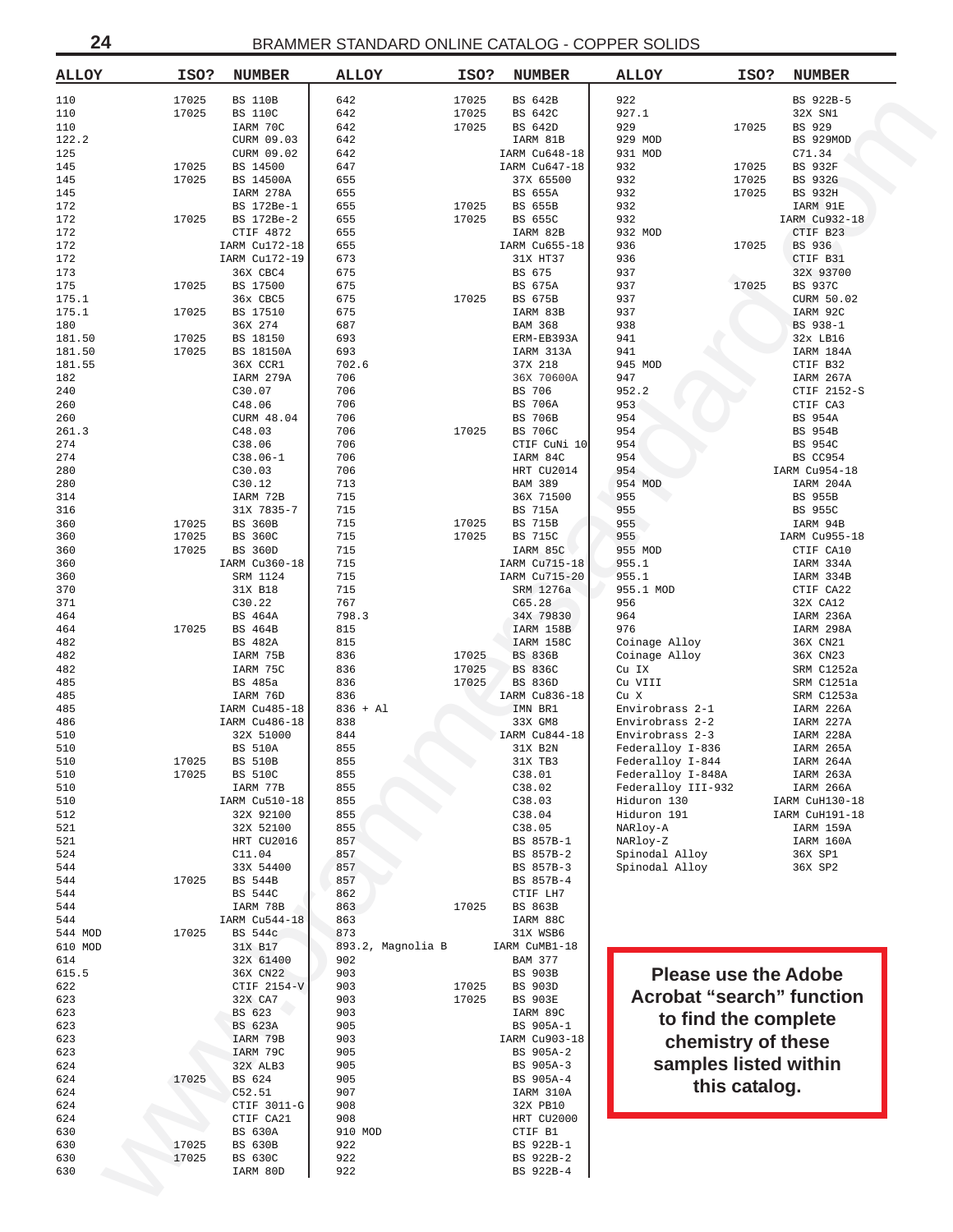## BRAMMER STANDARD ONLINE CATALOG - COPPER SOLIDS

| ALLOY | ISO? | NUMBER |
|---|---|---|
| 110 | 17025 | BS 110B |
| 110 | 17025 | BS 110C |
| 110 | | IARM 70C |
| 122.2 | | CURM 09.03 |
| 125 | | CURM 09.02 |
| 145 | 17025 | BS 14500 |
| 145 | 17025 | BS 14500A |
| 145 | | IARM 278A |
| 172 | | BS 172Be-1 |
| 172 | 17025 | BS 172Be-2 |
| 172 | | CTIF 4872 |
| 172 | | IARM Cu172-18 |
| 172 | | IARM Cu172-19 |
| 173 | | 36X CBC4 |
| 175 | 17025 | BS 17500 |
| 175.1 | | 36x CBC5 |
| 175.1 | 17025 | BS 17510 |
| 180 | | 36X 274 |
| 181.50 | 17025 | BS 18150 |
| 181.50 | 17025 | BS 18150A |
| 181.55 | | 36X CCR1 |
| 182 | | IARM 279A |
| 240 | | C30.07 |
| 260 | | C48.06 |
| 260 | | CURM 48.04 |
| 261.3 | | C48.03 |
| 274 | | C38.06 |
| 274 | | C38.06-1 |
| 280 | | C30.03 |
| 280 | | C30.12 |
| 314 | | IARM 72B |
| 316 | | 31X 7835-7 |
| 360 | 17025 | BS 360B |
| 360 | 17025 | BS 360C |
| 360 | 17025 | BS 360D |
| 360 | | IARM Cu360-18 |
| 360 | | SRM 1124 |
| 370 | | 31X B18 |
| 371 | | C30.22 |
| 464 | | BS 464A |
| 464 | 17025 | BS 464B |
| 482 | | BS 482A |
| 482 | | IARM 75B |
| 482 | | IARM 75C |
| 485 | | BS 485a |
| 485 | | IARM 76D |
| 485 | | IARM Cu485-18 |
| 486 | | IARM Cu486-18 |
| 510 | | 32X 51000 |
| 510 | | BS 510A |
| 510 | 17025 | BS 510B |
| 510 | 17025 | BS 510C |
| 510 | | IARM 77B |
| 510 | | IARM Cu510-18 |
| 512 | | 32X 92100 |
| 521 | | 32X 52100 |
| 521 | | HRT CU2016 |
| 524 | | C11.04 |
| 544 | | 33X 54400 |
| 544 | 17025 | BS 544B |
| 544 | | BS 544C |
| 544 | | IARM 78B |
| 544 | | IARM Cu544-18 |
| 544 MOD | 17025 | BS 544c |
| 610 MOD | | 31X B17 |
| 614 | | 32X 61400 |
| 615.5 | | 36X CN22 |
| 622 | | CTIF 2154-V |
| 623 | | 32X CA7 |
| 623 | | BS 623 |
| 623 | | BS 623A |
| 623 | | IARM 79B |
| 623 | | IARM 79C |
| 624 | | 32X ALB3 |
| 624 | 17025 | BS 624 |
| 624 | | C52.51 |
| 624 | | CTIF 3011-G |
| 624 | | CTIF CA21 |
| 630 | | BS 630A |
| 630 | 17025 | BS 630B |
| 630 | 17025 | BS 630C |
| 630 | | IARM 80D |
| 642 | 17025 | BS 642B |
| 642 | 17025 | BS 642C |
| 642 | 17025 | BS 642D |
| 642 | | IARM 81B |
| 642 | | IARM Cu648-18 |
| 647 | | IARM Cu647-18 |
| 655 | | 37X 65500 |
| 655 | | BS 655A |
| 655 | 17025 | BS 655B |
| 655 | 17025 | BS 655C |
| 655 | | IARM 82B |
| 655 | | IARM Cu655-18 |
| 673 | | 31X HT37 |
| 675 | | BS 675 |
| 675 | | BS 675A |
| 675 | 17025 | BS 675B |
| 675 | | IARM 83B |
| 687 | | BAM 368 |
| 693 | | ERM-EB393A |
| 693 | | IARM 313A |
| 702.6 | | 37X 218 |
| 706 | | 36X 70600A |
| 706 | | BS 706 |
| 706 | | BS 706A |
| 706 | | BS 706B |
| 706 | 17025 | BS 706C |
| 706 | | CTIF CuNi 10 |
| 706 | | IARM 84C |
| 706 | | HRT CU2014 |
| 713 | | BAM 389 |
| 715 | | 36X 71500 |
| 715 | | BS 715A |
| 715 | 17025 | BS 715B |
| 715 | 17025 | BS 715C |
| 715 | | IARM 85C |
| 715 | | IARM Cu715-18 |
| 715 | | IARM Cu715-20 |
| 715 | | SRM 1276a |
| 767 | | C65.28 |
| 798.3 | | 34X 79830 |
| 815 | | IARM 158B |
| 815 | | IARM 158C |
| 836 | 17025 | BS 836B |
| 836 | 17025 | BS 836C |
| 836 | 17025 | BS 836D |
| 836 | | IARM Cu836-18 |
| 836 + Al | | IMN BR1 |
| 838 | | 33X GM8 |
| 844 | | IARM Cu844-18 |
| 855 | | 31X B2N |
| 855 | | 31X TB3 |
| 855 | | C38.01 |
| 855 | | C38.02 |
| 855 | | C38.03 |
| 855 | | C38.04 |
| 855 | | C38.05 |
| 857 | | BS 857B-1 |
| 857 | | BS 857B-2 |
| 857 | | BS 857B-3 |
| 857 | | BS 857B-4 |
| 862 | | CTIF LH7 |
| 863 | 17025 | BS 863B |
| 863 | | IARM 88C |
| 873 | | 31X WSB6 |
| 893.2, Magnolia B | | IARM CuMB1-18 |
| 902 | | BAM 377 |
| 903 | | BS 903B |
| 903 | 17025 | BS 903D |
| 903 | 17025 | BS 903E |
| 903 | | IARM 89C |
| 905 | | BS 905A-1 |
| 903 | | IARM Cu903-18 |
| 905 | | BS 905A-2 |
| 905 | | BS 905A-3 |
| 905 | | BS 905A-4 |
| 907 | | IARM 310A |
| 908 | | 32X PB10 |
| 908 | | HRT CU2000 |
| 910 MOD | | CTIF B1 |
| 922 | | BS 922B-1 |
| 922 | | BS 922B-2 |
| 922 | | BS 922B-4 |
| 922 | | BS 922B-5 |
| 927.1 | | 32X SN1 |
| 929 | 17025 | BS 929 |
| 929 MOD | | BS 929MOD |
| 931 MOD | | C71.34 |
| 932 | 17025 | BS 932F |
| 932 | 17025 | BS 932G |
| 932 | 17025 | BS 932H |
| 932 | | IARM 91E |
| 932 | | IARM Cu932-18 |
| 932 MOD | | CTIF B23 |
| 936 | 17025 | BS 936 |
| 936 | | CTIF B31 |
| 937 | | 32X 93700 |
| 937 | 17025 | BS 937C |
| 937 | | CURM 50.02 |
| 937 | | IARM 92C |
| 938 | | BS 938-1 |
| 941 | | 32x LB16 |
| 941 | | IARM 184A |
| 945 MOD | | CTIF B32 |
| 947 | | IARM 267A |
| 952.2 | | CTIF 2152-S |
| 953 | | CTIF CA3 |
| 954 | | BS 954A |
| 954 | | BS 954B |
| 954 | | BS 954C |
| 954 | | BS CC954 |
| 954 | | IARM Cu954-18 |
| 954 MOD | | IARM 204A |
| 955 | | BS 955B |
| 955 | | BS 955C |
| 955 | | IARM 94B |
| 955 | | IARM Cu955-18 |
| 955 MOD | | CTIF CA10 |
| 955.1 | | IARM 334A |
| 955.1 | | IARM 334B |
| 955.1 MOD | | CTIF CA22 |
| 956 | | 32X CA12 |
| 964 | | IARM 236A |
| 976 | | IARM 298A |
| Coinage Alloy | | 36X CN21 |
| Coinage Alloy | | 36X CN23 |
| Cu IX | | SRM C1252a |
| Cu VIII | | SRM C1251a |
| Cu X | | SRM C1253a |
| Envirobrass 2-1 | | IARM 226A |
| Envirobrass 2-2 | | IARM 227A |
| Envirobrass 2-3 | | IARM 228A |
| Federalloy I-836 | | IARM 265A |
| Federalloy I-844 | | IARM 264A |
| Federalloy I-848A | | IARM 263A |
| Federalloy III-932 | | IARM 266A |
| Hiduron 130 | | IARM CuH130-18 |
| Hiduron 191 | | IARM CuH191-18 |
| NARloy-X | | IARM 159A |
| NARloy-Z | | IARM 160A |
| Spinodal Alloy | | 36X SP1 |
| Spinodal Alloy | | 36X SP2 |

**Please use the Adobe Acrobat "search" function to find the complete chemistry of these samples listed within this catalog.**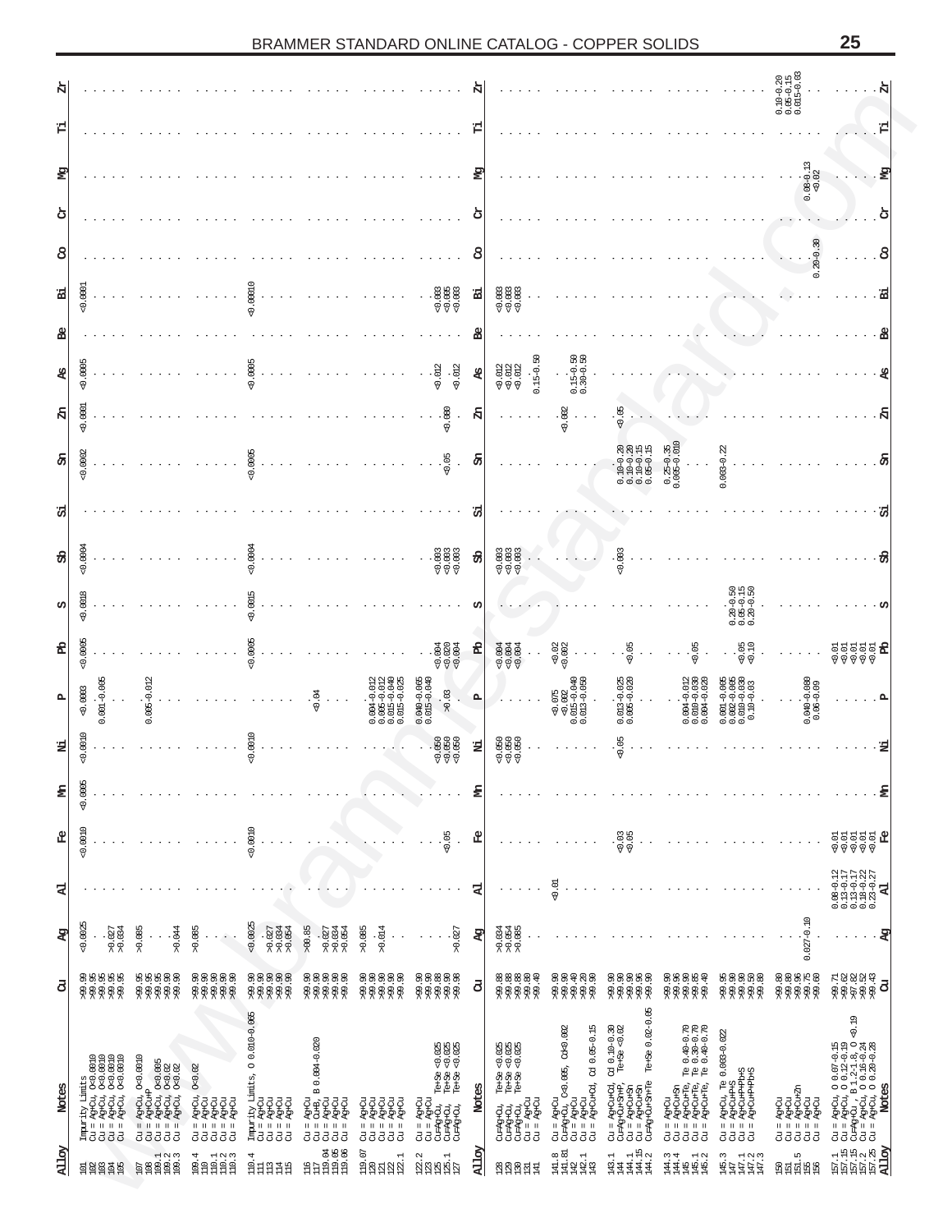| Alloy | Notes | Cu | Ag | Al | Fe | Mn | Ni | P | Pb | S | Sb | Si | Sn | Zn | As | Be | Bi | Co | Cr | Mg | Ti | Zr |
|---|---|---|---|---|---|---|---|---|---|---|---|---|---|---|---|---|---|---|---|---|---|---|
| 101 | Impurity Limits | >99.99 | <0.0025 | . | <0.0010 | <0.0005 | <0.0010 | <0.0003 | <0.0005 | <0.0018 | <0.0004 | . | <0.0002 | <0.0001 | <0.0005 | . | <0.0001 | . | . | . | . | . |
| 102 | Cu = Ag+Cu, O<0.0010 | >99.95 | . | . | . | . | . | 0.001-0.005 | . | . | . | . | . | . | . | . | . | . | . | . | . | . |
| 103 | Cu = Ag+Cu, O<0.0010 | >99.95 | . | . | . | . | . | . | . | . | . | . | . | . | . | . | . | . | . | . | . | . |
| 104 | Cu = Ag+Cu, O<0.0010 | >99.95 | >0.027 | . | . | . | . | . | . | . | . | . | . | . | . | . | . | . | . | . | . | . |
| 105 | Cu = Ag+Cu, O<0.0010 | >99.95 | >0.034 | . | . | . | . | . | . | . | . | . | . | . | . | . | . | . | . | . | . | . |
| 107 | Cu = Ag+Cu, O<0.0010 | >99.95 | >0.085 | . | . | . | . | . | . | . | . | . | . | . | . | . | . | . | . | . | . | . |
| 108 | Cu = Ag+Cu+P | >99.95 | . | . | . | . | . | 0.005-0.012 | . | . | . | . | . | . | . | . | . | . | . | . | . | . |
| 109.1 | Cu = Ag+Cu, O<0.005 | >99.95 | . | . | . | . | . | . | . | . | . | . | . | . | . | . | . | . | . | . | . | . |
| 109.2 | Cu = Ag+Cu, O<0.02 | >99.90 | . | . | . | . | . | . | . | . | . | . | . | . | . | . | . | . | . | . | . | . |
| 109.3 | Cu = Ag+Cu, O<0.02 | >99.90 | >0.044 | . | . | . | . | . | . | . | . | . | . | . | . | . | . | . | . | . | . | . |
| 109.4 | Cu = Ag+Cu, O<0.02 | >99.90 | >0.085 | . | . | . | . | . | . | . | . | . | . | . | . | . | . | . | . | . | . | . |
| 110 | Cu = Ag+Cu | >99.90 | . | . | . | . | . | . | . | . | . | . | . | . | . | . | . | . | . | . | . | . |
| 110.1 | Cu = Ag+Cu | >99.90 | . | . | . | . | . | . | . | . | . | . | . | . | . | . | . | . | . | . | . | . |
| 110.2 | Cu = Ag+Cu | >99.90 | . | . | . | . | . | . | . | . | . | . | . | . | . | . | . | . | . | . | . | . |
| 110.3 | Cu = Ag+Cu | >99.90 | . | . | . | . | . | . | . | . | . | . | . | . | . | . | . | . | . | . | . | . |
| 110.4 | Impurity Limits, O 0.010-0.065 | >99.90 | <0.0025 | . | <0.0010 | . | <0.0010 | . | <0.0005 | <0.0015 | <0.0004 | . | <0.0005 | . | <0.0005 | . | <0.00010 | . | . | . | . | . |
| 111 | Cu = Ag+Cu | >99.90 | . | . | . | . | . | . | . | . | . | . | . | . | . | . | . | . | . | . | . | . |
| 113 | Cu = Ag+Cu | >99.90 | >0.027 | . | . | . | . | . | . | . | . | . | . | . | . | . | . | . | . | . | . | . |
| 114 | Cu = Ag+Cu | >99.90 | >0.034 | . | . | . | . | . | . | . | . | . | . | . | . | . | . | . | . | . | . | . |
| 115 | Cu = Ag+Cu | >99.90 | >0.054 | . | . | . | . | . | . | . | . | . | . | . | . | . | . | . | . | . | . | . |
| 116 | Cu = Ag+Cu | >99.90 | >0.085 | . | . | . | . | . | . | . | . | . | . | . | . | . | . | . | . | . | . | . |
| 117 | Cu+B, B 0.004-0.020 | >99.90 | . | . | . | . | . | <0.04 | . | . | . | . | . | . | . | . | . | . | . | . | . | . |
| 119.04 | Cu = Ag+Cu | >99.90 | >0.027 | . | . | . | . | . | . | . | . | . | . | . | . | . | . | . | . | . | . | . |
| 119.05 | Cu = Ag+Cu | >99.90 | >0.034 | . | . | . | . | . | . | . | . | . | . | . | . | . | . | . | . | . | . | . |
| 119.06 | Cu = Ag+Cu | >99.90 | >0.054 | . | . | . | . | . | . | . | . | . | . | . | . | . | . | . | . | . | . | . |
| 119.07 | Cu = Ag+Cu | >99.90 | >0.085 | . | . | . | . | . | . | . | . | . | . | . | . | . | . | . | . | . | . | . |
| 120 | Cu = Ag+Cu | >99.90 | . | . | . | . | . | 0.004-0.012 | . | . | . | . | . | . | . | . | . | . | . | . | . | . |
| 121 | Cu = Ag+Cu | >99.90 | >0.014 | . | . | . | . | 0.005-0.012 | . | . | . | . | . | . | . | . | . | . | . | . | . | . |
| 122 | Cu = Ag+Cu | >99.90 | . | . | . | . | . | 0.015-0.040 | . | . | . | . | . | . | . | . | . | . | . | . | . | . |
| 122.1 | Cu = Ag+Cu | >99.90 | . | . | . | . | . | 0.015-0.025 | . | . | . | . | . | . | . | . | . | . | . | . | . | . |
| 122.2 | Cu = Ag+Cu | >99.90 | . | . | . | . | . | 0.040-0.065 | . | . | . | . | . | . | . | . | . | . | . | . | . | . |
| 123 | Cu = Ag+Cu | >99.90 | . | . | . | . | . | 0.015-0.040 | . | . | . | . | . | . | . | . | . | . | . | . | . | . |
| 125 | Cu+Ag+$O_2$, Te+Se <0.025 | >99.88 | . | . | . | . | <0.050 | . | <0.004 | . | <0.003 | . | . | . | <0.012 | . | <0.003 | . | . | . | . | . |
| 125.1 | Cu+Ag+$O_2$, Te+Se <0.025 | >99.88 | . | . | <0.05 | . | <0.050 | <0.03 | <0.020 | . | <0.003 | . | <0.05 | <0.080 | . | . | <0.005 | . | . | . | . | . |
| 127 | Cu+Ag+$O_2$, Te+Se <0.025 | >99.88 | >0.027 | . | . | . | <0.050 | . | <0.004 | . | <0.003 | . | . | . | <0.012 | . | <0.003 | . | . | . | . | . |
| 128 | Cu+Ag+$O_2$, Te+Se <0.025 | >99.88 | >0.034 | . | . | . | <0.050 | . | <0.004 | . | <0.003 | . | . | . | <0.012 | . | <0.003 | . | . | . | . | . |
| 129 | Cu+Ag+$O_2$, Te+Se <0.025 | >99.88 | >0.054 | . | . | . | <0.050 | . | <0.004 | . | <0.003 | . | . | . | <0.012 | . | <0.003 | . | . | . | . | . |
| 130 | Cu+Ag+$O_2$, Te+Se <0.025 | >99.88 | >0.085 | . | . | . | <0.050 | . | <0.004 | . | <0.003 | . | . | . | <0.012 | . | <0.003 | . | . | . | . | . |
| 131 | Cu = Ag+Cu | >99.80 | . | . | . | . | . | . | . | . | . | . | . | . | . | . | . | . | . | . | . | . |
| 141 | Cu = Ag+Cu | >99.40 | . | . | . | . | . | . | . | . | . | . | . | . | 0.15-0.50 | . | . | . | . | . | . | . |
| 141.8 | Cu = Ag+Cu | >99.90 | . | <0.01 | . | . | . | <0.075 | <0.02 | . | . | . | . | . | . | . | . | . | . | . | . | . |
| 141.81 | Cu+Ag+$O_2$, C<0.005, Cd<0.002 | >99.90 | . | . | . | . | . | <0.002 | <0.002 | . | . | . | . | <0.002 | . | . | . | . | . | . | . | . |
| 142 | Cu = Ag+Cu | >99.40 | . | . | . | . | . | 0.015-0.040 | . | . | . | . | . | . | 0.15-0.50 | . | . | . | . | . | . | . |
| 142.1 | Cu = Ag+Cu | >99.20 | . | . | . | . | . | 0.013-0.050 | . | . | . | . | . | . | 0.30-0.50 | . | . | . | . | . | . | . |
| 143 | Cu = Ag+Cu+Cd, Cd 0.05-0.15 | >99.90 | . | . | . | . | . | . | . | . | . | . | . | . | . | . | . | . | . | . | . | . |
| 143.1 | Cu = Ag+Cu+Cd, Cd 0.10-0.30 | >99.90 | . | . | . | . | . | . | . | . | . | . | . | . | . | . | . | . | . | . | . | . |
| 144 | Cu+Ag+Sn+P, Te+Se <0.02 | >99.90 | . | . | <0.03 | . | <0.05 | 0.013-0.025 | . | . | <0.003 | . | 0.10-0.20 | <0.05 | . | . | . | . | . | . | . | . |
| 144.1 | Cu = Ag+Cu+Sn | >99.90 | . | . | <0.05 | . | . | 0.005-0.020 | <0.05 | . | . | . | 0.10-0.20 | . | . | . | . | . | . | . | . | . |
| 144.15 | Cu = Ag+Cu+Sn | >99.96 | . | . | . | . | . | . | . | . | . | . | 0.10-0.15 | . | . | . | . | . | . | . | . | . |
| 144.2 | Cu+Ag+Cu+Sn+Te, Te+Se 0.02-0.05 | >99.90 | . | . | . | . | . | . | . | . | . | . | 0.05-0.15 | . | . | . | . | . | . | . | . | . |
| 144.3 | Cu = Ag+Cu | >99.90 | . | . | . | . | . | . | . | . | . | . | 0.25-0.35 | . | . | . | . | . | . | . | . | . |
| 144.4 | Cu = Ag+Cu+Sn | >99.96 | . | . | . | . | . | . | . | . | . | . | 0.005-0.010 | . | . | . | . | . | . | . | . | . |
| 145 | Cu = Ag+Cu+Te, Te 0.40-0.70 | >99.90 | . | . | . | . | . | 0.004-0.012 | . | . | . | . | . | . | . | . | . | . | . | . | . | . |
| 145.1 | Cu = Ag+Cu+Te, Te 0.30-0.70 | >99.85 | . | . | . | . | . | 0.010-0.030 | <0.05 | . | . | . | . | . | . | . | . | . | . | . | . | . |
| 145.2 | Cu = Ag+Cu+Te, Te 0.40-0.70 | >99.40 | . | . | . | . | . | 0.004-0.020 | . | . | . | . | . | . | . | . | . | . | . | . | . | . |
| 145.3 | Cu = Ag+Cu, Te 0.003-0.022 | >99.95 | . | . | . | . | . | 0.001-0.005 | . | . | . | . | 0.003-0.022 | . | . | . | . | . | . | . | . | . |
| 147 | Cu = Ag+Cu+P+S | >99.90 | . | . | . | . | . | 0.002-0.005 | . | 0.20-0.50 | . | . | . | . | . | . | . | . | . | . | . | . |
| 147.1 | Cu = Ag+Cu+P+Pb+S | >99.90 | . | . | . | . | . | 0.010-0.030 | <0.05 | 0.05-0.15 | . | . | . | . | . | . | . | . | . | . | . | . |
| 147.2 | Cu = Ag+Cu+P+Pb+S | >99.50 | . | . | . | . | . | 0.10-0.03 | <0.10 | 0.20-0.50 | . | . | . | . | . | . | . | . | . | . | . | . |
| 147.3 | | >99.80 | . | . | . | . | . | . | . | . | . | . | . | . | . | . | . | . | . | . | . | . |
| 150 | Cu = Ag+Cu | >99.80 | . | . | . | . | . | . | . | . | . | . | . | . | . | . | . | . | . | . | . | 0.10-0.20 |
| 151 | Cu = Ag+Cu | >99.80 | . | . | . | . | . | . | . | . | . | . | . | . | . | . | . | . | . | . | . | 0.05-0.15 |
| 151.5 | Cu = Ag+Cu+Zn | >99.96 | . | . | . | . | . | . | . | . | . | . | . | . | . | . | . | . | . | . | . | 0.015-0.03 |
| 155 | Cu = Ag+Cu | >99.75 | 0.027-0.10 | . | . | . | . | 0.040-0.080 | . | . | . | . | . | . | . | . | . | . | . | 0.08-0.13 | . | . |
| 156 | Cu = Ag+Cu | >99.60 | . | . | . | . | . | 0.06-0.09 | . | . | . | . | . | . | . | . | . | 0.20-0.30 | . | <0.02 | . | . |
| 157.1 | Cu = Ag+Cu, O 0.07-0.15 | >99.71 | . | 0.08-0.12 | <0.01 | . | . | . | <0.01 | . | . | . | . | . | . | . | . | . | . | . | . | . |
| 157.15 | Cu = Ag+Cu, O 0.12-0.19 | >99.62 | . | 0.13-0.17 | <0.01 | . | . | . | <0.01 | . | . | . | . | . | . | . | . | . | . | . | . | . |
| 157.15 | Cu+Ag+$O_2$, B 1.2-1.8, O <0.19 | >97.82 | . | 0.13-0.17 | <0.01 | . | . | . | <0.01 | . | . | . | . | . | . | . | . | . | . | . | . | . |
| 157.2 | Cu = Ag+Cu, O 0.16-0.24 | >99.52 | . | 0.18-0.22 | <0.01 | . | . | . | <0.01 | . | . | . | . | . | . | . | . | . | . | . | . | . |
| 157.25 | Cu = Ag+Cu, O 0.20-0.28 | >99.43 | . | 0.23-0.27 | <0.01 | . | . | . | <0.01 | . | . | . | . | . | . | . | . | . | . | . | . | . |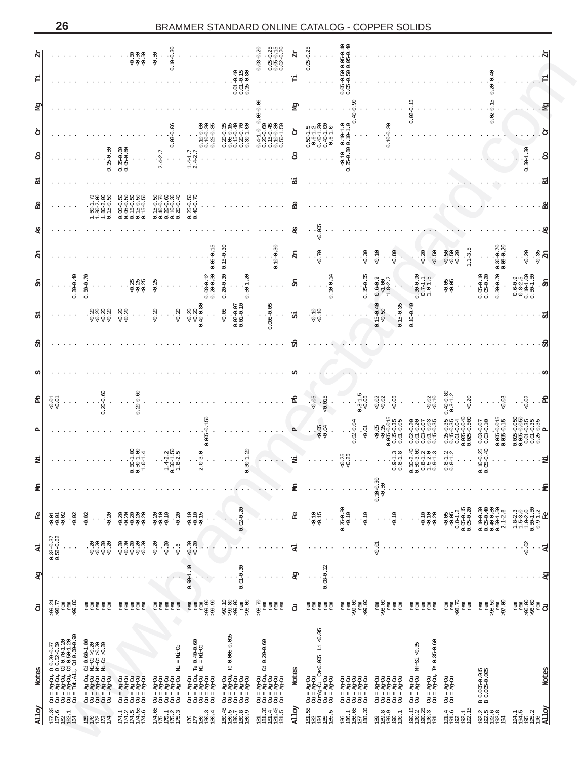| Alloy | Notes | Cu | Ag | Al | Fe | Mn | Ni | P | Pb | S | Sb | Si | Sn | Zn | As | Be | Bi | Co | Cr | Mg | Ti | Zr |
|---|---|---|---|---|---|---|---|---|---|---|---|---|---|---|---|---|---|---|---|---|---|---|
| 157.35 | Cu = Ag+Cu, O 0.29-0.37 | >99.24 | | 0.33-0.37 | <0.01 | | | | <0.01 | | | | | | | | | | | | | |
| 157.6 | Cu = Ag+Cu, O 0.52-0.60 | >98.77 | | 0.58-0.62 | <0.01 | | | | <0.01 | | | | | | | | | | | | | |
| 162 | Cu = Ag+Cu, Cd 0.70-1.20 | rem | | | <0.02 | | | | | | | | | | | | | | | | | |
| 162.1 | Cu = Ag+Cu, Cd 0.50-1.20 | rem | | | | | | | | | | | | | | | | | | | | |
| 164 | Cu = Tot.All, Cd 0.60-0.90 | >99.80 | | | <0.02 | | | | | | | | 0.20-0.40 | | | | | | | | | |
| 165 | Cu = Ag+Cu, Cd 0.60-1.00 | rem | | | <0.02 | | | | | | | | 0.50-0.70 | | | | | | | | | |
| 170 | Cu = Ag+Cu, Ni+Co >0.20 | rem | | <0.20 | | | | | | | | <0.20 | | | | 1.60-1.79 | | | | | | |
| 172 | Cu = Ag+Cu, Ni+Co >0.20 | rem | | <0.20 | | | | | | | | <0.20 | | | | 1.80-2.00 | | | | | | |
| 173 | Cu = Ag+Cu, Ni+Co >0.20 | rem | | <0.20 | | | | | 0.20-0.60 | | | <0.20 | | | | 1.80-2.00 | | | | | | |
| 174 | Cu = Ag+Cu | rem | | <0.20 | <0.20 | | | | | | | <0.20 | | | | 0.15-0.50 | | 0.15-0.50 | | | | |
| 174.1 | Cu = Ag+Cu | rem | | <0.20 | <0.20 | | | | | | | <0.20 | | | | 0.05-0.50 | | 0.35-0.60 | | | | |
| 174.2 | Cu = Ag+Cu | rem | | <0.20 | <0.20 | | | | | | | <0.20 | | | | 0.05-0.50 | | 0.05-0.60 | | | | |
| 174.5 | Cu = Ag+Cu | rem | | <0.20 | <0.20 | | 0.50-1.00 | | | | | | <0.25 | | | 0.15-0.50 | | | | | | <0.50 |
| 174.55 | Cu = Ag+Cu | rem | | <0.20 | <0.20 | | 0.50-1.00 | | | | | | <0.25 | | | 0.15-0.50 | | | | | | <0.50 |
| 174.6 | Cu = Ag+Cu | rem | | <0.20 | <0.20 | | 1.0-1.4 | | 0.20-0.60 | | | | <0.25 | | | 0.15-0.50 | | | | | | <0.50 |
| 174.65 | Cu = Ag+Cu | rem | | <0.20 | <0.20 | | | | | | | <0.20 | <0.25 | | | 0.15-0.50 | | | | | | <0.50 |
| 175 | Cu = Ag+Cu | rem | | | <0.10 | | | | | | | | | | | 0.40-0.70 | | 2.4-2.7 | | | | |
| 175.1 | Cu = Ag+Cu | rem | | <0.20 | <0.10 | | 1.4-2.2 | | | | | | | | | 0.20-0.60 | | | | | | |
| 175.2 | | rem | | | | | 0.50-1.50 | | | | | | | | | 0.10-0.30 | | | | | | |
| 175.3 | Cu = Ag+Cu, Ni = Ni+Co | rem | | <0.6 | <0.20 | | 1.8-2.5 | | | | | <0.20 | | | | 0.20-0.40 | | | 0.03-0.06 | | | 0.10-0.30 |
| 176 | Cu = Ag+Cu, Te 0.40-0.60 | rem | 0.90-1.10 | <0.20 | <0.10 | | | | | | | <0.20 | | | | 0.25-0.50 | | 1.4-1.7 | | | | |
| 177 | Cu = Ag+Cu, Ni = Ni+Co | rem | | <0.20 | <0.10 | | | | | | | <0.20 | | | | 0.40-0.70 | | 2.4-2.7 | | | | |
| 180 | | rem | | | <0.15 | | 2.0-3.0 | | | | | 0.40-0.80 | | | | | | | 0.10-0.60 | | | |
| 180.3 | Cu = Ag+Cu | >99.90 | | | | | | 0.005-0.150 | | | | | 0.08-0.12 | | | | | | 0.10-0.20 | | | |
| 180.4 | Cu = Ag+Cu | >99.90 | | | | | | | | | | | 0.20-0.30 | 0.05-0.15 | | | | | 0.25-0.35 | | | |
| 180.45 | Cu = Ag+Cu, Te 0.005-0.015 | >99.10 | | | | | | | | | | <0.05 | 0.20-0.30 | 0.15-0.30 | | | | | 0.20-0.35 | | | |
| 180.5 | Cu = Ag+Cu | >99.80 | | | | | | | | | | | | | | | | | 0.05-0.15 | | | |
| 180.7 | Cu = Ag+Cu | >99.00 | | | | | | | | | | 0.02-0.07 | | | | | | | 0.15-0.40 | | 0.01-0.40 | |
| 180.8 | Cu = Ag+Cu | rem | 0.01-0.30 | | 0.02-0.20 | | | | | | | 0.01-0.10 | | | | | | | 0.20-0.70 | | 0.01-0.15 | |
| 180.9 | | >96.00 | | | | | 0.30-1.20 | | | | | | 0.50-1.20 | | | | | | 0.30-1.00 | | 0.15-0.80 | |
| 181 | | >98.70 | | | | | | | | | | | | | | | | | 0.4-1.0 | 0.03-0.06 | | 0.08-0.20 |
| 181.35 | Cu = Ag+Cu, Cd 0.20-0.60 | rem | | | | | | | | | | | | | | | | | 0.20-0.60 | | | |
| 181.4 | Cu = Ag+Cu | rem | | | | | | | | | | 0.005-0.05 | | | | | | | 0.15-0.45 | | | 0.05-0.25 |
| 181.45 | Cu = Ag+Cu | rem | | | | | | | | | | | | 0.10-0.30 | | | | | 0.10-0.30 | | | 0.05-0.15 |
| 181.5 | Cu = Ag+Cu | rem | | | | | | | | | | | | | | | | | 0.50-1.50 | | | 0.02-0.20 |
| 181.55 | Cu = Ag+Cu | rem | | | | | | | | | | | | | | | | | 0.50-1.5 | | | 0.05-0.25 |
| 182 | Cu = Ag+Cu | rem | | | <0.10 | | | | <0.05 | | | <0.10 | | | | | | | 0.6-1.2 | | | |
| 184 | C=Ag+Cu Ca<0.005 Li <0.05 | rem | | | <0.15 | | | <0.05 | | | | <0.10 | | <0.70 | <0.005 | | | | 0.40-1.20 | | | |
| 185 | Cu = Ag+Cu | rem | 0.08-0.12 | | | | | <0.04 | <0.015 | | | | | | | | | | 0.40-1.00 | | | |
| 185.5 | Cu = Ag+Cu | rem | | | | | | | | | | | 0.10-0.14 | | | | | | 0.6-1.0 | | | |
| 186 | Cu = Ag+Cu | rem | | | 0.25-0.80 | | <0.25 | | | | | | | | | | | <0.10 | 0.10-1.0 | | 0.05-0.50 | 0.05-0.40 |
| 186.1 | Cu = Ag+Cu | rem | | | <0.10 | | <0.25 | | | | | | | | | | | 0.25-0.80 | 0.10-1.0 | | 0.05-0.50 | 0.05-0.40 |
| 186.65 | Cu = Ag+Cu | >99.00 | | | | | | 0.02-0.04 | | | | | | | | | | | | 0.40-0.90 | | |
| 187 | Cu = Ag+Cu | rem | | | | | | | 0.8-1.5 | | | | | | | | | | | | | |
| 188.35 | Cu = Ag+Cu | >99.00 | | | | | | <0.01 | <0.05 | | | | 0.15-0.55 | <0.30 | | | | | | | | |
| 189 | Cu = Ag+Cu | rem | | <0.01 | | 0.10-0.30 | | <0.05 | <0.02 | | | 0.15-0.40 | 0.6-0.9 | <0.10 | | | | | | | | |
| 189.8 | Cu = Ag+Cu | >98.00 | | | | <0.50 | | <0.15 | <0.02 | | | <0.50 | <1.00 | | | | | | | | | |
| 189.9 | Cu = Ag+Cu | rem | | | | | | 0.005-0.015 | | | | | 1.8-2.2 | | | | | | 0.10-0.20 | | | |
| 190 | Cu = Ag+Cu | rem | | | <0.10 | | 0.9-1.3 | 0.15-0.35 | <0.05 | | | | | <0.80 | | | | | | | | |
| 190.1 | Cu = Ag+Cu | rem | | | | | 0.8-1.8 | 0.01-0.05 | | | | 0.15-0.35 | | | | | | | | | | |
| 190.15 | Cu = Ag+Cu | rem | | | | | 0.50-2.40 | 0.02-0.20 | | | | 0.10-0.40 | | | | | | | | 0.02-0.15 | | |
| 190.2 | Cu = Ag+Cu Mn+Si <0.35 | rem | | | | | 0.50-3.00 | 0.01-0.20 | | | | | 0.30-0.90 | | | | | | | | | |
| 190.25 | | rem | | | <0.10 | | 0.8-1.2 | 0.03-0.07 | | | | | 0.7-1.1 | <0.20 | | | | | | | | |
| 190.3 | Cu = Ag+Cu | rem | | | <0.10 | | 1.5-2.0 | 0.01-0.03 | <0.02 | | | | 1.0-1.5 | | | | | | | | | |
| 191 | Cu = Ag+Cu, Te 0.35-0.60 | rem | | | <0.20 | | 0.9-1.3 | 0.15-0.35 | <0.10 | | | | | <0.50 | | | | | | | | |
| 191.4 | Cu = Ag+Cu | rem | | | <0.05 | | 0.8-1.2 | 0.15-0.35 | 0.40-0.80 | | | | <0.05 | <0.50 | | | | | | | | |
| 191.6 | Cu = Ag+Cu | rem | | | <0.05 | | 0.8-1.2 | 0.15-0.35 | 0.8-1.2 | | | | <0.05 | <0.50 | | | | | | | | |
| 192 | | >98.70 | | | 0.8-1.2 | | | 0.01-0.04 | | | | | | <0.20 | | | | | | | | |
| 192.1 | | rem | | | 0.05-0.15 | | | 0.025-0.040 | | | | | | | | | | | | | | |
| 192.15 | | rem | | | 0.05-0.20 | | | 0.025-0.500 | <0.20 | | | | | 1.1-3.5 | | | | | | | | |
| 192.2 | B 0.005-0.015 | rem | | | 0.10-0.30 | | 0.10-0.25 | 0.03-0.07 | | | | | 0.05-0.10 | | | | | | | | | |
| 192.5 | B 0.005-0.025 | rem | | | 0.05-0.40 | | 0.05-0.40 | 0.03-0.10 | | | | | 0.05-0.20 | | | | | | | | | |
| 192.6 | | >98.50 | | | 0.40-0.80 | | | 0.005-0.015 | | | | | | | | | | | | | | |
| 192.8 | | rem | | | 0.50-1.50 | | | | | | | | 0.30-0.70 | 0.30-0.70 | | | | | | 0.02-0.15 | 0.20-0.40 | |
| 194 | | >97.00 | | | 2.1-2.6 | | | 0.015-0.15 | <0.03 | | | | | 0.05-0.20 | | | | | | | | |
| 194.1 | | rem | | | 1.8-2.3 | | | 0.015-0.050 | | | | | 0.6-0.9 | | | | | | | | | |
| 194.5 | | rem | | | 1.5-3.0 | | | 0.005-0.050 | | | | | 0.8-2.5 | | | | | | | | | |
| 195 | | >96.00 | | | 1.0-2.0 | | | 0.01-0.35 | | | | | 0.10-1.00 | | | | | 0.30-1.30 | | | | |
| 195.2 | | >96.60 | | <0.02 | 0.50-1.50 | | | 0.01-0.35 | <0.02 | | | | 0.50-1.50 | <0.20 | | | | | | | | |
| 196 | | rem | | | 0.9-1.2 | | | 0.25-0.35 | | | | | | <0.35 | | | | | | | | |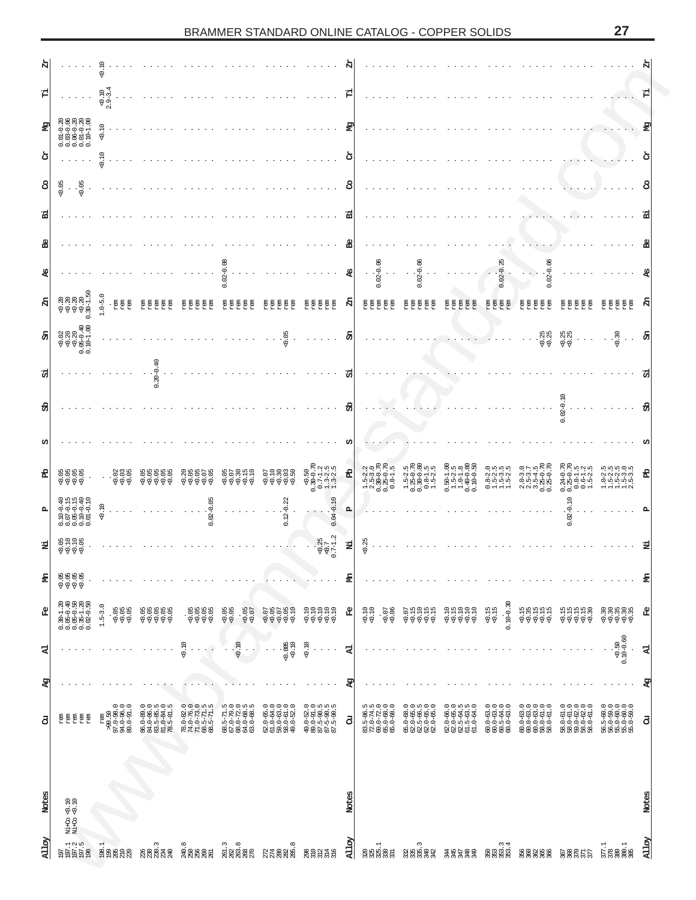| Alloy | Notes | Cu | Ag | Al | Fe | Mn | Ni | P | Pb | S | Sb | Si | Sn | Zn | As | Be | Bi | Co | Cr | Mg | Ti | Zr |
|---|---|---|---|---|---|---|---|---|---|---|---|---|---|---|---|---|---|---|---|---|---|---|
| 197 | | rem | . | . | 0.30-1.20 | <0.05 | <0.05 | 0.10-0.40 | <0.05 | . | . | . | <0.02 | <0.20 | . | . | . | <0.05 | . | 0.01-0.20 | . | . |
| 197.1 | Ni+Co <0.10 | rem | . | . | 0.05-0.40 | <0.05 | <0.10 | 0.07-0.15 | <0.05 | . | . | . | <0.20 | <0.20 | . | . | . | . | . | 0.03-0.06 | . | . |
| 197.2 | Ni+Co <0.10 | rem | . | . | 0.05-0.20 | <0.05 | <0.10 | 0.05-0.15 | <0.05 | . | . | . | <0.20 | <0.20 | . | . | . | . | . | 0.05-0.20 | . | . |
| 197.5 | | rem | . | . | 0.35-1.20 | <0.05 | <0.05 | 0.10-0.40 | <0.05 | . | . | . | 0.05-0.40 | <0.20 | . | . | . | <0.05 | . | 0.01-0.20 | . | . |
| 198 | | rem | . | . | 0.02-0.50 | . | . | 0.01-0.10 | . | . | . | . | 0.10-1.00 | 0.30-1.50 | . | . | . | . | . | 0.10-1.00 | . | . |
| 198.1 | | rem | . | . | 1.5-3.0 | . | . | <0.10 | . | . | . | . | . | 1.0-5.0 | . | . | . | . | <0.10 | <0.10 | <0.10 | <0.10 |
| 199 | | >99.50 | . | . | . | . | . | . | . | . | . | . | . | . | . | . | . | . | . | . | 2.9-3.4 | . |
| 205 | | 97.0-98.0 | . | . | <0.05 | . | . | . | <0.02 | . | . | . | . | rem | . | . | . | . | . | . | . | . |
| 210 | | 94.0-96.0 | . | . | <0.05 | . | . | . | <0.03 | . | . | . | . | rem | . | . | . | . | . | . | . | . |
| 220 | | 89.0-91.0 | . | . | <0.05 | . | . | . | <0.05 | . | . | . | . | rem | . | . | . | . | . | . | . | . |
| 226 | | 86.0-89.0 | . | . | <0.05 | . | . | . | <0.05 | . | . | . | . | rem | . | . | . | . | . | . | . | . |
| 230 | | 84.0-86.0 | . | . | <0.05 | . | . | . | <0.05 | . | . | . | . | rem | . | . | . | . | . | . | . | . |
| 230.3 | | 83.5-85.5 | . | . | <0.05 | . | . | . | <0.05 | . | . | 0.20-0.40 | . | rem | . | . | . | . | . | . | . | . |
| 234 | | 81.0-84.0 | . | . | <0.05 | . | . | . | <0.05 | . | . | . | . | rem | . | . | . | . | . | . | . | . |
| 240 | | 78.5-81.5 | . | . | <0.05 | . | . | . | <0.05 | . | . | . | . | rem | . | . | . | . | . | . | . | . |
| 240.8 | | 78.0-82.0 | . | <0.10 | . | . | . | . | <0.20 | . | . | . | . | rem | . | . | . | . | . | . | . | . |
| 250 | | 74.0-76.0 | . | . | <0.05 | . | . | . | <0.05 | . | . | . | . | rem | . | . | . | . | . | . | . | . |
| 256 | | 71.0-73.0 | . | . | <0.05 | . | . | . | <0.05 | . | . | . | . | rem | . | . | . | . | . | . | . | . |
| 260 | | 68.5-71.5 | . | . | <0.05 | . | . | . | <0.07 | . | . | . | . | rem | . | . | . | . | . | . | . | . |
| 261 | | 68.5-71.5 | . | . | <0.05 | . | . | 0.02-0.05 | <0.05 | . | . | . | . | rem | . | . | . | . | . | . | . | . |
| 261.3 | | 68.5-71.5 | . | . | <0.05 | . | . | . | <0.05 | . | . | . | . | rem | . | . | . | . | . | . | . | . |
| 262 | | 67.0-70.0 | . | . | <0.05 | . | . | . | <0.07 | . | . | . | . | rem | . | . | . | . | . | . | . | . |
| 263.8 | | 68.0-72.0 | . | <0.10 | . | . | . | . | <0.30 | . | . | . | . | rem | 0.02-0.08 | . | . | . | . | . | . | . |
| 268 | | 64.0-68.5 | . | . | <0.05 | . | . | . | <0.15 | . | . | . | . | rem | . | . | . | . | . | . | . | . |
| 270 | | 63.0-68.5 | . | . | <0.07 | . | . | . | <0.10 | . | . | . | . | rem | . | . | . | . | . | . | . | . |
| 272 | | 62.0-65.0 | . | . | <0.07 | . | . | . | <0.07 | . | . | . | . | rem | . | . | . | . | . | . | . | . |
| 274 | | 61.0-64.0 | . | . | <0.05 | . | . | . | <0.10 | . | . | . | . | rem | . | . | . | . | . | . | . | . |
| 280 | | 59.0-63.0 | . | . | <0.07 | . | . | . | <0.30 | . | . | . | . | rem | . | . | . | . | . | . | . | . |
| 282 | | 58.0-61.0 | . | <0.005 | <0.05 | . | . | 0.12-0.22 | <0.03 | . | . | . | <0.05 | rem | . | . | . | . | . | . | . | . |
| 285.8 | | 49.0-52.0 | . | <0.10 | <0.10 | . | . | . | <0.50 | . | . | . | . | rem | . | . | . | . | . | . | . | . |
| 298 | | 49.0-52.0 | . | <0.10 | <0.10 | . | . | . | <0.50 | . | . | . | . | rem | . | . | . | . | . | . | . | . |
| 310 | | 89.0-91.0 | . | . | <0.10 | . | . | . | 0.30-0.70 | . | . | . | . | rem | . | . | . | . | . | . | . | . |
| 312 | | 87.5-90.5 | . | . | <0.10 | . | <0.25 | . | 0.7-1.2 | . | . | . | . | rem | . | . | . | . | . | . | . | . |
| 314 | | 87.5-90.5 | . | . | <0.10 | . | <0.7 | . | 1.3-2.5 | . | . | . | . | rem | . | . | . | . | . | . | . | . |
| 316 | | 87.5-90.5 | . | . | <0.10 | . | 0.7-1.2 | 0.04-0.10 | 1.3-2.5 | . | . | . | . | rem | . | . | . | . | . | . | . | . |
| 320 | | 83.5-86.5 | . | . | <0.10 | . | <0.25 | . | 1.5-2.2 | . | . | . | . | rem | . | . | . | . | . | . | . | . |
| 325 | | 72.0-74.5 | . | . | <0.10 | . | . | . | 2.5-3.0 | . | . | . | . | rem | . | . | . | . | . | . | . | . |
| 325.1 | | 69.0-71.0 | . | . | . | . | . | . | . | . | . | . | . | rem | 0.02-0.06 | . | . | . | . | . | . | . |
| 330 | | 65.0-68.0 | . | . | <0.07 | . | . | . | 0.25-0.70 | . | . | . | . | rem | . | . | . | . | . | . | . | . |
| 331 | | 65.0-68.0 | . | . | <0.06 | . | . | . | 0.8-1.5 | . | . | . | . | rem | . | . | . | . | . | . | . | . |
| 332 | | 65.0-68.0 | . | . | <0.07 | . | . | . | 1.5-2.5 | . | . | . | . | rem | . | . | . | . | . | . | . | . |
| 335 | | 62.0-65.0 | . | . | <0.15 | . | . | . | 0.25-0.70 | . | . | . | . | rem | . | . | . | . | . | . | . | . |
| 335.3 | | 62.5-66.5 | . | . | <0.10 | . | . | . | 0.30-0.80 | . | . | . | . | rem | 0.02-0.06 | . | . | . | . | . | . | . |
| 340 | | 62.0-65.0 | . | . | <0.15 | . | . | . | 0.8-1.5 | . | . | . | . | rem | . | . | . | . | . | . | . | . |
| 342 | | 62.0-65.0 | . | . | <0.15 | . | . | . | 1.5-2.5 | . | . | . | . | rem | . | . | . | . | . | . | . | . |
| 344 | | 62.0-66.0 | . | . | <0.10 | . | . | . | 0.50-1.00 | . | . | . | . | rem | . | . | . | . | . | . | . | . |
| 345 | | 62.0-65.0 | . | . | <0.15 | . | . | . | 1.5-2.5 | . | . | . | . | rem | . | . | . | . | . | . | . | . |
| 347 | | 62.5-64.5 | . | . | <0.10 | . | . | . | 1.0-1.8 | . | . | . | . | rem | . | . | . | . | . | . | . | . |
| 348 | | 61.5-63.5 | . | . | <0.10 | . | . | . | 0.40-0.80 | . | . | . | . | rem | . | . | . | . | . | . | . | . |
| 349 | | 61.0-64.0 | . | . | <0.10 | . | . | . | 0.10-0.50 | . | . | . | . | rem | . | . | . | . | . | . | . | . |
| 350 | | 60.0-63.0 | . | . | <0.15 | . | . | . | 0.8-2.0 | . | . | . | . | rem | . | . | . | . | . | . | . | . |
| 353 | | 60.0-63.0 | . | . | <0.15 | . | . | . | 1.5-2.5 | . | . | . | . | rem | . | . | . | . | . | . | . | . |
| 353.3 | | 60.5-64.0 | . | . | . | . | . | . | 1.5-3.5 | . | . | . | . | rem | 0.02-0.25 | . | . | . | . | . | . | . |
| 353.4 | | 60.0-63.0 | . | . | 0.10-0.30 | . | . | . | 1.5-2.5 | . | . | . | . | rem | . | . | . | . | . | . | . | . |
| 356 | | 60.0-63.0 | . | . | <0.15 | . | . | . | 2.0-3.0 | . | . | . | . | rem | . | . | . | . | . | . | . | . |
| 360 | | 60.0-63.0 | . | . | <0.35 | . | . | . | 2.5-3.7 | . | . | . | . | rem | . | . | . | . | . | . | . | . |
| 362 | | 60.0-63.0 | . | . | <0.15 | . | . | . | 3.5-4.5 | . | . | . | . | rem | . | . | . | . | . | . | . | . |
| 365 | | 58.0-61.0 | . | . | <0.15 | . | . | . | 0.25-0.70 | . | . | . | <0.25 | rem | . | . | . | . | . | . | . | . |
| 366 | | 58.0-61.0 | . | . | <0.15 | . | . | . | 0.25-0.70 | . | . | . | <0.25 | rem | 0.02-0.06 | . | . | . | . | . | . | . |
| 367 | | 58.0-61.0 | . | . | <0.15 | . | . | 0.02-0.10 | 0.25-0.70 | . | 0.02-0.10 | . | <0.25 | rem | . | . | . | . | . | . | . | . |
| 368 | | 58.0-61.0 | . | . | <0.15 | . | . | . | 0.25-0.70 | . | . | . | <0.25 | rem | . | . | . | . | . | . | . | . |
| 370 | | 59.0-62.0 | . | . | <0.15 | . | . | . | 0.8-1.5 | . | . | . | . | rem | . | . | . | . | . | . | . | . |
| 371 | | 58.0-62.0 | . | . | <0.15 | . | . | . | 0.6-1.2 | . | . | . | . | rem | . | . | . | . | . | . | . | . |
| 377 | | 58.0-61.0 | . | . | <0.30 | . | . | . | 1.5-2.5 | . | . | . | . | rem | . | . | . | . | . | . | . | . |
| 377.1 | | 56.5-60.0 | . | . | <0.30 | . | . | . | 1.0-2.5 | . | . | . | . | rem | . | . | . | . | . | . | . | . |
| 378 | | 56.0-59.0 | . | . | <0.30 | . | . | . | 1.5-2.5 | . | . | . | . | rem | . | . | . | . | . | . | . | . |
| 380 | | 55.0-60.0 | . | <0.50 | <0.35 | . | . | . | 1.5-2.5 | . | . | . | <0.30 | rem | . | . | . | . | . | . | . | . |
| 380.1 | | 55.0-60.0 | . | 0.10-0.60 | <0.30 | . | . | . | 1.5-3.0 | . | . | . | . | rem | . | . | . | . | . | . | . | . |
| 385 | | 55.0-59.0 | . | . | <0.35 | . | . | . | 2.5-3.5 | . | . | . | . | rem | . | . | . | . | . | . | . | . |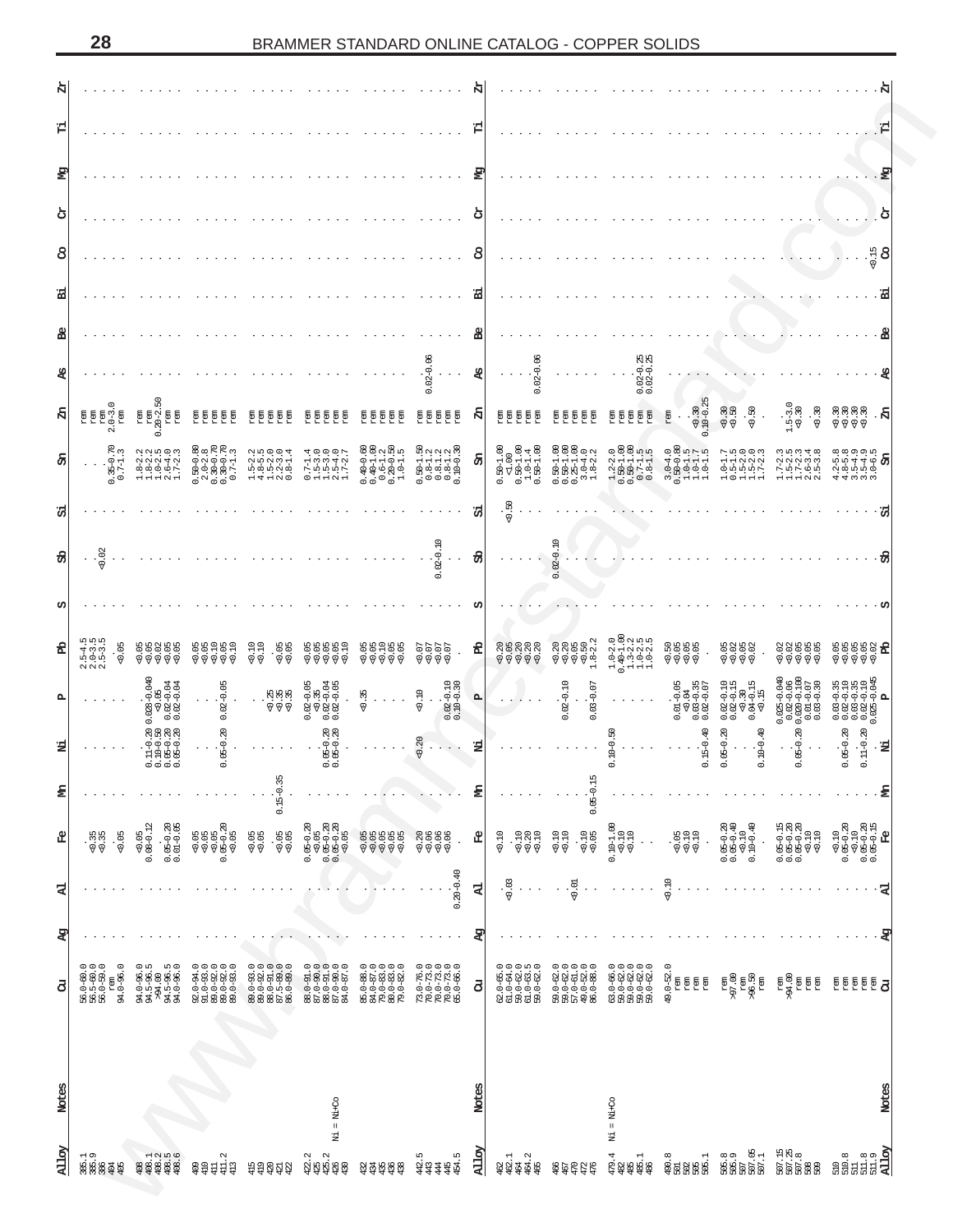| Alloy | Notes | Cu | Ag | Al | Fe | Mn | Ni | P | Pb | S | Sb | Si | Sn | Zn | As | Be | Bi | Co | Cr | Mg | Ti | Zr |
|---|---|---|---|---|---|---|---|---|---|---|---|---|---|---|---|---|---|---|---|---|---|---|
| 385.1 | | 56.0-60.0 | . | . | . | . | . | . | 2.5-4.5 | . | . | . | . | rem | . | . | . | . | . | . | . | . |
| 385.9 | | 56.0-60.0 | . | . | <0.35 | . | . | . | 2.0-3.5 | . | . | . | . | rem | . | . | . | . | . | . | . | . |
| 386 | | 56.0-59.0 | . | . | <0.35 | . | . | . | 2.5-3.5 | . | <0.02 | . | . | rem | . | . | . | . | . | . | . | . |
| 404 | | rem | . | . | . | . | . | . | . | . | . | . | 0.35-0.70 | 2.0-3.0 | . | . | . | . | . | . | . | . |
| 405 | | 94.0-96.0 | . | . | <0.05 | . | . | . | <0.05 | . | . | . | 0.7-1.3 | rem | . | . | . | . | . | . | . | . |
| 408 | | 94.0-96.0 | . | . | <0.05 | . | . | . | <0.05 | . | . | . | 1.8-2.2 | rem | . | . | . | . | . | . | . | . |
| 408.1 | | 94.5-96.5 | . | . | 0.08-0.12 | . | 0.11-0.20 | 0.028-0.040 | <0.05 | . | . | . | 1.8-2.2 | rem | . | . | . | . | . | . | . | . |
| 408.2 | | >94.00 | . | . | . | . | 0.10-0.50 | <0.05 | <0.02 | . | . | . | 1.0-2.5 | 0.20-2.50 | . | . | . | . | . | . | . | . |
| 408.5 | | 94.5-96.5 | . | . | 0.05-0.20 | . | 0.05-0.20 | 0.02-0.04 | <0.05 | . | . | . | 2.6-4.0 | rem | . | . | . | . | . | . | . | . |
| 408.6 | | 94.0-96.0 | . | . | 0.01-0.05 | . | 0.05-0.20 | 0.02-0.04 | <0.05 | . | . | . | 1.7-2.3 | rem | . | . | . | . | . | . | . | . |
| 409 | | 92.0-94.0 | . | . | <0.05 | . | . | . | <0.05 | . | . | . | 0.50-0.80 | rem | . | . | . | . | . | . | . | . |
| 410 | | 91.0-93.0 | . | . | <0.05 | . | . | . | <0.05 | . | . | . | 2.0-2.8 | rem | . | . | . | . | . | . | . | . |
| 411 | | 89.0-92.0 | . | . | <0.05 | . | . | . | <0.10 | . | . | . | 0.30-0.70 | rem | . | . | . | . | . | . | . | . |
| 411.2 | | 89.0-92.0 | . | . | 0.05-0.20 | . | 0.05-0.20 | 0.02-0.05 | <0.05 | . | . | . | 0.30-0.70 | rem | . | . | . | . | . | . | . | . |
| 413 | | 89.0-93.0 | . | . | <0.05 | . | . | . | <0.10 | . | . | . | 0.7-1.3 | rem | . | . | . | . | . | . | . | . |
| 415 | | 89.0-93.0 | . | . | <0.05 | . | . | . | <0.10 | . | . | . | 1.5-2.2 | rem | . | . | . | . | . | . | . | . |
| 419 | | 89.0-92.0 | . | . | <0.05 | . | . | . | <0.10 | . | . | . | 4.8-5.5 | rem | . | . | . | . | . | . | . | . |
| 420 | | 88.0-91.0 | . | . | . | 0.15-0.35 | . | <0.25 | . | . | . | . | 1.5-2.0 | rem | . | . | . | . | . | . | . | . |
| 421 | | 87.5-89.0 | . | . | <0.05 | . | . | <0.35 | <0.05 | . | . | . | 2.2-3.0 | rem | . | . | . | . | . | . | . | . |
| 422 | | 86.0-89.0 | . | . | <0.05 | . | . | <0.35 | <0.05 | . | . | . | 0.8-1.4 | rem | . | . | . | . | . | . | . | . |
| 422.2 | | 88.0-91.0 | . | . | 0.05-0.20 | . | . | 0.02-0.05 | <0.05 | . | . | . | 0.7-1.4 | rem | . | . | . | . | . | . | . | . |
| 424 | | 87.0-90.0 | . | . | <0.05 | . | . | <0.35 | <0.05 | . | . | . | 1.5-3.0 | rem | . | . | . | . | . | . | . | . |
| 425.2 | Ni = Ni+Co | 88.0-91.0 | . | . | 0.05-0.20 | . | 0.05-0.20 | 0.02-0.04 | <0.05 | . | . | . | 1.5-3.0 | rem | . | . | . | . | . | . | . | . |
| 426 | | 87.0-90.0 | . | . | 0.05-0.20 | . | 0.05-0.20 | 0.02-0.05 | <0.05 | . | . | . | 2.5-4.0 | rem | . | . | . | . | . | . | . | . |
| 430 | | 84.0-87.0 | . | . | <0.05 | . | . | . | <0.10 | . | . | . | 1.7-2.7 | rem | . | . | . | . | . | . | . | . |
| 432 | | 85.0-88.0 | . | . | <0.05 | . | . | . | <0.05 | . | . | . | 0.40-0.60 | rem | . | . | . | . | . | . | . | . |
| 434 | | 84.0-87.0 | . | . | <0.05 | . | . | <0.35 | <0.05 | . | . | . | 0.40-1.00 | rem | . | . | . | . | . | . | . | . |
| 435 | | 79.0-83.0 | . | . | <0.05 | . | . | . | <0.10 | . | . | . | 0.6-1.2 | rem | . | . | . | . | . | . | . | . |
| 436 | | 80.0-83.0 | . | . | <0.05 | . | . | . | <0.05 | . | . | . | 0.20-0.50 | rem | . | . | . | . | . | . | . | . |
| 438 | | 79.0-82.0 | . | . | <0.05 | . | . | . | <0.05 | . | . | . | 1.0-1.5 | rem | . | . | . | . | . | . | . | . |
| 442.5 | | 73.0-76.0 | . | . | <0.20 | . | <0.20 | <0.10 | <0.07 | . | . | . | 0.50-1.50 | rem | . | . | . | . | . | . | . | . |
| 443 | | 70.0-73.0 | . | . | <0.06 | . | . | . | <0.07 | . | . | . | 0.8-1.2 | rem | 0.02-0.06 | . | . | . | . | . | . | . |
| 444 | | 70.0-73.0 | . | . | <0.06 | . | . | . | <0.07 | . | 0.02-0.10 | . | 0.8-1.2 | rem | . | . | . | . | . | . | . | . |
| 445 | | 70.0-73.0 | . | . | <0.06 | . | . | 0.02-0.10 | <0.07 | . | . | . | 0.8-1.2 | rem | . | . | . | . | . | . | . | . |
| 454.5 | | 65.0-66.0 | . | 0.20-0.40 | . | . | . | 0.10-0.30 | . | . | . | . | 0.10-0.30 | rem | . | . | . | . | . | . | . | . |
| 462 | | 62.0-65.0 | . | . | <0.10 | . | . | . | <0.20 | . | . | . | 0.50-1.00 | rem | . | . | . | . | . | . | . | . |
| 462.1 | | 61.0-64.0 | . | <0.03 | . | . | . | . | <0.05 | . | . | <0.50 | <1.00 | rem | . | . | . | . | . | . | . | . |
| 464 | | 59.0-62.0 | . | . | <0.10 | . | . | . | <0.20 | . | . | . | 0.50-1.00 | rem | . | . | . | . | . | . | . | . |
| 464.2 | | 61.0-63.5 | . | . | <0.20 | . | . | . | <0.20 | . | . | . | 1.0-1.4 | rem | . | . | . | . | . | . | . | . |
| 465 | | 59.0-62.0 | . | . | <0.10 | . | . | . | <0.20 | . | . | . | 0.50-1.00 | rem | 0.02-0.06 | . | . | . | . | . | . | . |
| 466 | | 59.0-62.0 | . | . | <0.10 | . | . | . | <0.20 | . | . | . | 0.50-1.00 | rem | . | . | . | . | . | . | . | . |
| 467 | | 59.0-62.0 | . | . | <0.10 | . | . | 0.02-0.10 | <0.20 | . | 0.02-0.10 | . | 0.50-1.00 | rem | . | . | . | . | . | . | . | . |
| 470 | | 57.0-61.0 | . | <0.01 | . | . | . | . | <0.05 | . | . | . | 0.25-1.00 | rem | . | . | . | . | . | . | . | . |
| 472 | | 49.0-52.0 | . | . | <0.10 | . | . | . | <0.50 | . | . | . | 3.0-4.0 | rem | . | . | . | . | . | . | . | . |
| 476 | | 86.0-88.0 | . | . | <0.05 | 0.05-0.15 | . | 0.03-0.07 | 1.8-2.2 | . | . | . | 1.8-2.2 | rem | . | . | . | . | . | . | . | . |
| 479.4 | Ni = Ni+Co | 63.0-66.0 | . | . | 0.10-1.00 | . | 0.10-0.50 | . | 1.0-2.0 | . | . | . | 1.2-2.0 | rem | . | . | . | . | . | . | . | . |
| 482 | | 59.0-62.0 | . | . | <0.10 | . | . | . | 0.40-1.00 | . | . | . | 0.50-1.00 | rem | . | . | . | . | . | . | . | . |
| 485 | | 59.0-62.0 | . | . | <0.10 | . | . | . | 1.3-2.2 | . | . | . | 0.50-1.00 | rem | . | . | . | . | . | . | . | . |
| 485.1 | | 59.0-62.0 | . | . | . | . | . | . | 1.0-2.5 | . | . | . | 0.7-1.5 | rem | 0.02-0.25 | . | . | . | . | . | . | . |
| 486 | | 59.0-62.0 | . | . | . | . | . | . | 1.0-2.5 | . | . | . | 0.8-1.5 | rem | 0.02-0.25 | . | . | . | . | . | . | . |
| 490.8 | | 49.0-52.0 | . | <0.10 | . | . | . | . | <0.50 | . | . | . | 3.0-4.0 | rem | . | . | . | . | . | . | . | . |
| 501 | | rem | . | . | <0.05 | . | . | 0.01-0.05 | <0.05 | . | . | . | 0.50-0.80 | . | . | . | . | . | . | . | . | . |
| 502 | | rem | . | . | <0.10 | . | . | <0.04 | <0.05 | . | . | . | 1.0-1.5 | . | . | . | . | . | . | . | . | . |
| 505 | | rem | . | . | <0.10 | . | . | 0.03-0.35 | <0.05 | . | . | . | 1.0-1.7 | <0.30 | . | . | . | . | . | . | . | . |
| 505.1 | | rem | . | . | <0.10 | . | 0.15-0.40 | 0.02-0.07 | . | . | . | . | 1.0-1.5 | 0.10-0.25 | . | . | . | . | . | . | . | . |
| 505.8 | | rem | . | . | 0.05-0.20 | . | 0.05-0.20 | 0.02-0.10 | <0.05 | . | . | . | 1.0-1.7 | <0.30 | . | . | . | . | . | . | . | . |
| 505.9 | | >97.00 | . | . | 0.05-0.40 | . | . | 0.02-0.15 | <0.02 | . | . | . | 0.5-1.5 | <0.50 | . | . | . | . | . | . | . | . |
| 507 | | rem | . | . | <0.10 | . | . | <0.30 | <0.05 | . | . | . | 1.5-2.0 | . | . | . | . | . | . | . | . | . |
| 507.05 | | >96.50 | . | . | 0.10-0.40 | . | 0.10-0.40 | 0.04-0.15 | <0.02 | . | . | . | 1.5-2.0 | <0.50 | . | . | . | . | . | . | . | . |
| 507.1 | | rem | . | . | . | . | . | <0.15 | . | . | . | . | 1.7-2.3 | . | . | . | . | . | . | . | . | . |
| 507.15 | | rem | . | . | 0.05-0.15 | . | . | 0.025-0.040 | <0.02 | . | . | . | 1.7-2.3 | . | . | . | . | . | . | . | . | . |
| 507.25 | | >94.00 | . | . | 0.05-0.20 | . | . | 0.02-0.06 | <0.02 | . | . | . | 1.5-2.5 | 1.5-3.0 | . | . | . | . | . | . | . | . |
| 507.8 | | rem | . | . | 0.05-0.20 | . | 0.05-0.20 | 0.020-0.100 | <0.05 | . | . | . | 1.7-2.3 | <0.30 | . | . | . | . | . | . | . | . |
| 508 | | rem | . | . | <0.10 | . | . | 0.01-0.07 | <0.05 | . | . | . | 2.6-3.4 | . | . | . | . | . | . | . | . | . |
| 509 | | rem | . | . | <0.10 | . | . | 0.03-0.30 | <0.05 | . | . | . | 2.5-3.8 | <0.30 | . | . | . | . | . | . | . | . |
| 510 | | rem | . | . | <0.10 | . | . | 0.03-0.35 | <0.05 | . | . | . | 4.2-5.8 | <0.30 | . | . | . | . | . | . | . | . |
| 510.8 | | rem | . | . | 0.05-0.20 | . | 0.05-0.20 | 0.02-0.10 | <0.05 | . | . | . | 4.8-5.8 | <0.30 | . | . | . | . | . | . | . | . |
| 511 | | rem | . | . | <0.10 | . | . | 0.03-0.35 | <0.05 | . | . | . | 3.5-4.9 | <0.30 | . | . | . | . | . | . | . | . |
| 511.8 | | rem | . | . | 0.05-0.20 | . | 0.11-0.20 | 0.02-0.10 | <0.05 | . | . | . | 3.5-4.9 | <0.30 | . | . | . | . | . | . | . | . |
| 511.9 | | rem | . | . | 0.05-0.15 | . | . | 0.025-0.045 | <0.02 | . | . | . | 3.0-4.5 | <0.30 | . | . | . | <0.15 | . | . | . | . |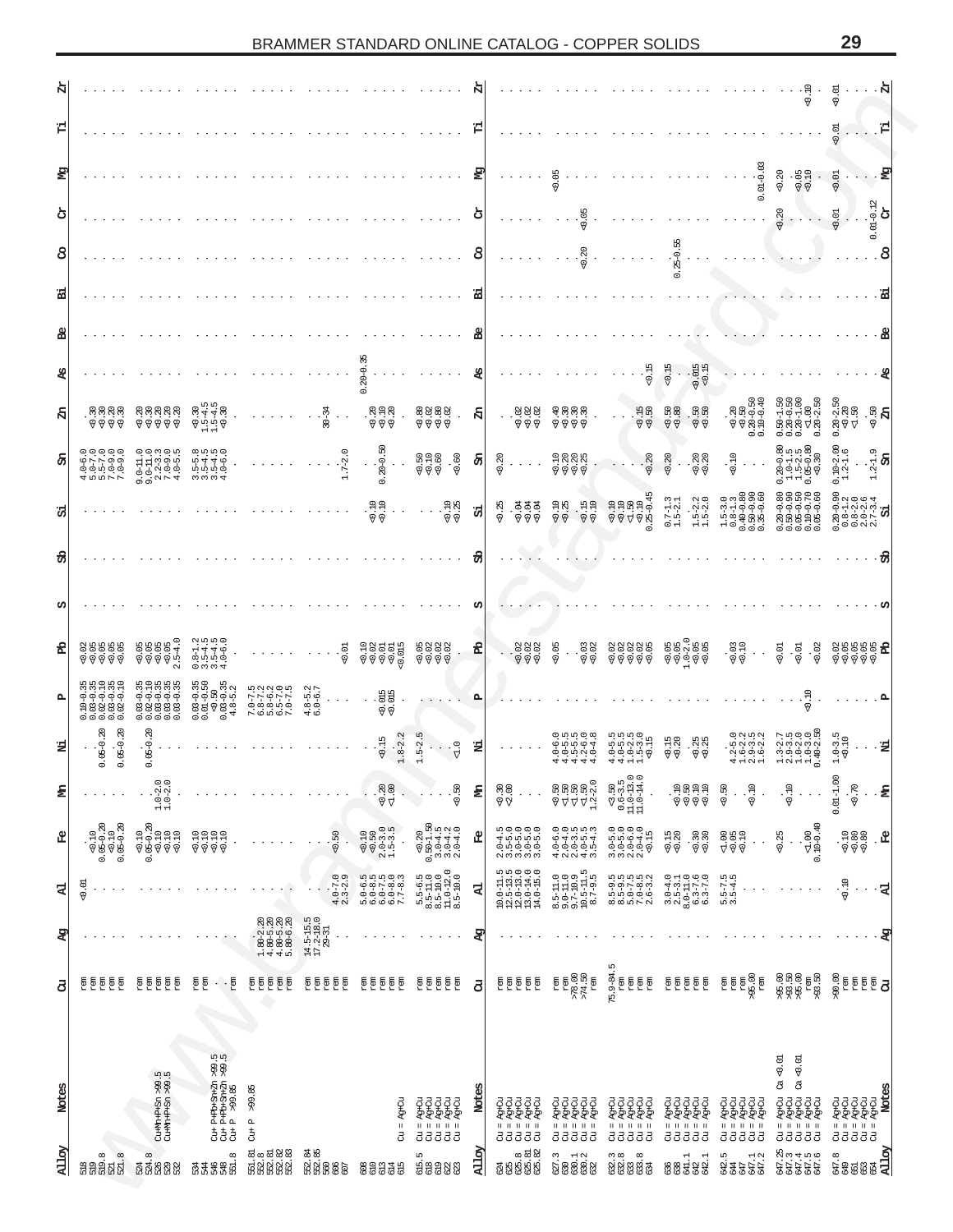# BRAMMER STANDARD ONLINE CATALOG - COPPER SOLIDS

| Alloy | Notes | Cu | Ag | Al | Fe | Mn | Ni | P | Pb | S | Sb | Si | Sn | Zn | As | Be | Bi | Co | Cr | Mg | Ti | Zr |
|---|---|---|---|---|---|---|---|---|---|---|---|---|---|---|---|---|---|---|---|---|---|---|
| 518 | | rem | . | <0.01 | . | . | . | 0.10-0.35 | <0.02 | . | . | . | 4.0-6.0 | . | . | . | . | . | . | . | . | . |
| 519 | | rem | . | . | <0.10 | . | . | 0.03-0.35 | <0.05 | . | . | . | 5.0-7.0 | <0.30 | . | . | . | . | . | . | . | . |
| 519.8 | | rem | . | . | 0.05-0.20 | . | 0.05-0.20 | 0.02-0.10 | <0.05 | . | . | . | 5.5-7.0 | <0.30 | . | . | . | . | . | . | . | . |
| 521 | | rem | . | . | <0.10 | . | . | 0.03-0.35 | <0.05 | . | . | . | 7.0-9.0 | <0.20 | . | . | . | . | . | . | . | . |
| 521.8 | | rem | . | . | 0.05-0.20 | . | 0.05-0.20 | 0.02-0.10 | <0.05 | . | . | . | 7.0-9.0 | <0.30 | . | . | . | . | . | . | . | . |
| 524 | | rem | . | . | <0.10 | . | . | 0.03-0.35 | <0.05 | . | . | . | 9.0-11.0 | <0.20 | . | . | . | . | . | . | . | . |
| 524.8 | | rem | . | . | 0.05-0.20 | . | 0.05-0.20 | 0.02-0.10 | <0.05 | . | . | . | 9.0-11.0 | <0.20 | . | . | . | . | . | . | . | . |
| 526 | Cu+Mn+P+Sn >99.5 | rem | . | . | <0.10 | 1.0-2.0 | . | 0.03-0.35 | <0.05 | . | . | . | 2.2-3.3 | <0.20 | . | . | . | . | . | . | . | . |
| 529 | Cu+Mn+P+Sn >99.5 | rem | . | . | <0.10 | 1.0-2.0 | . | 0.03-0.35 | <0.05 | . | . | . | 7.0-9.0 | <0.20 | . | . | . | . | . | . | . | . |
| 532 | | rem | . | . | <0.10 | . | . | 0.03-0.35 | 2.5-4.0 | . | . | . | 4.0-5.5 | <0.20 | . | . | . | . | . | . | . | . |
| 534 | | rem | . | . | <0.10 | . | . | 0.03-0.35 | 0.8-1.2 | . | . | . | 3.5-5.8 | <0.30 | . | . | . | . | . | . | . | . |
| 544 | | rem | . | . | <0.10 | . | . | 0.01-0.50 | 3.5-4.5 | . | . | . | 3.5-4.5 | 1.5-4.5 | . | . | . | . | . | . | . | . |
| 546 | Cu+ P+Pb+Sn+Zn >99.5 | . | . | . | <0.10 | . | . | <0.50 | 3.5-4.5 | . | . | . | 3.5-4.5 | 1.5-4.5 | . | . | . | . | . | . | . | . |
| 548 | Cu+ P+Pb+Sn+Zn >99.5 | . | . | . | <0.10 | . | . | 0.03-0.35 | 4.0-6.0 | . | . | . | 4.0-6.0 | <0.30 | . | . | . | . | . | . | . | . |
| 551.8 | Cu+ P >99.85 | rem | . | . | . | . | . | 4.8-5.2 | . | . | . | . | . | . | . | . | . | . | . | . | . | . |
| 551.81 | Cu+ P >99.85 | rem | . | . | . | . | . | 7.0-7.5 | . | . | . | . | . | . | . | . | . | . | . | . | . | . |
| 552.8 | | rem | 1.80-2.20 | . | . | . | . | 6.8-7.2 | . | . | . | . | . | . | . | . | . | . | . | . | . | . |
| 552.81 | | rem | 4.80-5.20 | . | . | . | . | 5.8-6.2 | . | . | . | . | . | . | . | . | . | . | . | . | . | . |
| 552.82 | | rem | 4.80-5.20 | . | . | . | . | 6.5-7.0 | . | . | . | . | . | . | . | . | . | . | . | . | . | . |
| 552.83 | | rem | 5.80-6.20 | . | . | . | . | 7.0-7.5 | . | . | . | . | . | . | . | . | . | . | . | . | . | . |
| 552.84 | | rem | 14.5-15.5 | . | . | . | . | 4.8-5.2 | . | . | . | . | . | . | . | . | . | . | . | . | . | . |
| 552.85 | | rem | 17.2-18.0 | . | . | . | . | 6.0-6.7 | . | . | . | . | . | . | . | . | . | . | . | . | . | . |
| 560 | | rem | 29-31 | . | . | . | . | . | . | . | . | . | . | 30-34 | . | . | . | . | . | . | . | . |
| 606 | | rem | . | 4.0-7.0 | <0.50 | . | . | . | . | . | . | . | . | . | . | . | . | . | . | . | . | . |
| 607 | | rem | . | 2.3-2.9 | . | . | . | . | <0.01 | . | . | . | 1.7-2.0 | . | . | . | . | . | . | . | . | . |
| 608 | | rem | . | 5.0-6.5 | <0.10 | . | . | . | <0.10 | . | . | . | . | . | 0.20-0.35 | . | . | . | . | . | . | . |
| 610 | | rem | . | 6.0-8.5 | <0.50 | . | . | . | <0.02 | . | . | <0.10 | . | <0.20 | . | . | . | . | . | . | . | . |
| 613 | | rem | . | 6.0-7.5 | 2.0-3.0 | <0.20 | <0.15 | <0.015 | <0.01 | . | . | <0.10 | 0.20-0.50 | <0.10 | . | . | . | . | . | . | . | . |
| 614 | | rem | . | 6.0-8.0 | 1.5-3.5 | <1.00 | . | <0.015 | <0.01 | . | . | . | . | <0.20 | . | . | . | . | . | . | . | . |
| 615 | Cu = Ag+Cu | rem | . | 7.7-8.3 | . | . | 1.8-2.2 | . | <0.015 | . | . | . | . | . | . | . | . | . | . | . | . | . |
| 615.5 | Cu = Ag+Cu | rem | . | 5.5-6.5 | <0.20 | . | 1.5-2.5 | . | <0.05 | . | . | . | <0.50 | <0.80 | . | . | . | . | . | . | . | . |
| 618 | Cu = Ag+Cu | rem | . | 8.5-11.0 | 0.50-1.50 | . | . | . | <0.02 | . | . | . | <0.10 | <0.02 | . | . | . | . | . | . | . | . |
| 619 | Cu = Ag+Cu | rem | . | 8.5-10.0 | 3.0-4.5 | . | . | . | <0.02 | . | . | . | <0.60 | <0.80 | . | . | . | . | . | . | . | . |
| 622 | Cu = Ag+Cu | rem | . | 11.0-12.0 | 3.0-4.2 | . | . | . | <0.02 | . | . | <0.10 | . | <0.02 | . | . | . | . | . | . | . | . |
| 623 | | rem | . | 8.5-10.0 | 2.0-4.0 | <0.50 | <1.0 | . | . | . | . | <0.25 | <0.60 | . | . | . | . | . | . | . | . | . |
| 624 | Cu = Ag+Cu | rem | . | 10.0-11.5 | 2.0-4.5 | <0.30 | . | . | . | . | . | <0.25 | <0.20 | . | . | . | . | . | . | . | . | . |
| 625 | Cu = Ag+Cu | rem | . | 12.5-13.5 | 3.5-5.0 | <2.00 | . | . | . | . | . | . | . | . | . | . | . | . | . | . | . | . |
| 625.8 | Cu = Ag+Cu | rem | . | 12.0-13.0 | 3.0-5.0 | . | . | . | <0.02 | . | . | <0.04 | . | <0.02 | . | . | . | . | . | . | . | . |
| 625.81 | Cu = Ag+Cu | rem | . | 13.0-14.0 | 3.0-5.0 | . | . | . | <0.02 | . | . | <0.04 | . | <0.02 | . | . | . | . | . | . | . | . |
| 625.82 | Cu = Ag+Cu | rem | . | 14.0-15.0 | 3.0-5.0 | . | . | . | <0.02 | . | . | <0.04 | . | <0.02 | . | . | . | . | . | . | . | . |
| 627.3 | Cu = Ag+Cu | rem | . | 8.5-11.0 | 4.0-6.0 | <0.50 | 4.0-6.0 | . | <0.05 | . | . | <0.10 | <0.10 | <0.40 | . | . | . | . | . | <0.05 | . | . |
| 630 | Cu = Ag+Cu | rem | . | 9.0-11.0 | 2.0-4.0 | <1.50 | 4.0-5.5 | . | . | . | . | <0.25 | <0.20 | <0.30 | . | . | . | . | . | . | . | . |
| 630.1 | Cu = Ag+Cu | >78.00 | . | 9.7-10.9 | 2.0-3.5 | <1.50 | 4.5-5.5 | . | . | . | . | . | <0.30 | <0.30 | . | . | . | . | . | . | . | . |
| 630.2 | Cu = Ag+Cu | >74.50 | . | 10.5-11.5 | 4.0-5.5 | <1.50 | 4.2-6.0 | . | <0.03 | . | . | <0.15 | <0.25 | <0.30 | . | . | . | <0.20 | <0.05 | . | . | . |
| 632 | Cu = Ag+Cu | rem | . | 8.7-9.5 | 3.5-4.3 | 1.2-2.0 | 4.0-4.8 | . | <0.02 | . | . | <0.10 | . | . | . | . | . | . | . | . | . | . |
| 632.3 | Cu = Ag+Cu | 75.9-84.5 | . | 8.5-9.5 | 3.0-5.0 | <3.50 | 4.0-5.5 | . | <0.02 | . | . | <0.10 | . | . | . | . | . | . | . | . | . | . |
| 632.5 | Cu = Ag+Cu | rem | . | 8.5-9.5 | 3.0-5.0 | 0.6-3.5 | 4.0-5.5 | . | <0.02 | . | . | <0.10 | . | . | . | . | . | . | . | . | . | . |
| 633 | Cu = Ag+Cu | rem | . | 5.0-7.5 | 2.0-6.0 | 11.0-13.0 | 1.0-2.5 | . | <0.02 | . | . | <1.50 | . | . | . | . | . | . | . | . | . | . |
| 633.8 | Cu = Ag+Cu | rem | . | 7.0-8.5 | 2.0-4.0 | 11.0-14.0 | 1.5-3.0 | . | <0.02 | . | . | <0.10 | . | <0.15 | . | . | . | . | . | . | . | . |
| 634 | Cu = Ag+Cu | rem | . | 2.6-3.2 | <0.15 | . | <0.15 | . | <0.05 | . | . | 0.25-0.45 | <0.20 | <0.50 | <0.15 | . | . | . | . | . | . | . |
| 636 | Cu = Ag+Cu | rem | . | 3.0-4.0 | <0.15 | <0.10 | <0.15 | . | <0.05 | . | . | 0.7-1.3 | <0.20 | <0.50 | <0.15 | . | . | . | . | . | . | . |
| 638 | Cu = Ag+Cu | rem | . | 2.5-3.1 | <0.20 | <0.50 | <0.20 | . | <0.05 | . | . | 1.5-2.1 | . | <0.80 | . | . | . | . | . | . | . | . |
| 641.1 | Cu = Ag+Cu | rem | . | 8.0-11.0 | . | <0.10 | . | . | 1.0-2.0 | . | . | . | . | . | . | . | . | 0.25-0.55 | . | . | . | . |
| 642 | Cu = Ag+Cu | rem | . | 6.3-7.6 | <0.30 | <0.10 | <0.25 | . | <0.05 | . | . | 1.5-2.2 | <0.20 | <0.50 | <0.015 | . | . | . | . | . | . | . |
| 642.1 | Cu = Ag+Cu | rem | . | 6.3-7.0 | <0.30 | <0.10 | <0.25 | . | <0.05 | . | . | 1.5-2.0 | <0.20 | <0.50 | <0.15 | . | . | . | . | . | . | . |
| 642.5 | Cu = Ag+Cu | rem | . | 5.5-7.5 | <1.00 | <0.50 | 4.2-5.0 | . | <0.03 | . | . | 1.5-3.0 | . | <0.20 | . | . | . | . | . | . | . | . |
| 644 | Cu = Ag+Cu | rem | . | 3.5-4.5 | <0.05 | . | 1.6-2.2 | . | <0.10 | . | . | 0.8-1.3 | <0.10 | <0.50 | . | . | . | . | . | . | . | . |
| 647 | Cu = Ag+Cu | rem | . | . | <0.10 | . | 2.9-3.5 | . | . | . | . | 0.40-0.80 | . | 0.20-0.50 | . | . | . | . | . | . | . | . |
| 647.1 | Cu = Ag+Cu | >95.00 | . | . | . | <0.10 | 1.6-2.2 | . | . | . | . | 0.50-0.90 | . | 0.10-0.40 | . | . | . | . | . | . | . | . |
| 647.2 | Cu = Ag+Cu | rem | . | . | . | . | . | . | . | . | . | 0.35-0.60 | . | . | . | . | . | . | . | 0.01-0.03 | . | . |
| 647.25 | Cu = Ag+Cu Ca <0.01 | >95.00 | . | . | . | . | 1.3-2.7 | . | <0.01 | . | . | 0.20-0.80 | 0.20-0.80 | 0.50-1.50 | . | . | . | . | . | . | . | . |
| 647.3 | Cu = Ag+Cu | >93.50 | . | . | <0.25 | <0.10 | 2.9-3.5 | . | . | . | . | 0.50-0.90 | 1.0-1.5 | 0.20-0.50 | . | . | . | . | <0.20 | <0.20 | . | . |
| 647.4 | Cu = Ag+Cu Ca <0.01 | >95.00 | . | . | . | . | 1.0-2.0 | . | <0.01 | . | . | 0.05-0.50 | 1.5-2.5 | 0.20-1.00 | . | . | . | . | . | . | . | . |
| 647.5 | Cu = Ag+Cu | rem | . | . | <1.00 | . | 1.0-3.0 | <0.10 | . | . | . | 0.10-0.70 | 0.05-0.80 | <1.00 | . | . | . | . | . | <0.05 | . | <0.10 |
| 647.6 | Cu = Ag+Cu | >93.50 | . | . | 0.10-0.40 | . | 0.40-2.50 | . | <0.02 | . | . | 0.05-0.60 | <0.30 | 0.20-2.50 | . | . | . | . | . | <0.10 | . | . |
| 647.8 | Cu = Ag+Cu | >90.00 | . | . | . | 0.01-1.00 | 1.0-3.5 | . | <0.02 | . | . | 0.20-0.90 | 0.10-2.00 | 0.20-2.50 | . | . | . | . | <0.01 | <0.01 | <0.01 | <0.01 |
| 649 | Cu = Ag+Cu | rem | . | <0.10 | <0.10 | . | <0.10 | . | <0.05 | . | . | 0.8-1.2 | 1.2-1.6 | <0.20 | . | . | . | . | . | . | . | . |
| 651 | Cu = Ag+Cu | rem | . | . | <0.80 | <0.70 | . | . | <0.05 | . | . | 0.8-2.0 | . | <1.50 | . | . | . | . | . | . | . | . |
| 653 | Cu = Ag+Cu | rem | . | . | <0.80 | . | . | . | <0.05 | . | . | 2.0-2.6 | . | . | . | . | . | . | . | . | . | . |
| 654 | | rem | . | . | . | . | . | . | <0.05 | . | . | 2.7-3.4 | 1.2-1.9 | <0.50 | . | . | . | . | 0.01-0.12 | . | . | . |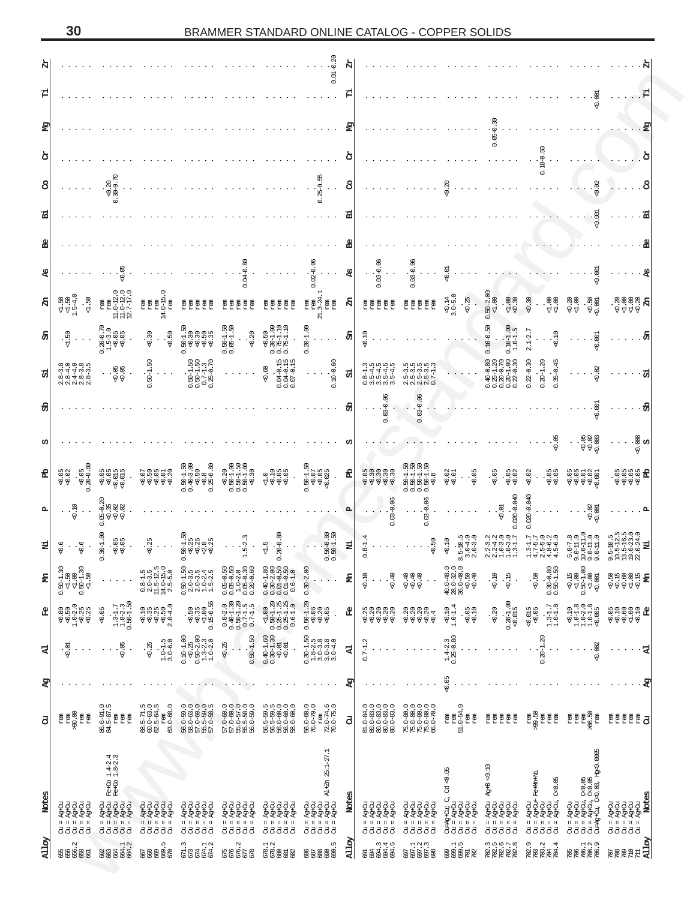| Alloy | Notes | Cu | Ag | Al | Fe | Mn | Ni | P | Pb | S | Sb | Si | Sn | Zn | As | Be | Bi | Co | Cr | Mg | Ti | Zr |
|---|---|---|---|---|---|---|---|---|---|---|---|---|---|---|---|---|---|---|---|---|---|---|
| 655 | Cu = Ag+Cu | rem | . | . | <0.80 | 0.50-1.30 | <0.6 | . | <0.05 | . | . | 2.8-3.8 | . | <1.50 | . | . | . | . | . | . | . | . |
| 656 | Cu = Ag+Cu | rem | . | <0.01 | <0.50 | <1.50 | . | . | <0.02 | . | . | 2.4-4.0 | <1.50 | <1.50 | . | . | . | . | . | . | . | . |
| 656.2 | Cu = Ag+Cu | >99.00 | . | . | 1.0-2.0 | <1.00 | . | <0.10 | . | . | . | 2.4-4.0 | . | 1.5-4.0 | . | . | . | . | . | . | . | . |
| 658 | Cu = Ag+Cu | rem | . | . | <0.25 | 0.50-1.30 | <0.6 | . | <0.05 | . | . | 2.8-3.8 | . | . | . | . | . | . | . | . | . | . |
| 661 | Cu = Ag+Cu | rem | . | . | <0.25 | <1.50 | . | . | 0.20-0.80 | . | . | 2.8-3.5 | . | <1.50 | . | . | . | . | . | . | . | . |
| 662 | Cu = Ag+Cu | 86.6-91.0 | . | . | <0.05 | . | 0.30-1.00 | 0.05-0.20 | <0.05 | . | . | . | 0.20-0.70 | rem | . | . | . | . | . | . | . | . |
| 663 | Cu = Ag+Cu Fe+Co 1.4-2.4 | 84.5-87.5 | . | . | . | . | . | <0.35 | <0.05 | . | . | . | 1.5-3.0 | rem | . | . | . | <0.20 | . | . | . | . |
| 664 | Cu = Ag+Cu Fe+Co 1.8-2.3 | rem | . | . | 1.3-1.7 | . | <0.05 | <0.02 | <0.015 | . | . | <0.05 | <0.05 | 11.0-12.0 | . | . | . | 0.30-0.70 | . | . | . | . |
| 664.1 | Cu = Ag+Cu | rem | . | <0.05 | 1.8-2.3 | . | <0.05 | <0.02 | <0.015 | . | . | <0.05 | <0.05 | 11.0-12.0 | <0.05 | . | . | . | . | . | . | . |
| 664.2 | Cu = Ag+Cu | rem | . | . | 0.50-1.50 | . | . | . | . | . | . | . | . | 12.7-17.0 | . | . | . | . | . | . | . | . |
| 667 | Cu = Ag+Cu | 68.5-71.5 | . | . | <0.10 | 0.8-1.5 | . | . | <0.07 | . | . | . | . | rem | . | . | . | . | . | . | . | . |
| 668 | Cu = Ag+Cu | 60.0-63.0 | . | <0.25 | <0.35 | 2.0-3.5 | <0.25 | . | <0.50 | . | . | 0.50-1.50 | <0.30 | rem | . | . | . | . | . | . | . | . |
| 669 | Cu = Ag+Cu | 62.5-64.5 | . | . | <0.25 | 11.5-12.5 | . | . | <0.05 | . | . | . | . | rem | . | . | . | . | . | . | . | . |
| 669.5 | Cu = Ag+Cu | rem | . | 1.0-1.5 | <0.50 | 14.0-15.0 | . | . | <0.01 | . | . | . | . | 14.0-15.0 | . | . | . | . | . | . | . | . |
| 670 | Cu = Ag+Cu | 63.0-68.0 | . | 3.0-6.0 | 2.0-4.0 | 2.5-5.0 | . | . | <0.20 | . | . | . | <0.50 | rem | . | . | . | . | . | . | . | . |
| 671.3 | Cu = Ag+Cu | 56.0-59.0 | . | 0.10-1.00 | . | 0.50-1.50 | 0.50-1.50 | . | 0.50-1.50 | . | . | . | 0.50-1.50 | rem | . | . | . | . | . | . | . | . |
| 673 | Cu = Ag+Cu | 58.0-63.0 | . | <0.25 | <0.50 | 2.0-3.5 | <0.25 | . | 0.40-3.00 | . | . | 0.50-1.50 | <0.30 | rem | . | . | . | . | . | . | . | . |
| 674 | Cu = Ag+Cu | 57.0-60.0 | . | 0.50-2.00 | <0.35 | 2.0-3.5 | <0.25 | . | <0.50 | . | . | 0.50-1.50 | <0.30 | rem | . | . | . | . | . | . | . | . |
| 674.1 | Cu = Ag+Cu | 55.5-59.0 | . | 1.3-2.3 | <1.00 | 1.0-2.4 | <2.0 | . | <0.8 | . | . | 0.7-1.3 | <0.50 | rem | . | . | . | . | . | . | . | . |
| 674.2 | Cu = Ag+Cu | 57.0-58.5 | . | 1.0-2.0 | 0.15-0.55 | 1.5-2.5 | <0.25 | . | 0.25-0.80 | . | . | 0.25-0.70 | <0.35 | rem | . | . | . | . | . | . | . | . |
| 675 | Cu = Ag+Cu | 57.0-60.0 | . | <0.25 | 0.8-2.0 | 0.05-0.50 | . | . | <0.20 | . | . | . | 0.50-1.50 | rem | . | . | . | . | . | . | . | . |
| 676 | Cu = Ag+Cu | 57.0-60.0 | . | . | 0.40-1.30 | 0.05-0.50 | . | . | 0.50-1.00 | . | . | . | 0.05-1.50 | rem | . | . | . | . | . | . | . | . |
| 676.2 | Cu = Ag+Cu | 55.0-57.0 | . | . | 0.50-1.20 | 1.0-2.0 | 1.5-2.3 | . | 0.50-1.50 | . | . | . | . | rem | . | . | . | . | . | . | . | . |
| 677 | Cu = Ag+Cu | 55.5-58.0 | . | . | 0.7-1.5 | 0.05-0.30 | . | . | 0.50-1.00 | . | . | . | <0.20 | rem | 0.04-0.80 | . | . | . | . | . | . | . |
| 678 | Cu = Ag+Cu | 56.0-59.0 | . | 0.50-1.50 | 0.7-1.5 | 0.20-0.60 | . | . | <0.30 | . | . | . | . | rem | . | . | . | . | . | . | . | . |
| 678.1 | Cu = Ag+Cu | 56.5-59.5 | . | 0.40-1.60 | <1.00 | 0.40-1.80 | <1.5 | . | <1.0 | . | . | <0.60 | <0.50 | rem | . | . | . | . | . | . | . | . |
| 678.2 | Cu = Ag+Cu | 56.5-59.5 | . | 0.30-1.30 | 0.50-1.20 | 0.30-2.00 | . | . | <0.10 | . | . | . | 0.30-1.00 | rem | . | . | . | . | . | . | . | . |
| 680 | Cu = Ag+Cu | 56.0-60.0 | . | <0.01 | 0.25-1.25 | 0.01-0.50 | 0.20-0.80 | . | <0.05 | . | . | 0.04-0.15 | 0.75-1.10 | rem | . | . | . | . | . | . | . | . |
| 681 | Cu = Ag+Cu | 56.0-60.0 | . | <0.01 | 0.25-1.25 | 0.01-0.50 | . | . | <0.05 | . | . | 0.04-0.15 | 0.75-1.10 | rem | . | . | . | . | . | . | . | . |
| 682 | Cu = Ag+Cu | 58.0-60.0 | . | . | 0.6-1.0 | 0.6-1.0 | . | . | . | . | . | 0.07-0.15 | . | rem | . | . | . | . | . | . | . | . |
| 686 | Cu = Ag+Cu | 56.0-60.0 | . | 0.30-1.50 | 0.50-1.20 | 0.30-2.00 | . | . | 0.50-1.50 | . | . | . | 0.20-1.00 | rem | . | . | . | . | . | . | . | . |
| 687 | Cu = Ag+Cu | 76.0-79.0 | . | 1.8-2.5 | <0.06 | . | . | . | <0.07 | . | . | . | . | rem | 0.02-0.06 | . | . | . | . | . | . | . |
| 688 | Cu = Ag+Cu Al+Zn 25.1-27.1 | rem | . | 3.0-3.8 | <0.20 | . | . | . | <0.05 | . | . | . | . | 21.3-24.1 | . | . | . | 0.25-0.55 | . | . | . | . |
| 690 | Cu = Ag+Cu | 72.0-74.5 | . | 3.0-3.8 | <0.05 | . | 0.50-0.80 | . | <0.025 | . | . | . | . | rem | . | . | . | . | . | . | . | . |
| 690.5 | Cu = Ag+Cu | 70.0-75.0 | . | 3.0-4.0 | . | . | 0.50-1.50 | . | . | . | . | 0.10-0.60 | . | rem | . | . | . | . | . | . | . | 0.01-0.20 |
| 691 | Cu = Ag+Cu | 81.0-84.0 | . | 0.7-1.2 | <0.25 | <0.10 | 0.8-1.4 | . | <0.05 | . | . | 0.8-1.3 | <0.10 | rem | . | . | . | . | . | . | . | . |
| 694 | Cu = Ag+Cu | 80.0-83.0 | . | . | <0.20 | . | . | . | <0.30 | . | . | 3.5-4.5 | . | rem | . | . | . | . | . | . | . | . |
| 694.3 | Cu = Ag+Cu | 80.0-83.0 | . | . | <0.20 | . | . | . | <0.30 | . | . | 3.5-4.5 | . | rem | 0.03-0.06 | . | . | . | . | . | . | . |
| 694.4 | Cu = Ag+Cu | 80.0-83.0 | . | . | <0.20 | . | . | . | <0.30 | . | 0.03-0.06 | 3.5-4.5 | . | rem | . | . | . | . | . | . | . | . |
| 694.5 | Cu = Ag+Cu | 80.0-83.0 | . | . | <0.20 | <0.40 | . | 0.03-0.06 | <0.30 | . | . | 3.5-4.5 | . | rem | . | . | . | . | . | . | . | . |
| 697 | Cu = Ag+Cu | 75.0-80.0 | . | . | <0.20 | <0.40 | . | . | 0.50-1.50 | . | . | 2.5-3.5 | . | rem | . | . | . | . | . | . | . | . |
| 697.1 | Cu = Ag+Cu | 75.0-80.0 | . | . | <0.20 | <0.40 | . | . | 0.50-1.50 | . | . | 2.5-3.5 | . | rem | 0.03-0.06 | . | . | . | . | . | . | . |
| 697.2 | Cu = Ag+Cu | 75.0-80.0 | . | . | <0.20 | <0.40 | . | . | 0.50-1.50 | . | 0.03-0.06 | 2.5-3.5 | . | rem | . | . | . | . | . | . | . | . |
| 697.3 | Cu = Ag+Cu | 75.0-80.0 | . | . | <0.20 | <0.40 | . | 0.03-0.06 | 0.50-1.50 | . | . | 2.5-3.5 | . | rem | . | . | . | . | . | . | . | . |
| 698 | Cu = Ag+Cu | 66.0-70.0 | . | . | <0.4 | . | <0.50 | . | <0.8 | . | . | 0.7-1.3 | . | rem | . | . | . | . | . | . | . | . |
| 699 | Cu=Ag+Cu; C, Cd <0.05 | rem | <0.05 | 1.4-2.3 | <0.10 | 40.0-48.0 | <0.10 | . | <0.02 | . | . | . | . | <0.14 | <0.01 | . | . | <0.20 | . | . | . | . |
| 699.1 | Cu = Ag+Cu | rem | . | 0.25-0.80 | 1.0-1.4 | 28.0-32.0 | . | . | <0.01 | . | . | . | . | 3.0-5.0 | . | . | . | . | . | . | . | . |
| 699.5 | Cu = Ag+Cu | 51.0-54.0 | . | . | . | 36.0-40.0 | 8.5-10.5 | . | . | . | . | . | . | . | . | . | . | . | . | . | . | . |
| 701 | Cu = Ag+Cu | rem | . | . | <0.05 | <0.50 | 3.0-4.0 | . | . | . | . | . | . | <0.25 | . | . | . | . | . | . | . | . |
| 702 | Cu = Ag+Cu | rem | . | . | <0.10 | <0.40 | 2.0-3.0 | . | <0.05 | . | . | . | . | . | . | . | . | . | . | . | . | . |
| 702.3 | Cu = Ag+Cu Ag+B <0.10 | rem | . | . | . | . | 2.2-3.2 | . | <0.05 | . | . | 0.40-0.80 | 0.10-0.50 | 0.50-2.00 | . | . | . | . | . | . | . | . |
| 702.5 | Cu = Ag+Cu | rem | . | . | <0.20 | <0.10 | 2.2-4.2 | . | . | . | . | 0.25-1.20 | . | <1.00 | . | . | . | . | . | . | . | . |
| 702.6 | Cu = Ag+Cu | rem | . | . | . | . | 1.0-3.0 | <0.01 | <0.05 | . | . | 0.20-0.70 | . | . | . | . | . | . | . | 0.05-0.30 | . | . |
| 702.7 | Cu = Ag+Cu | rem | . | . | 0.20-1.00 | <0.15 | 1.0-3.0 | . | <0.02 | . | . | 0.20-1.00 | 0.10-1.00 | <1.00 | . | . | . | . | . | . | . | . |
| 702.8 | Cu = Ag+Cu | rem | . | . | <0.015 | . | 1.3-1.7 | 0.020-0.040 | . | . | . | 0.22-0.30 | 1.0-1.5 | <0.30 | . | . | . | . | . | . | . | . |
| 702.9 | Cu = Ag+Cu+ Fe+Mn+Ni | rem | . | . | <0.015 | . | 1.3-1.7 | . | <0.02 | . | . | 0.22-0.30 | 2.1-2.7 | <0.30 | . | . | . | . | . | . | . | . |
| 703 | Cu = Ag+Cu | >99.50 | . | . | <0.05 | <0.50 | 4.7-5.7 | . | . | . | . | . | . | . | . | . | . | . | . | . | . | . |
| 703.2 | Cu = Ag+Cu | rem | . | 0.20-1.20 | . | . | 2.5-5.0 | . | . | . | . | 0.20-1.20 | . | . | . | . | . | . | 0.18-0.50 | . | . | . |
| 704 | Cu = Ag+Cu | rem | . | . | 1.3-1.7 | 0.30-0.80 | 4.8-6.2 | . | <0.05 | . | . | . | <0.10 | <1.00 | . | . | . | . | . | . | . | . |
| 704.4 | Cu = Ag+Cu, C<0.05 | rem | . | . | 1.0-1.8 | 0.50-1.50 | 4.5-6.0 | . | <0.05 | <0.05 | . | 0.35-0.45 | . | <1.00 | . | . | . | . | . | . | . | . |
| 705 | Cu = Ag+Cu | rem | . | . | <0.10 | <0.15 | 5.8-7.8 | . | <0.05 | . | . | . | . | <0.20 | . | . | . | . | . | . | . | . |
| 706 | Cu = Ag+Cu | rem | . | . | 1.0-1.8 | <1.00 | 9.0-11.0 | . | <0.05 | . | . | . | . | <1.00 | . | . | . | . | . | . | . | . |
| 706.1 | Cu = Ag+Cu, C<0.05 | rem | . | . | 1.0-2.0 | 0.50-1.00 | 10.0-11.0 | . | <0.01 | <0.05 | . | . | . | . | . | . | . | . | . | . | . | . |
| 706.2 | Cu = Ag+Cu, C<0.05 | >86.50 | . | . | 1.0-1.8 | <1.00 | 9.0-11.0 | <0.02 | <0.02 | <0.02 | . | . | . | <0.50 | . | . | . | . | . | . | . | . |
| 706.9 | Cu=Ag+Cu, C<0.05, Hg<0.0005 | rem | . | <0.002 | <0.005 | <0.001 | 9.0-11.0 | <0.001 | <0.001 | <0.003 | <0.001 | <0.02 | <0.001 | <0.001 | <0.001 | . | <0.001 | <0.02 | . | . | <0.001 | . |
| 707 | Cu = Ag+Cu | rem | . | . | <0.05 | <0.50 | 9.5-10.5 | . | <0.05 | . | . | . | . | <0.20 | . | . | . | . | . | . | . | . |
| 708 | Cu = Ag+Cu | rem | . | . | <0.10 | <0.15 | 10.5-12.5 | . | <0.05 | . | . | . | . | <1.00 | . | . | . | . | . | . | . | . |
| 709 | Cu = Ag+Cu | rem | . | . | <0.60 | <0.60 | 13.5-16.5 | . | <0.05 | . | . | . | . | <1.00 | . | . | . | . | . | . | . | . |
| 710 | Cu = Ag+Cu | rem | . | . | <1.00 | <1.00 | 19.0-23.0 | . | <0.05 | . | . | . | . | <1.00 | . | . | . | . | . | . | . | . |
| 711 | Cu = Ag+Cu | rem | . | . | <0.10 | <0.15 | 22.0-24.0 | . | <0.05 | <0.008 | . | . | . | <0.20 | . | . | . | . | . | . | . | . |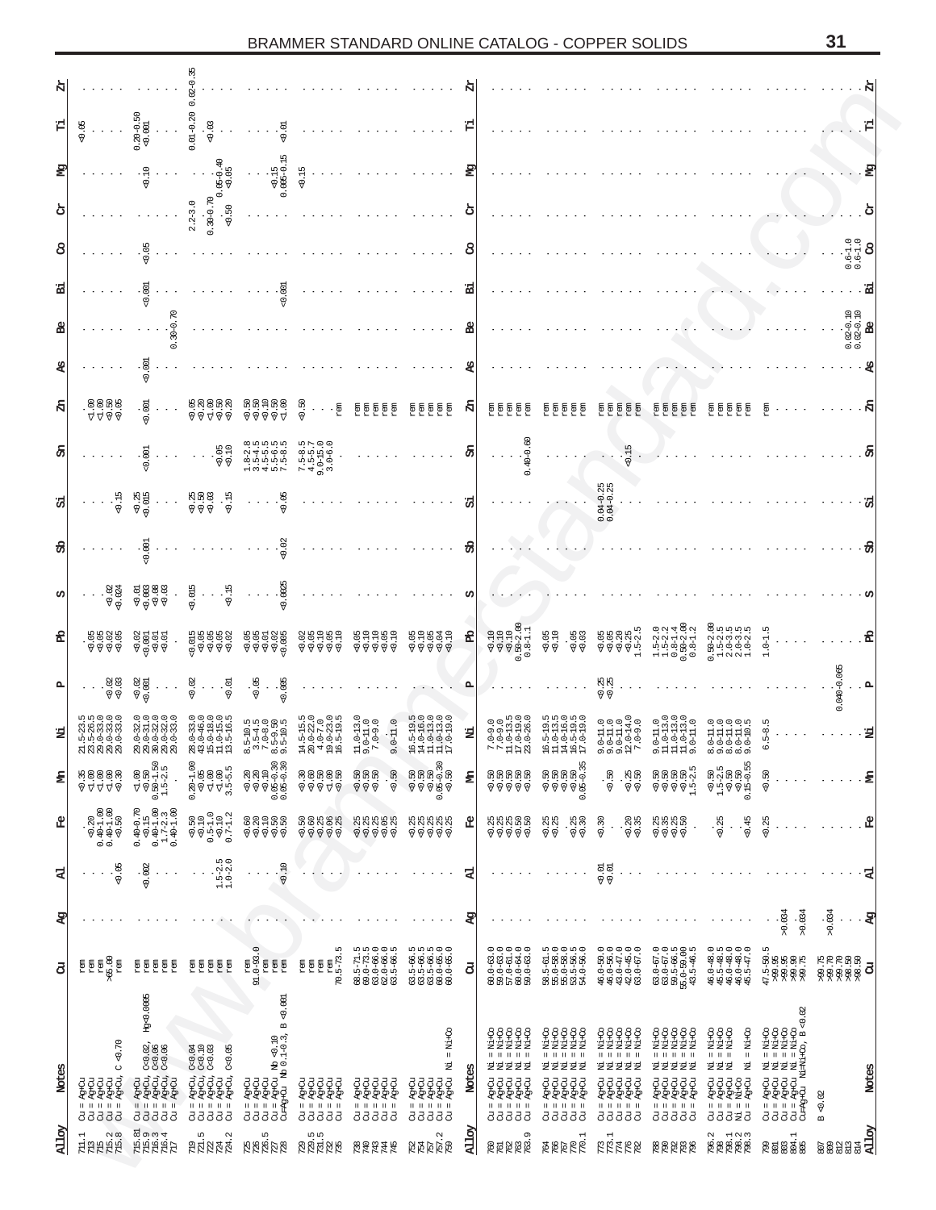| Alloy | Notes | Cu | Ag | Al | Fe | Mn | Ni | P | Pb | S | Sb | Si | Sn | Zn | As | Be | Bi | Co | Cr | Mg | Ti | Zr |
|---|---|---|---|---|---|---|---|---|---|---|---|---|---|---|---|---|---|---|---|---|---|---|
| 711.1 | Cu = Ag+Cu | rem | | | | <0.35 | 21.5-23.5 | | <0.05 | | | | | | | | | | | | <0.05 | |
| 713 | Cu = Ag+Cu | rem | | | <0.20 | <1.00 | 23.5-26.5 | | <0.05 | | | | | <1.00 | | | | | | | | |
| 715 | Cu = Ag+Cu | rem | | | 0.40-1.00 | <1.00 | 29.0-33.0 | | <0.02 | | | | | <1.00 | | | | | | | | |
| 715.2 | Cu = Ag+Cu | >65.00 | | | 0.40-1.00 | <1.00 | 29.0-33.0 | <0.02 | <0.02 | <0.02 | | | | <0.50 | | | | | | | | |
| 715.8 | Cu = Ag+Cu, C <0.70 | rem | | <0.05 | <0.50 | <0.30 | 29.0-33.0 | <0.03 | <0.05 | <0.024 | | <0.15 | | <0.05 | | | | | | | | |
| 715.81 | Cu = Ag+Cu Hg<0.0005 | rem | | | 0.40-0.70 | <1.00 | 29.0-32.0 | <0.02 | <0.02 | <0.01 | | <0.25 | | | | | | | | | 0.20-0.50 | |
| 715.9 | Cu = Ag+Cu, C<0.02 | rem | | <0.002 | <0.15 | <0.50 | 29.0-31.0 | <0.001 | <0.001 | <0.003 | <0.001 | <0.015 | <0.001 | <0.001 | <0.001 | | <0.001 | <0.05 | | <0.10 | <0.001 | |
| 716.3 | Cu = Ag+Cu, C<0.06 | rem | | | 0.40-1.00 | 0.50-1.50 | 30.0-32.0 | | <0.01 | <0.08 | | | | | | | | | | | | |
| 716.4 | Cu = Ag+Cu, C<0.06 | rem | | | 1.7-2.3 | 1.5-2.5 | 29.0-32.0 | | <0.01 | <0.08 | | | | | | | | | | | | |
| 717 | Cu = Ag+Cu | rem | | | 0.40-1.00 | | 29.0-33.0 | | <0.01 | <0.03 | | | | | | 0.30-0.70 | | | | | | |
| 719 | Cu = Ag+Cu, C<0.04 | rem | | | <0.50 | 0.20-1.00 | 28.0-33.0 | <0.02 | <0.015 | <0.015 | | <0.25 | | <0.05 | | | | | 2.2-3.0 | | 0.01-0.20 | 0.02-0.35 |
| 721.5 | Cu = Ag+Cu, C<0.10 | rem | | | <0.10 | <0.05 | 43.0-46.0 | | <0.05 | | | <0.50 | | <0.20 | | | | | | | | |
| 722 | Cu = Ag+Cu, C<0.03 | rem | | | 0.5-1.0 | <1.00 | 15.0-18.0 | | <0.05 | | | <0.03 | | <1.00 | | | | | 0.30-0.70 | | <0.03 | |
| 724 | Cu = Ag+Cu | rem | | 1.5-2.5 | <0.10 | <1.00 | 11.0-15.0 | | <0.05 | | | | <0.05 | <0.50 | | | | | | 0.05-0.40 | | |
| 724.2 | Cu = Ag+Cu, C<0.05 | rem | | 1.0-2.0 | 0.7-1.2 | 3.5-5.5 | 13.5-16.5 | <0.01 | <0.02 | <0.15 | | <0.15 | <0.10 | <0.20 | | | | | <0.50 | <0.05 | | |
| 725 | Cu = Ag+Cu | rem | | | <0.60 | <0.20 | 8.5-10.5 | | <0.05 | | | | 1.8-2.8 | <0.50 | | | | | | | | |
| 726 | Cu = Ag+Cu | 91.0-93.0 | | | <0.20 | <0.60 | 3.5-4.5 | <0.05 | <0.05 | | | | 3.5-4.5 | <0.50 | | | | | | | | |
| 726.5 | Cu = Ag+Cu | rem | | | <0.10 | <0.10 | 7.0-8.0 | | <0.01 | | | | 4.5-5.5 | <0.10 | | | | | | | | |
| 727 | Cu = Ag+Cu Nb <0.10 | rem | | | <0.50 | 0.05-0.30 | 8.5-9.50 | | <0.02 | | | | 5.5-6.5 | <0.50 | | | | | | <0.15 | | |
| 728 | Cu=Ag+Cu Nb 0.1-0.3, B <0.001 | rem | | <0.10 | <0.50 | 0.05-0.30 | 9.5-10.5 | <0.005 | <0.005 | <0.0025 | <0.02 | <0.05 | 7.5-8.5 | <1.00 | | | <0.001 | | | 0.005-0.15 | <0.01 | |
| 729.5 | Cu = Ag+Cu | rem | | | <0.50 | <0.30 | 14.5-15.5 | | <0.02 | | | | 7.5-8.5 | <0.50 | | | | | | <0.15 | | |
| 729.5 | Cu = Ag+Cu | rem | | | <0.60 | <0.60 | 20.0-22.0 | | <0.05 | | | | 4.5-5.7 | | | | | | | | | |
| 731.5 | Cu = Ag+Cu | rem | | | <0.25 | <0.50 | 4.0-7.0 | | <0.10 | | | | 9.0-15.0 | | | | | | | | | |
| 732 | Cu = Ag+Cu | rem | | | <0.06 | <1.00 | 19.0-23.0 | | <0.05 | | | | 3.0-6.0 | | | | | | | | | |
| 735 | Cu = Ag+Cu | 70.5-73.5 | | | <0.25 | <0.50 | 16.5-19.5 | | <0.10 | | | | | rem | | | | | | | | |
| 738 | Cu = Ag+Cu | 68.5-71.5 | | | <0.25 | <0.50 | 11.0-13.0 | | <0.05 | | | | | rem | | | | | | | | |
| 740 | Cu = Ag+Cu | 69.0-73.5 | | | <0.25 | <0.50 | 9.0-11.0 | | <0.10 | | | | | rem | | | | | | | | |
| 743 | Cu = Ag+Cu | 63.0-66.0 | | | <0.25 | <0.50 | 7.0-9.0 | | <0.10 | | | | | rem | | | | | | | | |
| 744 | Cu = Ag+Cu | 62.0-66.0 | | | <0.05 | | | | <0.05 | | | | | rem | | | | | | | | |
| 745 | Cu = Ag+Cu | 63.5-66.5 | | | <0.25 | <0.50 | 9.0-11.0 | | <0.10 | | | | | rem | | | | | | | | |
| 752 | Cu = Ag+Cu | 63.5-66.5 | | | <0.25 | <0.50 | 16.5-19.5 | | <0.05 | | | | | rem | | | | | | | | |
| 754 | Cu = Ag+Cu | 63.5-66.5 | | | <0.25 | <0.50 | 14.0-16.0 | | <0.10 | | | | | rem | | | | | | | | |
| 757 | Cu = Ag+Cu | 63.5-66.5 | | | <0.25 | <0.50 | 11.0-13.0 | | <0.05 | | | | | rem | | | | | | | | |
| 757.2 | Cu = Ag+Cu | 60.0-63.0 | | | <0.25 | 0.05-0.30 | 11.0-13.0 | | <0.04 | | | | | rem | | | | | | | | |
| 759 | Cu = Ag+Cu Ni = Ni+Co | 60.0-65.0 | | | <0.25 | <0.50 | 17.0-19.0 | | <0.10 | | | | | rem | | | | | | | | |
| 760 | Cu = Ag+Cu Ni = Ni+Co | 60.0-63.0 | | | <0.25 | <0.50 | 7.0-9.0 | | <0.10 | | | | | rem | | | | | | | | |
| 761 | Cu = Ag+Cu Ni = Ni+Co | 59.0-63.0 | | | <0.25 | <0.50 | 7.0-9.0 | | <0.10 | | | | | rem | | | | | | | | |
| 762 | Cu = Ag+Cu Ni = Ni+Co | 57.0-61.0 | | | <0.25 | <0.50 | 11.0-13.5 | | <0.10 | | | | | rem | | | | | | | | |
| 763 | Cu = Ag+Cu Ni = Ni+Co | 60.0-63.0 | | | <0.50 | <0.50 | 17.0-19.0 | | 0.50-2.00 | | | | 0.40-0.60 | rem | | | | | | | | |
| 763.9 | Cu = Ag+Cu Ni = Ni+Co | 59.0-63.0 | | | <0.50 | <0.50 | 23.0-26.0 | | 0.8-1.1 | | | | | rem | | | | | | | | |
| 764 | Cu = Ag+Cu Ni = Ni+Co | 58.5-61.5 | | | <0.25 | <0.50 | 16.5-19.5 | | <0.05 | | | | | rem | | | | | | | | |
| 766 | Cu = Ag+Cu Ni = Ni+Co | 55.0-58.0 | | | <0.25 | <0.50 | 11.0-13.5 | | <0.10 | | | | | rem | | | | | | | | |
| 767 | Cu = Ag+Cu Ni = Ni+Co | 55.0-58.0 | | | | <0.50 | 14.0-16.0 | | | | | | | rem | | | | | | | | |
| 770 | Cu = Ag+Cu Ni = Ni+Co | 53.5-56.5 | | | <0.25 | <0.50 | 16.5-19.5 | | <0.05 | | | | | rem | | | | | | | | |
| 770.1 | Cu = Ag+Cu Ni = Ni+Co | 54.0-56.0 | | | <0.30 | 0.05-0.35 | 17.0-19.0 | | <0.03 | | | | | rem | | | | | | | | |
| 773 | Cu = Ag+Cu Ni = Ni+Co | 46.0-50.0 | | <0.01 | <0.30 | | 9.0-11.0 | <0.25 | <0.05 | | | 0.04-0.25 | | rem | | | | | | | | |
| 773.1 | Cu = Ag+Cu Ni = Ni+Co | 46.0-50.0 | | <0.01 | | <0.50 | 9.0-11.0 | <0.25 | <0.05 | | | 0.04-0.25 | | rem | | | | | | | | |
| 774 | Cu = Ag+Cu Ni = Ni+Co | 43.0-47.0 | | | | | 9.0-11.0 | | <0.20 | | | | | rem | | | | | | | | |
| 776 | Cu = Ag+Cu Ni = Ni+Co | 42.0-45.0 | | | <0.20 | <0.25 | 12.0-14.0 | | <0.25 | | | | <0.15 | rem | | | | | | | | |
| 782 | Cu = Ag+Cu Ni = Ni+Co | 63.0-67.0 | | | <0.35 | <0.50 | 7.0-9.0 | | 1.5-2.5 | | | | | rem | | | | | | | | |
| 788 | Cu = Ag+Cu Ni = Ni+Co | 63.0-67.0 | | | <0.25 | <0.50 | 9.0-11.0 | | 1.5-2.0 | | | | | rem | | | | | | | | |
| 790 | Cu = Ag+Cu Ni = Ni+Co | 63.0-67.0 | | | <0.35 | <0.50 | 11.0-13.0 | | 1.5-2.2 | | | | | rem | | | | | | | | |
| 792 | Cu = Ag+Cu Ni = Ni+Co | 59.5-66.5 | | | <0.25 | <0.50 | 11.0-13.0 | | 0.8-1.4 | | | | | rem | | | | | | | | |
| 793 | Cu = Ag+Cu Ni = Ni+Co | 55.0-59.00 | | | <0.50 | <0.50 | 11.0-13.0 | | 0.50-2.00 | | | | | rem | | | | | | | | |
| 796 | Cu = Ag+Cu Ni = Ni+Co | 43.5-46.5 | | | | 1.5-2.5 | 9.0-11.0 | | 0.8-1.2 | | | | | rem | | | | | | | | |
| 796.2 | Cu = Ag+Cu Ni = Ni+Co | 46.0-48.0 | | | | <0.50 | 8.0-11.0 | | 0.50-2.00 | | | | | rem | | | | | | | | |
| 798 | Cu = Ag+Cu Ni = Ni+Co | 45.5-48.5 | | | <0.25 | 1.5-2.5 | 9.0-11.0 | | 1.5-2.5 | | | | | rem | | | | | | | | |
| 798.1 | Cu = Ag+Cu Ni = Ni+Co | 46.0-48.0 | | | | <0.50 | 8.0-11.0 | | 2.0-3.5 | | | | | rem | | | | | | | | |
| 798.2 | Ni = Ni+Co | 46.0-48.0 | | | | <0.50 | 8.0-11.0 | | 2.0-3.5 | | | | | rem | | | | | | | | |
| 798.3 | Cu = Ag+Cu Ni = Ni+Co | 45.5-47.0 | | | <0.45 | 0.15-0.55 | 9.0-10.5 | | 1.0-2.5 | | | | | rem | | | | | | | | |
| 799 | Cu = Ag+Cu Ni = Ni+Co | 47.5-50.5 | | | <0.25 | <0.50 | 6.5-8.5 | | 1.0-1.5 | | | | | rem | | | | | | | | |
| 801 | Cu = Ag+Cu Ni = Ni+Co | >99.95 | | | | | | | | | | | | | | | | | | | | |
| 803 | Cu = Ag+Cu Ni = Ni+Co | >99.95 | >0.034 | | | | | | | | | | | | | | | | | | | |
| 804.1 | Cu = Ag+Cu Ni = Ni+Co | >99.90 | | | | | | 0.040-0.065 | | | | | | | | | | | | | | |
| 805 | Cu=Ag+Cu Ni=Ni+Co, B <0.02 | >99.75 | >0.034 | | | | | | | | | | | | | | | | | | | |
| 807 | B <0.02 | >99.75 | | | | | | | | | | | | | | | | | | | | |
| 809 | | >99.70 | >0.034 | | | | | | | | | | | | | | | | | | | |
| 812 | | >99.70 | | | | | | | | | | | | | | | | | | | | |
| 813 | | >98.50 | | | | | | | | | | | | | | 0.02-0.10 | | 0.6-1.0 | | | | |
| 814 | | >98.50 | | | | | | | | | | | | | | 0.02-0.10 | | 0.6-1.0 | | | | |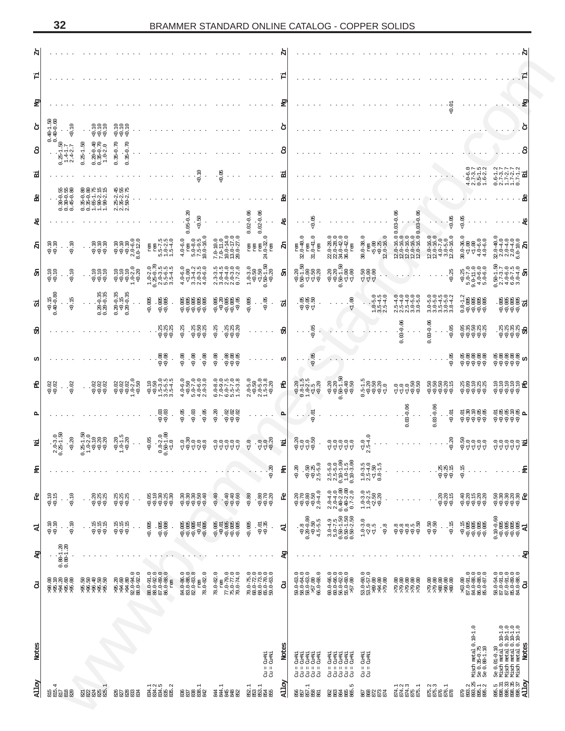| Alloy | Notes | Cu | Ag | Al | Fe | Mn | Ni | P | Pb | S | Sb | Si | Sn | Zn | As | Be | Bi | Co | Cr | Mg | Ti | Zr |
|---|---|---|---|---|---|---|---|---|---|---|---|---|---|---|---|---|---|---|---|---|---|---|
| 815 | | >98.00 | . | <0.10 | <0.10 | . | . | . | <0.02 | . | . | <0.15 | <0.10 | <0.10 | . | . | . | . | 0.40-1.50 | . | . | . |
| 815.4 | | >96.10 | . | <0.10 | <0.15 | . | 2.0-3.0 | . | <0.02 | . | . | 0.40-0.80 | <0.10 | <0.10 | . | . | . | . | 0.40-0.60 | . | . | . |
| 817 | | >94.20 | 0.80-1.20 | . | . | . | 0.25-1.50 | . | . | . | . | . | . | . | . | 0.30-0.55 | . | 0.25-1.50 | . | . | . | . |
| 818 | | >95.60 | 0.80-1.20 | . | . | . | . | . | . | . | . | . | . | . | . | 0.30-0.55 | . | 1.4-1.7 | . | . | . | . |
| 820 | | >95.00 | . | <0.10 | <0.10 | . | <0.20 | . | <0.02 | . | . | <0.15 | <0.10 | <0.10 | . | 0.45-0.80 | . | 2.4-2.7 | <0.10 | . | . | . |
| 821 | | >96.50 | . | . | . | . | 0.25-1.50 | . | . | . | . | . | . | . | . | 0.35-0.80 | . | 0.25-1.50 | . | . | . | . |
| 822 | | >96.50 | . | . | . | . | 1.0-2.0 | . | . | . | . | . | . | . | . | 0.35-0.80 | . | . | . | . | . | . |
| 824 | | >96.40 | . | <0.15 | <0.20 | . | <0.10 | . | <0.02 | . | . | . | <0.10 | <0.10 | . | 1.65-1.75 | . | 0.20-0.40 | <0.10 | . | . | . |
| 825 | | >95.50 | . | <0.15 | <0.25 | . | <0.20 | . | <0.02 | . | . | 0.20-0.35 | <0.10 | <0.10 | . | 1.90-2.15 | . | 0.35-0.70 | <0.10 | . | . | . |
| 825.1 | | >95.50 | . | <0.15 | <0.25 | . | <0.20 | . | <0.02 | . | . | 0.20-0.35 | <0.10 | <0.10 | . | 1.90-2.15 | . | 1.0-2.0 | <0.10 | . | . | . |
| 826 | | >95.20 | . | <0.15 | <0.25 | . | <0.20 | . | <0.02 | . | . | 0.20-0.35 | <0.10 | <0.10 | . | 2.25-2.45 | . | 0.35-0.70 | <0.10 | . | . | . |
| 827 | | >94.60 | . | <0.15 | <0.25 | . | 1.0-1.5 | . | <0.02 | . | . | <0.15 | <0.10 | <0.10 | . | 2.35-2.55 | . | . | <0.10 | . | . | . |
| 828 | | >94.80 | . | <0.15 | <0.25 | . | <0.20 | . | <0.02 | . | . | 0.20-0.35 | <0.10 | <0.10 | . | 2.50-2.75 | . | 0.35-0.70 | <0.10 | . | . | . |
| 833 | | 92.0-94.0 | . | . | . | . | . | . | 1.0-2.0 | . | . | . | 1.0-2.0 | 2.0-6.0 | . | . | . | . | . | . | . | . |
| 834 | | 88.0-92.0 | . | . | . | . | . | . | <0.50 | . | . | . | <0.20 | 8.0-12.0 | . | . | . | . | . | . | . | . |
| 834.1 | | 88.0-91.0 | . | <0.005 | <0.05 | . | <0.05 | . | <0.10 | . | . | <0.005 | 1.0-2.0 | rem | . | . | . | . | . | . | . | . |
| 834.2 | | 88.0-92.0 | . | . | <0.10 | . | . | . | <0.50 | . | . | . | 0.25-0.70 | rem | . | . | . | . | . | . | . | . |
| 834.5 | | 87.0-89.0 | . | . | <0.30 | . | 0.8-2.0 | . | 1.5-3.0 | . | <0.25 | . | 2.0-3.5 | 5.5-7.5 | . | . | . | . | . | . | . | . |
| 835 | | 86.0-88.0 | . | <0.005 | <0.25 | . | 0.50-1.00 | <0.03 | 3.5-5.5 | <0.08 | <0.25 | <0.005 | 5.5-6.5 | 1.0-2.5 | . | . | . | . | . | . | . | . |
| 835.2 | | rem | . | <0.008 | <0.30 | . | <1.0 | <0.03 | 3.5-4.5 | <0.08 | <0.25 | <0.005 | 3.5-4.5 | 1.5-4.0 | . | . | . | . | . | . | . | . |
| 836 | | 84.0-86.0 | . | <0.005 | <0.30 | . | <1.0 | <0.05 | 4.0-6.0 | <0.08 | <0.25 | <0.005 | 4.0-6.0 | 4.0-6.0 | . | . | . | . | . | . | . | . |
| 837 | | 83.0-88.0 | . | <0.005 | <0.30 | . | <0.30 | . | <0.50 | . | . | <0.005 | <1.00 | rem | 0.05-0.20 | . | . | . | . | . | . | . |
| 838 | | 82.0-83.8 | . | <0.005 | <0.30 | . | <1.0 | <0.03 | 5.0-7.0 | <0.08 | <0.25 | <0.005 | 3.3-4.2 | 5.0-8.0 | . | . | . | . | . | . | . | . |
| 838.1 | | rem | . | <0.01 | <0.50 | . | <2.0 | . | 4.0-6.0 | . | <0.50 | <0.005 | 2.0-3.5 | 7.5-9.5 | <0.50 | . | <0.10 | . | . | . | . | . |
| 842 | | 78.0-82.0 | . | <0.005 | <0.40 | . | <0.8 | <0.05 | 2.0-3.0 | <0.08 | <0.25 | <0.005 | 4.0-6.0 | 10.0-16.0 | . | . | . | . | . | . | . | . |
| 844 | | 78.0-82.0 | . | <0.005 | <0.40 | . | <1.0 | <0.20 | 6.0-8.0 | <0.08 | <0.25 | <0.005 | 2.3-3.5 | 7.0-10.0 | . | . | . | . | . | . | . | . |
| 844.1 | | rem | . | <0.01 | . | . | <1.0 | . | 7.0-9.0 | . | . | <0.20 | 3.0-4.5 | 7.0-11.0 | . | . | <0.05 | . | . | . | . | . |
| 845 | | 77.0-79.0 | . | <0.005 | <0.40 | . | <1.0 | <0.02 | 6.0-7.5 | <0.08 | <0.25 | <0.005 | 2.0-4.0 | 10.0-14.0 | . | . | . | . | . | . | . | . |
| 848 | | 75.0-77.0 | . | <0.005 | <0.40 | . | <1.0 | <0.02 | 5.5-7.0 | <0.08 | <0.25 | <0.005 | 2.0-3.0 | 13.0-17.0 | . | . | . | . | . | . | . | . |
| 852 | | 70.0-74.0 | . | <0.005 | <0.60 | . | <1.0 | <0.02 | 1.5-3.8 | <0.05 | <0.20 | <0.05 | 0.7-2.0 | 20.0-27.0 | . | . | . | . | . | . | . | . |
| 852.1 | | 70.0-75.0 | . | <0.005 | <0.80 | . | <1.0 | . | 2.0-5.0 | . | . | <0.005 | 1.0-3.0 | rem | 0.02-0.06 | . | . | . | . | . | . | . |
| 853 | | 68.0-72.0 | . | . | . | . | . | . | <0.50 | . | . | . | <0.50 | rem | . | . | . | . | . | . | . | . |
| 853.1 | | 68.0-73.0 | . | . | <0.80 | . | <1.0 | . | 2.0-5.0 | . | . | . | <1.50 | rem | 0.02-0.06 | . | . | . | . | . | . | . |
| 854 | Cu = Cu+Ni | 65.0-70.0 | . | <0.01 | <0.70 | . | <1.0 | . | 1.5-3.8 | . | . | <0.05 | 0.50-1.50 | 24.0-32.0 | . | . | . | . | . | . | . | . |
| 855 | Cu = Cu+Ni | 59.0-63.0 | . | <0.35 | <0.20 | <0.20 | <0.20 | . | <0.20 | . | . | . | <0.20 | rem | . | . | . | . | . | . | . | . |
| 856 | Cu = Cu+Ni | 59.0-63.0 | . | . | <0.20 | <0.20 | <0.20 | . | <0.20 | . | . | . | <0.20 | rem | . | . | . | . | . | . | . | . |
| 857 | Cu = Cu+Ni | 58.0-64.0 | . | <0.8 | <0.70 | . | <1.0 | . | 0.8-1.5 | . | . | <0.05 | 0.50-1.50 | 32.0-40.0 | . | . | . | . | . | . | . | . |
| 857.1 | Cu = Cu+Ni | 58.0-63.0 | . | 0.20-0.80 | <0.80 | <0.50 | <1.0 | . | 1.0-2.5 | . | . | <0.05 | <1.00 | rem | . | . | . | . | . | . | . | . |
| 858 | Cu = Cu+Ni | >57.00 | . | <0.50 | <0.50 | <0.25 | <0.50 | <0.01 | <1.5 | <0.05 | <0.05 | <0.05 | <1.50 | 31.0-41.0 | <0.05 | . | . | . | . | . | . | . |
| 861 | Cu = Cu+Ni | 66.0-68.0 | . | 4.5-5.5 | 2.0-4.0 | 2.5-5.0 | . | . | <0.20 | . | . | <1.50 | <0.20 | rem | . | . | . | . | . | . | . | . |
| 862 | Cu = Cu+Ni | 60.0-66.0 | . | 3.0-4.9 | 2.0-4.0 | 2.5-5.0 | <1.0 | . | <0.20 | . | . | . | <0.20 | 22.0-28.0 | . | . | . | . | . | . | . | . |
| 863 | Cu = Cu+Ni | 60.0-66.0 | . | 5.0-7.5 | 2.0-4.0 | 2.5-5.0 | <1.0 | . | <0.20 | . | . | . | <0.20 | 22.0-28.0 | . | . | . | . | . | . | . | . |
| 864 | Cu = Cu+Ni | 56.0-62.0 | . | 0.50-1.50 | 0.40-2.00 | 0.10-1.00 | <1.0 | . | 0.50-1.50 | . | . | . | 0.50-1.50 | 34.0-42.0 | . | . | . | . | . | . | . | . |
| 865 | Cu = Cu+Ni | 55.0-60.0 | . | 0.50-1.50 | 0.40-2.00 | 0.10-1.50 | <1.0 | . | <0.40 | . | . | <1.00 | <1.00 | 36.0-42.0 | . | . | . | . | . | . | . | . |
| 865.5 | Cu = Cu+Ni | >57.00 | . | 0.50-2.50 | 0.7-2.0 | 0.10-3.00 | <1.0 | . | <0.50 | . | . | . | <1.00 | rem | . | . | . | . | . | . | . | . |
| 867 | Cu = Cu+Ni | 53.0-60.0 | . | 1.0-3.0 | 1.0-3.0 | 1.0-3.5 | <1.0 | . | 0.5-1.5 | . | . | . | <1.50 | 30.0-38.0 | . | . | . | . | . | . | . | . |
| 868 | Cu = Cu+Ni | 53.0-57.0 | . | <2.0 | 1.0-2.5 | 2.5-4.0 | 2.5-4.0 | . | <0.20 | . | . | . | <1.00 | rem | . | . | . | . | . | . | . | . |
| 872 | | >89.00 | . | <1.5 | <2.50 | <1.50 | . | . | <0.50 | . | . | 1.0-5.0 | <1.00 | <5.00 | . | . | . | . | . | . | . | . |
| 873 | | >94.00 | . | . | <0.20 | 0.8-1.5 | . | . | <0.20 | . | . | 3.5-4.5 | . | <0.25 | . | . | . | . | . | . | . | . |
| 874 | | >79.00 | . | <0.8 | . | . | . | . | <1.0 | . | . | 2.5-4.0 | . | 12.0-16.0 | . | . | . | . | . | . | . | . |
| 874.1 | | >79.00 | . | <0.8 | . | . | . | . | <1.0 | . | . | 2.5-4.0 | . | 12.0-16.0 | 0.03-0.06 | . | . | . | . | . | . | . |
| 874.2 | | >79.00 | . | <0.8 | . | . | . | . | <1.0 | . | . | 2.5-4.0 | . | 12.0-16.0 | . | . | . | . | . | . | . | . |
| 874.3 | | >79.00 | . | <0.8 | . | . | . | . | <1.0 | . | 0.03-0.06 | 2.5-4.0 | . | 12.0-16.0 | . | . | . | . | . | . | . | . |
| 875 | | >79.00 | . | <0.5 | . | . | . | . | <0.50 | . | . | 3.0-5.0 | . | 12.0-16.0 | . | . | . | . | . | . | . | . |
| 875.1 | | >79.00 | . | <0.50 | . | . | . | 0.03-0.06 | <0.50 | . | . | 3.0-5.0 | . | 12.0-16.0 | 0.03-0.06 | . | . | . | . | . | . | . |
| 875.2 | | >79.00 | . | <0.50 | . | . | . | 0.03-0.06 | <0.50 | . | 0.03-0.06 | 3.0-5.0 | . | 12.0-16.0 | 0.03-0.06 | . | . | . | . | . | . | . |
| 875.3 | | >79.00 | . | <0.50 | . | . | . | . | <0.50 | . | . | 3.0-5.0 | . | 12.0-16.0 | . | . | . | . | . | . | . | . |
| 876 | | >88.00 | . | . | <0.20 | <0.25 | . | . | <0.50 | . | . | 3.5-4.5 | . | 4.0-7.0 | . | . | . | . | . | . | . | . |
| 876.1 | | >90.00 | . | . | <0.20 | <0.25 | . | . | <0.20 | . | . | 3.0-5.0 | . | 3.0-5.0 | . | . | . | . | . | . | . | . |
| 878 | | >80.00 | . | <0.15 | <0.15 | <0.15 | <0.20 | <0.01 | <0.15 | <0.05 | <0.05 | 3.8-4.2 | <0.25 | 12.0-16.0 | <0.05 | . | . | . | . | <0.01 | . | . |
| 879 | | >63.00 | . | <0.15 | <0.40 | <0.15 | <0.50 | <0.01 | <0.25 | <0.05 | <0.05 | 0.8-1.2 | <0.25 | 30.0-36.0 | <0.05 | . | . | . | . | . | . | . |
| 893.2 | Misch metal 0.10-1.0 | 87.0-91.0 | . | <0.005 | <0.20 | . | <1.0 | <0.30 | <0.09 | <0.08 | <0.35 | <0.005 | 5.0-7.0 | <1.00 | . | . | 4.0-6.0 | . | . | . | . | . |
| 893.25 | | 84.0-88.0 | . | <0.005 | <0.15 | . | <1.0 | <0.10 | <0.10 | <0.08 | <0.50 | <0.005 | 9.0-11.0 | <1.00 | . | . | 2.7-3.7 | . | . | . | . | . |
| 895.1 | Se 0.35-0.75 | 86.0-88.0 | . | <0.005 | <0.20 | . | <1.0 | <0.05 | <0.25 | <0.08 | <0.25 | <0.005 | 4.0-6.0 | 4.0-6.0 | . | . | 0.5-1.5 | . | . | . | . | . |
| 895.2 | Se 0.80-1.10 | 85.0-87.0 | . | <0.005 | <0.20 | . | <1.0 | <0.05 | <0.25 | <0.08 | <0.25 | <0.005 | 5.0-6.0 | 4.0-6.0 | . | . | 1.6-2.2 | . | . | . | . | . |
| 895.5 | Se 0.01-0.10 | 58.0-54.0 | . | 0.10-0.60 | <0.50 | . | <1.0 | <0.01 | <0.10 | <0.05 | . | . | 0.50-1.50 | 32.0-40.0 | . | . | 0.6-1.2 | . | . | . | . | . |
| 896.31 | Misch metal 0.10-1.0 | 87.0-91.0 | . | <0.005 | <0.30 | . | <1.0 | <0.05 | <0.10 | <0.08 | <0.25 | <0.005 | 2.7-3.7 | 2.0-4.0 | . | . | 2.7-3.7 | . | . | . | . | . |
| 896.33 | Misch metal 0.10-1.0 | 87.0-91.0 | . | <0.005 | <0.30 | . | <1.0 | <0.05 | <0.10 | <0.08 | <0.25 | <0.005 | 4.0-6.0 | 2.0-4.0 | . | . | 1.7-2.7 | . | . | . | . | . |
| 896.35 | Misch metal 0.10-1.0 | 85.0-89.0 | . | <0.005 | <0.20 | . | <1.0 | <0.10 | <0.10 | <0.08 | <0.25 | <0.005 | 6.0-7.5 | 2.0-4.0 | . | . | 2.7-3.7 | . | . | . | . | . |
| 896.37 | Misch metal 0.10-1.0 | 84.0-88.0 | . | <0.005 | <0.30 | . | <1.0 | <0.05 | <0.10 | <0.08 | <0.25 | <0.005 | 3.0-4.5 | 6.0-10.0 | . | . | 0.7-1.2 | . | . | . | . | . |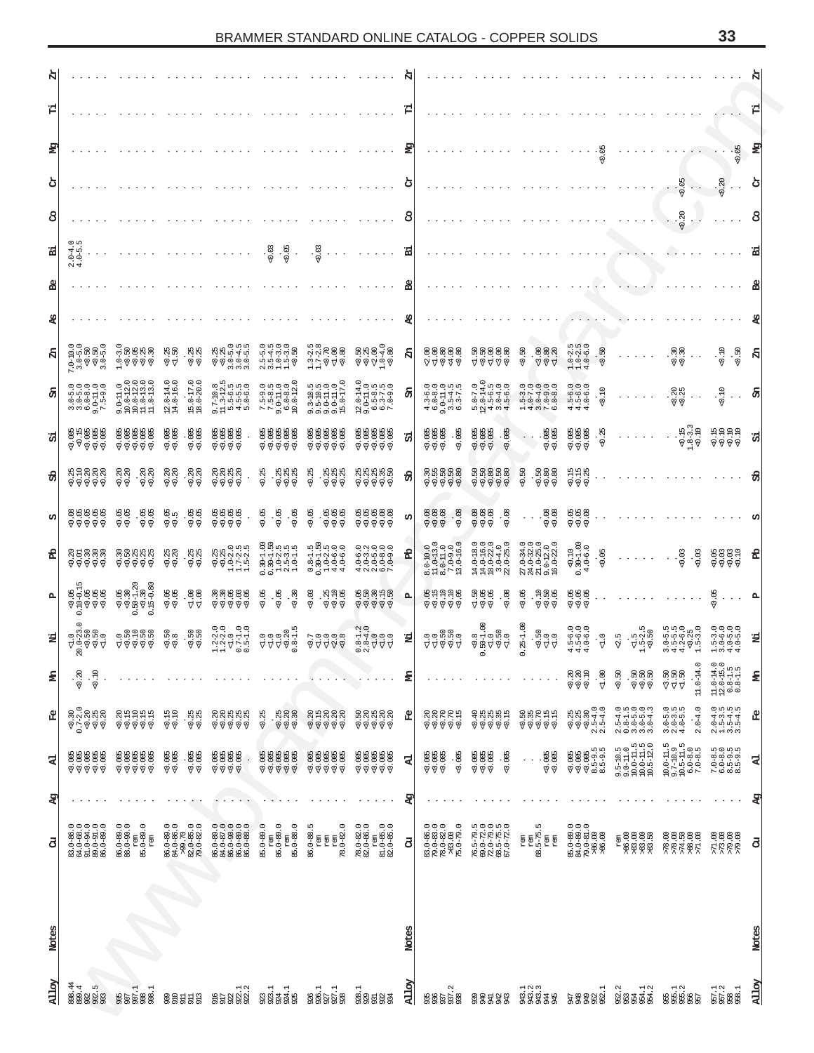| Alloy | Notes | Cu | Ag | Al | Fe | Mn | Ni | P | Pb | S | Sb | Si | Sn | Zn | As | Be | Bi | Co | Cr | Mg | Ti | Zr |
|---|---|---|---|---|---|---|---|---|---|---|---|---|---|---|---|---|---|---|---|---|---|---|
| 888.44 | | 83.0-86.0 | . | <0.005 | <0.30 | . | <1.0 | <0.05 | <0.20 | <0.08 | <0.25 | <0.005 | 3.0-5.0 | 7.0-10.0 | . | . | 2.0-4.0 | . | . | . | . | . |
| 889.4 | | 84.0-88.0 | . | <0.005 | 0.7-2.0 | <0.20 | 20.0-23.0 | 0.10-0.15 | <0.09 | <0.05 | <0.10 | <0.15 | 3.0-6.0 | 3.0-5.0 | . | . | 4.0-5.5 | . | . | . | . | . |
| 902 | | 91.0-94.0 | . | <0.005 | <0.20 | . | <0.50 | <0.05 | <0.30 | <0.05 | <0.20 | <0.005 | 6.0-8.0 | <0.50 | . | . | . | . | . | . | . | . |
| 902.5 | | 89.0-91.0 | . | <0.005 | <0.25 | <0.10 | <0.50 | <0.05 | <0.30 | <0.05 | <0.20 | <0.005 | 9.0-11.0 | <0.50 | . | . | . | . | . | . | . | . |
| 903 | | 86.0-89.0 | . | <0.005 | <0.20 | . | <1.0 | <0.05 | <0.30 | <0.05 | <0.20 | <0.005 | 7.5-9.0 | 3.0-5.0 | . | . | . | . | . | . | . | . |
| 905 | | 86.0-89.0 | . | <0.005 | <0.20 | . | <1.0 | <0.05 | <0.30 | <0.05 | <0.20 | <0.005 | 9.0-11.0 | 1.0-3.0 | . | . | . | . | . | . | . | . |
| 907 | | 88.0-90.0 | . | <0.005 | <0.15 | . | <0.50 | <0.30 | <0.50 | <0.05 | <0.20 | <0.005 | 10.0-12.0 | <0.50 | . | . | . | . | . | . | . | . |
| 907.1 | | rem | . | <0.005 | <0.10 | . | <0.10 | 0.50-1.20 | <0.25 | . | . | <0.005 | 10.0-12.0 | <0.05 | . | . | . | . | . | . | . | . |
| 908 | | 85.0-89.0 | . | <0.005 | <0.15 | . | <0.50 | <0.30 | <0.25 | <0.05 | <0.20 | <0.005 | 11.0-13.0 | <0.25 | . | . | . | . | . | . | . | . |
| 908.1 | | rem | . | <0.005 | <0.15 | . | <0.50 | 0.15-0.80 | <0.25 | <0.05 | <0.20 | <0.005 | 11.0-13.0 | <0.30 | . | . | . | . | . | . | . | . |
| 909 | | 86.0-89.0 | . | <0.005 | <0.15 | . | <0.50 | <0.05 | <0.25 | <0.05 | <0.20 | <0.005 | 12.0-14.0 | <0.25 | . | . | . | . | . | . | . | . |
| 910 | | 84.0-86.0 | . | <0.005 | <0.10 | . | <0.8 | <0.05 | <0.20 | <0.5 | <0.20 | <0.005 | 14.0-16.0 | <1.50 | . | . | . | . | . | . | . | . |
| | | >99.70 | . | . | . | . | . | . | . | . | . | . | . | . | . | . | . | . | . | . | . | . |
| 911 | | 82.0-85.0 | . | <0.005 | <0.25 | . | <0.50 | <1.00 | <0.25 | <0.05 | <0.20 | <0.005 | 15.0-17.0 | <0.25 | . | . | . | . | . | . | . | . |
| 913 | | 79.0-82.0 | . | <0.005 | <0.25 | . | <0.50 | <1.00 | <0.25 | <0.05 | <0.20 | <0.005 | 18.0-20.0 | <0.25 | . | . | . | . | . | . | . | . |
| 916 | | 86.0-89.0 | . | <0.005 | <0.20 | . | 1.2-2.0 | <0.30 | <0.25 | <0.05 | <0.20 | <0.005 | 9.7-10.8 | <0.25 | . | . | . | . | . | . | . | . |
| 917 | | 84.0-87.0 | . | <0.005 | <0.20 | . | 1.2-2.0 | <0.30 | <0.25 | <0.05 | <0.20 | <0.005 | 11.3-12.5 | <0.25 | . | . | . | . | . | . | . | . |
| 922 | | 86.0-90.0 | . | <0.005 | <0.25 | . | <1.0 | <0.05 | 1.0-2.0 | <0.05 | <0.25 | <0.005 | 5.5-6.5 | 3.0-5.0 | . | . | . | . | . | . | . | . |
| 922.1 | | 86.0-89.0 | . | <0.005 | <0.25 | . | 0.7-1.0 | <0.03 | 1.7-2.5 | <0.05 | <0.20 | <0.005 | 4.5-5.5 | 3.0-4.5 | . | . | . | . | . | . | . | . |
| 922.2 | | 86.0-88.0 | . | . | <0.25 | . | 0.5-1.0 | <0.05 | 1.5-2.5 | . | . | . | 5.0-6.0 | 3.0-5.5 | . | . | . | . | . | . | . | . |
| 923 | | 85.0-89.0 | . | <0.005 | <0.25 | . | <1.0 | <0.05 | 0.30-1.00 | <0.05 | <0.25 | <0.005 | 7.5-9.0 | 2.5-5.0 | . | . | . | . | . | . | . | . |
| 923.1 | | rem | . | . | . | . | <1.0 | . | 0.30-1.50 | . | . | <0.005 | 7.5-8.5 | 3.5-4.5 | . | . | <0.03 | . | . | . | . | . |
| 924 | | 86.0-89.0 | . | <0.005 | <0.25 | . | <1.0 | <0.05 | 1.0-2.5 | <0.05 | <0.25 | <0.005 | 9.0-11.0 | 1.0-3.0 | . | . | . | . | . | . | . | . |
| 924.1 | | rem | . | <0.005 | <0.20 | . | <0.20 | . | 2.5-3.5 | . | <0.25 | <0.005 | 6.0-8.0 | 1.5-3.0 | . | . | <0.05 | . | . | . | . | . |
| 925 | | 85.0-88.0 | . | <0.005 | <0.30 | . | 0.8-1.5 | <0.30 | 1.0-1.5 | <0.05 | <0.25 | <0.005 | 10.0-12.0 | <0.50 | . | . | . | . | . | . | . | . |
| 926 | | 86.0-88.5 | . | <0.005 | <0.20 | . | <0.7 | <0.03 | 0.8-1.5 | <0.05 | <0.25 | <0.005 | 9.3-10.5 | 1.3-2.5 | . | . | . | . | . | . | . | . |
| 926.1 | | rem | . | <0.005 | <0.15 | . | <1.0 | . | 0.30-1.50 | . | . | <0.005 | 9.5-10.5 | 1.7-2.8 | . | . | <0.03 | . | . | . | . | . |
| 927 | | rem | . | <0.005 | <0.20 | . | <1.0 | <0.25 | 1.0-2.5 | <0.05 | <0.25 | <0.005 | 9.0-11.0 | <0.70 | . | . | . | . | . | . | . | . |
| 927.1 | | rem | . | <0.005 | <0.20 | . | <2.0 | <0.10 | 4.0-6.0 | <0.05 | <0.25 | <0.005 | 9.0-11.0 | <1.00 | . | . | . | . | . | . | . | . |
| 928 | | 78.0-82.0 | . | <0.005 | <0.20 | . | <0.8 | <0.05 | 4.0-6.0 | <0.05 | <0.25 | <0.005 | 15.0-17.0 | <0.80 | . | . | . | . | . | . | . | . |
| 928.1 | | 78.0-82.0 | . | <0.005 | <0.50 | . | 0.8-1.2 | <0.05 | 4.0-6.0 | <0.05 | <0.25 | <0.005 | 12.0-14.0 | <0.50 | . | . | . | . | . | . | . | . |
| 929 | | 82.0-86.0 | . | <0.005 | <0.20 | . | 2.8-4.0 | <0.50 | 2.0-3.2 | <0.05 | <0.25 | <0.005 | 9.0-11.0 | <0.25 | . | . | . | . | . | . | . | . |
| 931 | | rem | . | <0.005 | <0.25 | . | <1.0 | <0.30 | 2.0-5.0 | <0.05 | <0.25 | <0.005 | 6.5-8.5 | <2.00 | . | . | . | . | . | . | . | . |
| 932 | | 81.0-85.0 | . | <0.005 | <0.20 | . | <1.0 | <0.15 | 6.0-8.0 | <0.08 | <0.35 | <0.005 | 6.3-7.5 | 1.0-4.0 | . | . | . | . | . | . | . | . |
| 934 | | 82.0-85.0 | . | <0.005 | <0.20 | . | <1.0 | <0.50 | 7.0-9.0 | <0.08 | <0.50 | <0.005 | 7.0-9.0 | <0.80 | . | . | . | . | . | . | . | . |
| 935 | | 83.0-86.0 | . | <0.005 | <0.20 | . | <1.0 | <0.05 | 8.0-10.0 | <0.08 | <0.30 | <0.005 | 4.3-6.0 | <2.00 | . | . | . | . | . | . | . | . |
| 936 | | 79.0-83.0 | . | <0.005 | <0.20 | . | <1.0 | <0.15 | 11.0-13.0 | <0.08 | <0.55 | <0.005 | 6.0-8.0 | <1.00 | . | . | . | . | . | . | . | . |
| 937 | | 78.0-82.0 | . | <0.005 | <0.70 | . | <0.50 | <0.10 | 8.0-11.0 | <0.08 | <0.50 | <0.005 | 9.0-11.0 | <0.80 | . | . | . | . | . | . | . | . |
| 937.2 | | >83.00 | . | . | <0.70 | . | <0.50 | <0.10 | 7.0-9.0 | . | <0.50 | . | 3.5-4.5 | <4.00 | . | . | . | . | . | . | . | . |
| 938 | | 75.0-79.0 | . | <0.005 | <0.15 | . | <1.0 | <0.05 | 13.0-16.0 | <0.08 | <0.80 | <0.005 | 6.3-7.5 | <0.80 | . | . | . | . | . | . | . | . |
| 939 | | 76.5-79.5 | . | <0.005 | <0.40 | . | <0.8 | <1.50 | 14.0-18.0 | <0.08 | <0.50 | <0.005 | 5.0-7.0 | <1.50 | . | . | . | . | . | . | . | . |
| 940 | | 69.0-72.0 | . | <0.005 | <0.25 | . | 0.50-1.00 | <0.05 | 14.0-16.0 | <0.08 | <0.50 | <0.005 | 12.0-14.0 | <0.50 | . | . | . | . | . | . | . | . |
| 941 | | 72.0-79.0 | . | <0.005 | <0.25 | . | <0.50 | <0.05 | 18.0-22.0 | <0.08 | <0.80 | <0.005 | 4.5-6.5 | <1.00 | . | . | . | . | . | . | . | . |
| 942 | | 68.5-75.5 | . | . | <0.35 | . | <0.50 | . | 3.0-4.0 | . | <0.50 | . | 3.0-4.0 | <3.00 | . | . | . | . | . | . | . | . |
| 943 | | 67.0-72.0 | . | <0.005 | <0.15 | . | <1.0 | <0.08 | 22.0-25.0 | <0.08 | <0.80 | <0.005 | 4.5-6.0 | <0.80 | . | . | . | . | . | . | . | . |
| 943.1 | | rem | . | . | <0.50 | . | 0.25-1.00 | <0.05 | 27.0-34.0 | . | <0.50 | . | 1.5-3.0 | <0.50 | . | . | . | . | . | . | . | . |
| 943.2 | | rem | . | . | <0.35 | . | . | . | 24.0-32.0 | . | . | . | 4.0-7.0 | . | . | . | . | . | . | . | . | . |
| 943.3 | | 68.5-75.5 | . | . | <0.70 | . | <0.50 | <0.10 | 21.0-25.0 | . | <0.50 | . | 3.0-4.0 | <3.00 | . | . | . | . | . | . | . | . |
| 944 | | rem | . | <0.005 | <0.15 | . | <1.0 | <0.50 | 9.0-12.0 | <0.08 | <0.80 | <0.005 | 7.0-9.0 | <0.80 | . | . | . | . | . | . | . | . |
| 945 | | rem | . | <0.005 | <0.15 | . | <1.0 | <0.05 | 16.0-22.0 | <0.08 | <0.80 | <0.005 | 6.0-8.0 | <1.20 | . | . | . | . | . | . | . | . |
| 947 | | 85.0-89.0 | . | <0.005 | <0.25 | <0.20 | 4.5-6.0 | <0.05 | <0.10 | <0.05 | <0.15 | <0.005 | 4.5-6.0 | 1.0-2.5 | . | . | . | . | . | . | . | . |
| 948 | | 84.0-89.0 | . | <0.005 | <0.25 | <0.20 | 4.5-6.0 | <0.05 | 0.30-1.00 | <0.05 | <0.15 | <0.005 | 4.5-6.0 | 1.0-2.5 | . | . | . | . | . | . | . | . |
| 949 | | 79.0-81.0 | . | <0.005 | <0.30 | <0.10 | 4.0-6.0 | <0.05 | 4.0-6.0 | <0.08 | <0.25 | <0.005 | 4.0-6.0 | 4.0-6.0 | . | . | . | . | . | . | . | . |
| 952 | | >86.00 | . | 8.5-9.5 | 2.5-4.0 | . | . | . | . | . | . | . | . | . | . | . | . | . | . | . | . | . |
| 952.1 | | >86.00 | . | 8.5-9.5 | 2.5-4.0 | <1.00 | <1.0 | . | <0.05 | . | . | <0.25 | <0.10 | <0.50 | . | . | . | . | . | <0.05 | . | . |
| 952.2 | | rem | . | 9.5-10.5 | 2.5-4.0 | <0.50 | <2.5 | . | . | . | . | . | . | . | . | . | . | . | . | . | . | . |
| 953 | | >86.00 | . | 9.0-11.0 | 0.8-1.5 | . | . | . | . | . | . | . | . | . | . | . | . | . | . | . | . | . |
| 954 | | >83.00 | . | 10.0-11.5 | 3.0-5.0 | <0.50 | <1.5 | . | . | . | . | . | . | . | . | . | . | . | . | . | . | . |
| 954.1 | | >83.00 | . | 10.0-11.5 | 3.0-5.0 | <0.50 | 1.5-2.5 | . | . | . | . | . | . | . | . | . | . | . | . | . | . | . |
| 954.2 | | >83.50 | . | 10.5-12.0 | 3.0-4.3 | <0.50 | <0.50 | . | . | . | . | . | . | . | . | . | . | . | . | . | . | . |
| 955 | | >78.00 | . | 10.0-11.5 | 3.0-5.0 | <3.50 | 3.0-5.5 | . | . | . | . | . | . | . | . | . | . | . | . | . | . | . |
| 955.1 | | >78.00 | . | 9.7-10.9 | 2.0-3.5 | <1.50 | 4.5-5.5 | . | <0.03 | . | . | . | <0.20 | <0.30 | . | . | . | <0.20 | . | . | . | . |
| 955.2 | | >74.50 | . | 10.5-11.5 | 4.0-5.5 | <1.50 | 4.2-6.0 | . | . | . | . | <0.15 | <0.25 | <0.30 | . | . | . | . | <0.05 | . | . | . |
| 956 | | >88.00 | . | 6.0-8.0 | . | . | <0.25 | . | . | . | . | 1.8-3.3 | . | . | . | . | . | . | . | . | . | . |
| 957 | | >71.00 | . | 7.0-8.5 | 2.0-4.0 | 11.0-14.0 | 1.5-3.0 | . | <0.03 | . | . | <0.10 | . | . | . | . | . | . | . | . | . | . |
| 957.1 | | >71.00 | . | 7.0-8.5 | 2.0-4.0 | 11.0-14.0 | 1.5-3.0 | <0.05 | <0.05 | . | . | <0.15 | . | . | . | . | . | . | . | . | . | . |
| 957.2 | | >73.00 | . | 6.0-8.0 | 1.5-3.5 | 12.0-15.0 | 3.0-6.0 | . | <0.03 | . | . | <0.10 | <0.10 | <0.10 | . | . | . | . | <0.20 | . | . | . |
| 958 | | >79.00 | . | 8.5-9.5 | 3.5-4.5 | 0.8-1.5 | 4.0-5.0 | . | <0.03 | . | . | <0.10 | . | . | . | . | . | . | . | . | . | . |
| 958.1 | | >79.00 | . | 8.5-9.5 | 3.5-4.5 | 0.8-1.5 | 4.0-5.0 | . | <0.10 | . | . | <0.10 | . | <0.50 | . | . | . | . | . | <0.05 | . | . |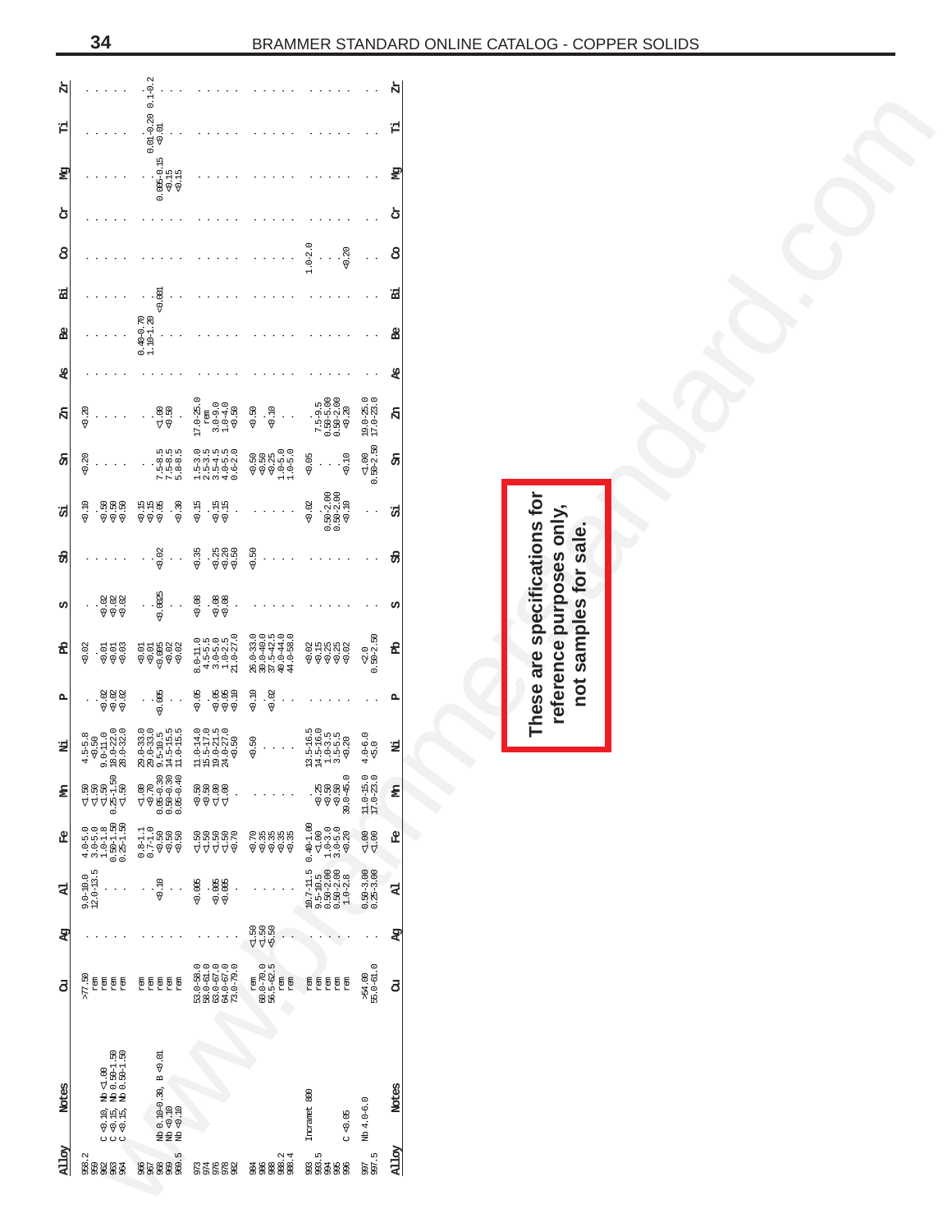| Alloy | Notes | Cu | Ag | Al | Fe | Mn | Ni | P | Pb | S | Sb | Si | Sn | Zn | As | Be | Bi | Co | Cr | Mg | Ti | Zr |
|---|---|---|---|---|---|---|---|---|---|---|---|---|---|---|---|---|---|---|---|---|---|---|
| 958.2 | | >77.50 | . | 9.0-10.0 | 4.0-5.0 | <1.50 | 4.5-5.8 | . | <0.02 | . | . | <0.10 | <0.20 | <0.20 | . | . | . | . | . | . | . | . |
| 959 | | rem | . | 12.0-13.5 | 3.0-5.0 | <1.50 | <0.50 | . | . | . | . | . | . | . | . | . | . | . | . | . | . | . |
| 962 | C <0.10, Nb <1.00 | rem | . | . | 1.0-1.8 | <1.50 | 9.0-11.0 | <0.02 | <0.01 | <0.02 | . | <0.50 | . | . | . | . | . | . | . | . | . | . |
| 963 | C <0.15, Nb 0.50-1.50 | rem | . | . | 0.50-1.50 | 0.25-1.50 | 18.0-22.0 | <0.02 | <0.01 | <0.02 | . | <0.50 | . | . | . | . | . | . | . | . | . | . |
| 964 | C <0.15, Nb 0.50-1.50 | rem | . | . | 0.25-1.50 | <1.50 | 28.0-32.0 | <0.02 | <0.03 | <0.02 | . | <0.50 | . | . | . | . | . | . | . | . | . | . |
| 966 | | rem | . | . | 0.8-1.1 | <1.00 | 29.0-33.0 | . | <0.01 | . | . | <0.15 | . | . | . | 0.40-0.70 | . | . | . | . | . | . |
| 967 | | rem | . | . | 0.7-1.0 | <0.70 | 29.0-33.0 | . | <0.01 | . | . | <0.15 | . | . | . | 1.10-1.20 | . | . | . | . | . | . |
| 968 | Nb 0.10-0.30, B <0.01 | rem | . | <0.10 | <0.50 | 0.05-0.30 | 9.5-10.5 | <0.005 | <0.005 | <0.0025 | <0.02 | <0.05 | 7.5-8.5 | <1.00 | . | . | <0.001 | . | . | 0.005-0.15 | 0.01-0.20 | 0.1-0.2 |
| 969 | Nb <0.10 | rem | . | . | <0.50 | 0.50-0.30 | 14.5-15.5 | . | <0.02 | . | . | . | 7.5-8.5 | <0.50 | . | . | . | . | . | <0.15 | <0.01 | . |
| 969.5 | Nb <0.10 | rem | . | . | <0.50 | 0.05-0.40 | 11.0-15.5 | . | <0.02 | . | . | <0.30 | 5.8-8.5 | . | . | . | . | . | . | <0.15 | . | . |
| 973 | | 53.0-58.0 | . | <0.005 | <1.50 | <0.50 | 11.0-14.0 | <0.05 | 8.0-11.0 | <0.08 | <0.35 | <0.15 | 1.5-3.0 | 17.0-25.0 | . | . | . | . | . | . | . | . |
| 974 | | 58.0-61.0 | . | . | <1.50 | <0.50 | 15.5-17.0 | . | 4.5-5.5 | . | . | . | 2.5-3.5 | rem | . | . | . | . | . | . | . | . |
| 976 | | 63.0-67.0 | . | <0.005 | <1.50 | <1.00 | 19.0-21.5 | <0.05 | 3.0-5.0 | <0.08 | <0.25 | <0.15 | 3.5-4.5 | 3.0-9.0 | . | . | . | . | . | . | . | . |
| 978 | | 64.0-67.0 | . | <0.005 | <1.50 | <1.00 | 24.0-27.0 | <0.05 | 1.0-2.5 | <0.08 | <0.20 | <0.15 | 4.0-5.5 | 1.0-4.0 | . | . | . | . | . | . | . | . |
| 982 | | 73.0-79.0 | . | . | <0.70 | . | <0.50 | <0.10 | 21.0-27.0 | . | <0.50 | . | 0.6-2.0 | <0.50 | . | . | . | . | . | . | . | . |
| 984 | | rem | <1.50 | . | <0.70 | . | <0.50 | <0.10 | 26.0-33.0 | . | <0.50 | . | <0.50 | <0.50 | . | . | . | . | . | . | . | . |
| 986 | | 68.0-70.0 | <1.50 | . | <0.35 | . | . | . | 30.0-40.0 | . | . | . | <0.50 | . | . | . | . | . | . | . | . | . |
| 988 | | 56.5-62.5 | <5.50 | . | <0.35 | . | . | <0.02 | 37.5-42.5 | . | . | . | <0.25 | <0.10 | . | . | . | . | . | . | . | . |
| 988.2 | | rem | . | . | <0.35 | . | . | . | 40.0-44.0 | . | . | . | 1.0-5.0 | . | . | . | . | . | . | . | . | . |
| 988.4 | | rem | . | . | <0.35 | . | . | . | 44.0-58.0 | . | . | . | 1.0-5.0 | . | . | . | . | . | . | . | . | . |
| 993 | Incramet 800 | rem | . | 10.7-11.5 | 0.40-1.00 | . | 13.5-16.5 | . | <0.02 | . | . | <0.02 | <0.05 | . | . | . | . | 1.0-2.0 | . | . | . | . |
| 993.5 | | rem | . | 9.5-10.5 | <1.00 | <0.25 | 14.5-16.0 | . | <0.15 | . | . | . | . | 7.5-9.5 | . | . | . | . | . | . | . | . |
| 994 | | rem | . | 0.50-2.00 | 1.0-3.0 | <0.50 | 1.0-3.5 | . | <0.25 | . | . | 0.50-2.00 | . | 0.50-5.00 | . | . | . | . | . | . | . | . |
| 995 | | rem | . | 0.50-2.00 | 3.0-5.0 | <0.50 | 3.5-5.5 | . | <0.25 | . | . | 0.50-2.00 | . | 0.50-2.00 | . | . | . | . | . | . | . | . |
| 996 | C <0.05 | rem | . | 1.0-2.8 | <0.20 | 39.0-45.0 | <0.20 | . | <0.02 | . | . | <0.10 | <0.10 | <0.20 | . | . | . | <0.20 | . | . | . | . |
| 997 | Nb 4.0-6.0 | >54.00 | . | 0.50-3.00 | <1.00 | 11.0-15.0 | 4.0-6.0 | . | <2.0 | . | . | . | <1.00 | 19.0-25.0 | . | . | . | . | . | . | . | . |
| 997.5 | | 55.0-61.0 | . | 0.25-3.00 | <1.00 | 17.0-23.0 | <5.0 | . | 0.50-2.50 | . | . | . | 0.50-2.50 | 17.0-23.0 | . | . | . | . | . | . | . | . |

**These are specifications for reference purposes only, not samples for sale.**